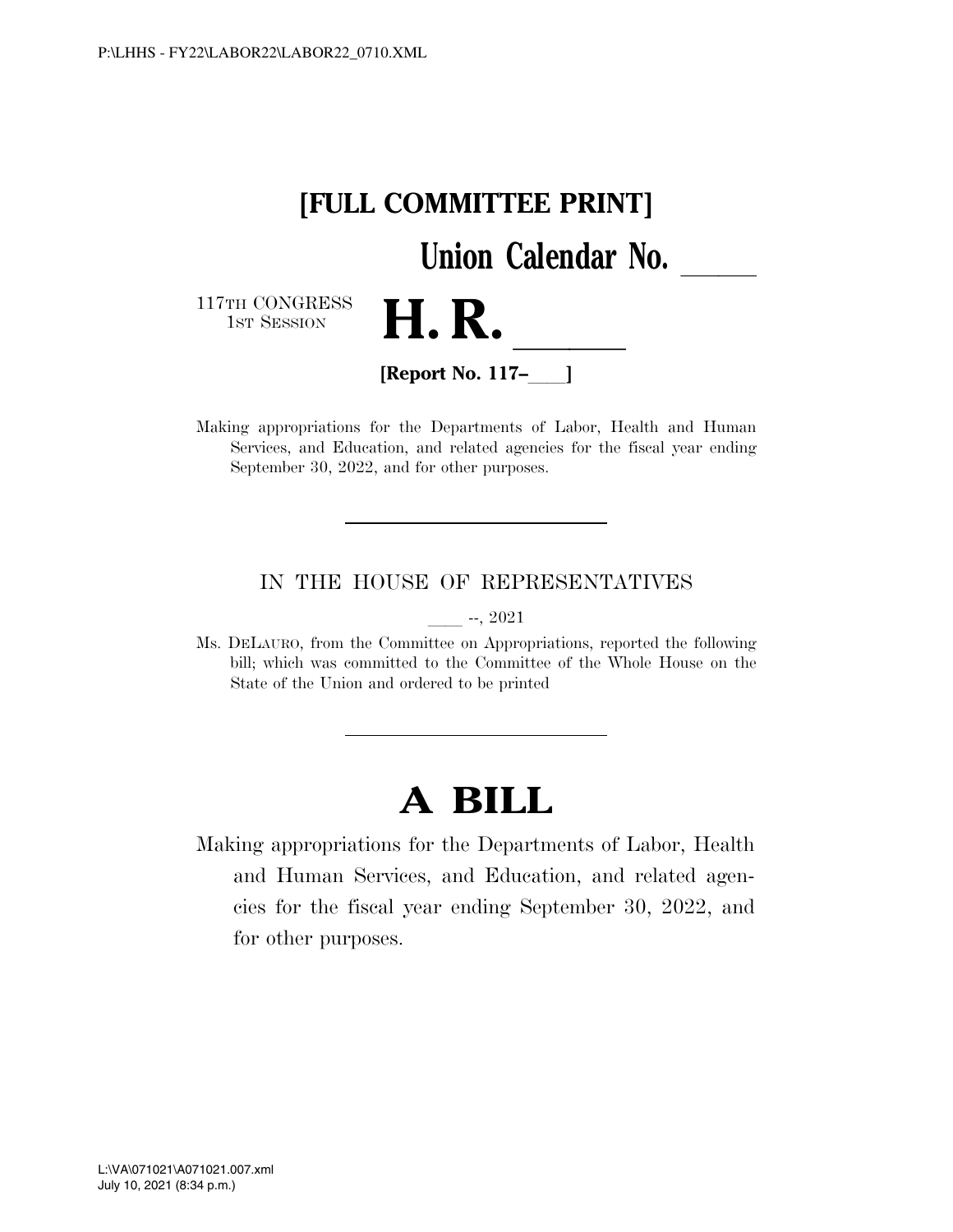**[FULL COMMITTEE PRINT]**

**Union Calendar No. \_\_\_\_\_**

117TH CONGRESS
1ST SESSION

# H. R. \_\_\_\_\_

**[Report No. 117–\_\_\_\_]**

Making appropriations for the Departments of Labor, Health and Human Services, and Education, and related agencies for the fiscal year ending September 30, 2022, and for other purposes.

---

IN THE HOUSE OF REPRESENTATIVES

\_\_\_\_ --, 2021

Ms. DELAURO, from the Committee on Appropriations, reported the following bill; which was committed to the Committee of the Whole House on the State of the Union and ordered to be printed

---

# A BILL

Making appropriations for the Departments of Labor, Health and Human Services, and Education, and related agencies for the fiscal year ending September 30, 2022, and for other purposes.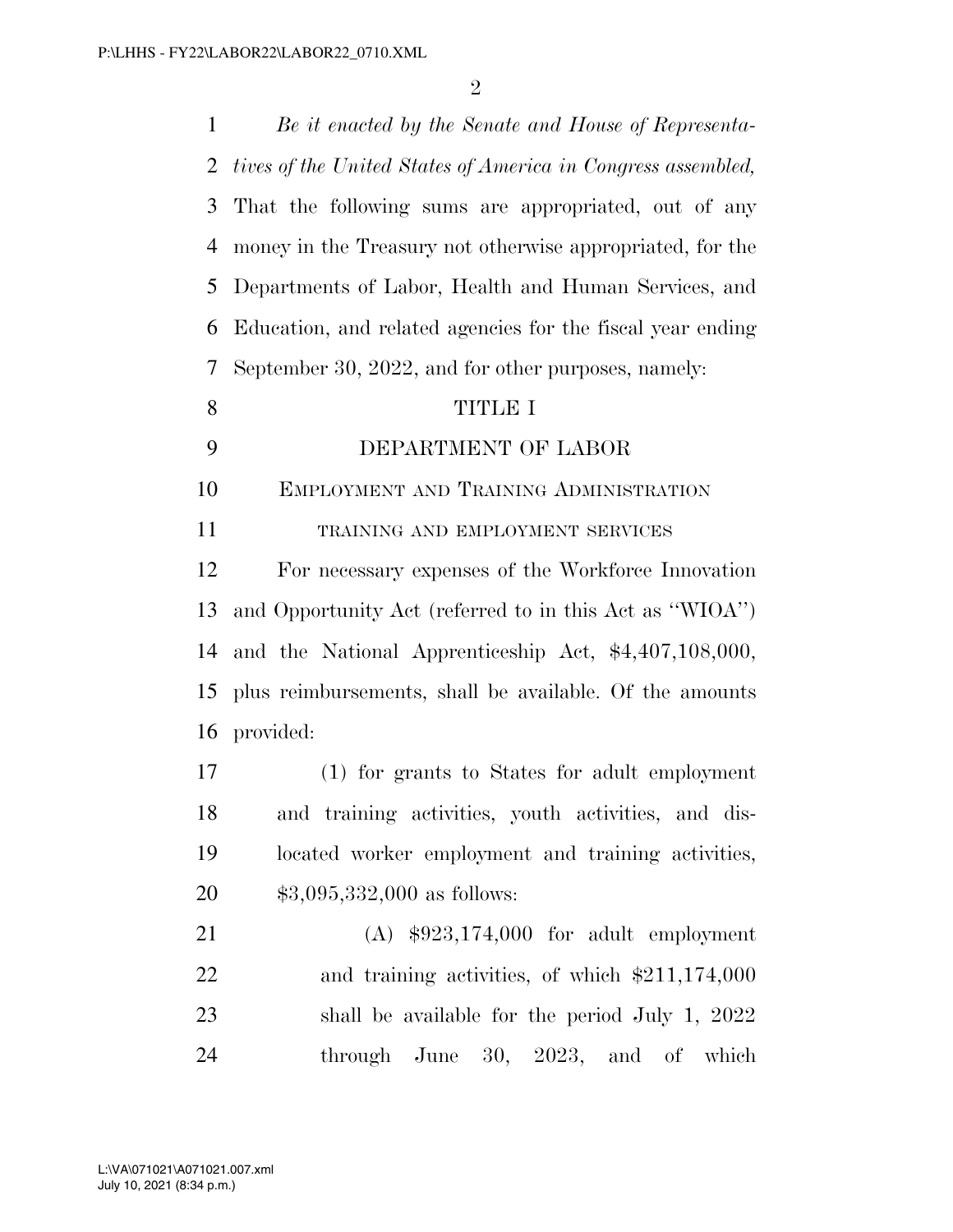*Be it enacted by the Senate and House of Representatives of the United States of America in Congress assembled,* That the following sums are appropriated, out of any money in the Treasury not otherwise appropriated, for the Departments of Labor, Health and Human Services, and Education, and related agencies for the fiscal year ending September 30, 2022, and for other purposes, namely:

# TITLE I

# DEPARTMENT OF LABOR

## EMPLOYMENT AND TRAINING ADMINISTRATION

### TRAINING AND EMPLOYMENT SERVICES

For necessary expenses of the Workforce Innovation and Opportunity Act (referred to in this Act as "WIOA") and the National Apprenticeship Act, $4,407,108,000, plus reimbursements, shall be available. Of the amounts provided:

(1) for grants to States for adult employment and training activities, youth activities, and dislocated worker employment and training activities, $3,095,332,000 as follows:

(A) $923,174,000 for adult employment and training activities, of which $211,174,000 shall be available for the period July 1, 2022 through June 30, 2023, and of which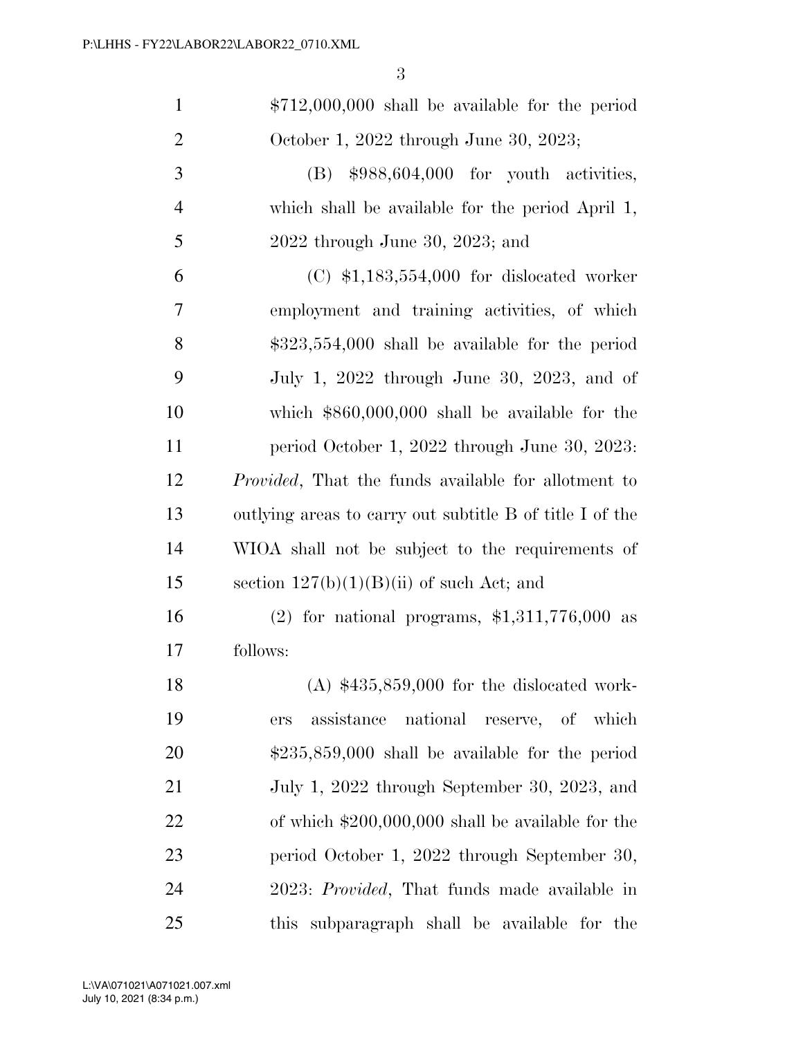$712,000,000 shall be available for the period October 1, 2022 through June 30, 2023;

(B) $988,604,000 for youth activities, which shall be available for the period April 1, 2022 through June 30, 2023; and

(C) $1,183,554,000 for dislocated worker employment and training activities, of which $323,554,000 shall be available for the period July 1, 2022 through June 30, 2023, and of which $860,000,000 shall be available for the period October 1, 2022 through June 30, 2023:

*Provided*, That the funds available for allotment to outlying areas to carry out subtitle B of title I of the WIOA shall not be subject to the requirements of section 127(b)(1)(B)(ii) of such Act; and

(2) for national programs, $1,311,776,000 as follows:

(A) $435,859,000 for the dislocated workers assistance national reserve, of which $235,859,000 shall be available for the period July 1, 2022 through September 30, 2023, and of which $200,000,000 shall be available for the period October 1, 2022 through September 30, 2023: *Provided*, That funds made available in this subparagraph shall be available for the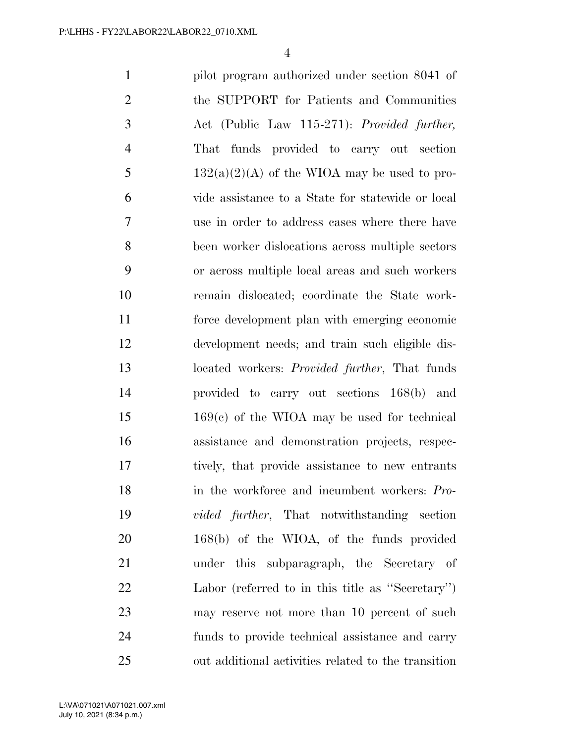pilot program authorized under section 8041 of the SUPPORT for Patients and Communities Act (Public Law 115-271): *Provided further,* That funds provided to carry out section 132(a)(2)(A) of the WIOA may be used to provide assistance to a State for statewide or local use in order to address cases where there have been worker dislocations across multiple sectors or across multiple local areas and such workers remain dislocated; coordinate the State workforce development plan with emerging economic development needs; and train such eligible dislocated workers: *Provided further*, That funds provided to carry out sections 168(b) and 169(c) of the WIOA may be used for technical assistance and demonstration projects, respectively, that provide assistance to new entrants in the workforce and incumbent workers: *Provided further*, That notwithstanding section 168(b) of the WIOA, of the funds provided under this subparagraph, the Secretary of Labor (referred to in this title as ''Secretary'') may reserve not more than 10 percent of such funds to provide technical assistance and carry out additional activities related to the transition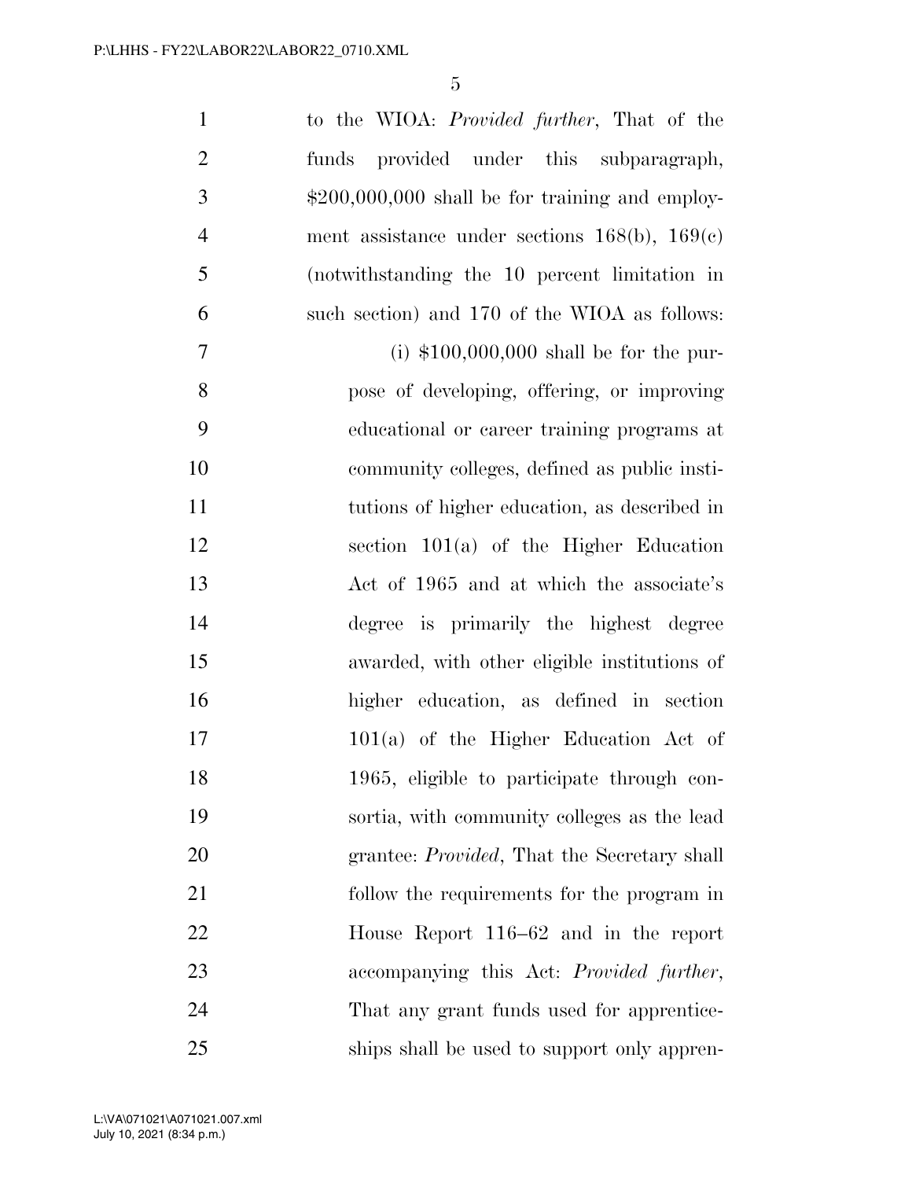to the WIOA: *Provided further*, That of the funds provided under this subparagraph, $200,000,000 shall be for training and employment assistance under sections 168(b), 169(c) (notwithstanding the 10 percent limitation in such section) and 170 of the WIOA as follows:

(i) $100,000,000 shall be for the purpose of developing, offering, or improving educational or career training programs at community colleges, defined as public institutions of higher education, as described in section 101(a) of the Higher Education Act of 1965 and at which the associate's degree is primarily the highest degree awarded, with other eligible institutions of higher education, as defined in section 101(a) of the Higher Education Act of 1965, eligible to participate through consortia, with community colleges as the lead grantee: *Provided*, That the Secretary shall follow the requirements for the program in House Report 116–62 and in the report accompanying this Act: *Provided further*, That any grant funds used for apprenticeships shall be used to support only appren-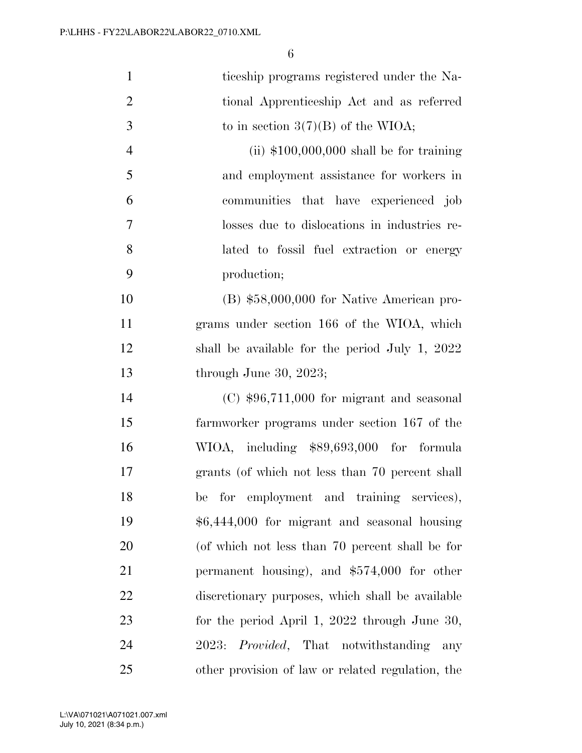ticeship programs registered under the National Apprenticeship Act and as referred to in section 3(7)(B) of the WIOA;

(ii) $100,000,000 shall be for training and employment assistance for workers in communities that have experienced job losses due to dislocations in industries related to fossil fuel extraction or energy production;

(B) $58,000,000 for Native American programs under section 166 of the WIOA, which shall be available for the period July 1, 2022 through June 30, 2023;

(C) $96,711,000 for migrant and seasonal farmworker programs under section 167 of the WIOA, including $89,693,000 for formula grants (of which not less than 70 percent shall be for employment and training services), $6,444,000 for migrant and seasonal housing (of which not less than 70 percent shall be for permanent housing), and $574,000 for other discretionary purposes, which shall be available for the period April 1, 2022 through June 30, 2023: *Provided*, That notwithstanding any other provision of law or related regulation, the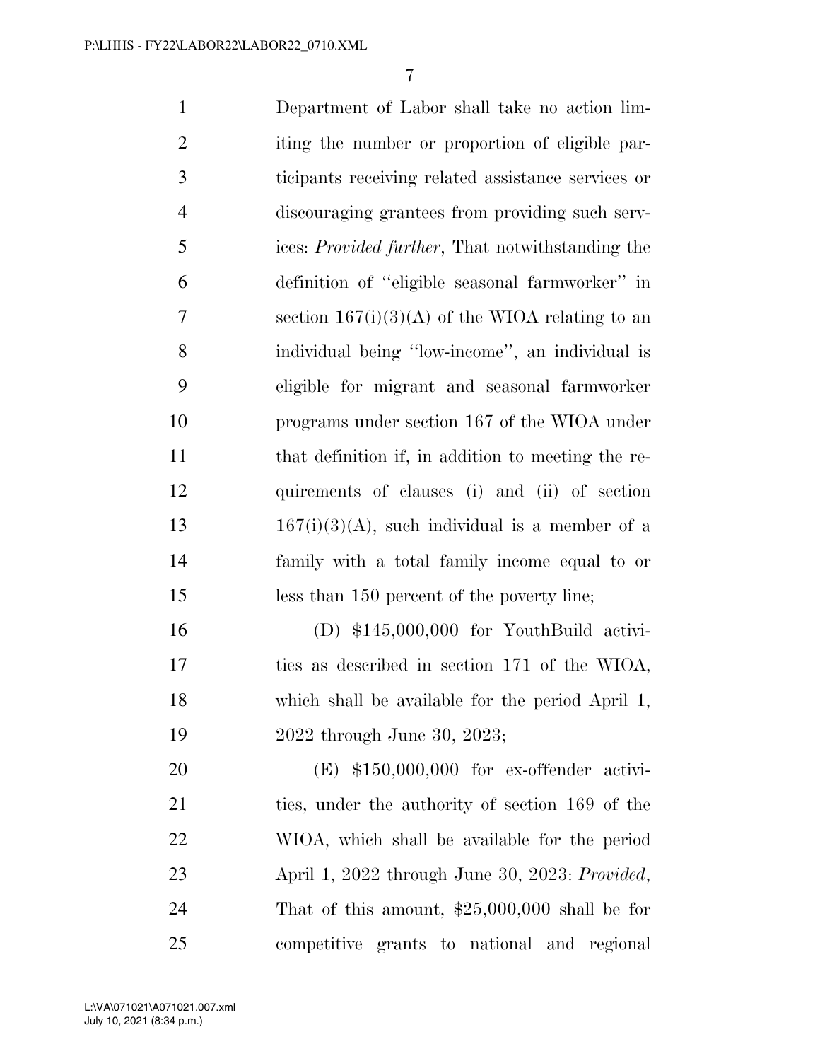Department of Labor shall take no action limiting the number or proportion of eligible participants receiving related assistance services or discouraging grantees from providing such services: *Provided further*, That notwithstanding the definition of ''eligible seasonal farmworker'' in section 167(i)(3)(A) of the WIOA relating to an individual being ''low-income'', an individual is eligible for migrant and seasonal farmworker programs under section 167 of the WIOA under that definition if, in addition to meeting the requirements of clauses (i) and (ii) of section 167(i)(3)(A), such individual is a member of a family with a total family income equal to or less than 150 percent of the poverty line;

(D) $145,000,000 for YouthBuild activities as described in section 171 of the WIOA, which shall be available for the period April 1, 2022 through June 30, 2023;

(E) $150,000,000 for ex-offender activities, under the authority of section 169 of the WIOA, which shall be available for the period April 1, 2022 through June 30, 2023: *Provided*, That of this amount, $25,000,000 shall be for competitive grants to national and regional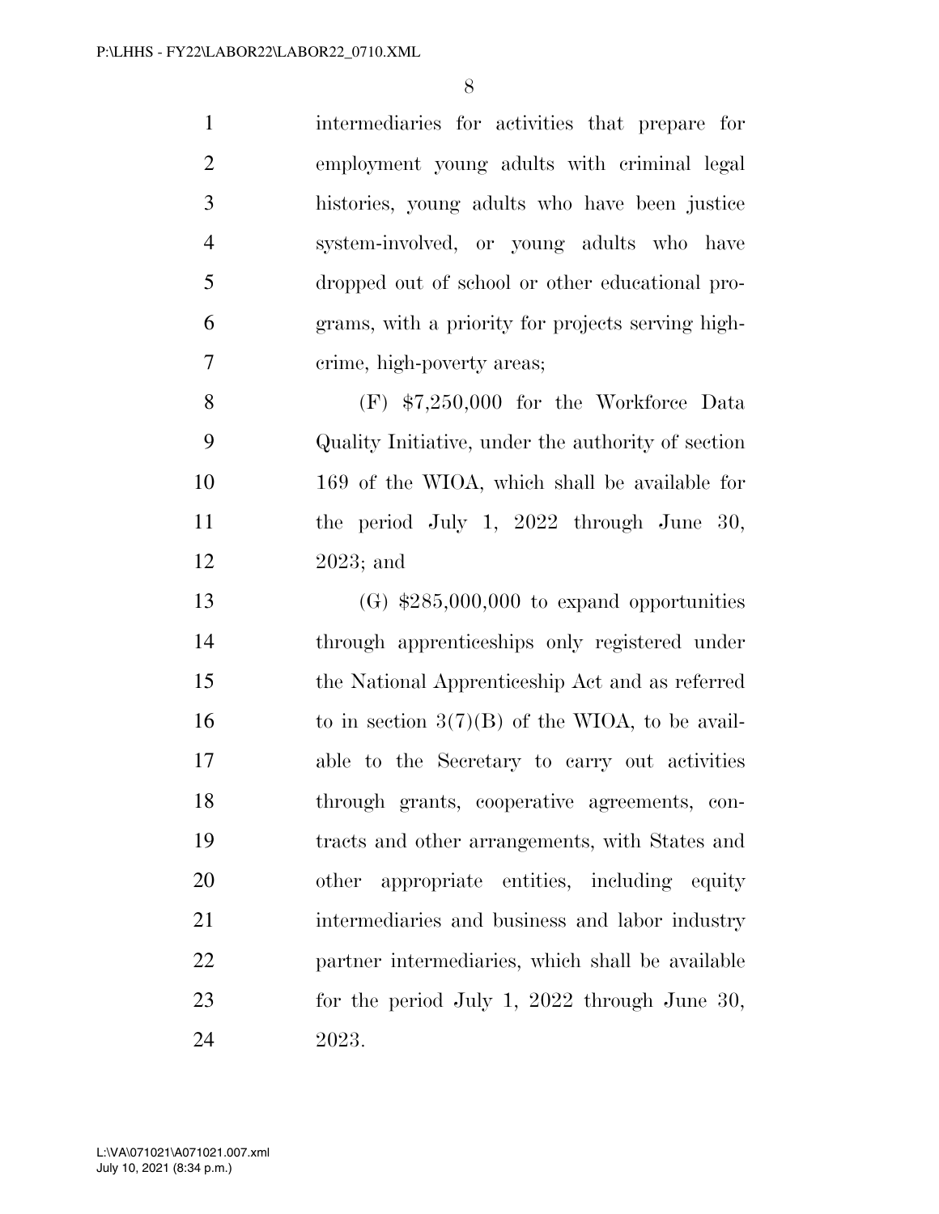intermediaries for activities that prepare for employment young adults with criminal legal histories, young adults who have been justice system-involved, or young adults who have dropped out of school or other educational programs, with a priority for projects serving high-crime, high-poverty areas;

(F) $7,250,000 for the Workforce Data Quality Initiative, under the authority of section 169 of the WIOA, which shall be available for the period July 1, 2022 through June 30, 2023; and

(G) $285,000,000 to expand opportunities through apprenticeships only registered under the National Apprenticeship Act and as referred to in section 3(7)(B) of the WIOA, to be available to the Secretary to carry out activities through grants, cooperative agreements, contracts and other arrangements, with States and other appropriate entities, including equity intermediaries and business and labor industry partner intermediaries, which shall be available for the period July 1, 2022 through June 30, 2023.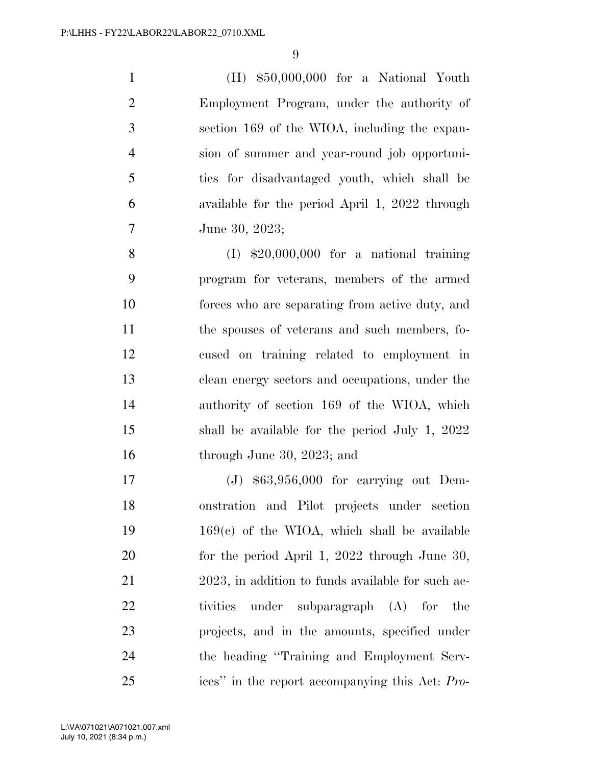(H) $50,000,000 for a National Youth Employment Program, under the authority of section 169 of the WIOA, including the expansion of summer and year-round job opportunities for disadvantaged youth, which shall be available for the period April 1, 2022 through June 30, 2023;

(I) $20,000,000 for a national training program for veterans, members of the armed forces who are separating from active duty, and the spouses of veterans and such members, focused on training related to employment in clean energy sectors and occupations, under the authority of section 169 of the WIOA, which shall be available for the period July 1, 2022 through June 30, 2023; and

(J) $63,956,000 for carrying out Demonstration and Pilot projects under section 169(c) of the WIOA, which shall be available for the period April 1, 2022 through June 30, 2023, in addition to funds available for such activities under subparagraph (A) for the projects, and in the amounts, specified under the heading "Training and Employment Services" in the report accompanying this Act: *Pro-*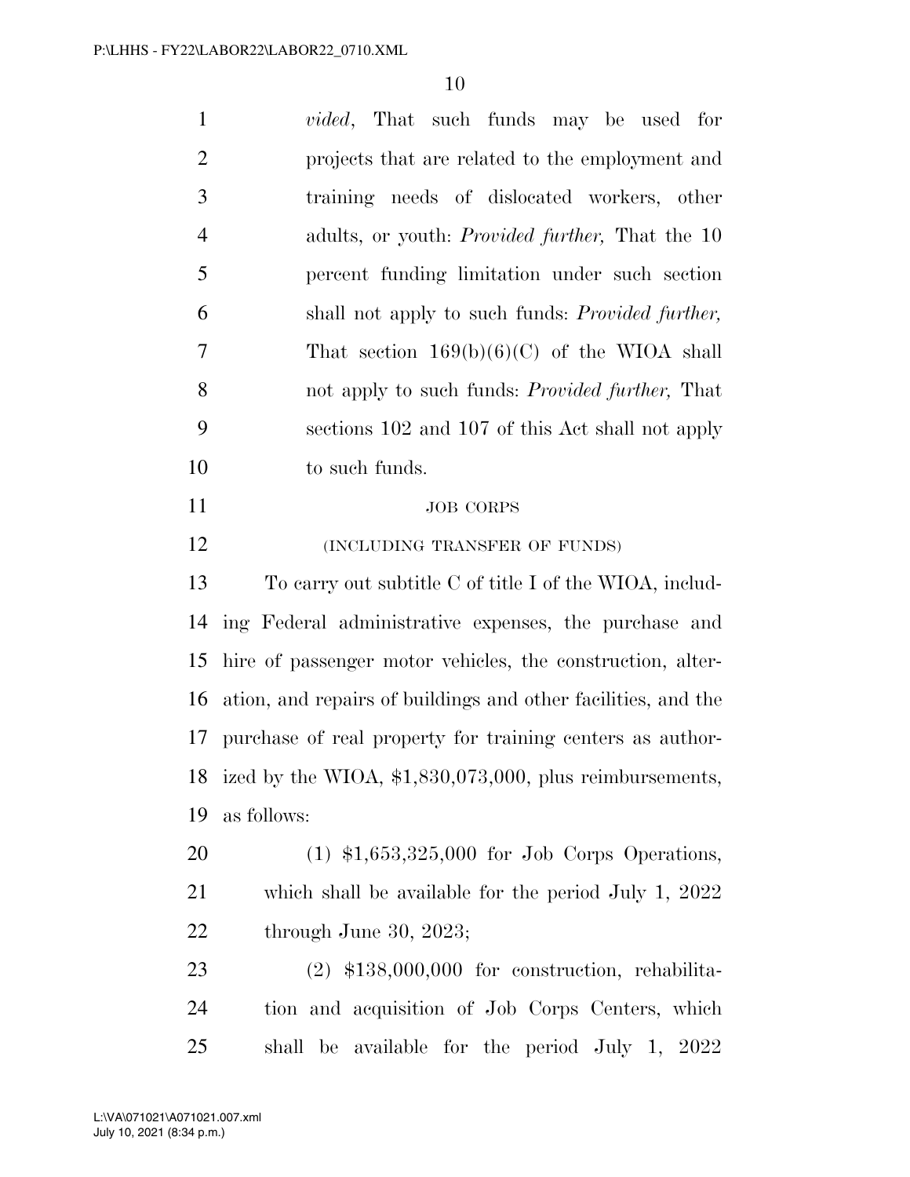*vided*, That such funds may be used for projects that are related to the employment and training needs of dislocated workers, other adults, or youth: *Provided further,* That the 10 percent funding limitation under such section shall not apply to such funds: *Provided further,* That section 169(b)(6)(C) of the WIOA shall not apply to such funds: *Provided further,* That sections 102 and 107 of this Act shall not apply to such funds.

JOB CORPS

(INCLUDING TRANSFER OF FUNDS)

To carry out subtitle C of title I of the WIOA, including Federal administrative expenses, the purchase and hire of passenger motor vehicles, the construction, alteration, and repairs of buildings and other facilities, and the purchase of real property for training centers as authorized by the WIOA, $1,830,073,000, plus reimbursements, as follows:

(1) $1,653,325,000 for Job Corps Operations, which shall be available for the period July 1, 2022 through June 30, 2023;

(2) $138,000,000 for construction, rehabilitation and acquisition of Job Corps Centers, which shall be available for the period July 1, 2022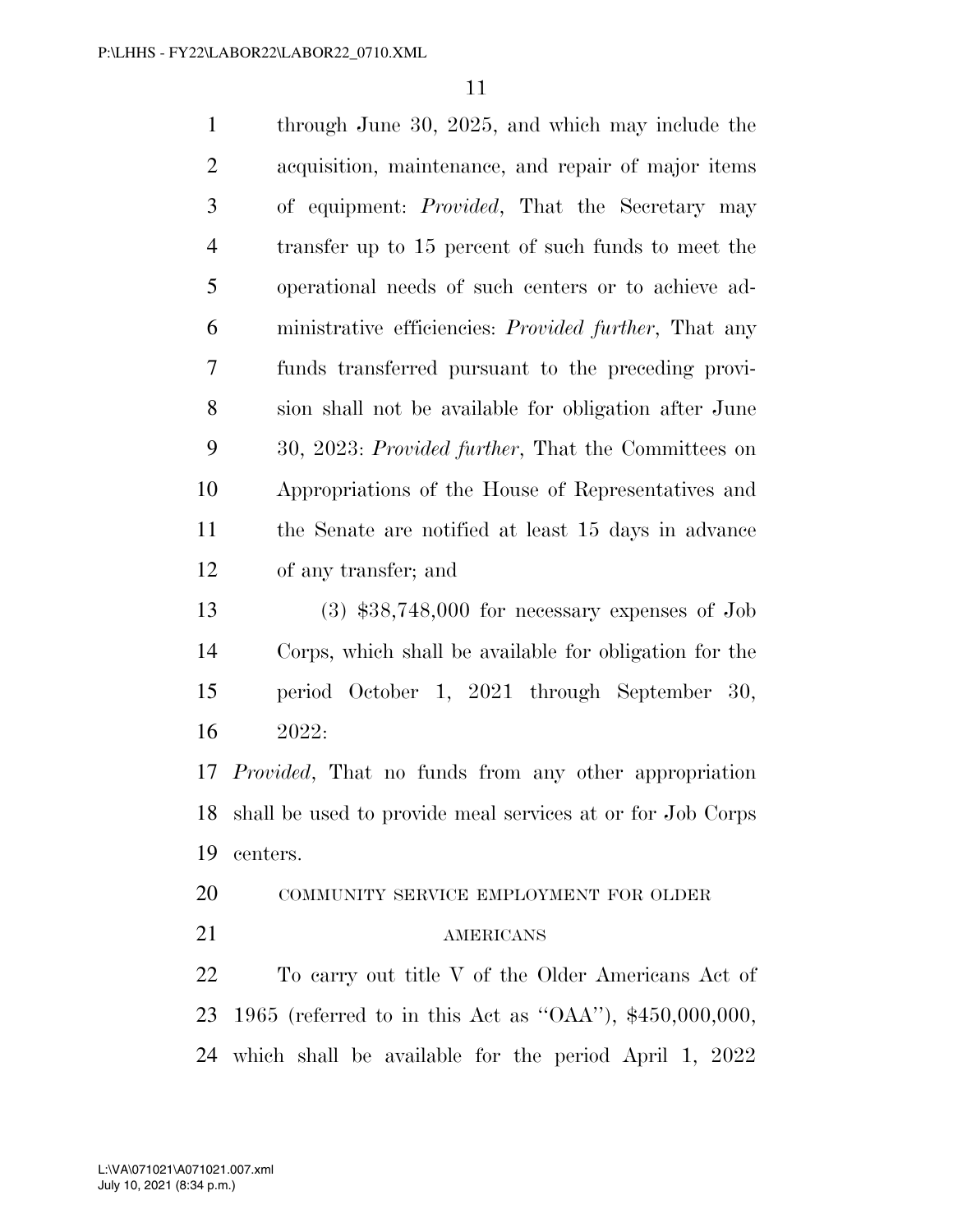through June 30, 2025, and which may include the acquisition, maintenance, and repair of major items of equipment: *Provided*, That the Secretary may transfer up to 15 percent of such funds to meet the operational needs of such centers or to achieve administrative efficiencies: *Provided further*, That any funds transferred pursuant to the preceding provision shall not be available for obligation after June 30, 2023: *Provided further*, That the Committees on Appropriations of the House of Representatives and the Senate are notified at least 15 days in advance of any transfer; and

(3) $38,748,000 for necessary expenses of Job Corps, which shall be available for obligation for the period October 1, 2021 through September 30, 2022:

*Provided*, That no funds from any other appropriation shall be used to provide meal services at or for Job Corps centers.

COMMUNITY SERVICE EMPLOYMENT FOR OLDER AMERICANS

To carry out title V of the Older Americans Act of 1965 (referred to in this Act as ''OAA''), $450,000,000, which shall be available for the period April 1, 2022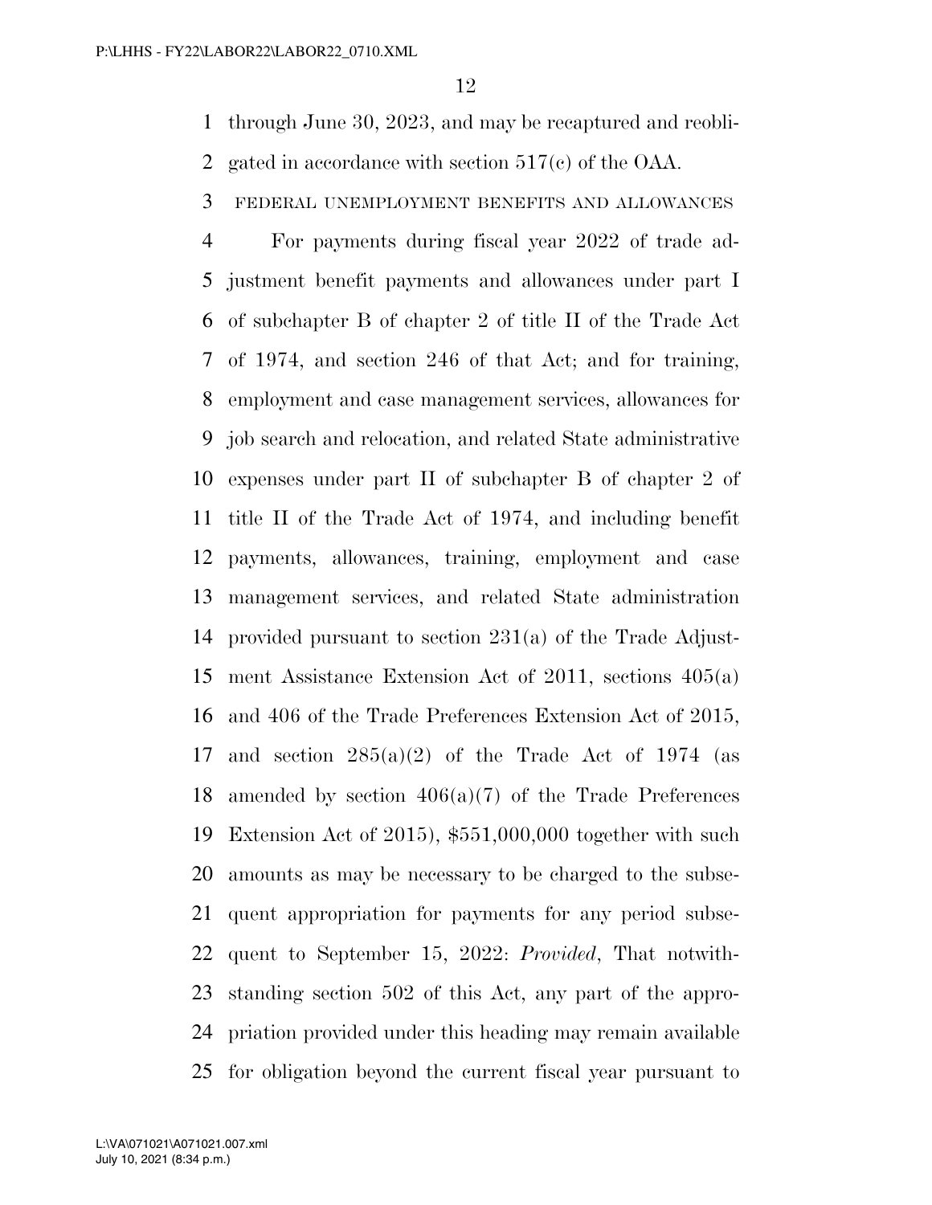through June 30, 2023, and may be recaptured and reobligated in accordance with section 517(c) of the OAA.

FEDERAL UNEMPLOYMENT BENEFITS AND ALLOWANCES

For payments during fiscal year 2022 of trade adjustment benefit payments and allowances under part I of subchapter B of chapter 2 of title II of the Trade Act of 1974, and section 246 of that Act; and for training, employment and case management services, allowances for job search and relocation, and related State administrative expenses under part II of subchapter B of chapter 2 of title II of the Trade Act of 1974, and including benefit payments, allowances, training, employment and case management services, and related State administration provided pursuant to section 231(a) of the Trade Adjustment Assistance Extension Act of 2011, sections 405(a) and 406 of the Trade Preferences Extension Act of 2015, and section 285(a)(2) of the Trade Act of 1974 (as amended by section 406(a)(7) of the Trade Preferences Extension Act of 2015), $551,000,000 together with such amounts as may be necessary to be charged to the subsequent appropriation for payments for any period subsequent to September 15, 2022: *Provided*, That notwithstanding section 502 of this Act, any part of the appropriation provided under this heading may remain available for obligation beyond the current fiscal year pursuant to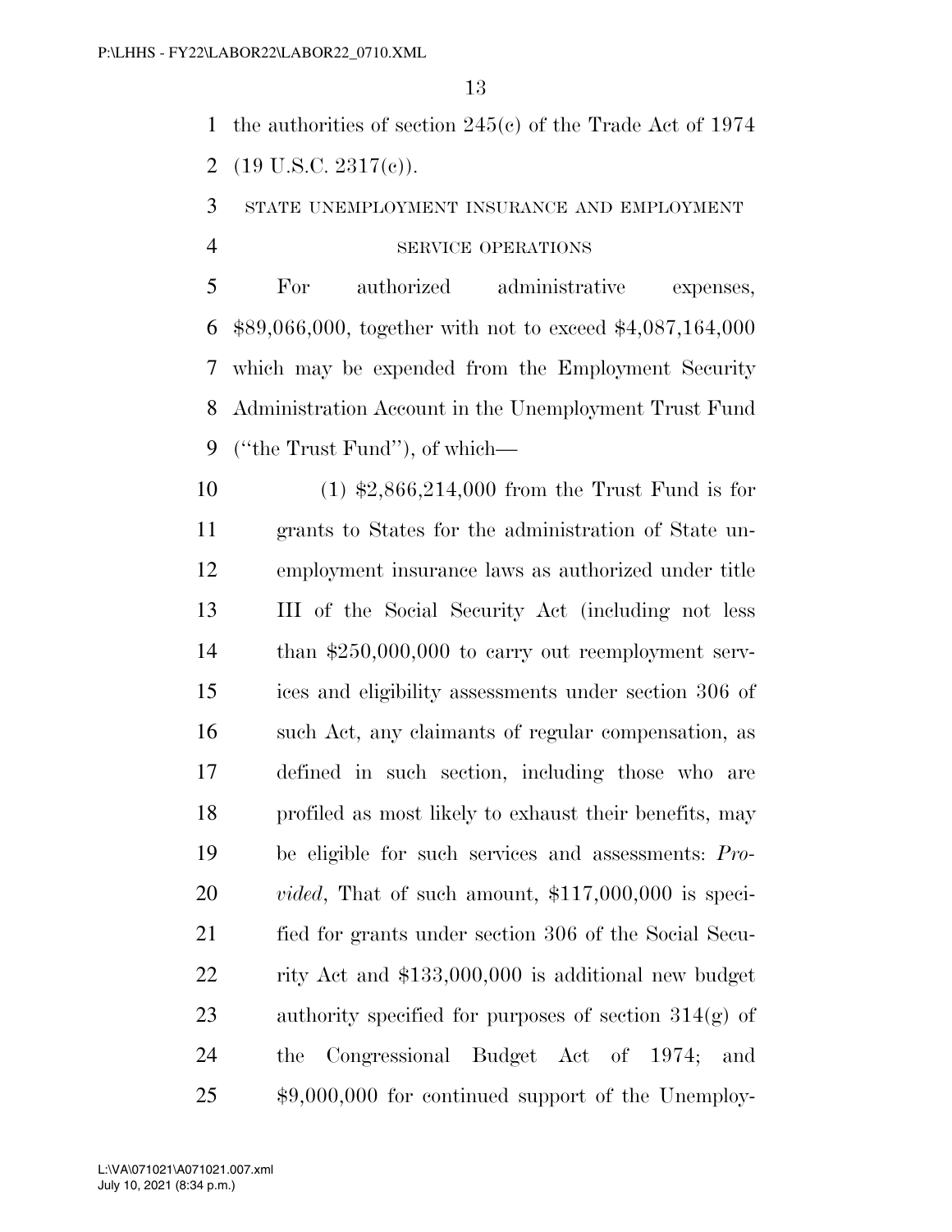the authorities of section 245(c) of the Trade Act of 1974 (19 U.S.C. 2317(c)).

STATE UNEMPLOYMENT INSURANCE AND EMPLOYMENT SERVICE OPERATIONS

For authorized administrative expenses, $89,066,000, together with not to exceed $4,087,164,000 which may be expended from the Employment Security Administration Account in the Unemployment Trust Fund (''the Trust Fund''), of which—

(1) $2,866,214,000 from the Trust Fund is for grants to States for the administration of State unemployment insurance laws as authorized under title III of the Social Security Act (including not less than $250,000,000 to carry out reemployment services and eligibility assessments under section 306 of such Act, any claimants of regular compensation, as defined in such section, including those who are profiled as most likely to exhaust their benefits, may be eligible for such services and assessments: *Provided*, That of such amount, $117,000,000 is specified for grants under section 306 of the Social Security Act and $133,000,000 is additional new budget authority specified for purposes of section 314(g) of the Congressional Budget Act of 1974; and $9,000,000 for continued support of the Unemploy-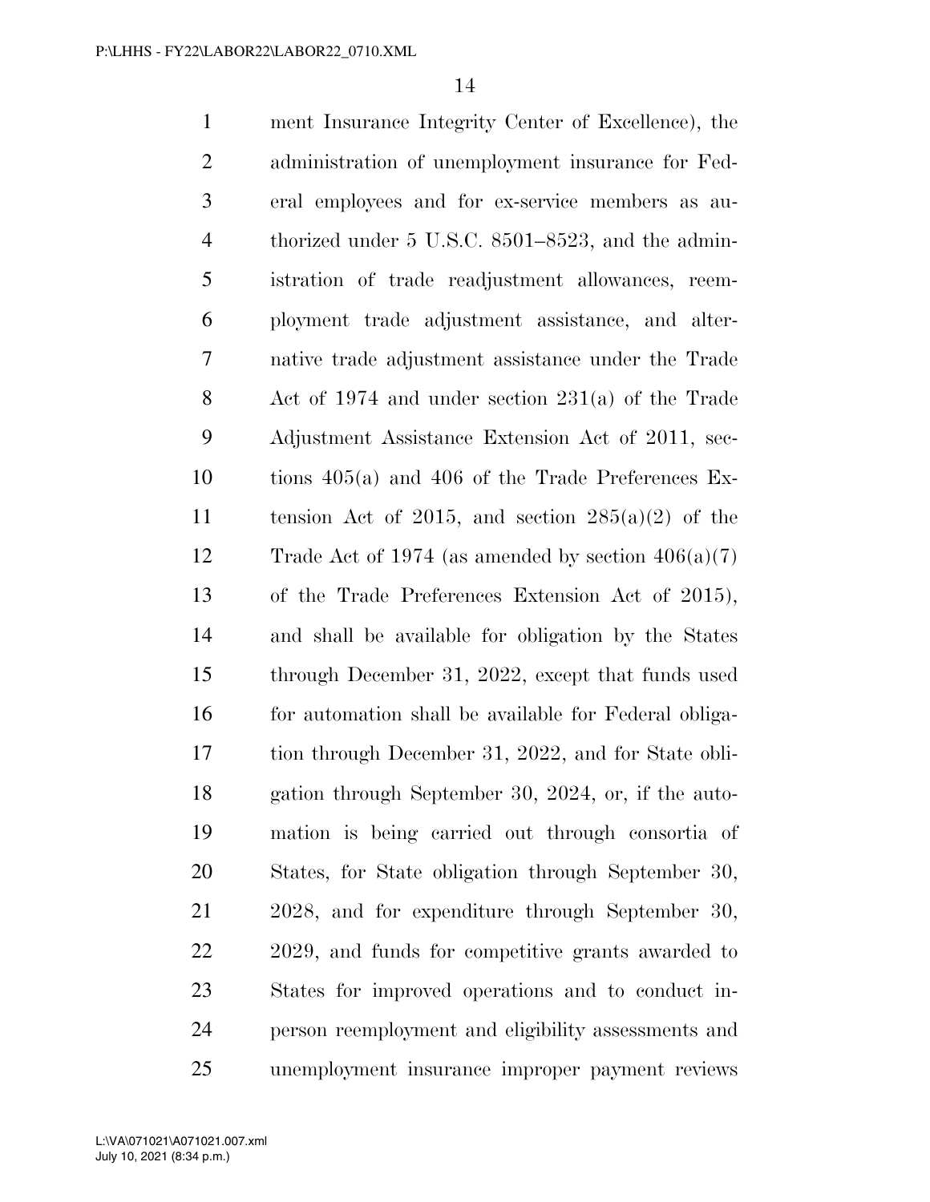ment Insurance Integrity Center of Excellence), the administration of unemployment insurance for Federal employees and for ex-service members as authorized under 5 U.S.C. 8501–8523, and the administration of trade readjustment allowances, reemployment trade adjustment assistance, and alternative trade adjustment assistance under the Trade Act of 1974 and under section 231(a) of the Trade Adjustment Assistance Extension Act of 2011, sections 405(a) and 406 of the Trade Preferences Extension Act of 2015, and section 285(a)(2) of the Trade Act of 1974 (as amended by section 406(a)(7) of the Trade Preferences Extension Act of 2015), and shall be available for obligation by the States through December 31, 2022, except that funds used for automation shall be available for Federal obligation through December 31, 2022, and for State obligation through September 30, 2024, or, if the automation is being carried out through consortia of States, for State obligation through September 30, 2028, and for expenditure through September 30, 2029, and funds for competitive grants awarded to States for improved operations and to conduct in-person reemployment and eligibility assessments and unemployment insurance improper payment reviews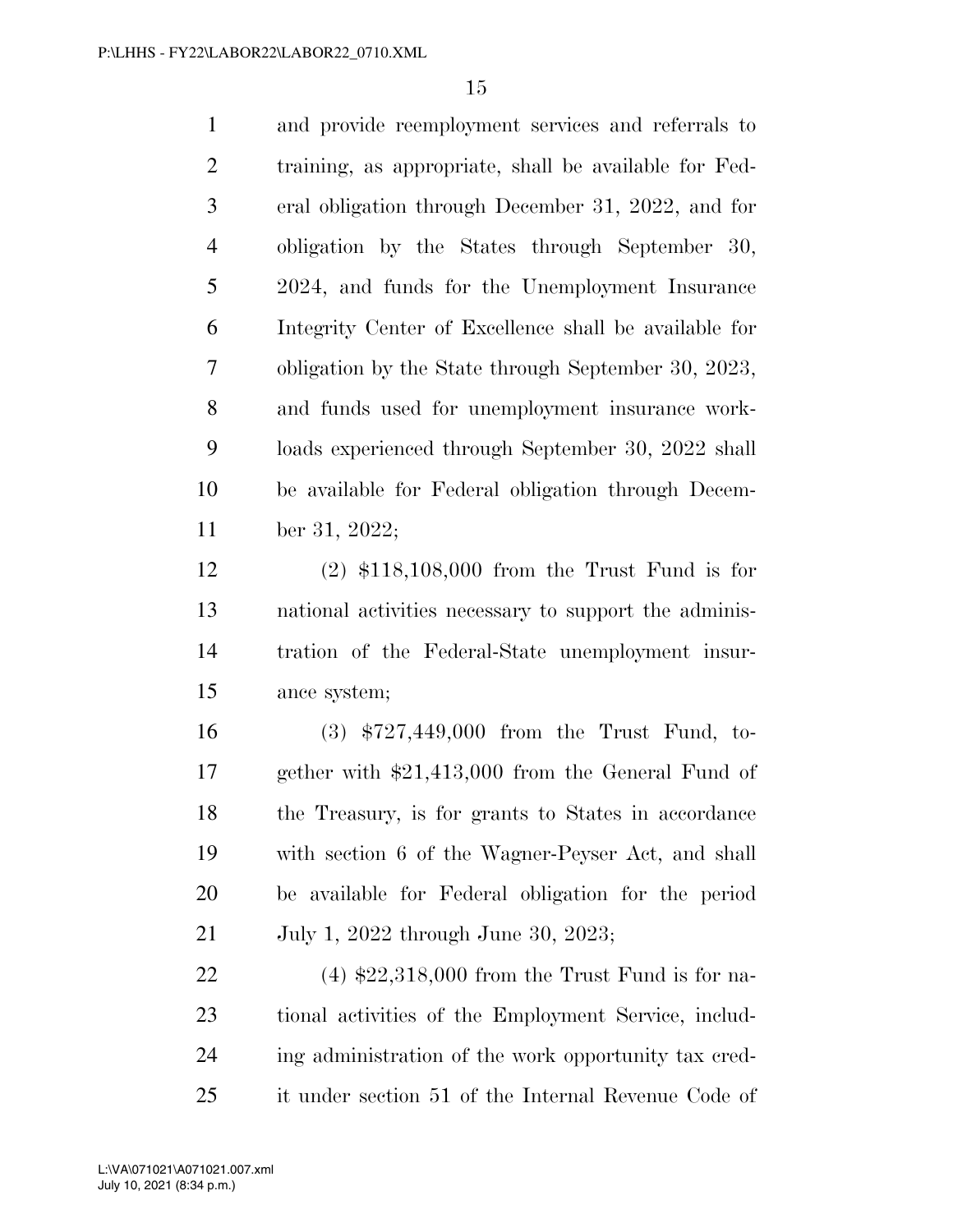and provide reemployment services and referrals to training, as appropriate, shall be available for Federal obligation through December 31, 2022, and for obligation by the States through September 30, 2024, and funds for the Unemployment Insurance Integrity Center of Excellence shall be available for obligation by the State through September 30, 2023, and funds used for unemployment insurance workloads experienced through September 30, 2022 shall be available for Federal obligation through December 31, 2022;

(2) $118,108,000 from the Trust Fund is for national activities necessary to support the administration of the Federal-State unemployment insurance system;

(3) $727,449,000 from the Trust Fund, together with $21,413,000 from the General Fund of the Treasury, is for grants to States in accordance with section 6 of the Wagner-Peyser Act, and shall be available for Federal obligation for the period July 1, 2022 through June 30, 2023;

(4) $22,318,000 from the Trust Fund is for national activities of the Employment Service, including administration of the work opportunity tax credit under section 51 of the Internal Revenue Code of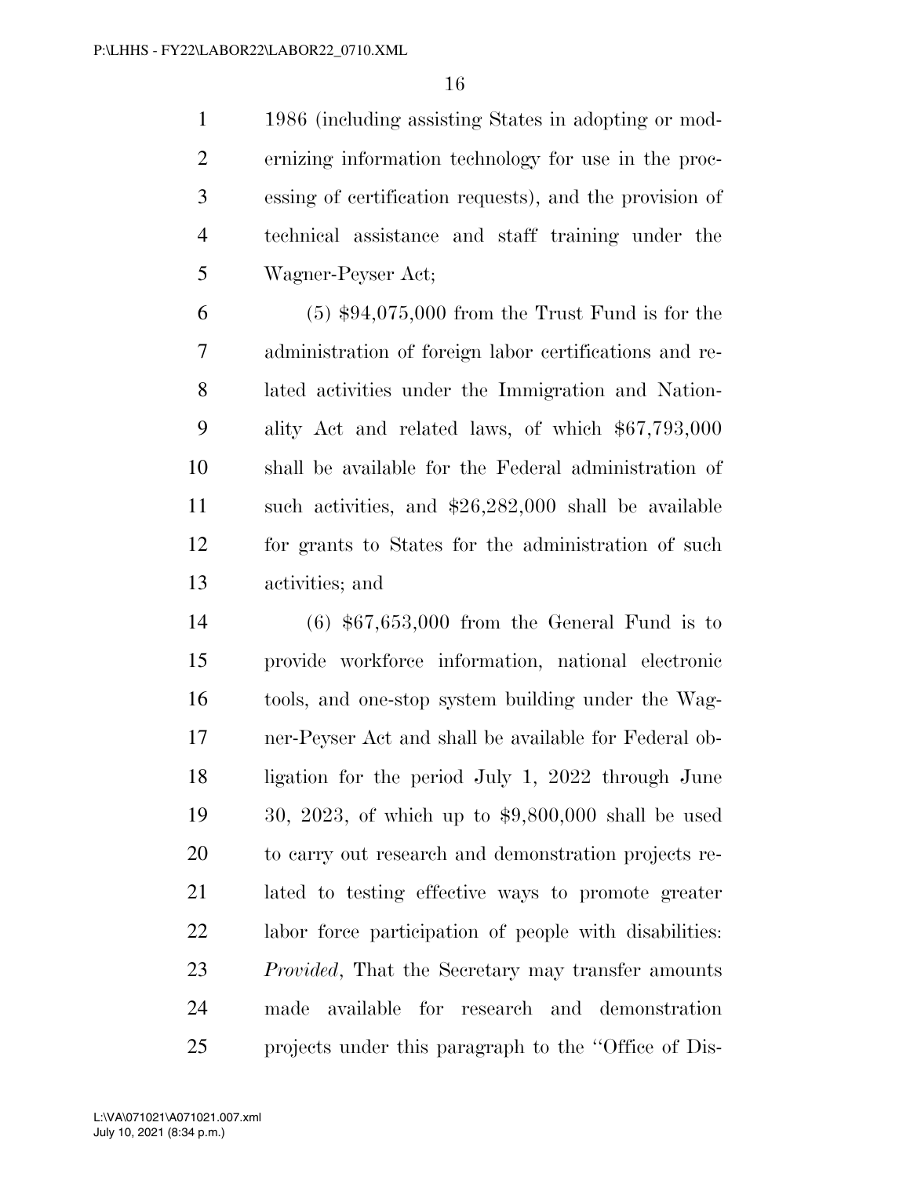1986 (including assisting States in adopting or modernizing information technology for use in the processing of certification requests), and the provision of technical assistance and staff training under the Wagner-Peyser Act;

(5) $94,075,000 from the Trust Fund is for the administration of foreign labor certifications and related activities under the Immigration and Nationality Act and related laws, of which $67,793,000 shall be available for the Federal administration of such activities, and $26,282,000 shall be available for grants to States for the administration of such activities; and

(6) $67,653,000 from the General Fund is to provide workforce information, national electronic tools, and one-stop system building under the Wagner-Peyser Act and shall be available for Federal obligation for the period July 1, 2022 through June 30, 2023, of which up to $9,800,000 shall be used to carry out research and demonstration projects related to testing effective ways to promote greater labor force participation of people with disabilities: *Provided*, That the Secretary may transfer amounts made available for research and demonstration projects under this paragraph to the "Office of Dis-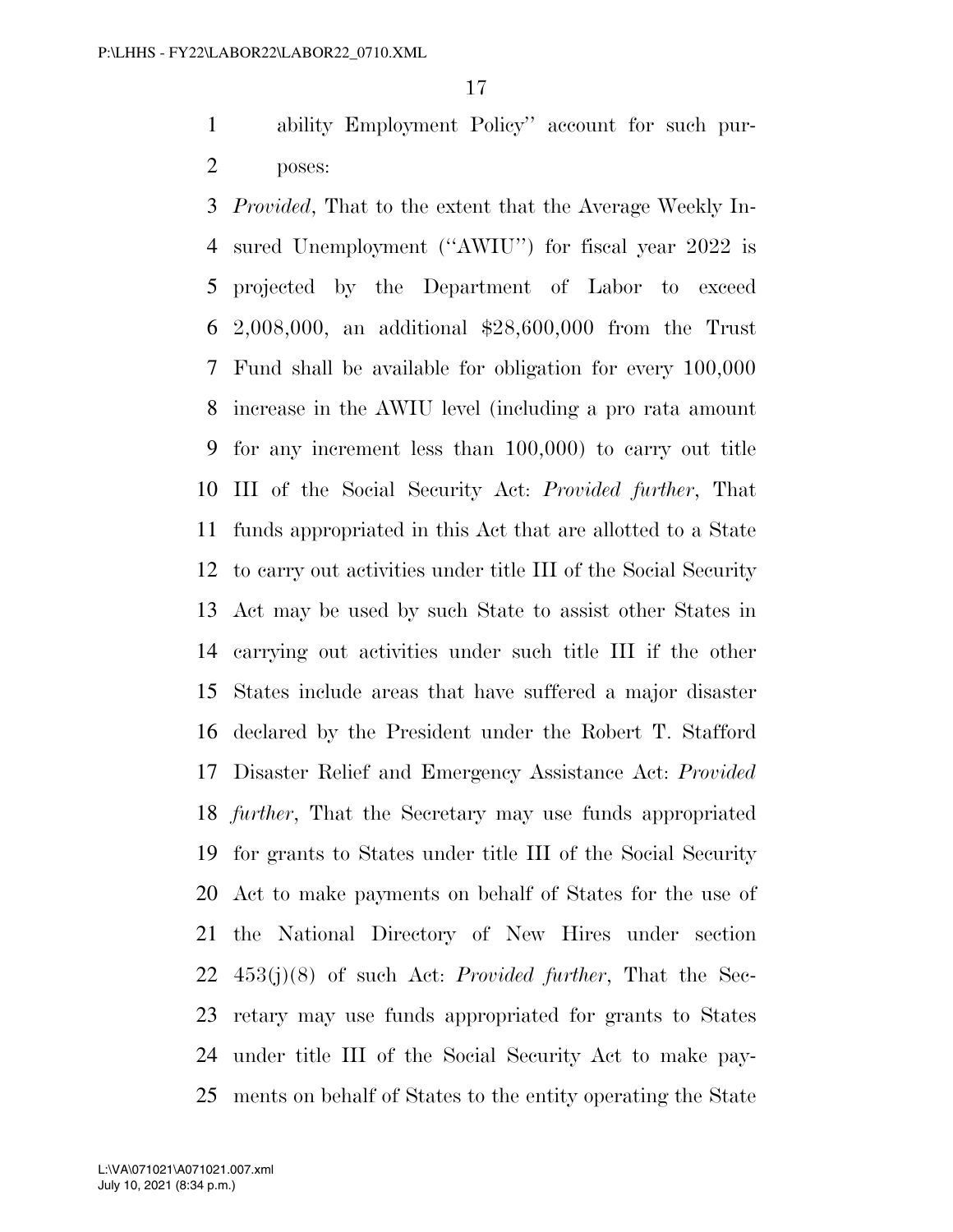ability Employment Policy'' account for such purposes:

*Provided*, That to the extent that the Average Weekly Insured Unemployment (''AWIU'') for fiscal year 2022 is projected by the Department of Labor to exceed 2,008,000, an additional $28,600,000 from the Trust Fund shall be available for obligation for every 100,000 increase in the AWIU level (including a pro rata amount for any increment less than 100,000) to carry out title III of the Social Security Act: *Provided further*, That funds appropriated in this Act that are allotted to a State to carry out activities under title III of the Social Security Act may be used by such State to assist other States in carrying out activities under such title III if the other States include areas that have suffered a major disaster declared by the President under the Robert T. Stafford Disaster Relief and Emergency Assistance Act: *Provided further*, That the Secretary may use funds appropriated for grants to States under title III of the Social Security Act to make payments on behalf of States for the use of the National Directory of New Hires under section 453(j)(8) of such Act: *Provided further*, That the Secretary may use funds appropriated for grants to States under title III of the Social Security Act to make payments on behalf of States to the entity operating the State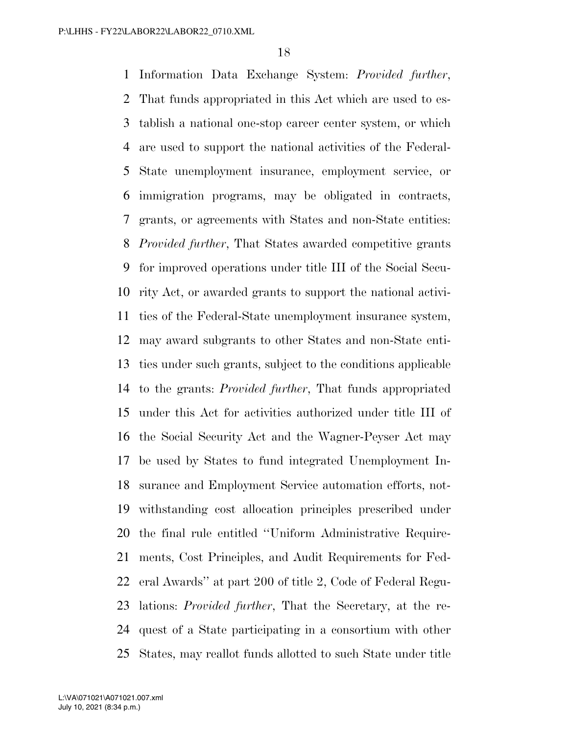Information Data Exchange System: *Provided further*, That funds appropriated in this Act which are used to establish a national one-stop career center system, or which are used to support the national activities of the Federal-State unemployment insurance, employment service, or immigration programs, may be obligated in contracts, grants, or agreements with States and non-State entities: *Provided further*, That States awarded competitive grants for improved operations under title III of the Social Security Act, or awarded grants to support the national activities of the Federal-State unemployment insurance system, may award subgrants to other States and non-State entities under such grants, subject to the conditions applicable to the grants: *Provided further*, That funds appropriated under this Act for activities authorized under title III of the Social Security Act and the Wagner-Peyser Act may be used by States to fund integrated Unemployment Insurance and Employment Service automation efforts, notwithstanding cost allocation principles prescribed under the final rule entitled ''Uniform Administrative Requirements, Cost Principles, and Audit Requirements for Federal Awards'' at part 200 of title 2, Code of Federal Regulations: *Provided further*, That the Secretary, at the request of a State participating in a consortium with other States, may reallot funds allotted to such State under title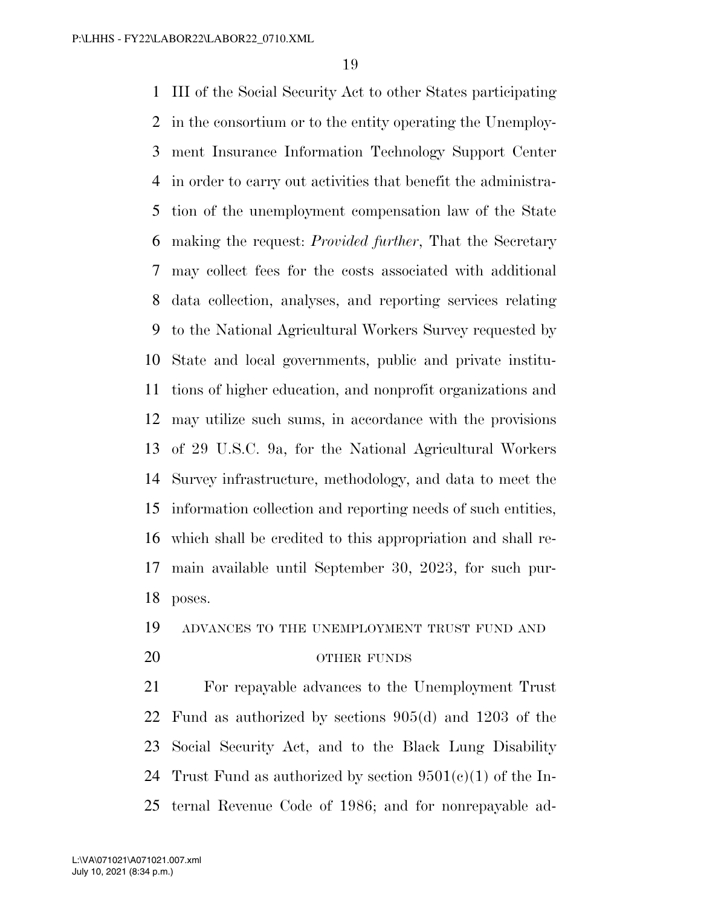III of the Social Security Act to other States participating in the consortium or to the entity operating the Unemployment Insurance Information Technology Support Center in order to carry out activities that benefit the administration of the unemployment compensation law of the State making the request: *Provided further*, That the Secretary may collect fees for the costs associated with additional data collection, analyses, and reporting services relating to the National Agricultural Workers Survey requested by State and local governments, public and private institutions of higher education, and nonprofit organizations and may utilize such sums, in accordance with the provisions of 29 U.S.C. 9a, for the National Agricultural Workers Survey infrastructure, methodology, and data to meet the information collection and reporting needs of such entities, which shall be credited to this appropriation and shall remain available until September 30, 2023, for such purposes.

ADVANCES TO THE UNEMPLOYMENT TRUST FUND AND OTHER FUNDS

For repayable advances to the Unemployment Trust Fund as authorized by sections 905(d) and 1203 of the Social Security Act, and to the Black Lung Disability Trust Fund as authorized by section 9501(c)(1) of the Internal Revenue Code of 1986; and for nonrepayable ad-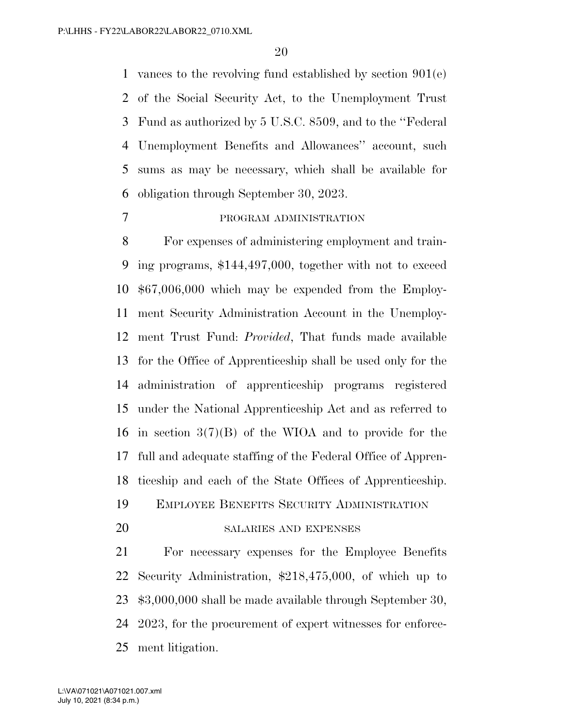vances to the revolving fund established by section 901(e) of the Social Security Act, to the Unemployment Trust Fund as authorized by 5 U.S.C. 8509, and to the ''Federal Unemployment Benefits and Allowances'' account, such sums as may be necessary, which shall be available for obligation through September 30, 2023.

PROGRAM ADMINISTRATION

For expenses of administering employment and training programs, $144,497,000, together with not to exceed $67,006,000 which may be expended from the Employment Security Administration Account in the Unemployment Trust Fund: *Provided*, That funds made available for the Office of Apprenticeship shall be used only for the administration of apprenticeship programs registered under the National Apprenticeship Act and as referred to in section 3(7)(B) of the WIOA and to provide for the full and adequate staffing of the Federal Office of Apprenticeship and each of the State Offices of Apprenticeship.

EMPLOYEE BENEFITS SECURITY ADMINISTRATION

SALARIES AND EXPENSES

For necessary expenses for the Employee Benefits Security Administration, $218,475,000, of which up to $3,000,000 shall be made available through September 30, 2023, for the procurement of expert witnesses for enforcement litigation.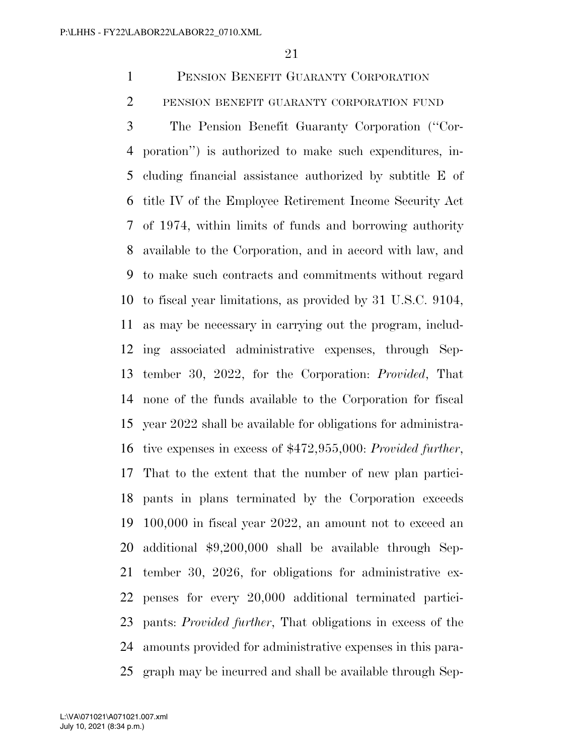PENSION BENEFIT GUARANTY CORPORATION

PENSION BENEFIT GUARANTY CORPORATION FUND

The Pension Benefit Guaranty Corporation (''Corporation'') is authorized to make such expenditures, including financial assistance authorized by subtitle E of title IV of the Employee Retirement Income Security Act of 1974, within limits of funds and borrowing authority available to the Corporation, and in accord with law, and to make such contracts and commitments without regard to fiscal year limitations, as provided by 31 U.S.C. 9104, as may be necessary in carrying out the program, including associated administrative expenses, through September 30, 2022, for the Corporation: *Provided*, That none of the funds available to the Corporation for fiscal year 2022 shall be available for obligations for administrative expenses in excess of $472,955,000: *Provided further*, That to the extent that the number of new plan participants in plans terminated by the Corporation exceeds 100,000 in fiscal year 2022, an amount not to exceed an additional $9,200,000 shall be available through September 30, 2026, for obligations for administrative expenses for every 20,000 additional terminated participants: *Provided further*, That obligations in excess of the amounts provided for administrative expenses in this paragraph may be incurred and shall be available through Sep-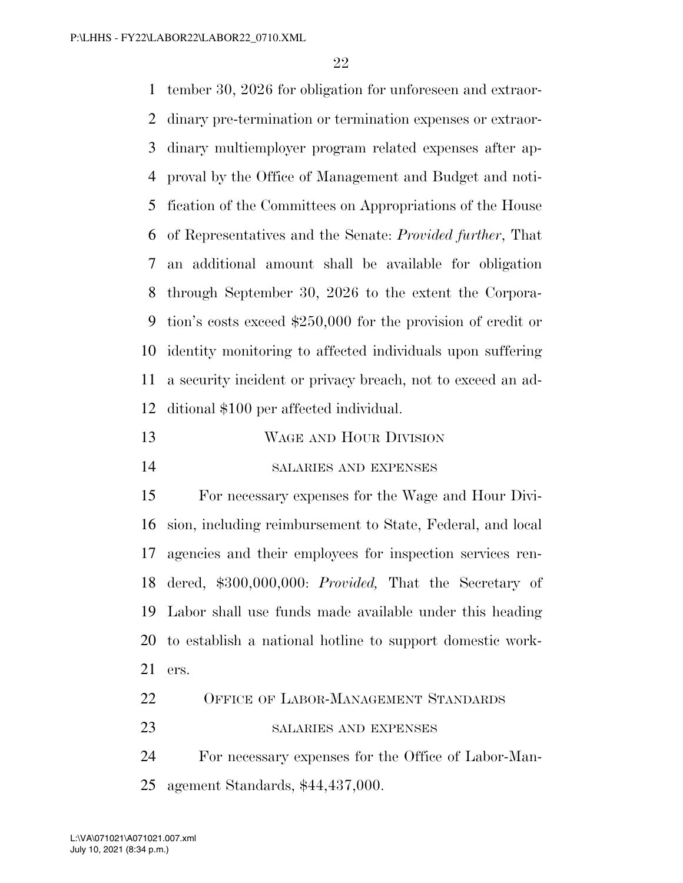tember 30, 2026 for obligation for unforeseen and extraordinary pre-termination or termination expenses or extraordinary multiemployer program related expenses after approval by the Office of Management and Budget and notification of the Committees on Appropriations of the House of Representatives and the Senate: *Provided further*, That an additional amount shall be available for obligation through September 30, 2026 to the extent the Corporation's costs exceed $250,000 for the provision of credit or identity monitoring to affected individuals upon suffering a security incident or privacy breach, not to exceed an additional $100 per affected individual.

## WAGE AND HOUR DIVISION

### SALARIES AND EXPENSES

For necessary expenses for the Wage and Hour Division, including reimbursement to State, Federal, and local agencies and their employees for inspection services rendered, $300,000,000: *Provided,* That the Secretary of Labor shall use funds made available under this heading to establish a national hotline to support domestic workers.

## OFFICE OF LABOR-MANAGEMENT STANDARDS

### SALARIES AND EXPENSES

For necessary expenses for the Office of Labor-Management Standards, $44,437,000.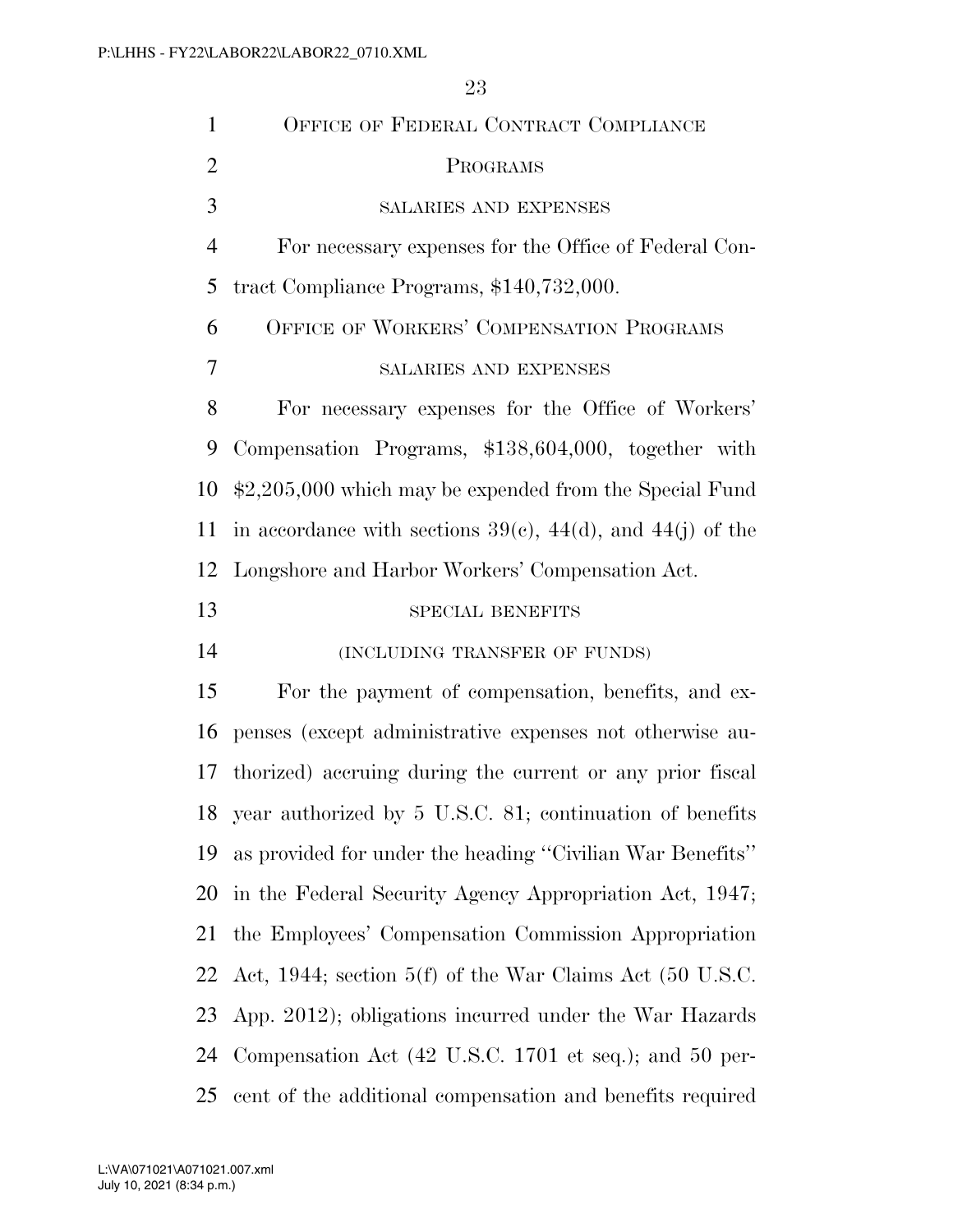## OFFICE OF FEDERAL CONTRACT COMPLIANCE PROGRAMS

### SALARIES AND EXPENSES

For necessary expenses for the Office of Federal Contract Compliance Programs, $140,732,000.

## OFFICE OF WORKERS' COMPENSATION PROGRAMS

### SALARIES AND EXPENSES

For necessary expenses for the Office of Workers' Compensation Programs, $138,604,000, together with $2,205,000 which may be expended from the Special Fund in accordance with sections 39(c), 44(d), and 44(j) of the Longshore and Harbor Workers' Compensation Act.

### SPECIAL BENEFITS

### (INCLUDING TRANSFER OF FUNDS)

For the payment of compensation, benefits, and expenses (except administrative expenses not otherwise authorized) accruing during the current or any prior fiscal year authorized by 5 U.S.C. 81; continuation of benefits as provided for under the heading ''Civilian War Benefits'' in the Federal Security Agency Appropriation Act, 1947; the Employees' Compensation Commission Appropriation Act, 1944; section 5(f) of the War Claims Act (50 U.S.C. App. 2012); obligations incurred under the War Hazards Compensation Act (42 U.S.C. 1701 et seq.); and 50 percent of the additional compensation and benefits required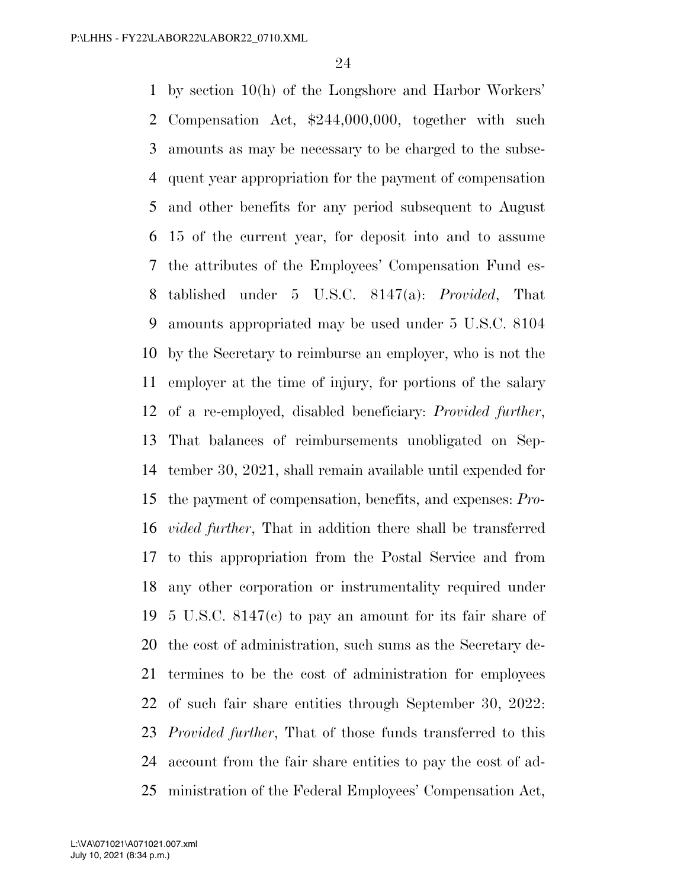by section 10(h) of the Longshore and Harbor Workers' Compensation Act, $244,000,000, together with such amounts as may be necessary to be charged to the subsequent year appropriation for the payment of compensation and other benefits for any period subsequent to August 15 of the current year, for deposit into and to assume the attributes of the Employees' Compensation Fund established under 5 U.S.C. 8147(a): *Provided*, That amounts appropriated may be used under 5 U.S.C. 8104 by the Secretary to reimburse an employer, who is not the employer at the time of injury, for portions of the salary of a re-employed, disabled beneficiary: *Provided further*, That balances of reimbursements unobligated on September 30, 2021, shall remain available until expended for the payment of compensation, benefits, and expenses: *Provided further*, That in addition there shall be transferred to this appropriation from the Postal Service and from any other corporation or instrumentality required under 5 U.S.C. 8147(c) to pay an amount for its fair share of the cost of administration, such sums as the Secretary determines to be the cost of administration for employees of such fair share entities through September 30, 2022: *Provided further*, That of those funds transferred to this account from the fair share entities to pay the cost of administration of the Federal Employees' Compensation Act,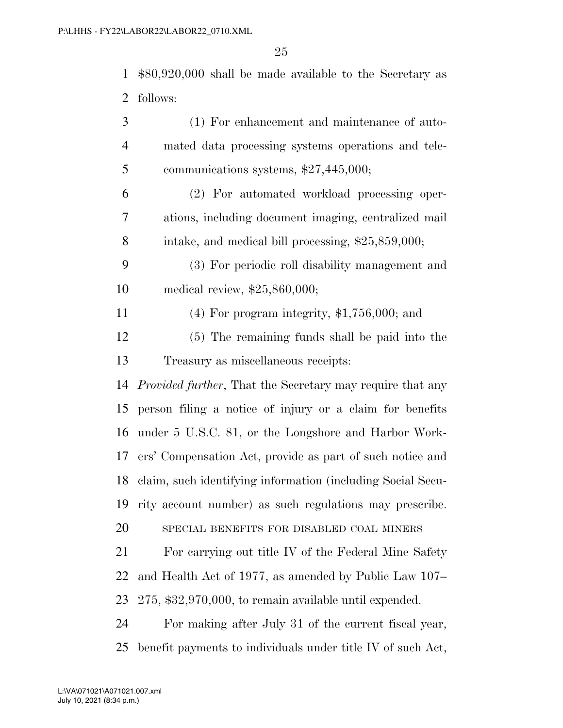$80,920,000 shall be made available to the Secretary as follows:

(1) For enhancement and maintenance of automated data processing systems operations and telecommunications systems, $27,445,000;

(2) For automated workload processing operations, including document imaging, centralized mail intake, and medical bill processing, $25,859,000;

(3) For periodic roll disability management and medical review, $25,860,000;

(4) For program integrity, $1,756,000; and

(5) The remaining funds shall be paid into the Treasury as miscellaneous receipts:

*Provided further*, That the Secretary may require that any person filing a notice of injury or a claim for benefits under 5 U.S.C. 81, or the Longshore and Harbor Workers' Compensation Act, provide as part of such notice and claim, such identifying information (including Social Security account number) as such regulations may prescribe.

SPECIAL BENEFITS FOR DISABLED COAL MINERS

For carrying out title IV of the Federal Mine Safety and Health Act of 1977, as amended by Public Law 107–275, $32,970,000, to remain available until expended.

For making after July 31 of the current fiscal year, benefit payments to individuals under title IV of such Act,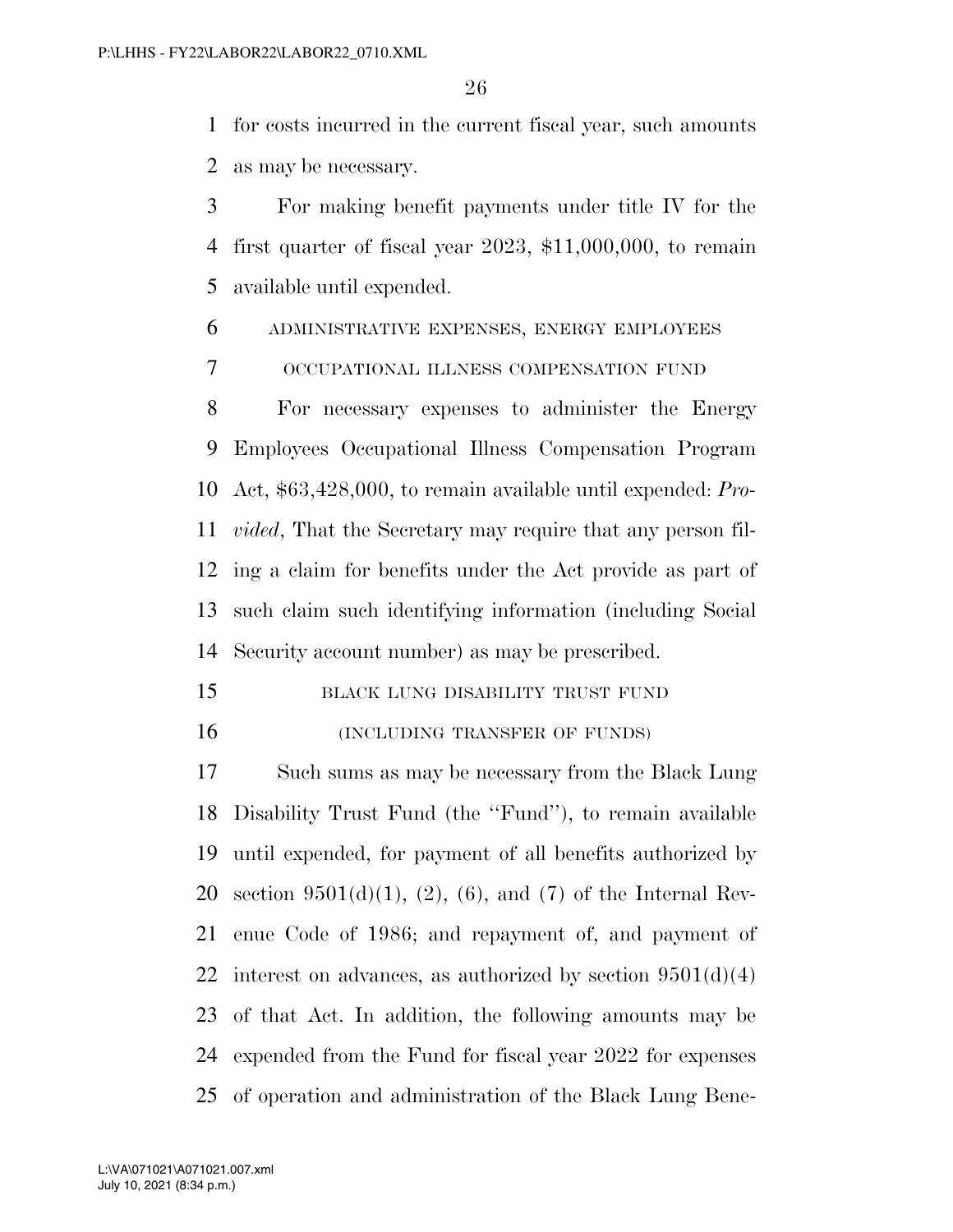for costs incurred in the current fiscal year, such amounts as may be necessary.

For making benefit payments under title IV for the first quarter of fiscal year 2023, $11,000,000, to remain available until expended.

ADMINISTRATIVE EXPENSES, ENERGY EMPLOYEES OCCUPATIONAL ILLNESS COMPENSATION FUND

For necessary expenses to administer the Energy Employees Occupational Illness Compensation Program Act, $63,428,000, to remain available until expended: *Provided*, That the Secretary may require that any person filing a claim for benefits under the Act provide as part of such claim such identifying information (including Social Security account number) as may be prescribed.

BLACK LUNG DISABILITY TRUST FUND

(INCLUDING TRANSFER OF FUNDS)

Such sums as may be necessary from the Black Lung Disability Trust Fund (the ''Fund''), to remain available until expended, for payment of all benefits authorized by section 9501(d)(1), (2), (6), and (7) of the Internal Revenue Code of 1986; and repayment of, and payment of interest on advances, as authorized by section 9501(d)(4) of that Act. In addition, the following amounts may be expended from the Fund for fiscal year 2022 for expenses of operation and administration of the Black Lung Bene-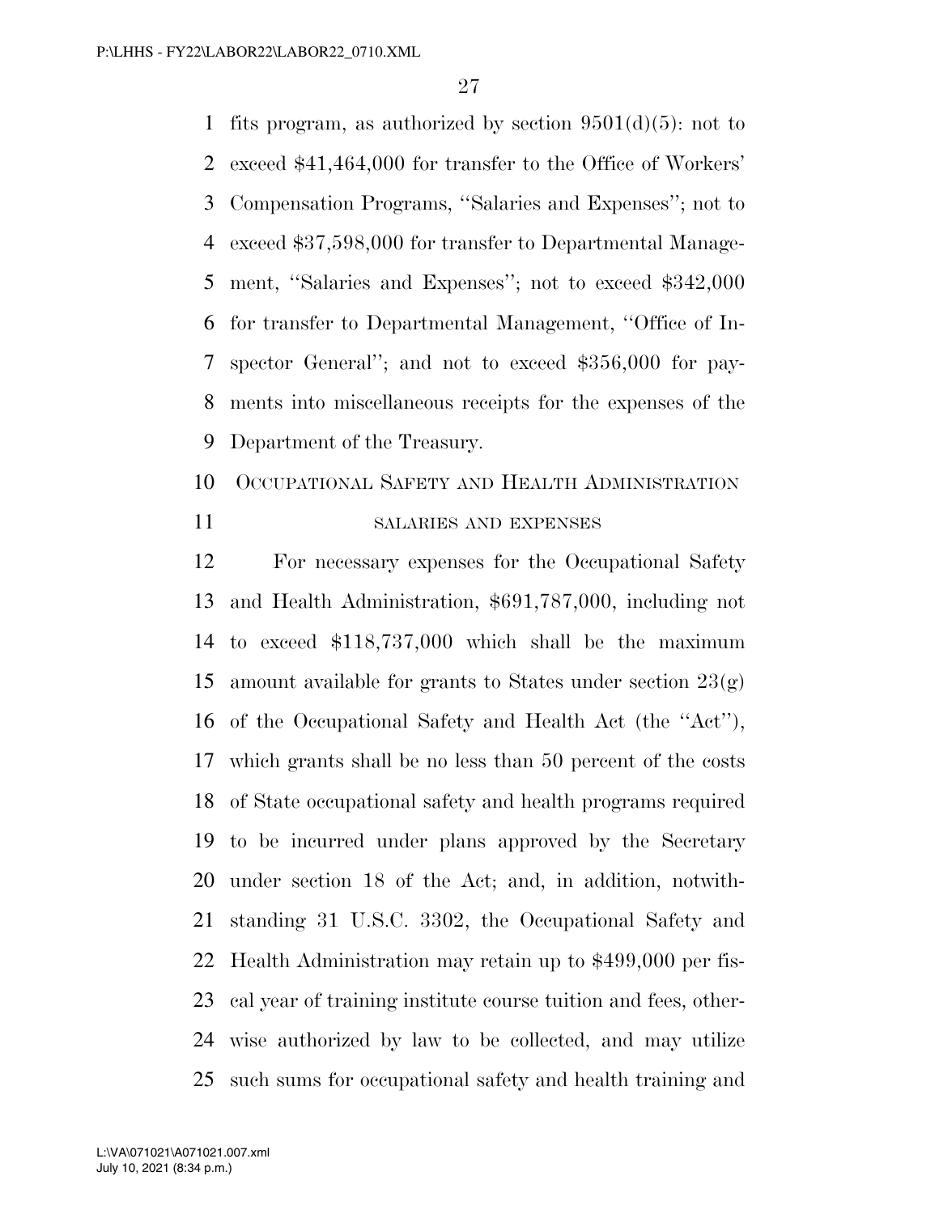fits program, as authorized by section 9501(d)(5): not to exceed $41,464,000 for transfer to the Office of Workers' Compensation Programs, ''Salaries and Expenses''; not to exceed $37,598,000 for transfer to Departmental Management, ''Salaries and Expenses''; not to exceed $342,000 for transfer to Departmental Management, ''Office of Inspector General''; and not to exceed $356,000 for payments into miscellaneous receipts for the expenses of the Department of the Treasury.

## OCCUPATIONAL SAFETY AND HEALTH ADMINISTRATION

### SALARIES AND EXPENSES

For necessary expenses for the Occupational Safety and Health Administration, $691,787,000, including not to exceed $118,737,000 which shall be the maximum amount available for grants to States under section 23(g) of the Occupational Safety and Health Act (the ''Act''), which grants shall be no less than 50 percent of the costs of State occupational safety and health programs required to be incurred under plans approved by the Secretary under section 18 of the Act; and, in addition, notwithstanding 31 U.S.C. 3302, the Occupational Safety and Health Administration may retain up to $499,000 per fiscal year of training institute course tuition and fees, otherwise authorized by law to be collected, and may utilize such sums for occupational safety and health training and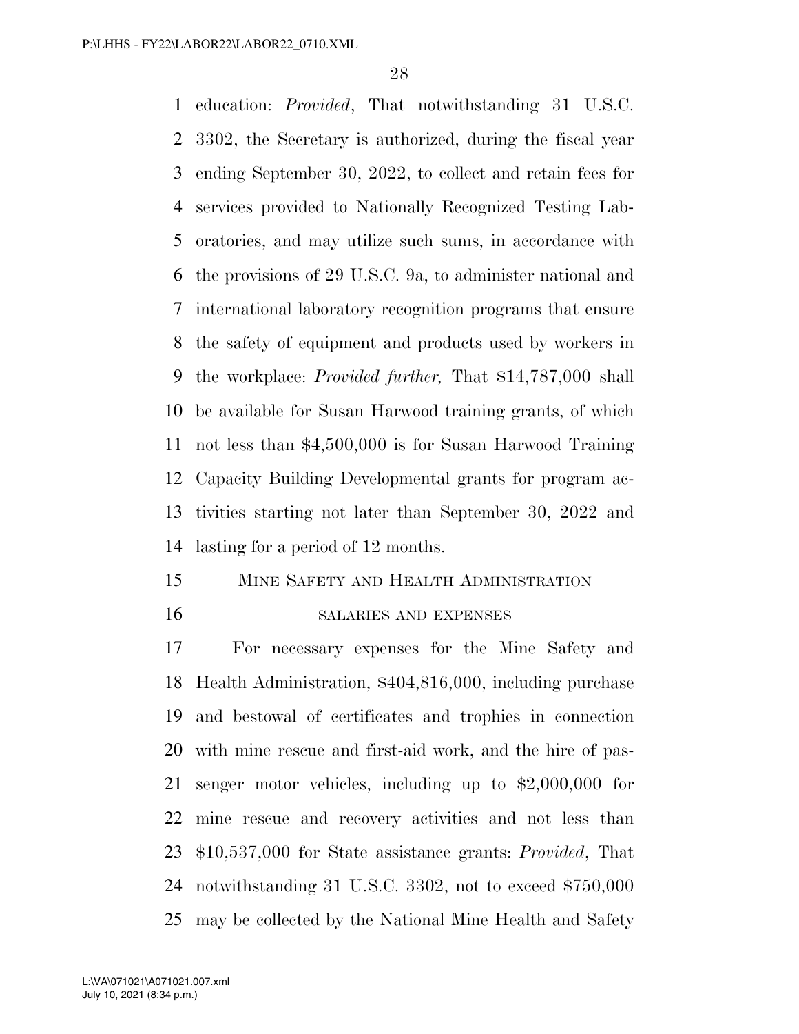education: *Provided*, That notwithstanding 31 U.S.C. 3302, the Secretary is authorized, during the fiscal year ending September 30, 2022, to collect and retain fees for services provided to Nationally Recognized Testing Laboratories, and may utilize such sums, in accordance with the provisions of 29 U.S.C. 9a, to administer national and international laboratory recognition programs that ensure the safety of equipment and products used by workers in the workplace: *Provided further,* That $14,787,000 shall be available for Susan Harwood training grants, of which not less than $4,500,000 is for Susan Harwood Training Capacity Building Developmental grants for program activities starting not later than September 30, 2022 and lasting for a period of 12 months.

## MINE SAFETY AND HEALTH ADMINISTRATION

### SALARIES AND EXPENSES

For necessary expenses for the Mine Safety and Health Administration, $404,816,000, including purchase and bestowal of certificates and trophies in connection with mine rescue and first-aid work, and the hire of passenger motor vehicles, including up to $2,000,000 for mine rescue and recovery activities and not less than $10,537,000 for State assistance grants: *Provided*, That notwithstanding 31 U.S.C. 3302, not to exceed $750,000 may be collected by the National Mine Health and Safety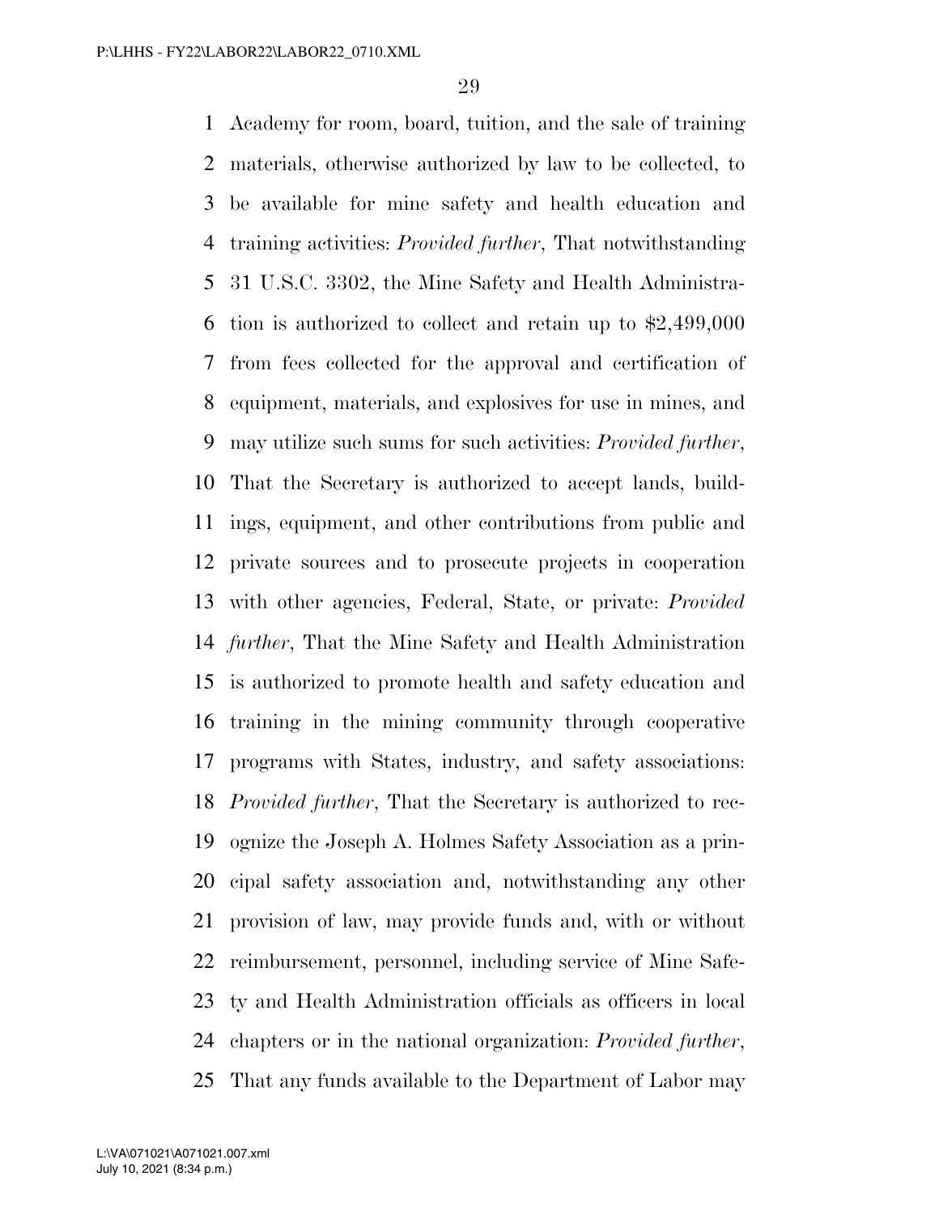Academy for room, board, tuition, and the sale of training materials, otherwise authorized by law to be collected, to be available for mine safety and health education and training activities: *Provided further*, That notwithstanding 31 U.S.C. 3302, the Mine Safety and Health Administration is authorized to collect and retain up to $2,499,000 from fees collected for the approval and certification of equipment, materials, and explosives for use in mines, and may utilize such sums for such activities: *Provided further*, That the Secretary is authorized to accept lands, buildings, equipment, and other contributions from public and private sources and to prosecute projects in cooperation with other agencies, Federal, State, or private: *Provided further*, That the Mine Safety and Health Administration is authorized to promote health and safety education and training in the mining community through cooperative programs with States, industry, and safety associations: *Provided further*, That the Secretary is authorized to recognize the Joseph A. Holmes Safety Association as a principal safety association and, notwithstanding any other provision of law, may provide funds and, with or without reimbursement, personnel, including service of Mine Safety and Health Administration officials as officers in local chapters or in the national organization: *Provided further*, That any funds available to the Department of Labor may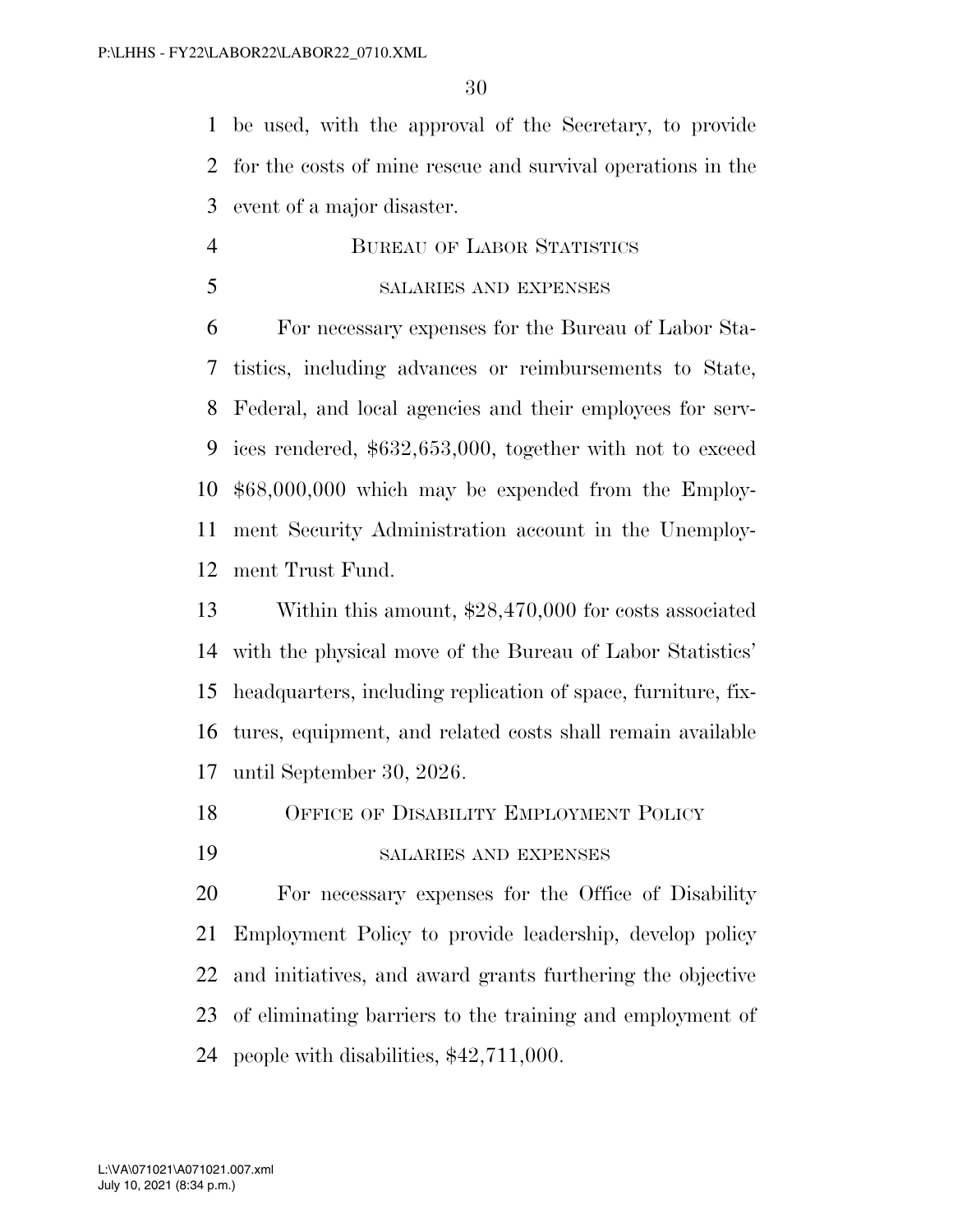be used, with the approval of the Secretary, to provide for the costs of mine rescue and survival operations in the event of a major disaster.

## BUREAU OF LABOR STATISTICS

### SALARIES AND EXPENSES

For necessary expenses for the Bureau of Labor Statistics, including advances or reimbursements to State, Federal, and local agencies and their employees for services rendered, $632,653,000, together with not to exceed $68,000,000 which may be expended from the Employment Security Administration account in the Unemployment Trust Fund.

Within this amount, $28,470,000 for costs associated with the physical move of the Bureau of Labor Statistics' headquarters, including replication of space, furniture, fixtures, equipment, and related costs shall remain available until September 30, 2026.

## OFFICE OF DISABILITY EMPLOYMENT POLICY

### SALARIES AND EXPENSES

For necessary expenses for the Office of Disability Employment Policy to provide leadership, develop policy and initiatives, and award grants furthering the objective of eliminating barriers to the training and employment of people with disabilities, $42,711,000.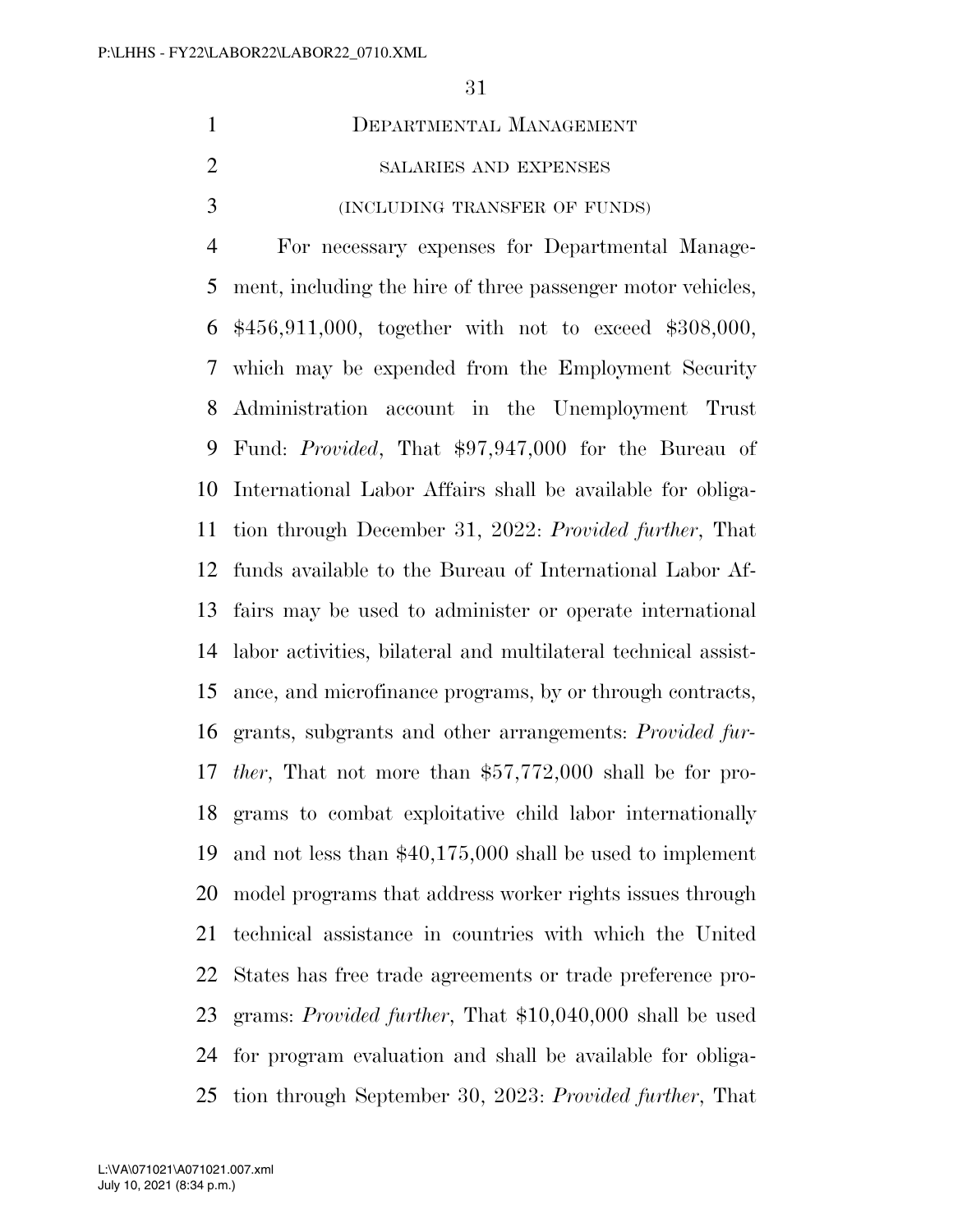DEPARTMENTAL MANAGEMENT

SALARIES AND EXPENSES

(INCLUDING TRANSFER OF FUNDS)

For necessary expenses for Departmental Management, including the hire of three passenger motor vehicles, $456,911,000, together with not to exceed $308,000, which may be expended from the Employment Security Administration account in the Unemployment Trust Fund: *Provided*, That $97,947,000 for the Bureau of International Labor Affairs shall be available for obligation through December 31, 2022: *Provided further*, That funds available to the Bureau of International Labor Affairs may be used to administer or operate international labor activities, bilateral and multilateral technical assistance, and microfinance programs, by or through contracts, grants, subgrants and other arrangements: *Provided further*, That not more than $57,772,000 shall be for programs to combat exploitative child labor internationally and not less than $40,175,000 shall be used to implement model programs that address worker rights issues through technical assistance in countries with which the United States has free trade agreements or trade preference programs: *Provided further*, That $10,040,000 shall be used for program evaluation and shall be available for obligation through September 30, 2023: *Provided further*, That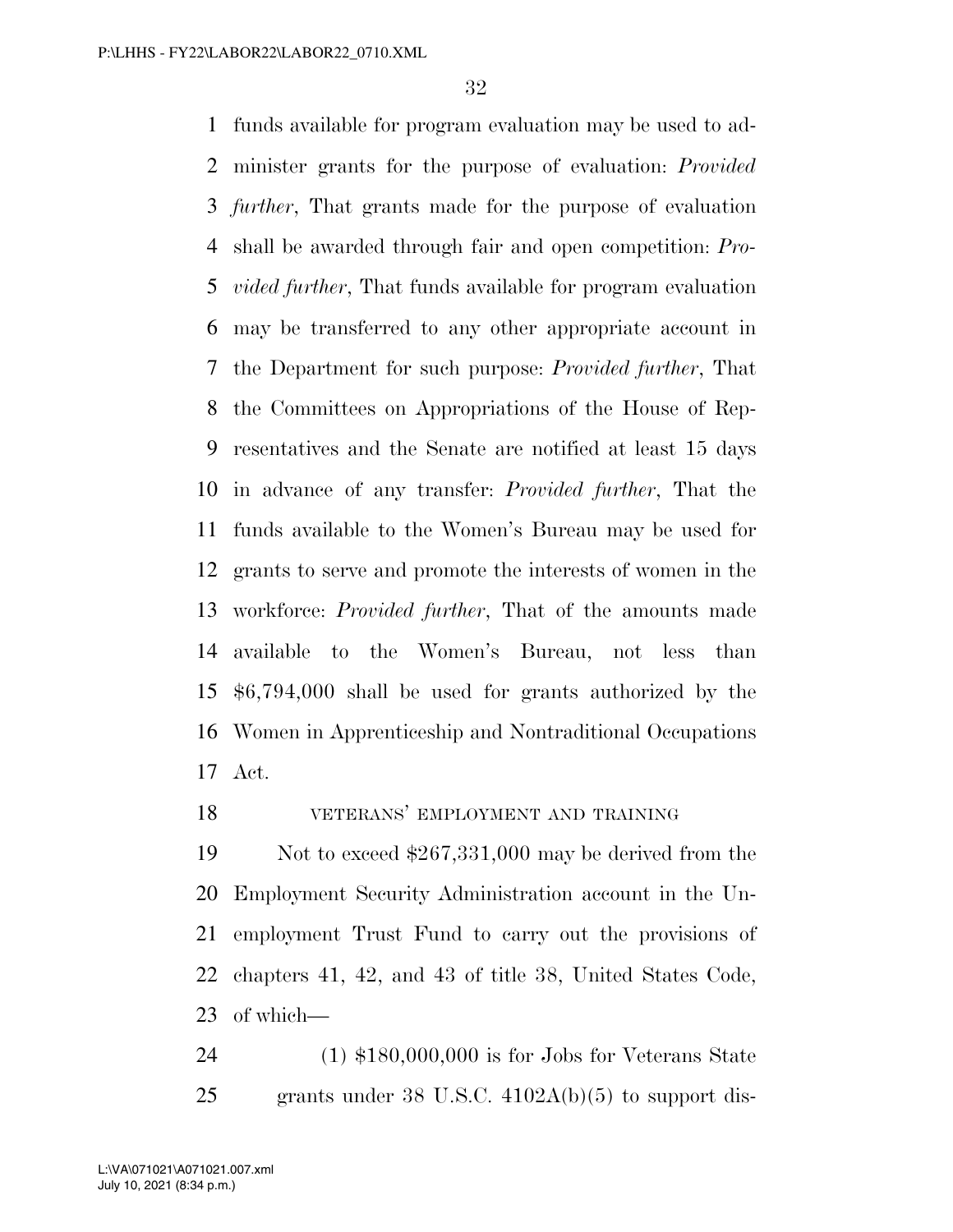funds available for program evaluation may be used to administer grants for the purpose of evaluation: *Provided further*, That grants made for the purpose of evaluation shall be awarded through fair and open competition: *Provided further*, That funds available for program evaluation may be transferred to any other appropriate account in the Department for such purpose: *Provided further*, That the Committees on Appropriations of the House of Representatives and the Senate are notified at least 15 days in advance of any transfer: *Provided further*, That the funds available to the Women's Bureau may be used for grants to serve and promote the interests of women in the workforce: *Provided further*, That of the amounts made available to the Women's Bureau, not less than $6,794,000 shall be used for grants authorized by the Women in Apprenticeship and Nontraditional Occupations Act.

VETERANS' EMPLOYMENT AND TRAINING

Not to exceed $267,331,000 may be derived from the Employment Security Administration account in the Unemployment Trust Fund to carry out the provisions of chapters 41, 42, and 43 of title 38, United States Code, of which—

(1) $180,000,000 is for Jobs for Veterans State grants under 38 U.S.C. 4102A(b)(5) to support dis-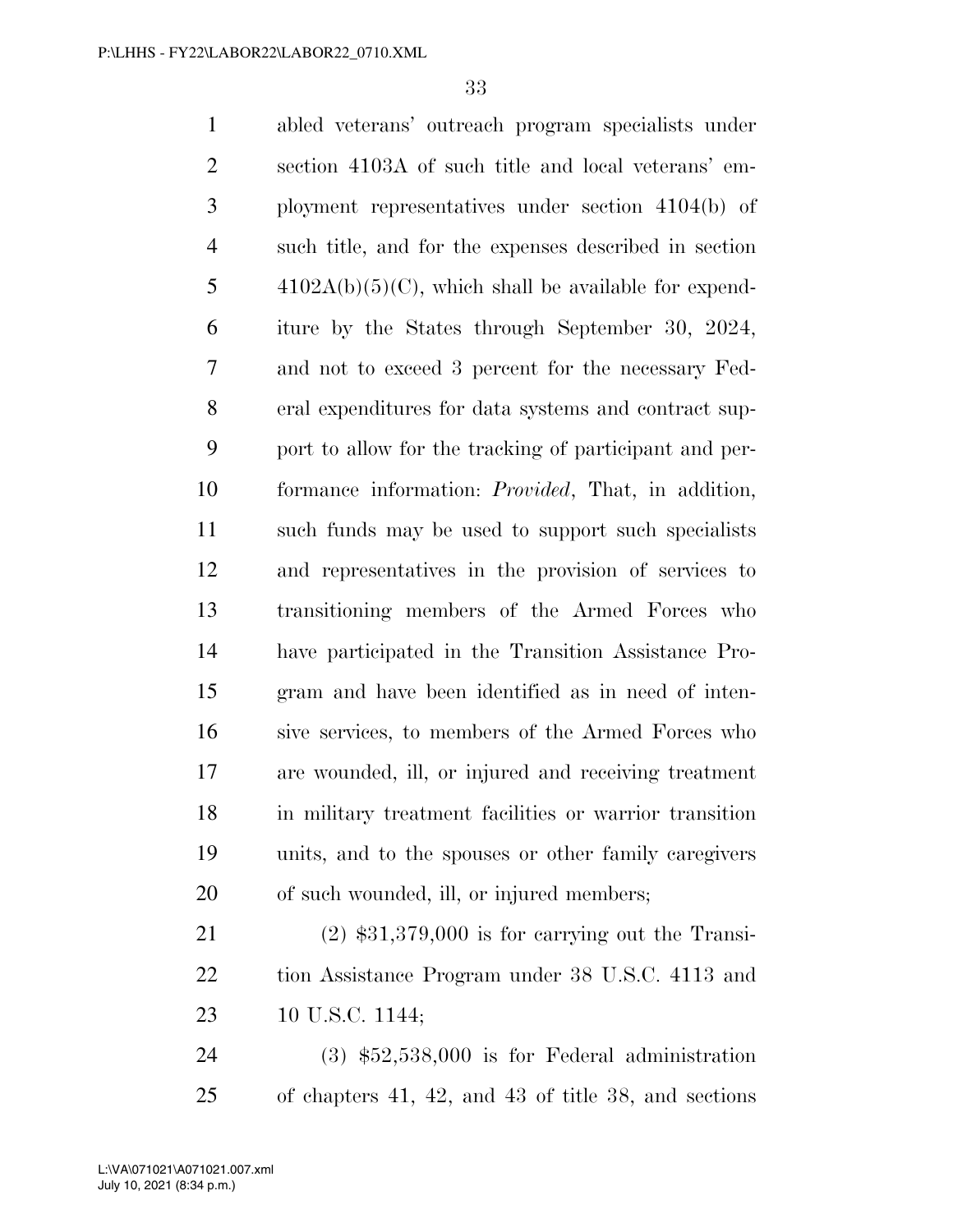abled veterans' outreach program specialists under section 4103A of such title and local veterans' employment representatives under section 4104(b) of such title, and for the expenses described in section 4102A(b)(5)(C), which shall be available for expenditure by the States through September 30, 2024, and not to exceed 3 percent for the necessary Federal expenditures for data systems and contract support to allow for the tracking of participant and performance information: *Provided*, That, in addition, such funds may be used to support such specialists and representatives in the provision of services to transitioning members of the Armed Forces who have participated in the Transition Assistance Program and have been identified as in need of intensive services, to members of the Armed Forces who are wounded, ill, or injured and receiving treatment in military treatment facilities or warrior transition units, and to the spouses or other family caregivers of such wounded, ill, or injured members;

(2) $31,379,000 is for carrying out the Transition Assistance Program under 38 U.S.C. 4113 and 10 U.S.C. 1144;

(3) $52,538,000 is for Federal administration of chapters 41, 42, and 43 of title 38, and sections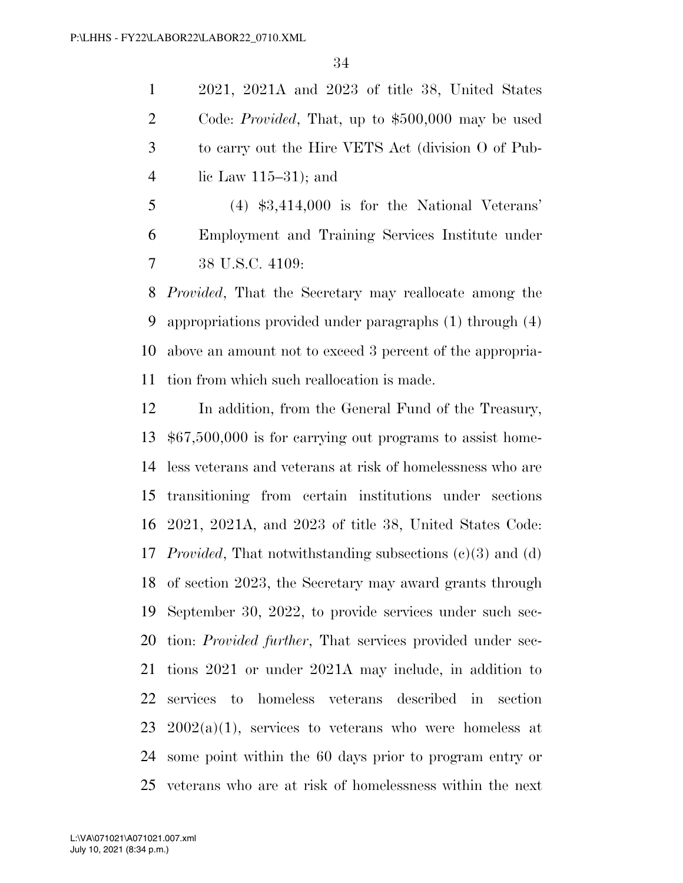2021, 2021A and 2023 of title 38, United States Code: *Provided*, That, up to $500,000 may be used to carry out the Hire VETS Act (division O of Public Law 115–31); and

(4) $3,414,000 is for the National Veterans' Employment and Training Services Institute under 38 U.S.C. 4109:

*Provided*, That the Secretary may reallocate among the appropriations provided under paragraphs (1) through (4) above an amount not to exceed 3 percent of the appropriation from which such reallocation is made.

In addition, from the General Fund of the Treasury, $67,500,000 is for carrying out programs to assist homeless veterans and veterans at risk of homelessness who are transitioning from certain institutions under sections 2021, 2021A, and 2023 of title 38, United States Code: *Provided*, That notwithstanding subsections (c)(3) and (d) of section 2023, the Secretary may award grants through September 30, 2022, to provide services under such section: *Provided further*, That services provided under sections 2021 or under 2021A may include, in addition to services to homeless veterans described in section 2002(a)(1), services to veterans who were homeless at some point within the 60 days prior to program entry or veterans who are at risk of homelessness within the next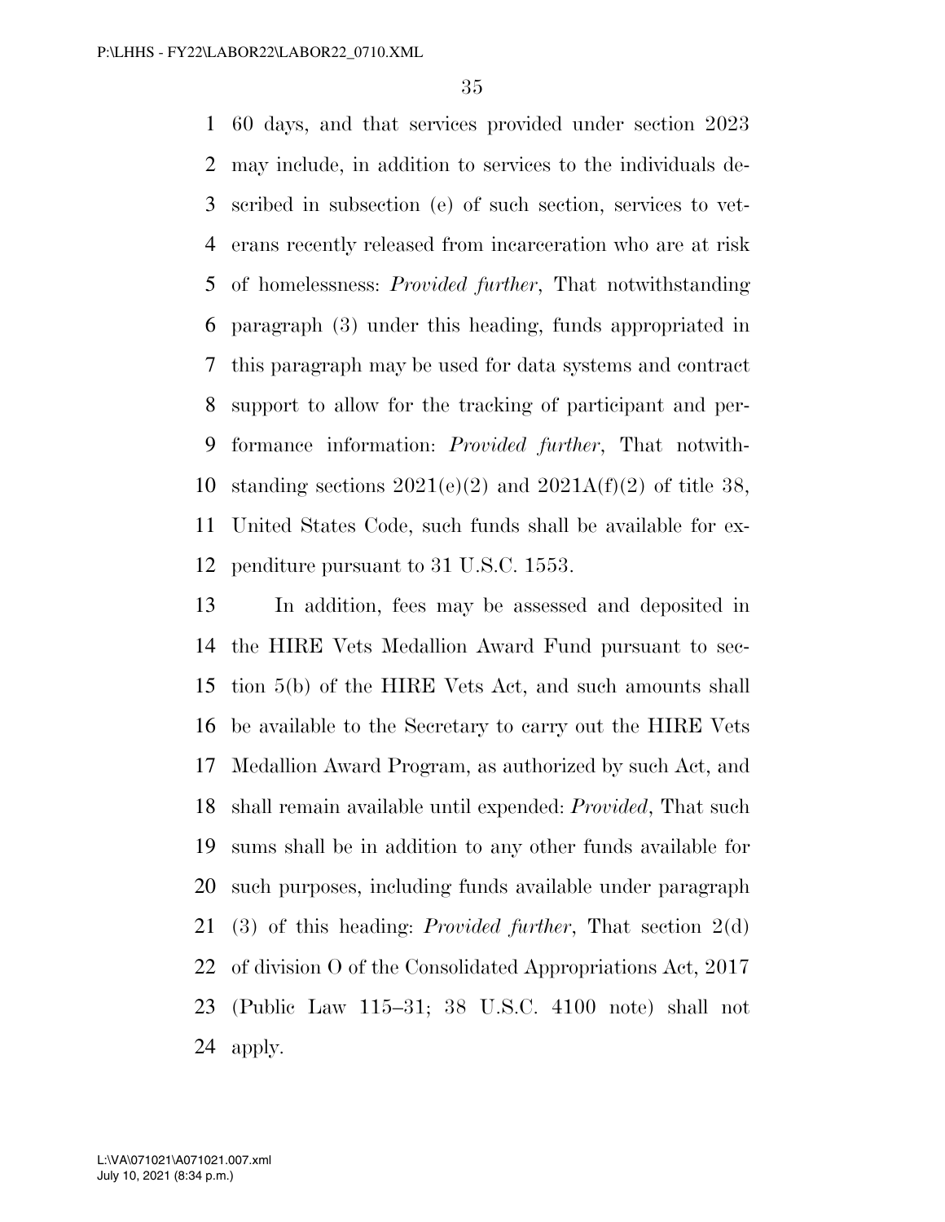60 days, and that services provided under section 2023 may include, in addition to services to the individuals described in subsection (e) of such section, services to veterans recently released from incarceration who are at risk of homelessness: *Provided further*, That notwithstanding paragraph (3) under this heading, funds appropriated in this paragraph may be used for data systems and contract support to allow for the tracking of participant and performance information: *Provided further*, That notwithstanding sections 2021(e)(2) and 2021A(f)(2) of title 38, United States Code, such funds shall be available for expenditure pursuant to 31 U.S.C. 1553.

In addition, fees may be assessed and deposited in the HIRE Vets Medallion Award Fund pursuant to section 5(b) of the HIRE Vets Act, and such amounts shall be available to the Secretary to carry out the HIRE Vets Medallion Award Program, as authorized by such Act, and shall remain available until expended: *Provided*, That such sums shall be in addition to any other funds available for such purposes, including funds available under paragraph (3) of this heading: *Provided further*, That section 2(d) of division O of the Consolidated Appropriations Act, 2017 (Public Law 115–31; 38 U.S.C. 4100 note) shall not apply.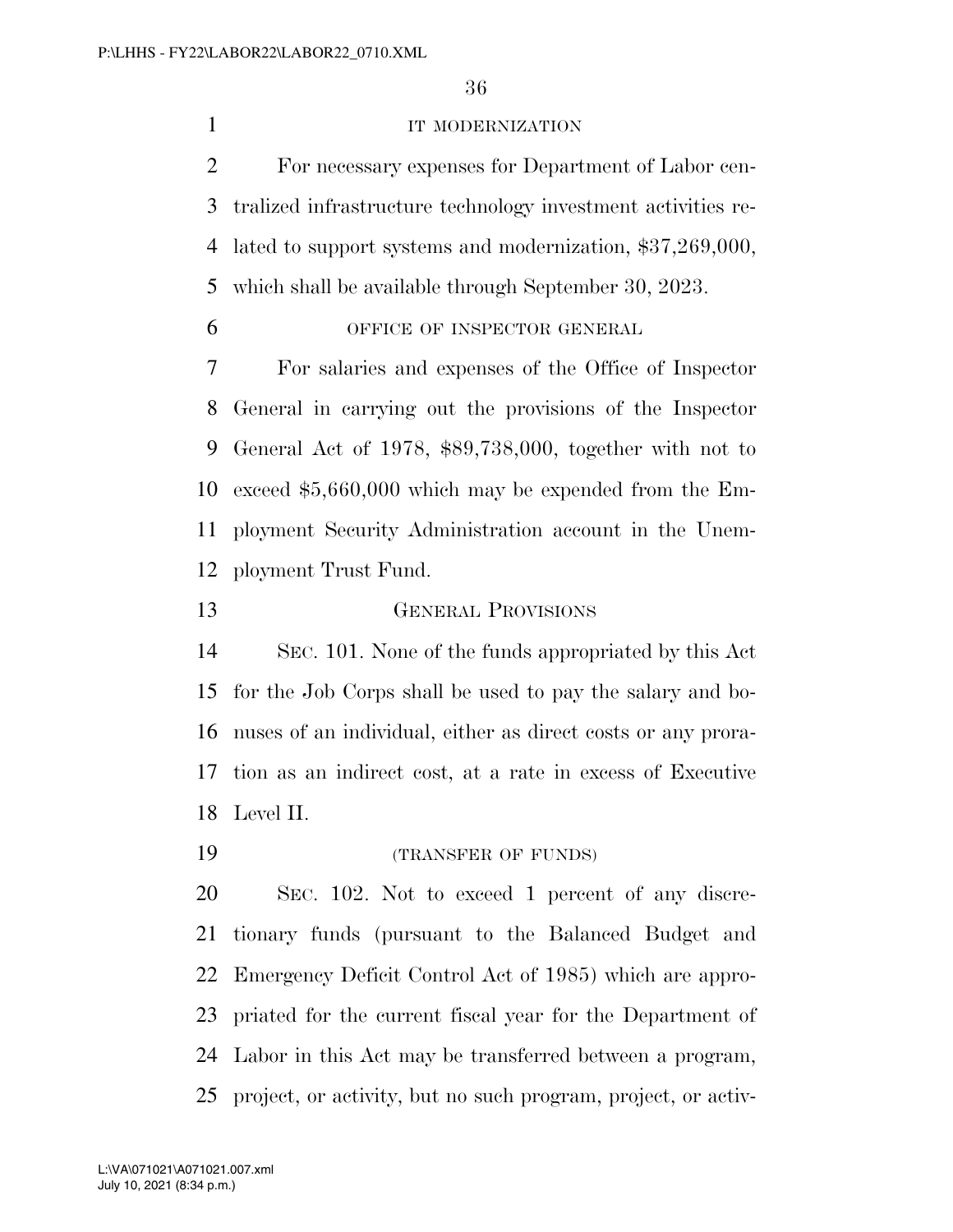IT MODERNIZATION

For necessary expenses for Department of Labor centralized infrastructure technology investment activities related to support systems and modernization, $37,269,000, which shall be available through September 30, 2023.

OFFICE OF INSPECTOR GENERAL

For salaries and expenses of the Office of Inspector General in carrying out the provisions of the Inspector General Act of 1978, $89,738,000, together with not to exceed $5,660,000 which may be expended from the Employment Security Administration account in the Unemployment Trust Fund.

GENERAL PROVISIONS

SEC. 101. None of the funds appropriated by this Act for the Job Corps shall be used to pay the salary and bonuses of an individual, either as direct costs or any proration as an indirect cost, at a rate in excess of Executive Level II.

(TRANSFER OF FUNDS)

SEC. 102. Not to exceed 1 percent of any discretionary funds (pursuant to the Balanced Budget and Emergency Deficit Control Act of 1985) which are appropriated for the current fiscal year for the Department of Labor in this Act may be transferred between a program, project, or activity, but no such program, project, or activ-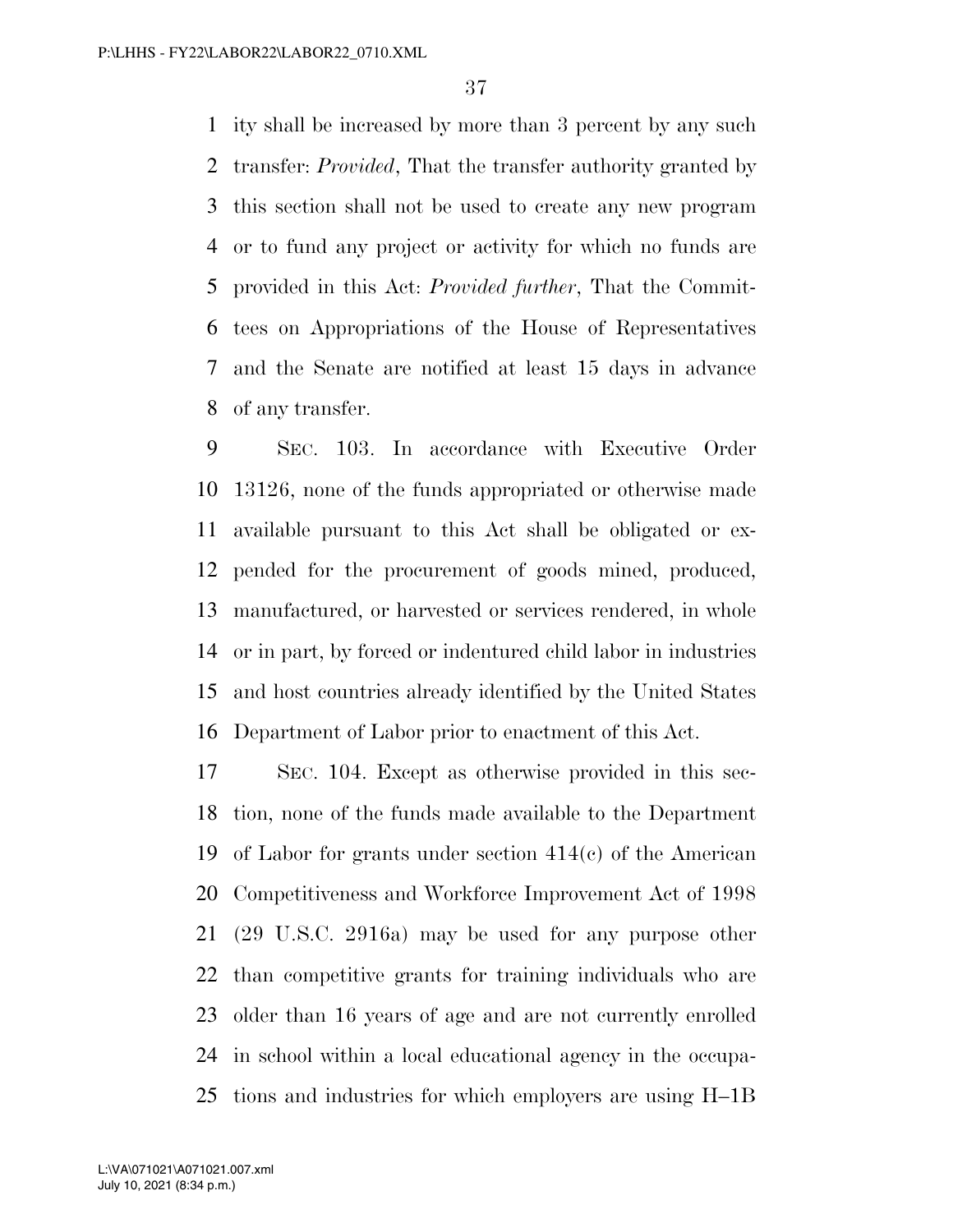ity shall be increased by more than 3 percent by any such transfer: *Provided*, That the transfer authority granted by this section shall not be used to create any new program or to fund any project or activity for which no funds are provided in this Act: *Provided further*, That the Committees on Appropriations of the House of Representatives and the Senate are notified at least 15 days in advance of any transfer.

SEC. 103. In accordance with Executive Order 13126, none of the funds appropriated or otherwise made available pursuant to this Act shall be obligated or expended for the procurement of goods mined, produced, manufactured, or harvested or services rendered, in whole or in part, by forced or indentured child labor in industries and host countries already identified by the United States Department of Labor prior to enactment of this Act.

SEC. 104. Except as otherwise provided in this section, none of the funds made available to the Department of Labor for grants under section 414(c) of the American Competitiveness and Workforce Improvement Act of 1998 (29 U.S.C. 2916a) may be used for any purpose other than competitive grants for training individuals who are older than 16 years of age and are not currently enrolled in school within a local educational agency in the occupations and industries for which employers are using H–1B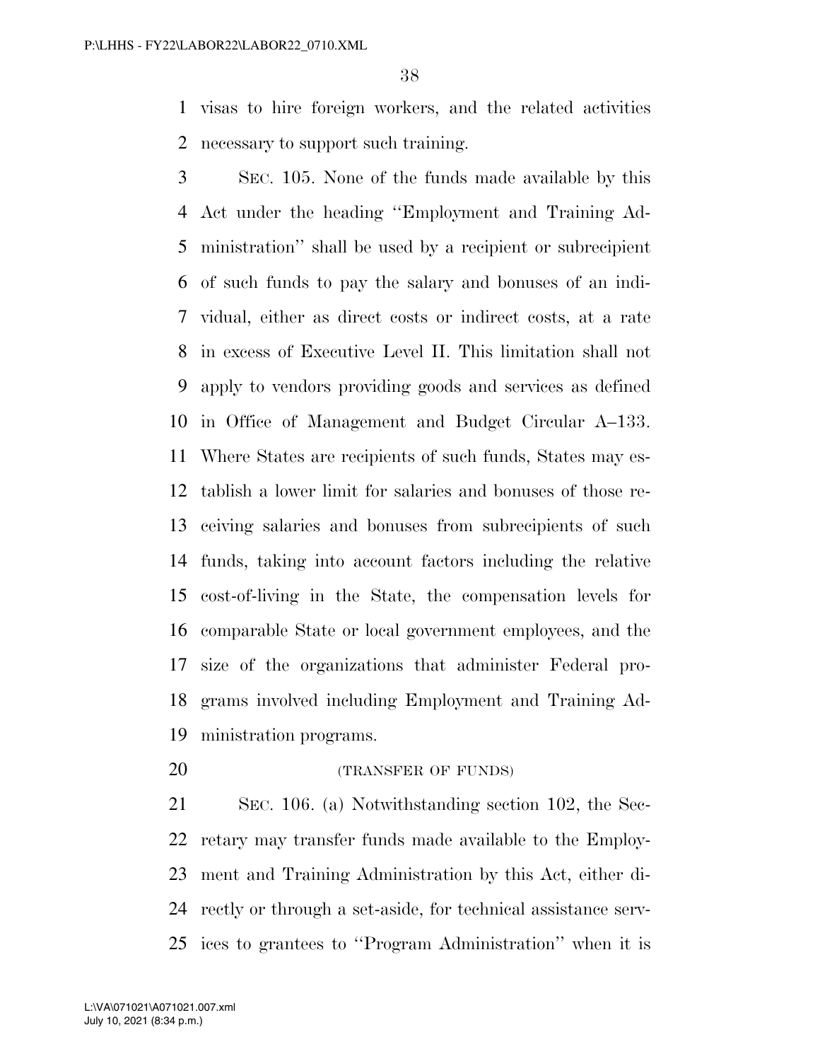visas to hire foreign workers, and the related activities necessary to support such training.

SEC. 105. None of the funds made available by this Act under the heading ''Employment and Training Administration'' shall be used by a recipient or subrecipient of such funds to pay the salary and bonuses of an individual, either as direct costs or indirect costs, at a rate in excess of Executive Level II. This limitation shall not apply to vendors providing goods and services as defined in Office of Management and Budget Circular A–133. Where States are recipients of such funds, States may establish a lower limit for salaries and bonuses of those receiving salaries and bonuses from subrecipients of such funds, taking into account factors including the relative cost-of-living in the State, the compensation levels for comparable State or local government employees, and the size of the organizations that administer Federal programs involved including Employment and Training Administration programs.

(TRANSFER OF FUNDS)

SEC. 106. (a) Notwithstanding section 102, the Secretary may transfer funds made available to the Employment and Training Administration by this Act, either directly or through a set-aside, for technical assistance services to grantees to ''Program Administration'' when it is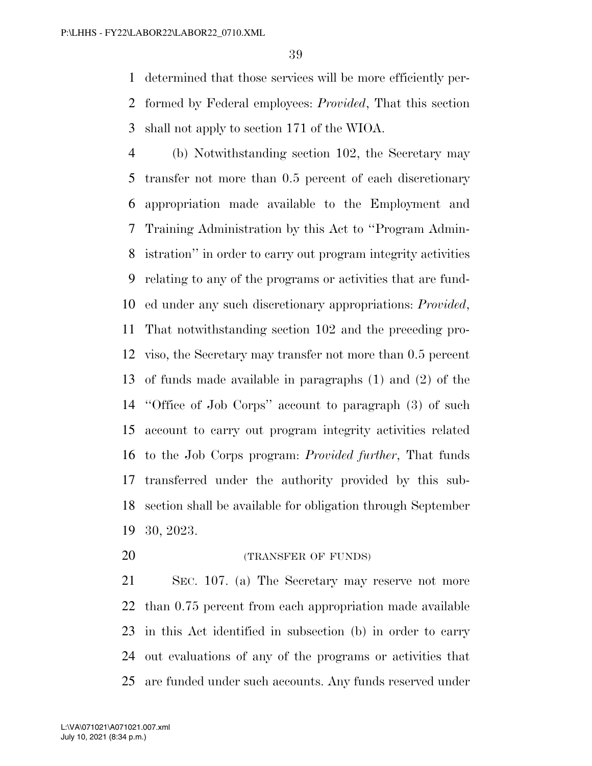determined that those services will be more efficiently performed by Federal employees: *Provided*, That this section shall not apply to section 171 of the WIOA.

(b) Notwithstanding section 102, the Secretary may transfer not more than 0.5 percent of each discretionary appropriation made available to the Employment and Training Administration by this Act to ''Program Administration'' in order to carry out program integrity activities relating to any of the programs or activities that are funded under any such discretionary appropriations: *Provided*, That notwithstanding section 102 and the preceding proviso, the Secretary may transfer not more than 0.5 percent of funds made available in paragraphs (1) and (2) of the ''Office of Job Corps'' account to paragraph (3) of such account to carry out program integrity activities related to the Job Corps program: *Provided further*, That funds transferred under the authority provided by this subsection shall be available for obligation through September 30, 2023.

(TRANSFER OF FUNDS)

SEC. 107. (a) The Secretary may reserve not more than 0.75 percent from each appropriation made available in this Act identified in subsection (b) in order to carry out evaluations of any of the programs or activities that are funded under such accounts. Any funds reserved under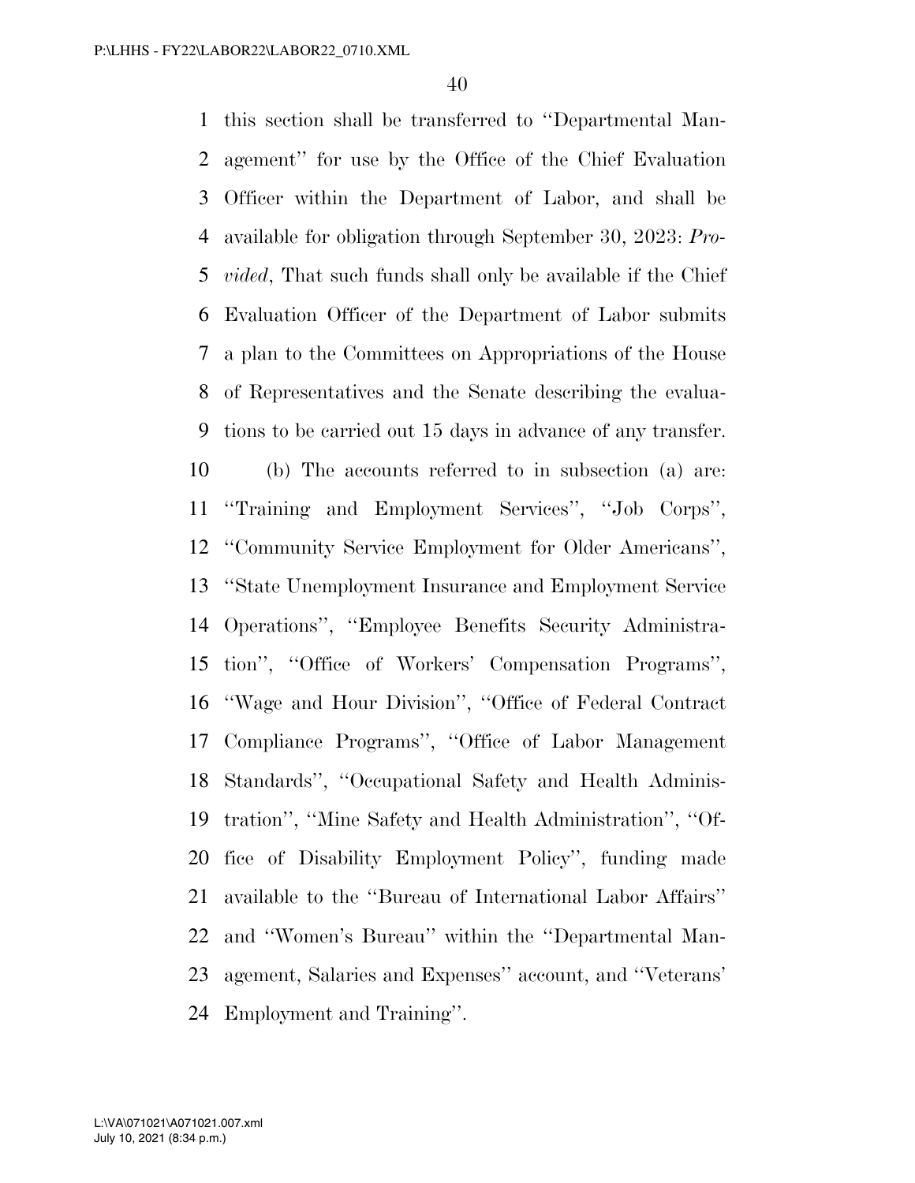this section shall be transferred to ''Departmental Management'' for use by the Office of the Chief Evaluation Officer within the Department of Labor, and shall be available for obligation through September 30, 2023: *Provided*, That such funds shall only be available if the Chief Evaluation Officer of the Department of Labor submits a plan to the Committees on Appropriations of the House of Representatives and the Senate describing the evaluations to be carried out 15 days in advance of any transfer.

(b) The accounts referred to in subsection (a) are: ''Training and Employment Services'', ''Job Corps'', ''Community Service Employment for Older Americans'', ''State Unemployment Insurance and Employment Service Operations'', ''Employee Benefits Security Administration'', ''Office of Workers' Compensation Programs'', ''Wage and Hour Division'', ''Office of Federal Contract Compliance Programs'', ''Office of Labor Management Standards'', ''Occupational Safety and Health Administration'', ''Mine Safety and Health Administration'', ''Office of Disability Employment Policy'', funding made available to the ''Bureau of International Labor Affairs'' and ''Women's Bureau'' within the ''Departmental Management, Salaries and Expenses'' account, and ''Veterans' Employment and Training''.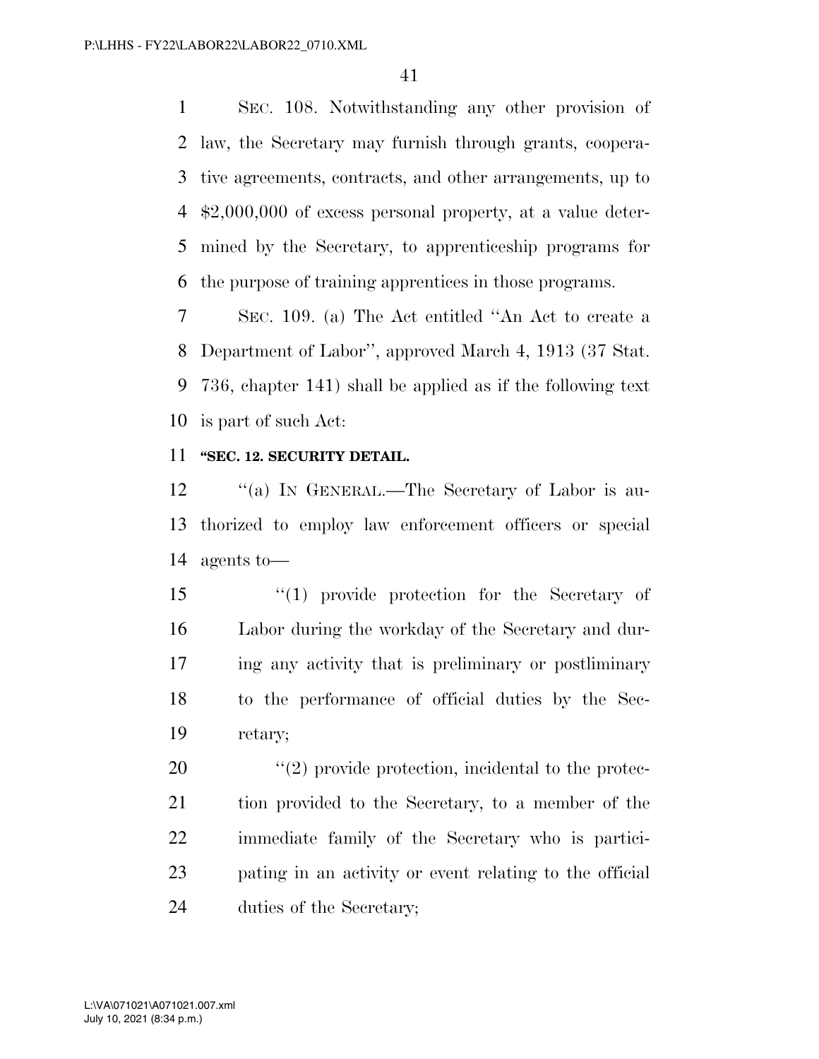SEC. 108. Notwithstanding any other provision of law, the Secretary may furnish through grants, cooperative agreements, contracts, and other arrangements, up to $2,000,000 of excess personal property, at a value determined by the Secretary, to apprenticeship programs for the purpose of training apprentices in those programs.

SEC. 109. (a) The Act entitled ''An Act to create a Department of Labor'', approved March 4, 1913 (37 Stat. 736, chapter 141) shall be applied as if the following text is part of such Act:

**''SEC. 12. SECURITY DETAIL.**

''(a) IN GENERAL.—The Secretary of Labor is authorized to employ law enforcement officers or special agents to—

''(1) provide protection for the Secretary of Labor during the workday of the Secretary and during any activity that is preliminary or postliminary to the performance of official duties by the Secretary;

''(2) provide protection, incidental to the protection provided to the Secretary, to a member of the immediate family of the Secretary who is participating in an activity or event relating to the official duties of the Secretary;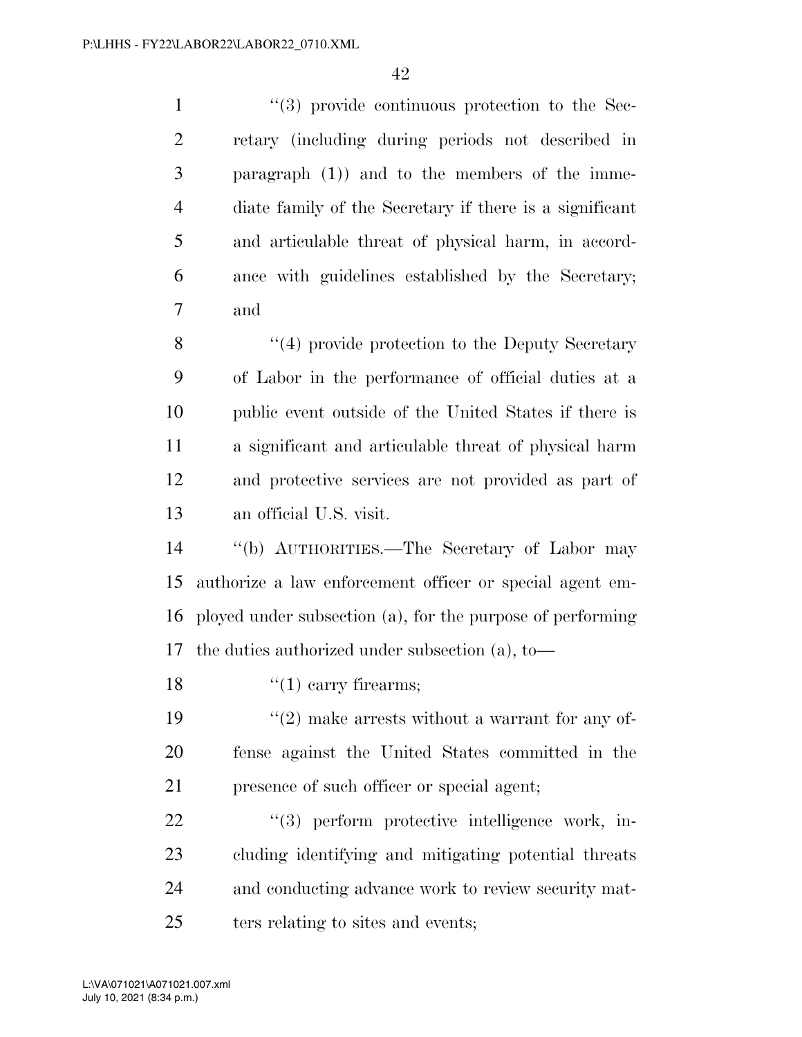''(3) provide continuous protection to the Secretary (including during periods not described in paragraph (1)) and to the members of the immediate family of the Secretary if there is a significant and articulable threat of physical harm, in accordance with guidelines established by the Secretary; and

''(4) provide protection to the Deputy Secretary of Labor in the performance of official duties at a public event outside of the United States if there is a significant and articulable threat of physical harm and protective services are not provided as part of an official U.S. visit.

''(b) AUTHORITIES.—The Secretary of Labor may authorize a law enforcement officer or special agent employed under subsection (a), for the purpose of performing the duties authorized under subsection (a), to—

''(1) carry firearms;

''(2) make arrests without a warrant for any offense against the United States committed in the presence of such officer or special agent;

''(3) perform protective intelligence work, including identifying and mitigating potential threats and conducting advance work to review security matters relating to sites and events;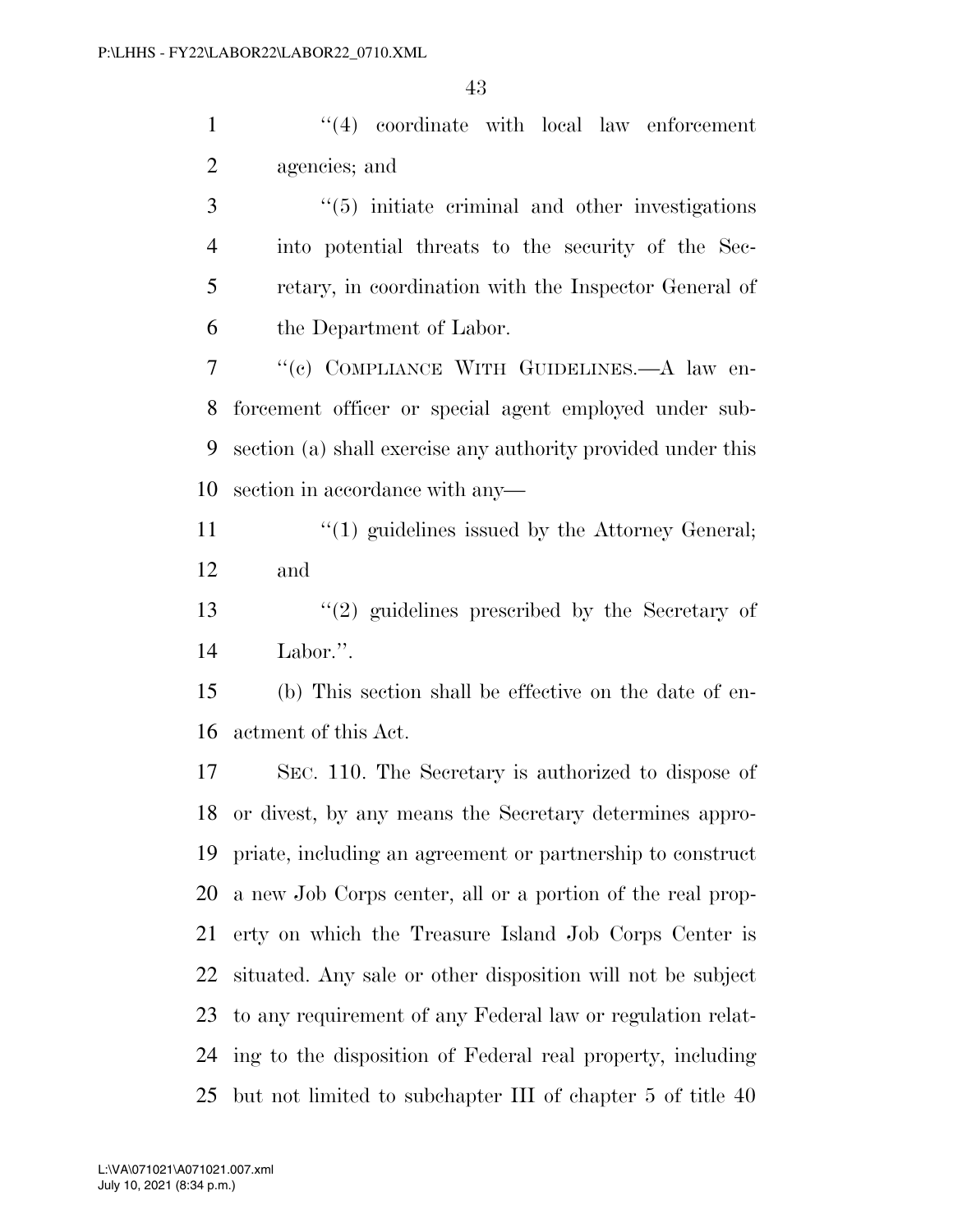''(4) coordinate with local law enforcement agencies; and

''(5) initiate criminal and other investigations into potential threats to the security of the Secretary, in coordination with the Inspector General of the Department of Labor.

''(c) COMPLIANCE WITH GUIDELINES.—A law enforcement officer or special agent employed under subsection (a) shall exercise any authority provided under this section in accordance with any—

''(1) guidelines issued by the Attorney General; and

''(2) guidelines prescribed by the Secretary of Labor.''.

(b) This section shall be effective on the date of enactment of this Act.

SEC. 110. The Secretary is authorized to dispose of or divest, by any means the Secretary determines appropriate, including an agreement or partnership to construct a new Job Corps center, all or a portion of the real property on which the Treasure Island Job Corps Center is situated. Any sale or other disposition will not be subject to any requirement of any Federal law or regulation relating to the disposition of Federal real property, including but not limited to subchapter III of chapter 5 of title 40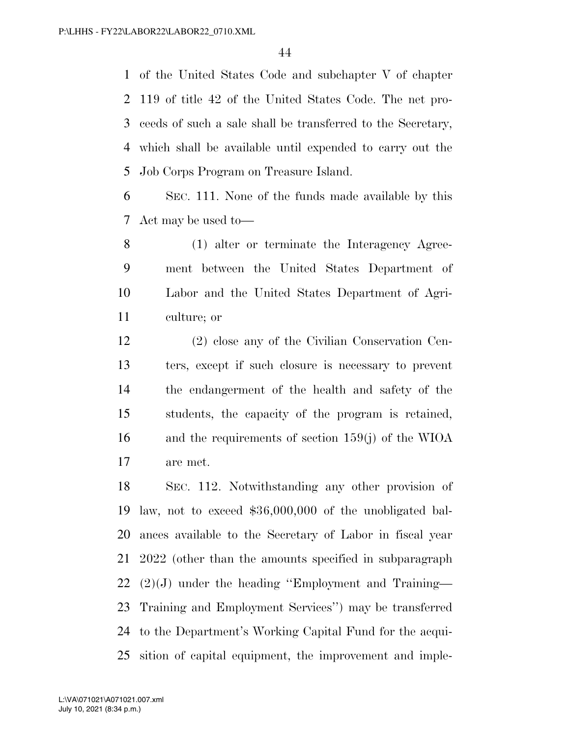of the United States Code and subchapter V of chapter 119 of title 42 of the United States Code. The net proceeds of such a sale shall be transferred to the Secretary, which shall be available until expended to carry out the Job Corps Program on Treasure Island.

SEC. 111. None of the funds made available by this Act may be used to—

(1) alter or terminate the Interagency Agreement between the United States Department of Labor and the United States Department of Agriculture; or

(2) close any of the Civilian Conservation Centers, except if such closure is necessary to prevent the endangerment of the health and safety of the students, the capacity of the program is retained, and the requirements of section 159(j) of the WIOA are met.

SEC. 112. Notwithstanding any other provision of law, not to exceed $36,000,000 of the unobligated balances available to the Secretary of Labor in fiscal year 2022 (other than the amounts specified in subparagraph (2)(J) under the heading ''Employment and Training—Training and Employment Services'') may be transferred to the Department's Working Capital Fund for the acquisition of capital equipment, the improvement and imple-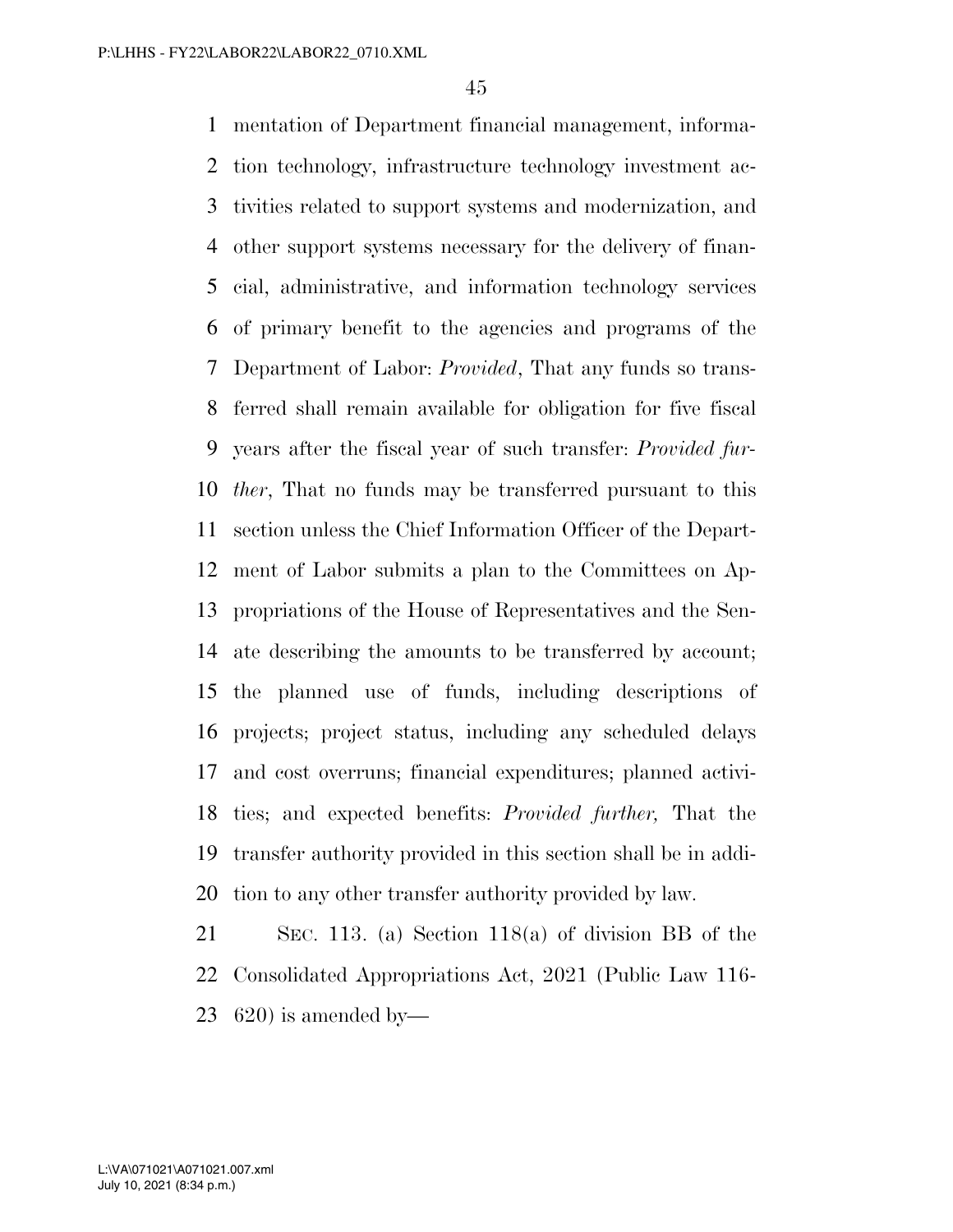mentation of Department financial management, information technology, infrastructure technology investment activities related to support systems and modernization, and other support systems necessary for the delivery of financial, administrative, and information technology services of primary benefit to the agencies and programs of the Department of Labor: *Provided*, That any funds so transferred shall remain available for obligation for five fiscal years after the fiscal year of such transfer: *Provided further*, That no funds may be transferred pursuant to this section unless the Chief Information Officer of the Department of Labor submits a plan to the Committees on Appropriations of the House of Representatives and the Senate describing the amounts to be transferred by account; the planned use of funds, including descriptions of projects; project status, including any scheduled delays and cost overruns; financial expenditures; planned activities; and expected benefits: *Provided further,* That the transfer authority provided in this section shall be in addition to any other transfer authority provided by law.

SEC. 113. (a) Section 118(a) of division BB of the Consolidated Appropriations Act, 2021 (Public Law 116-620) is amended by—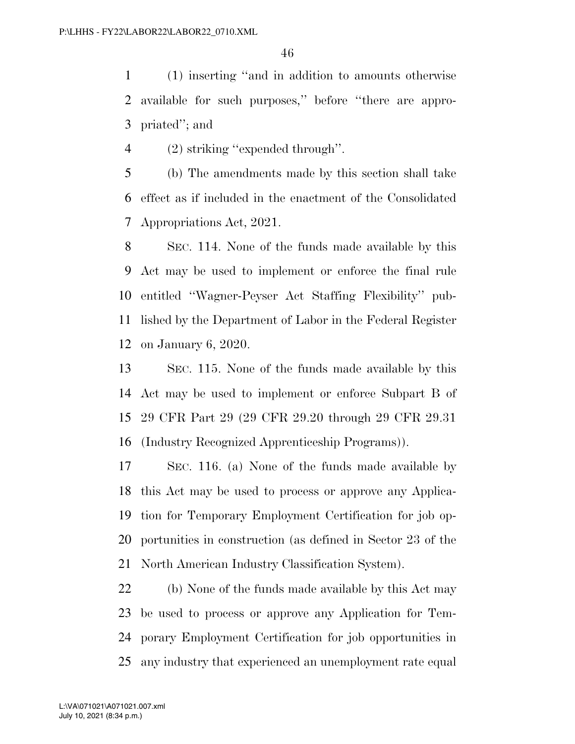(1) inserting ''and in addition to amounts otherwise available for such purposes,'' before ''there are appropriated''; and

(2) striking ''expended through''.

(b) The amendments made by this section shall take effect as if included in the enactment of the Consolidated Appropriations Act, 2021.

SEC. 114. None of the funds made available by this Act may be used to implement or enforce the final rule entitled ''Wagner-Peyser Act Staffing Flexibility'' published by the Department of Labor in the Federal Register on January 6, 2020.

SEC. 115. None of the funds made available by this Act may be used to implement or enforce Subpart B of 29 CFR Part 29 (29 CFR 29.20 through 29 CFR 29.31 (Industry Recognized Apprenticeship Programs)).

SEC. 116. (a) None of the funds made available by this Act may be used to process or approve any Application for Temporary Employment Certification for job opportunities in construction (as defined in Sector 23 of the North American Industry Classification System).

(b) None of the funds made available by this Act may be used to process or approve any Application for Temporary Employment Certification for job opportunities in any industry that experienced an unemployment rate equal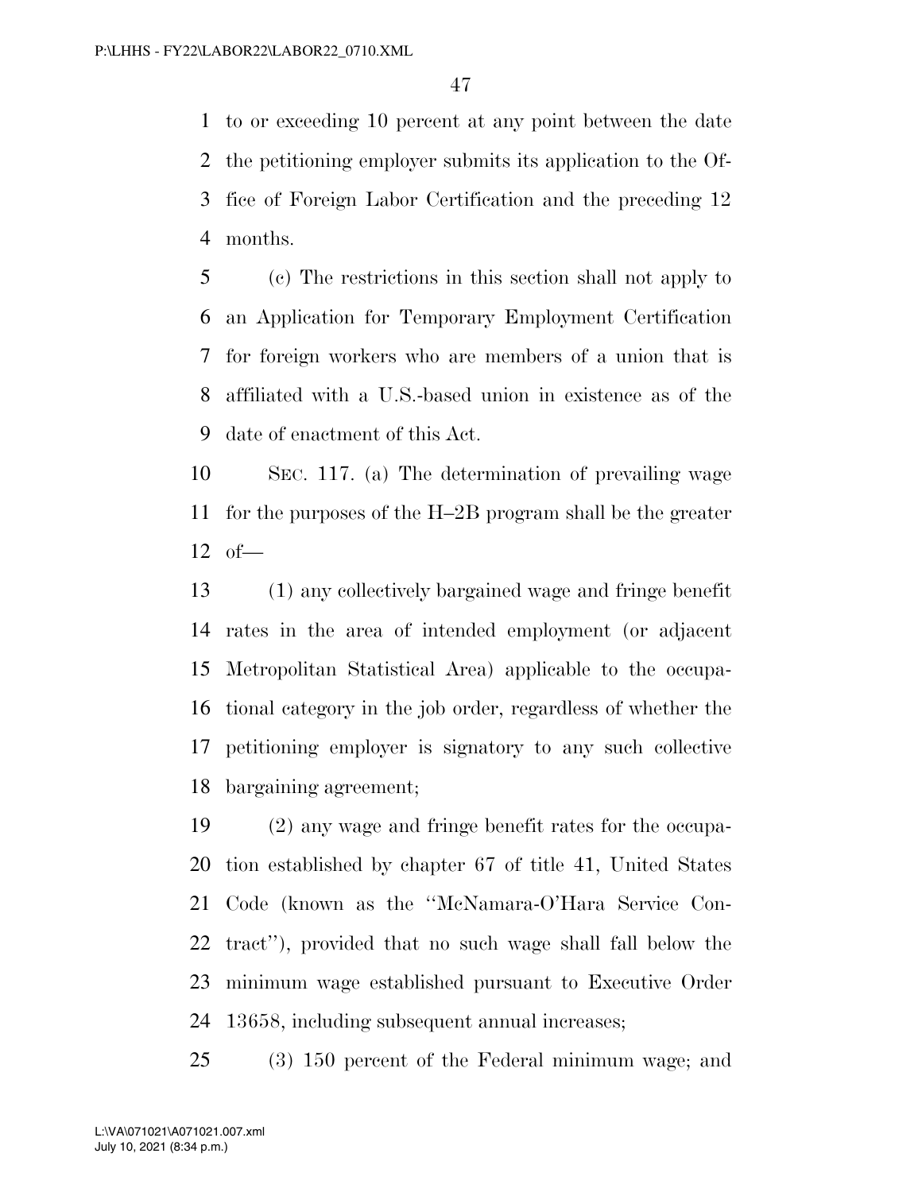to or exceeding 10 percent at any point between the date the petitioning employer submits its application to the Office of Foreign Labor Certification and the preceding 12 months.

(c) The restrictions in this section shall not apply to an Application for Temporary Employment Certification for foreign workers who are members of a union that is affiliated with a U.S.-based union in existence as of the date of enactment of this Act.

SEC. 117. (a) The determination of prevailing wage for the purposes of the H–2B program shall be the greater of—

(1) any collectively bargained wage and fringe benefit rates in the area of intended employment (or adjacent Metropolitan Statistical Area) applicable to the occupational category in the job order, regardless of whether the petitioning employer is signatory to any such collective bargaining agreement;

(2) any wage and fringe benefit rates for the occupation established by chapter 67 of title 41, United States Code (known as the ''McNamara-O'Hara Service Contract''), provided that no such wage shall fall below the minimum wage established pursuant to Executive Order 13658, including subsequent annual increases;

(3) 150 percent of the Federal minimum wage; and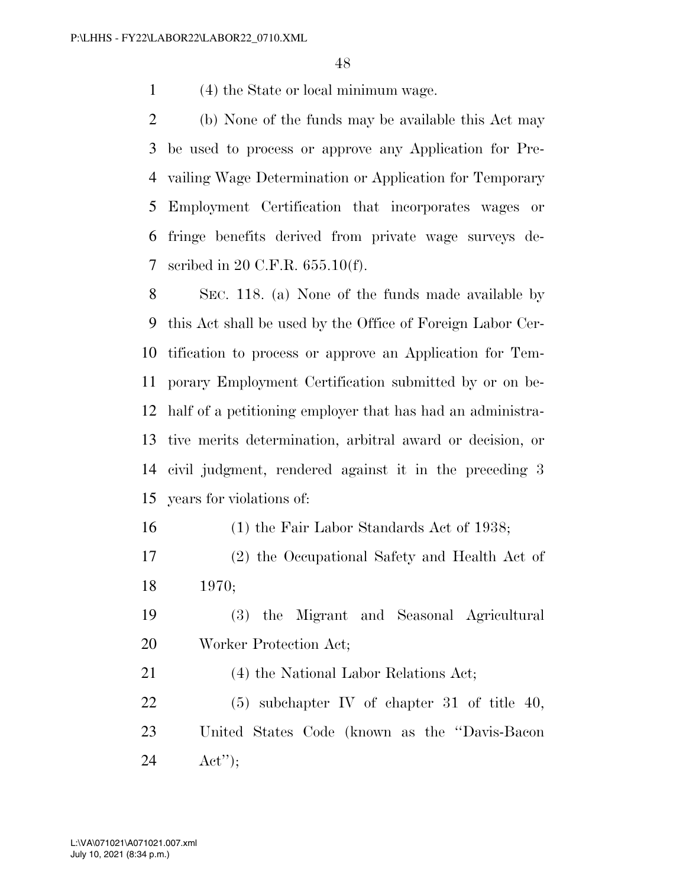(4) the State or local minimum wage.

(b) None of the funds may be available this Act may be used to process or approve any Application for Prevailing Wage Determination or Application for Temporary Employment Certification that incorporates wages or fringe benefits derived from private wage surveys described in 20 C.F.R. 655.10(f).

SEC. 118. (a) None of the funds made available by this Act shall be used by the Office of Foreign Labor Certification to process or approve an Application for Temporary Employment Certification submitted by or on behalf of a petitioning employer that has had an administrative merits determination, arbitral award or decision, or civil judgment, rendered against it in the preceding 3 years for violations of:

(1) the Fair Labor Standards Act of 1938;

(2) the Occupational Safety and Health Act of 1970;

(3) the Migrant and Seasonal Agricultural Worker Protection Act;

(4) the National Labor Relations Act;

(5) subchapter IV of chapter 31 of title 40, United States Code (known as the ''Davis-Bacon Act'');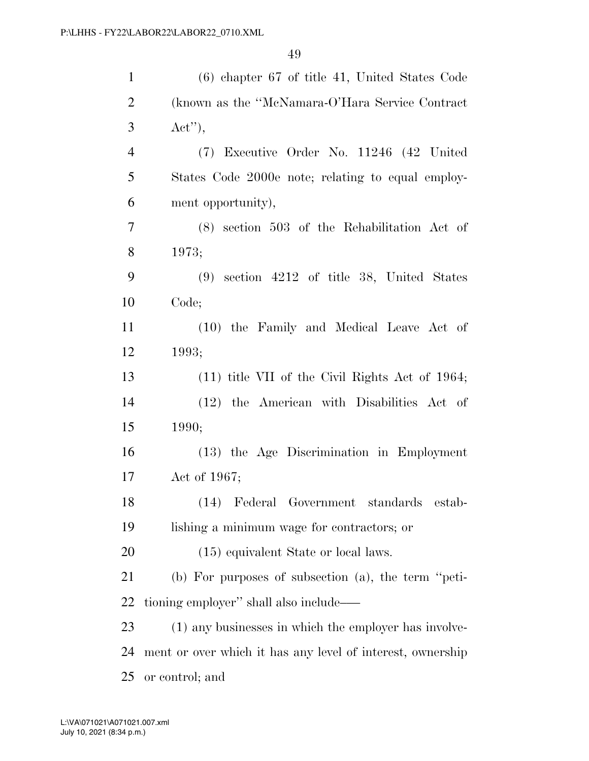(6) chapter 67 of title 41, United States Code (known as the "McNamara-O'Hara Service Contract Act"),

(7) Executive Order No. 11246 (42 United States Code 2000e note; relating to equal employment opportunity),

(8) section 503 of the Rehabilitation Act of 1973;

(9) section 4212 of title 38, United States Code;

(10) the Family and Medical Leave Act of 1993;

(11) title VII of the Civil Rights Act of 1964;

(12) the American with Disabilities Act of 1990;

(13) the Age Discrimination in Employment Act of 1967;

(14) Federal Government standards establishing a minimum wage for contractors; or

(15) equivalent State or local laws.

(b) For purposes of subsection (a), the term "petitioning employer" shall also include—

(1) any businesses in which the employer has involvement or over which it has any level of interest, ownership or control; and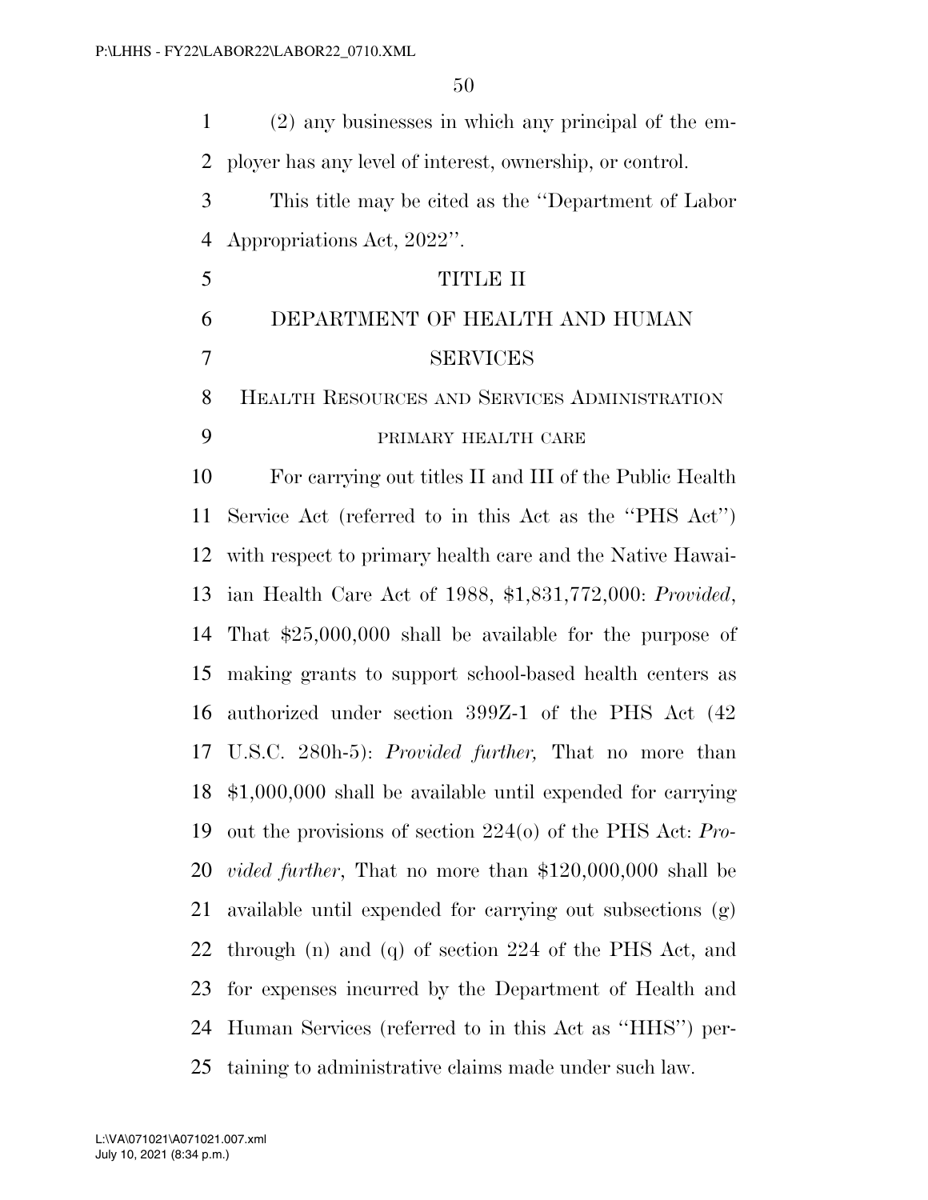(2) any businesses in which any principal of the employer has any level of interest, ownership, or control.

This title may be cited as the ''Department of Labor Appropriations Act, 2022''.

# TITLE II

# DEPARTMENT OF HEALTH AND HUMAN SERVICES

## HEALTH RESOURCES AND SERVICES ADMINISTRATION

### PRIMARY HEALTH CARE

For carrying out titles II and III of the Public Health Service Act (referred to in this Act as the ''PHS Act'') with respect to primary health care and the Native Hawaiian Health Care Act of 1988, $1,831,772,000: *Provided*, That $25,000,000 shall be available for the purpose of making grants to support school-based health centers as authorized under section 399Z-1 of the PHS Act (42 U.S.C. 280h-5): *Provided further,* That no more than $1,000,000 shall be available until expended for carrying out the provisions of section 224(o) of the PHS Act: *Provided further*, That no more than $120,000,000 shall be available until expended for carrying out subsections (g) through (n) and (q) of section 224 of the PHS Act, and for expenses incurred by the Department of Health and Human Services (referred to in this Act as ''HHS'') pertaining to administrative claims made under such law.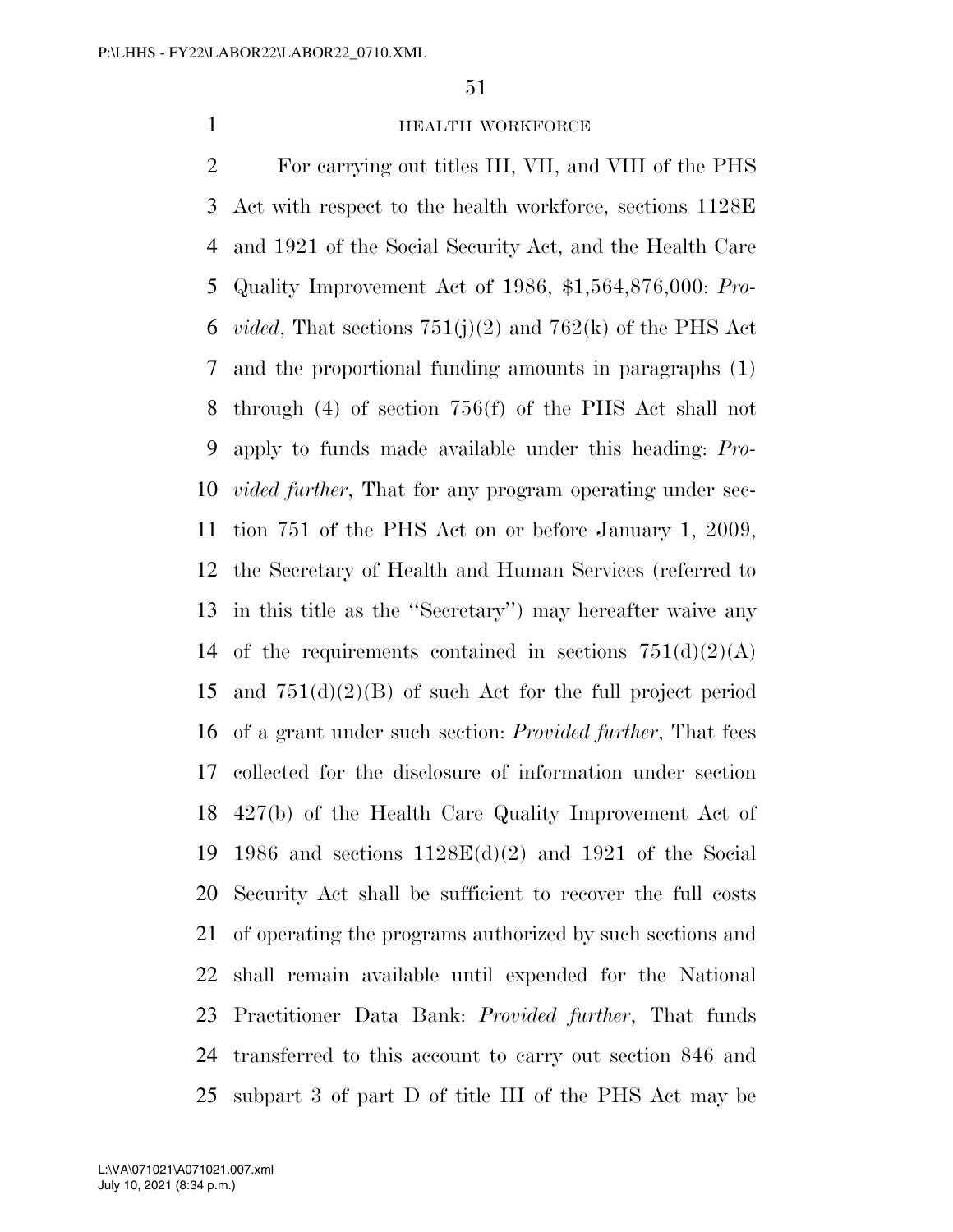HEALTH WORKFORCE

For carrying out titles III, VII, and VIII of the PHS Act with respect to the health workforce, sections 1128E and 1921 of the Social Security Act, and the Health Care Quality Improvement Act of 1986, $1,564,876,000: *Provided*, That sections 751(j)(2) and 762(k) of the PHS Act and the proportional funding amounts in paragraphs (1) through (4) of section 756(f) of the PHS Act shall not apply to funds made available under this heading: *Provided further*, That for any program operating under section 751 of the PHS Act on or before January 1, 2009, the Secretary of Health and Human Services (referred to in this title as the ''Secretary'') may hereafter waive any of the requirements contained in sections 751(d)(2)(A) and 751(d)(2)(B) of such Act for the full project period of a grant under such section: *Provided further*, That fees collected for the disclosure of information under section 427(b) of the Health Care Quality Improvement Act of 1986 and sections 1128E(d)(2) and 1921 of the Social Security Act shall be sufficient to recover the full costs of operating the programs authorized by such sections and shall remain available until expended for the National Practitioner Data Bank: *Provided further*, That funds transferred to this account to carry out section 846 and subpart 3 of part D of title III of the PHS Act may be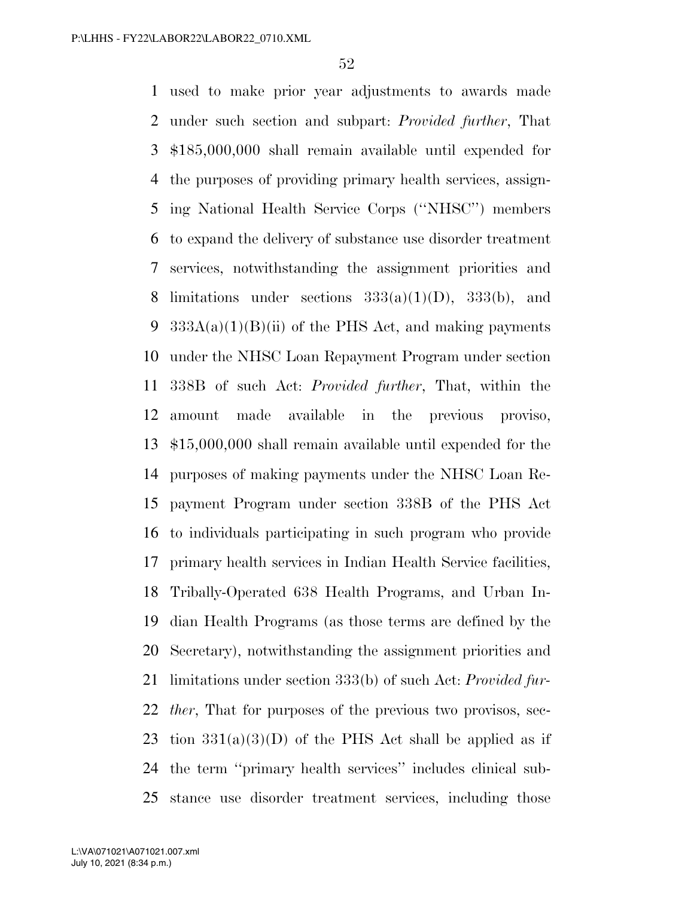used to make prior year adjustments to awards made under such section and subpart: *Provided further*, That $185,000,000 shall remain available until expended for the purposes of providing primary health services, assigning National Health Service Corps (''NHSC'') members to expand the delivery of substance use disorder treatment services, notwithstanding the assignment priorities and limitations under sections 333(a)(1)(D), 333(b), and 333A(a)(1)(B)(ii) of the PHS Act, and making payments under the NHSC Loan Repayment Program under section 338B of such Act: *Provided further*, That, within the amount made available in the previous proviso, $15,000,000 shall remain available until expended for the purposes of making payments under the NHSC Loan Repayment Program under section 338B of the PHS Act to individuals participating in such program who provide primary health services in Indian Health Service facilities, Tribally-Operated 638 Health Programs, and Urban Indian Health Programs (as those terms are defined by the Secretary), notwithstanding the assignment priorities and limitations under section 333(b) of such Act: *Provided further*, That for purposes of the previous two provisos, section 331(a)(3)(D) of the PHS Act shall be applied as if the term ''primary health services'' includes clinical substance use disorder treatment services, including those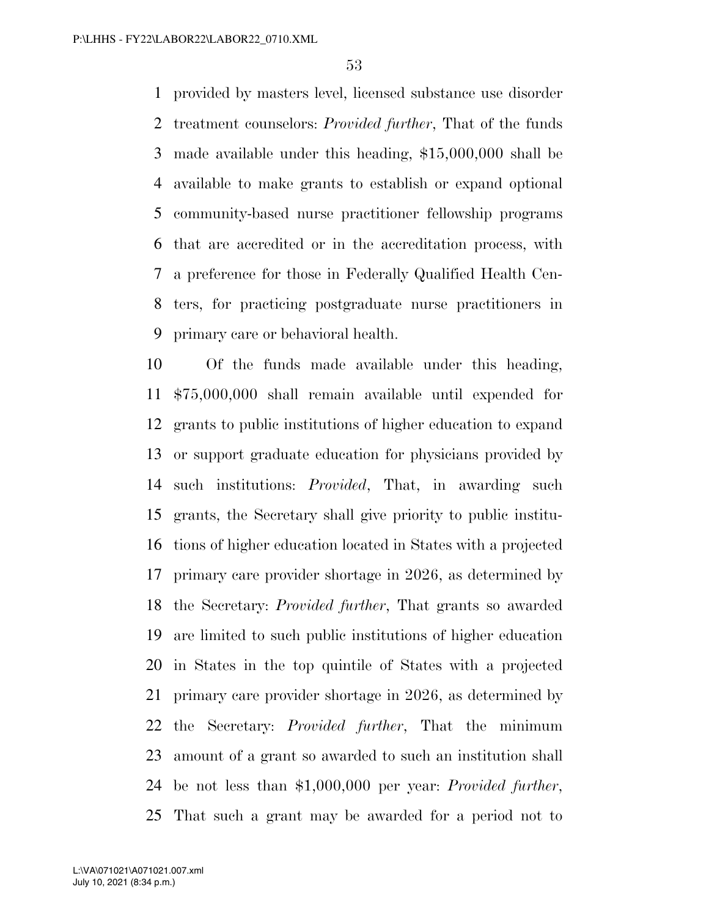provided by masters level, licensed substance use disorder treatment counselors: *Provided further*, That of the funds made available under this heading, $15,000,000 shall be available to make grants to establish or expand optional community-based nurse practitioner fellowship programs that are accredited or in the accreditation process, with a preference for those in Federally Qualified Health Centers, for practicing postgraduate nurse practitioners in primary care or behavioral health.

Of the funds made available under this heading, $75,000,000 shall remain available until expended for grants to public institutions of higher education to expand or support graduate education for physicians provided by such institutions: *Provided*, That, in awarding such grants, the Secretary shall give priority to public institutions of higher education located in States with a projected primary care provider shortage in 2026, as determined by the Secretary: *Provided further*, That grants so awarded are limited to such public institutions of higher education in States in the top quintile of States with a projected primary care provider shortage in 2026, as determined by the Secretary: *Provided further*, That the minimum amount of a grant so awarded to such an institution shall be not less than $1,000,000 per year: *Provided further*, That such a grant may be awarded for a period not to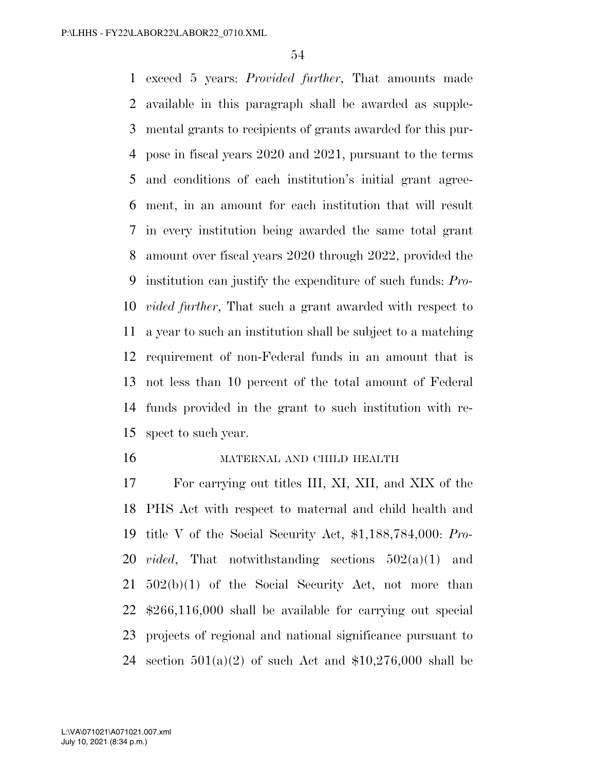exceed 5 years: *Provided further*, That amounts made available in this paragraph shall be awarded as supplemental grants to recipients of grants awarded for this purpose in fiscal years 2020 and 2021, pursuant to the terms and conditions of each institution's initial grant agreement, in an amount for each institution that will result in every institution being awarded the same total grant amount over fiscal years 2020 through 2022, provided the institution can justify the expenditure of such funds: *Provided further*, That such a grant awarded with respect to a year to such an institution shall be subject to a matching requirement of non-Federal funds in an amount that is not less than 10 percent of the total amount of Federal funds provided in the grant to such institution with respect to such year.

MATERNAL AND CHILD HEALTH

For carrying out titles III, XI, XII, and XIX of the PHS Act with respect to maternal and child health and title V of the Social Security Act, $1,188,784,000: *Provided*, That notwithstanding sections 502(a)(1) and 502(b)(1) of the Social Security Act, not more than $266,116,000 shall be available for carrying out special projects of regional and national significance pursuant to section 501(a)(2) of such Act and $10,276,000 shall be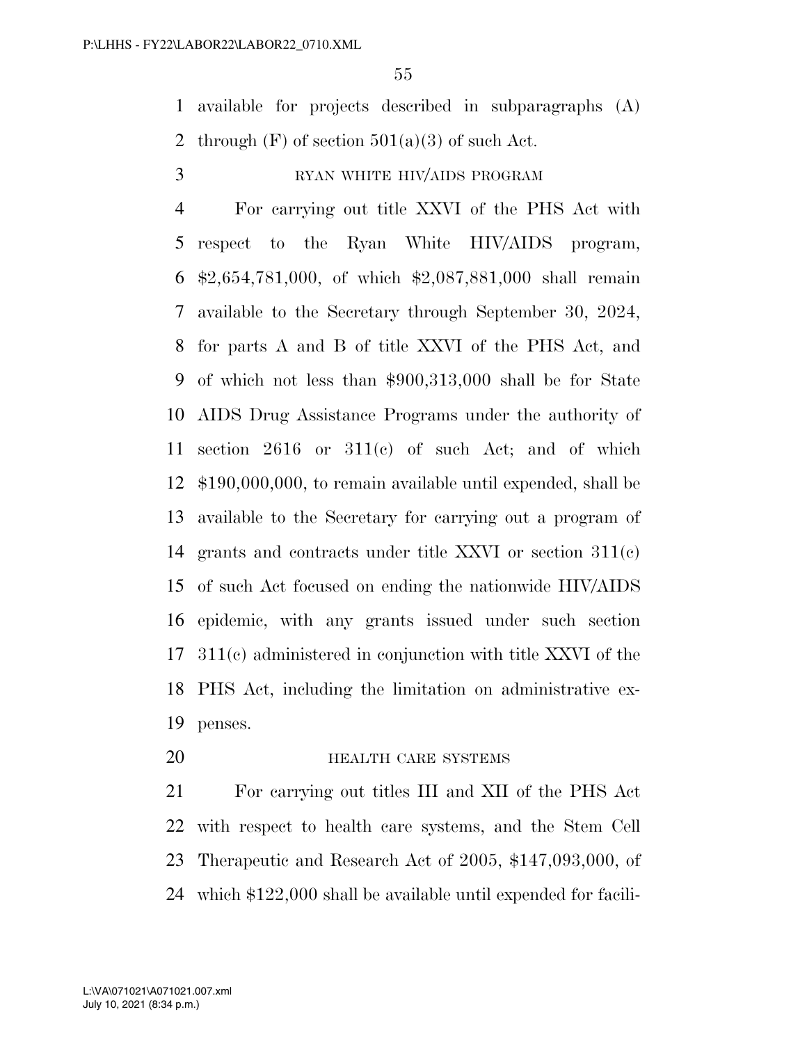available for projects described in subparagraphs (A) through (F) of section 501(a)(3) of such Act.

RYAN WHITE HIV/AIDS PROGRAM

For carrying out title XXVI of the PHS Act with respect to the Ryan White HIV/AIDS program, $2,654,781,000, of which $2,087,881,000 shall remain available to the Secretary through September 30, 2024, for parts A and B of title XXVI of the PHS Act, and of which not less than $900,313,000 shall be for State AIDS Drug Assistance Programs under the authority of section 2616 or 311(c) of such Act; and of which $190,000,000, to remain available until expended, shall be available to the Secretary for carrying out a program of grants and contracts under title XXVI or section 311(c) of such Act focused on ending the nationwide HIV/AIDS epidemic, with any grants issued under such section 311(c) administered in conjunction with title XXVI of the PHS Act, including the limitation on administrative expenses.

HEALTH CARE SYSTEMS

For carrying out titles III and XII of the PHS Act with respect to health care systems, and the Stem Cell Therapeutic and Research Act of 2005, $147,093,000, of which $122,000 shall be available until expended for facili-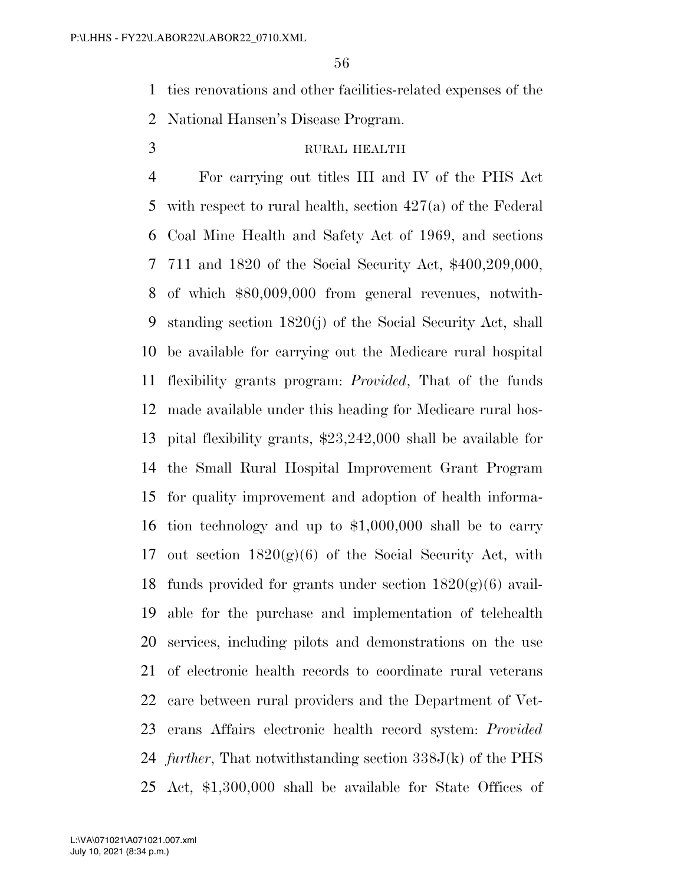ties renovations and other facilities-related expenses of the National Hansen's Disease Program.

RURAL HEALTH

For carrying out titles III and IV of the PHS Act with respect to rural health, section 427(a) of the Federal Coal Mine Health and Safety Act of 1969, and sections 711 and 1820 of the Social Security Act, $400,209,000, of which $80,009,000 from general revenues, notwithstanding section 1820(j) of the Social Security Act, shall be available for carrying out the Medicare rural hospital flexibility grants program: *Provided*, That of the funds made available under this heading for Medicare rural hospital flexibility grants, $23,242,000 shall be available for the Small Rural Hospital Improvement Grant Program for quality improvement and adoption of health information technology and up to $1,000,000 shall be to carry out section 1820(g)(6) of the Social Security Act, with funds provided for grants under section 1820(g)(6) available for the purchase and implementation of telehealth services, including pilots and demonstrations on the use of electronic health records to coordinate rural veterans care between rural providers and the Department of Veterans Affairs electronic health record system: *Provided further*, That notwithstanding section 338J(k) of the PHS Act, $1,300,000 shall be available for State Offices of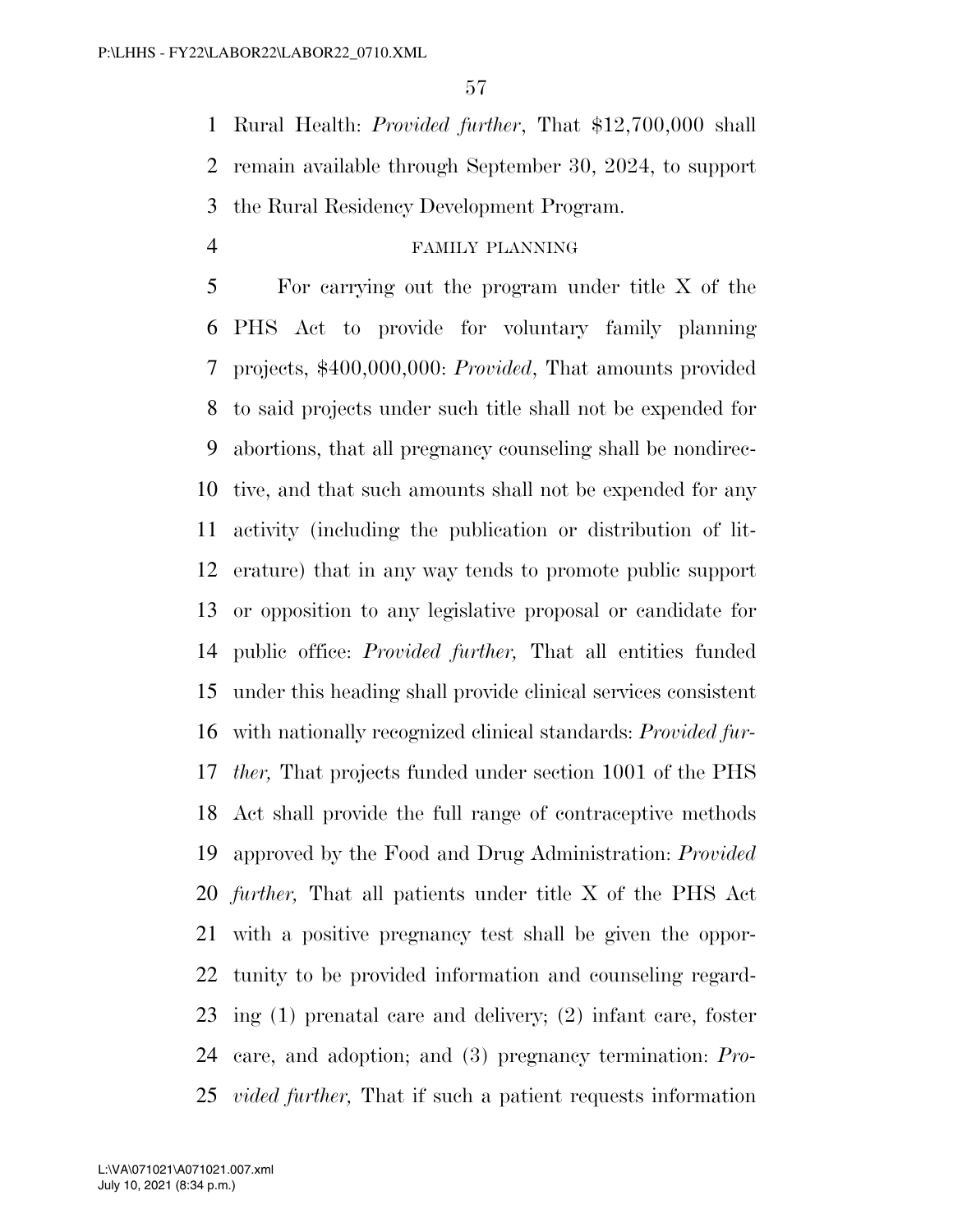Rural Health: *Provided further*, That $12,700,000 shall remain available through September 30, 2024, to support the Rural Residency Development Program.

FAMILY PLANNING

For carrying out the program under title X of the PHS Act to provide for voluntary family planning projects, $400,000,000: *Provided*, That amounts provided to said projects under such title shall not be expended for abortions, that all pregnancy counseling shall be nondirective, and that such amounts shall not be expended for any activity (including the publication or distribution of literature) that in any way tends to promote public support or opposition to any legislative proposal or candidate for public office: *Provided further,* That all entities funded under this heading shall provide clinical services consistent with nationally recognized clinical standards: *Provided further,* That projects funded under section 1001 of the PHS Act shall provide the full range of contraceptive methods approved by the Food and Drug Administration: *Provided further,* That all patients under title X of the PHS Act with a positive pregnancy test shall be given the opportunity to be provided information and counseling regarding (1) prenatal care and delivery; (2) infant care, foster care, and adoption; and (3) pregnancy termination: *Provided further,* That if such a patient requests information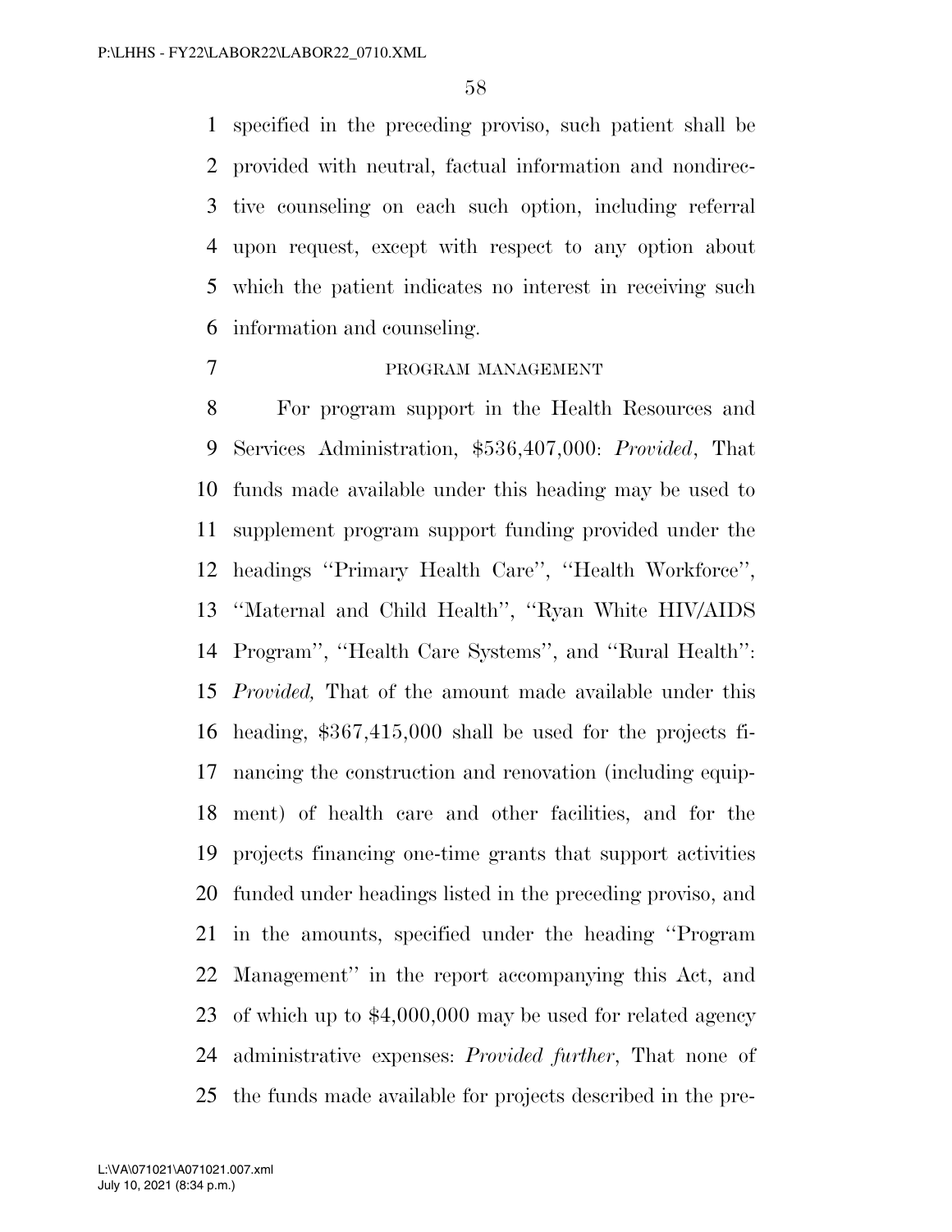specified in the preceding proviso, such patient shall be provided with neutral, factual information and nondirective counseling on each such option, including referral upon request, except with respect to any option about which the patient indicates no interest in receiving such information and counseling.

PROGRAM MANAGEMENT

For program support in the Health Resources and Services Administration, $536,407,000: *Provided*, That funds made available under this heading may be used to supplement program support funding provided under the headings ''Primary Health Care'', ''Health Workforce'', ''Maternal and Child Health'', ''Ryan White HIV/AIDS Program'', ''Health Care Systems'', and ''Rural Health'': *Provided,* That of the amount made available under this heading, $367,415,000 shall be used for the projects financing the construction and renovation (including equipment) of health care and other facilities, and for the projects financing one-time grants that support activities funded under headings listed in the preceding proviso, and in the amounts, specified under the heading ''Program Management'' in the report accompanying this Act, and of which up to $4,000,000 may be used for related agency administrative expenses: *Provided further*, That none of the funds made available for projects described in the pre-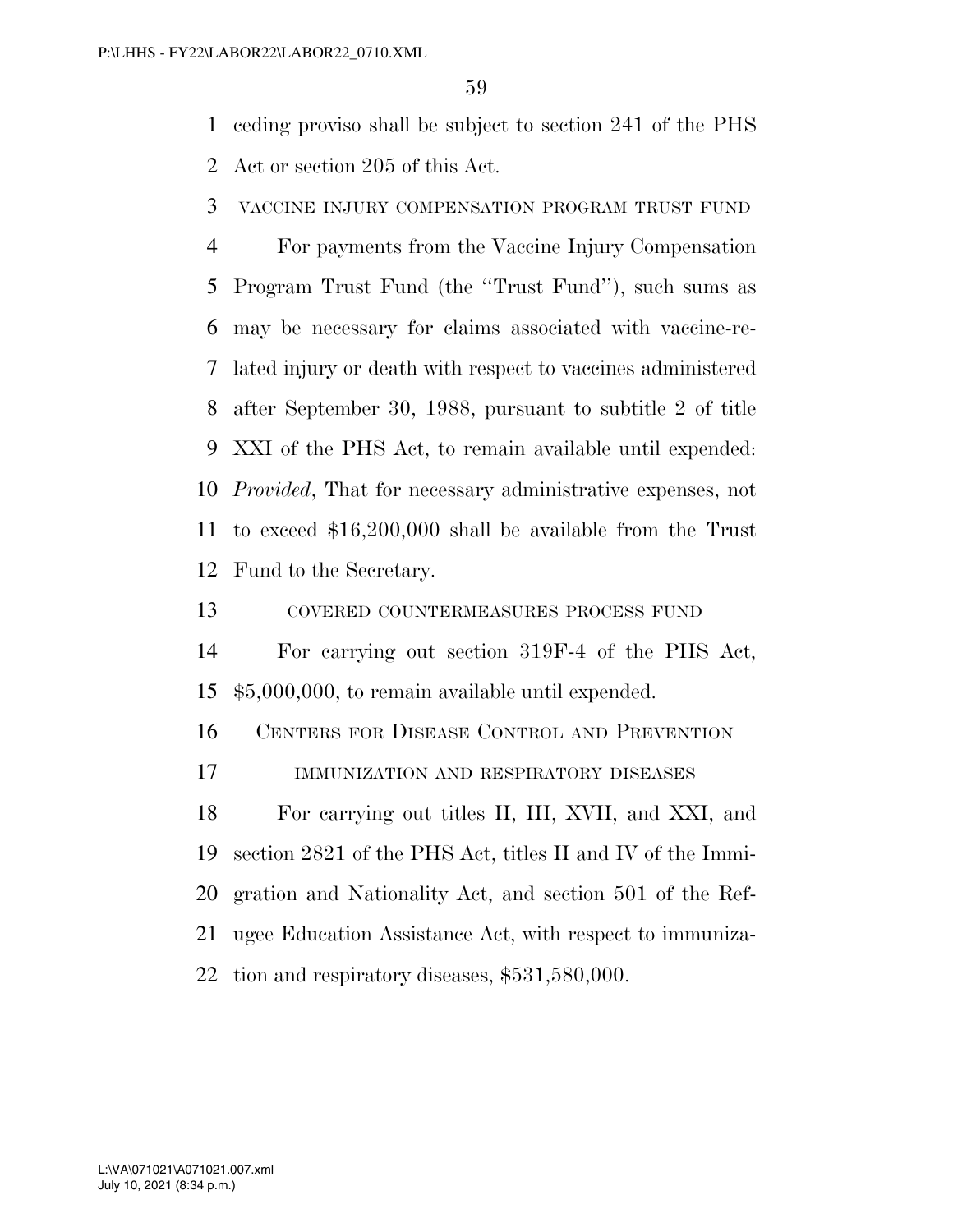ceding proviso shall be subject to section 241 of the PHS Act or section 205 of this Act.

VACCINE INJURY COMPENSATION PROGRAM TRUST FUND

For payments from the Vaccine Injury Compensation Program Trust Fund (the ''Trust Fund''), such sums as may be necessary for claims associated with vaccine-related injury or death with respect to vaccines administered after September 30, 1988, pursuant to subtitle 2 of title XXI of the PHS Act, to remain available until expended: *Provided*, That for necessary administrative expenses, not to exceed $16,200,000 shall be available from the Trust Fund to the Secretary.

COVERED COUNTERMEASURES PROCESS FUND

For carrying out section 319F-4 of the PHS Act, $5,000,000, to remain available until expended.

CENTERS FOR DISEASE CONTROL AND PREVENTION

IMMUNIZATION AND RESPIRATORY DISEASES

For carrying out titles II, III, XVII, and XXI, and section 2821 of the PHS Act, titles II and IV of the Immigration and Nationality Act, and section 501 of the Refugee Education Assistance Act, with respect to immunization and respiratory diseases, $531,580,000.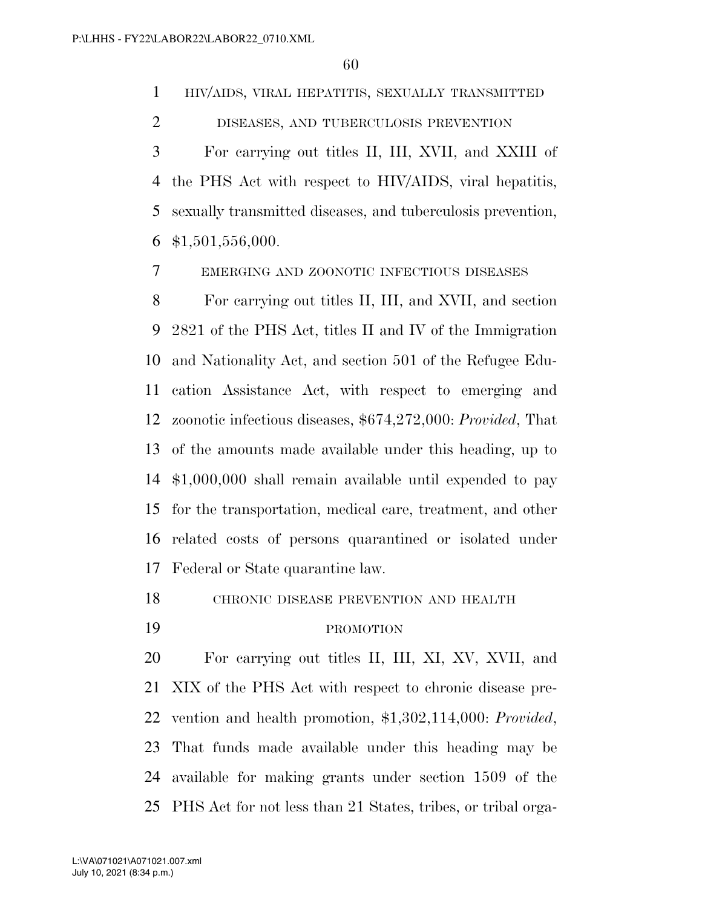## HIV/AIDS, VIRAL HEPATITIS, SEXUALLY TRANSMITTED DISEASES, AND TUBERCULOSIS PREVENTION

For carrying out titles II, III, XVII, and XXIII of the PHS Act with respect to HIV/AIDS, viral hepatitis, sexually transmitted diseases, and tuberculosis prevention, $1,501,556,000.

## EMERGING AND ZOONOTIC INFECTIOUS DISEASES

For carrying out titles II, III, and XVII, and section 2821 of the PHS Act, titles II and IV of the Immigration and Nationality Act, and section 501 of the Refugee Education Assistance Act, with respect to emerging and zoonotic infectious diseases, $674,272,000: *Provided*, That of the amounts made available under this heading, up to $1,000,000 shall remain available until expended to pay for the transportation, medical care, treatment, and other related costs of persons quarantined or isolated under Federal or State quarantine law.

## CHRONIC DISEASE PREVENTION AND HEALTH PROMOTION

For carrying out titles II, III, XI, XV, XVII, and XIX of the PHS Act with respect to chronic disease prevention and health promotion, $1,302,114,000: *Provided*, That funds made available under this heading may be available for making grants under section 1509 of the PHS Act for not less than 21 States, tribes, or tribal orga-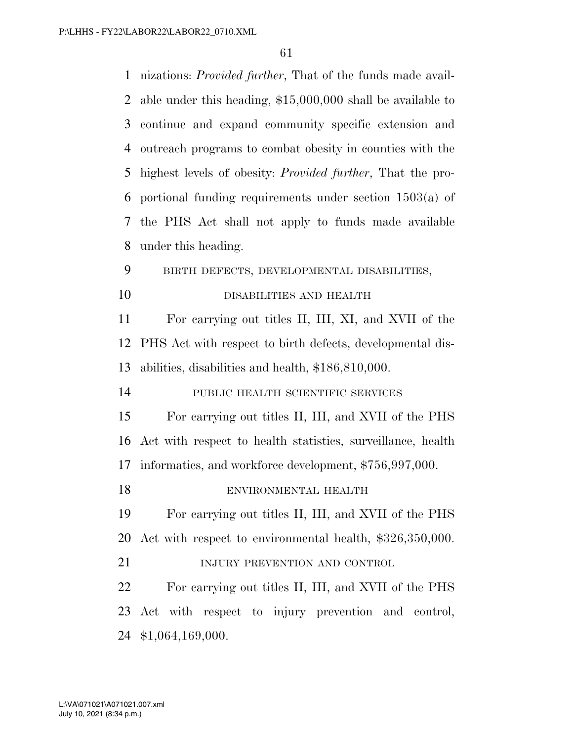nizations: *Provided further*, That of the funds made available under this heading, $15,000,000 shall be available to continue and expand community specific extension and outreach programs to combat obesity in counties with the highest levels of obesity: *Provided further*, That the proportional funding requirements under section 1503(a) of the PHS Act shall not apply to funds made available under this heading.

BIRTH DEFECTS, DEVELOPMENTAL DISABILITIES, DISABILITIES AND HEALTH

For carrying out titles II, III, XI, and XVII of the PHS Act with respect to birth defects, developmental disabilities, disabilities and health, $186,810,000.

PUBLIC HEALTH SCIENTIFIC SERVICES

For carrying out titles II, III, and XVII of the PHS Act with respect to health statistics, surveillance, health informatics, and workforce development, $756,997,000.

ENVIRONMENTAL HEALTH

For carrying out titles II, III, and XVII of the PHS Act with respect to environmental health, $326,350,000.

INJURY PREVENTION AND CONTROL

For carrying out titles II, III, and XVII of the PHS Act with respect to injury prevention and control, $1,064,169,000.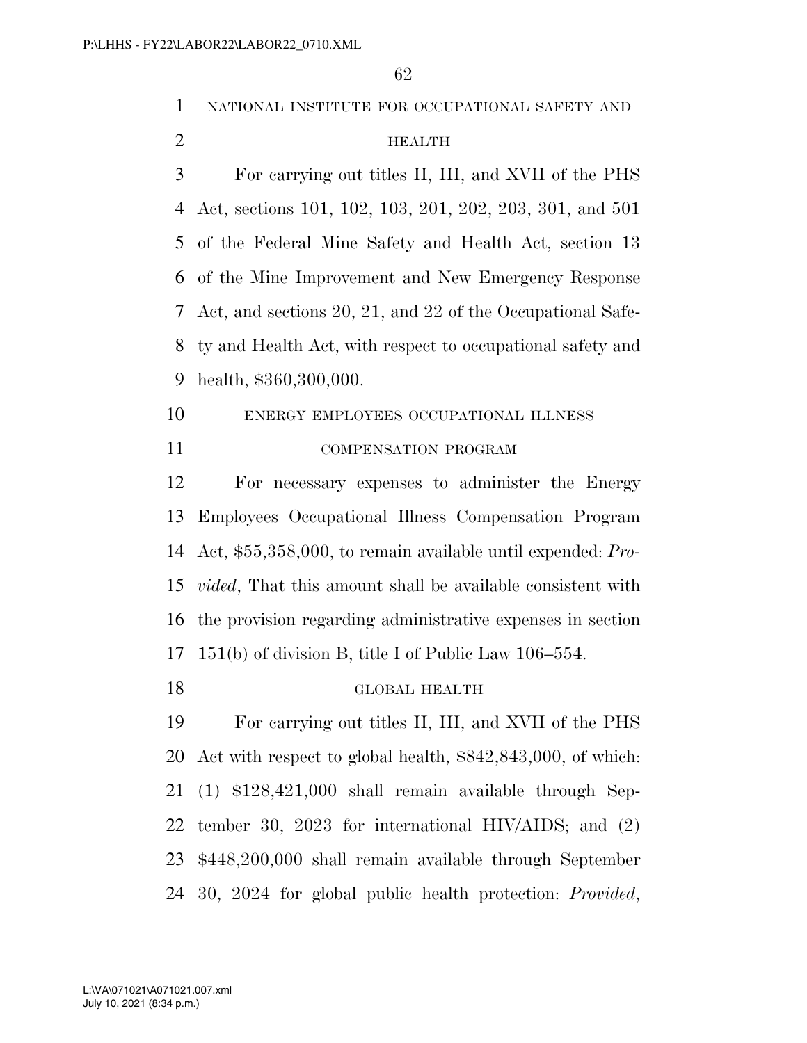NATIONAL INSTITUTE FOR OCCUPATIONAL SAFETY AND HEALTH

For carrying out titles II, III, and XVII of the PHS Act, sections 101, 102, 103, 201, 202, 203, 301, and 501 of the Federal Mine Safety and Health Act, section 13 of the Mine Improvement and New Emergency Response Act, and sections 20, 21, and 22 of the Occupational Safety and Health Act, with respect to occupational safety and health, $360,300,000.

ENERGY EMPLOYEES OCCUPATIONAL ILLNESS COMPENSATION PROGRAM

For necessary expenses to administer the Energy Employees Occupational Illness Compensation Program Act, $55,358,000, to remain available until expended: *Provided*, That this amount shall be available consistent with the provision regarding administrative expenses in section 151(b) of division B, title I of Public Law 106–554.

GLOBAL HEALTH

For carrying out titles II, III, and XVII of the PHS Act with respect to global health, $842,843,000, of which: (1) $128,421,000 shall remain available through September 30, 2023 for international HIV/AIDS; and (2) $448,200,000 shall remain available through September 30, 2024 for global public health protection: *Provided*,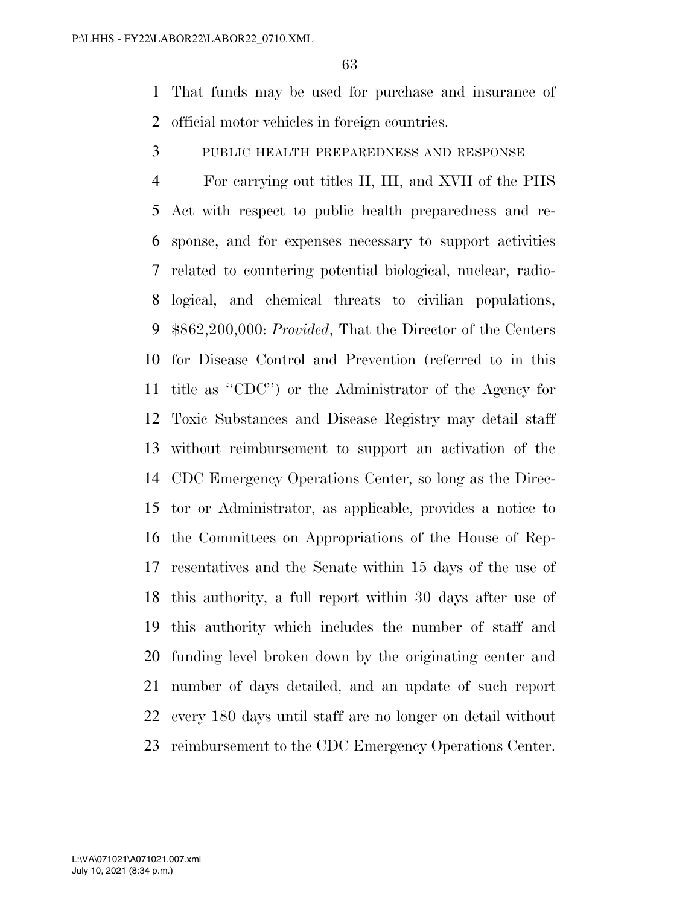That funds may be used for purchase and insurance of official motor vehicles in foreign countries.

PUBLIC HEALTH PREPAREDNESS AND RESPONSE

For carrying out titles II, III, and XVII of the PHS Act with respect to public health preparedness and response, and for expenses necessary to support activities related to countering potential biological, nuclear, radiological, and chemical threats to civilian populations, $862,200,000: *Provided*, That the Director of the Centers for Disease Control and Prevention (referred to in this title as ''CDC'') or the Administrator of the Agency for Toxic Substances and Disease Registry may detail staff without reimbursement to support an activation of the CDC Emergency Operations Center, so long as the Director or Administrator, as applicable, provides a notice to the Committees on Appropriations of the House of Representatives and the Senate within 15 days of the use of this authority, a full report within 30 days after use of this authority which includes the number of staff and funding level broken down by the originating center and number of days detailed, and an update of such report every 180 days until staff are no longer on detail without reimbursement to the CDC Emergency Operations Center.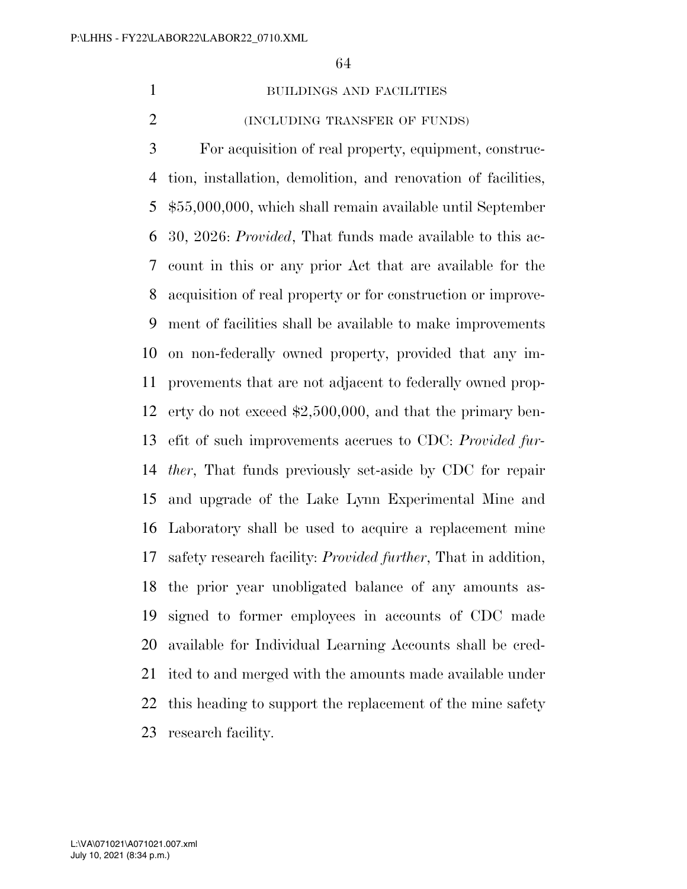BUILDINGS AND FACILITIES

(INCLUDING TRANSFER OF FUNDS)

For acquisition of real property, equipment, construction, installation, demolition, and renovation of facilities, $55,000,000, which shall remain available until September 30, 2026: *Provided*, That funds made available to this account in this or any prior Act that are available for the acquisition of real property or for construction or improvement of facilities shall be available to make improvements on non-federally owned property, provided that any improvements that are not adjacent to federally owned property do not exceed $2,500,000, and that the primary benefit of such improvements accrues to CDC: *Provided further*, That funds previously set-aside by CDC for repair and upgrade of the Lake Lynn Experimental Mine and Laboratory shall be used to acquire a replacement mine safety research facility: *Provided further*, That in addition, the prior year unobligated balance of any amounts assigned to former employees in accounts of CDC made available for Individual Learning Accounts shall be credited to and merged with the amounts made available under this heading to support the replacement of the mine safety research facility.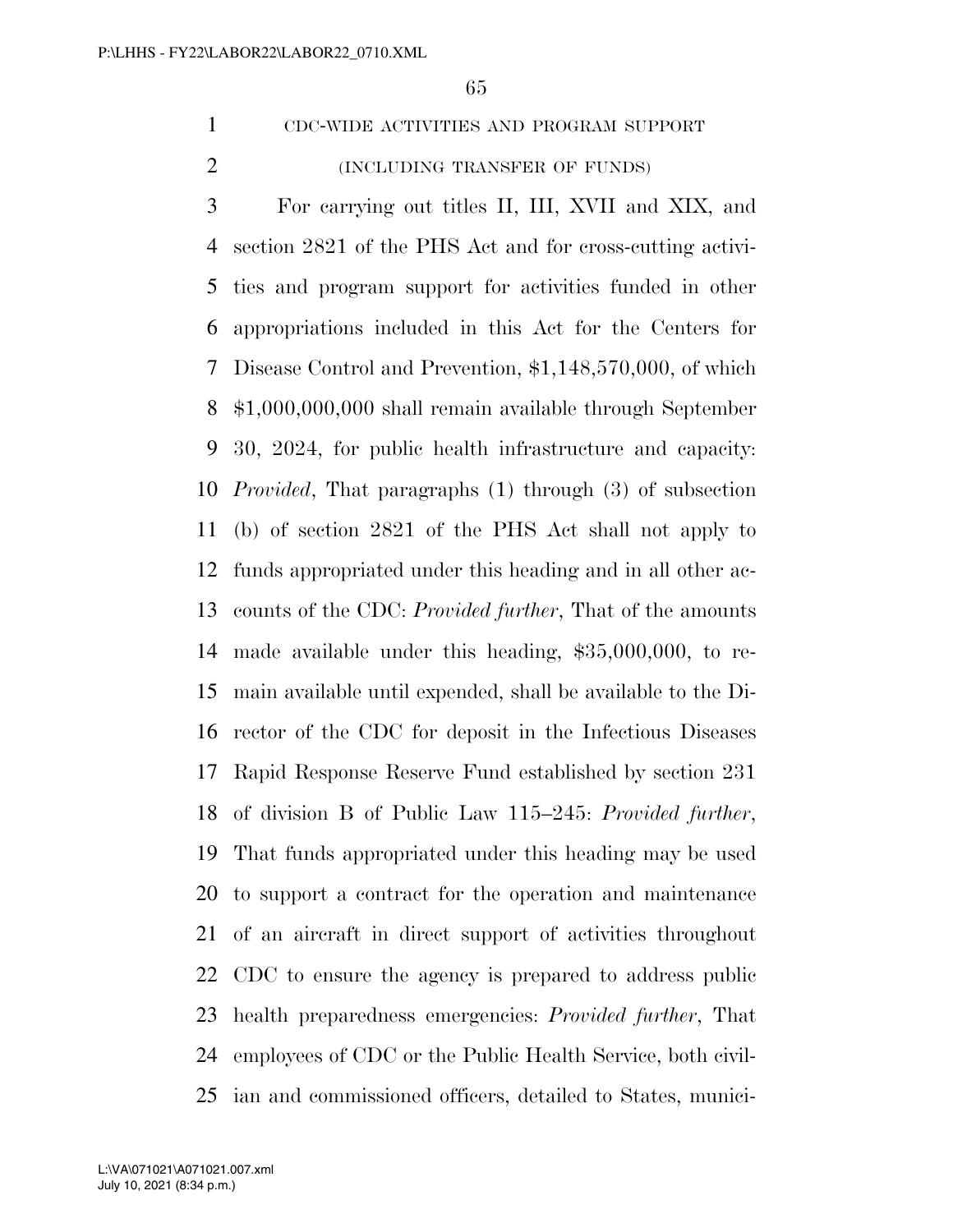CDC-WIDE ACTIVITIES AND PROGRAM SUPPORT

(INCLUDING TRANSFER OF FUNDS)

For carrying out titles II, III, XVII and XIX, and section 2821 of the PHS Act and for cross-cutting activities and program support for activities funded in other appropriations included in this Act for the Centers for Disease Control and Prevention, $1,148,570,000, of which $1,000,000,000 shall remain available through September 30, 2024, for public health infrastructure and capacity: *Provided*, That paragraphs (1) through (3) of subsection (b) of section 2821 of the PHS Act shall not apply to funds appropriated under this heading and in all other accounts of the CDC: *Provided further*, That of the amounts made available under this heading, $35,000,000, to remain available until expended, shall be available to the Director of the CDC for deposit in the Infectious Diseases Rapid Response Reserve Fund established by section 231 of division B of Public Law 115–245: *Provided further*, That funds appropriated under this heading may be used to support a contract for the operation and maintenance of an aircraft in direct support of activities throughout CDC to ensure the agency is prepared to address public health preparedness emergencies: *Provided further*, That employees of CDC or the Public Health Service, both civilian and commissioned officers, detailed to States, munici-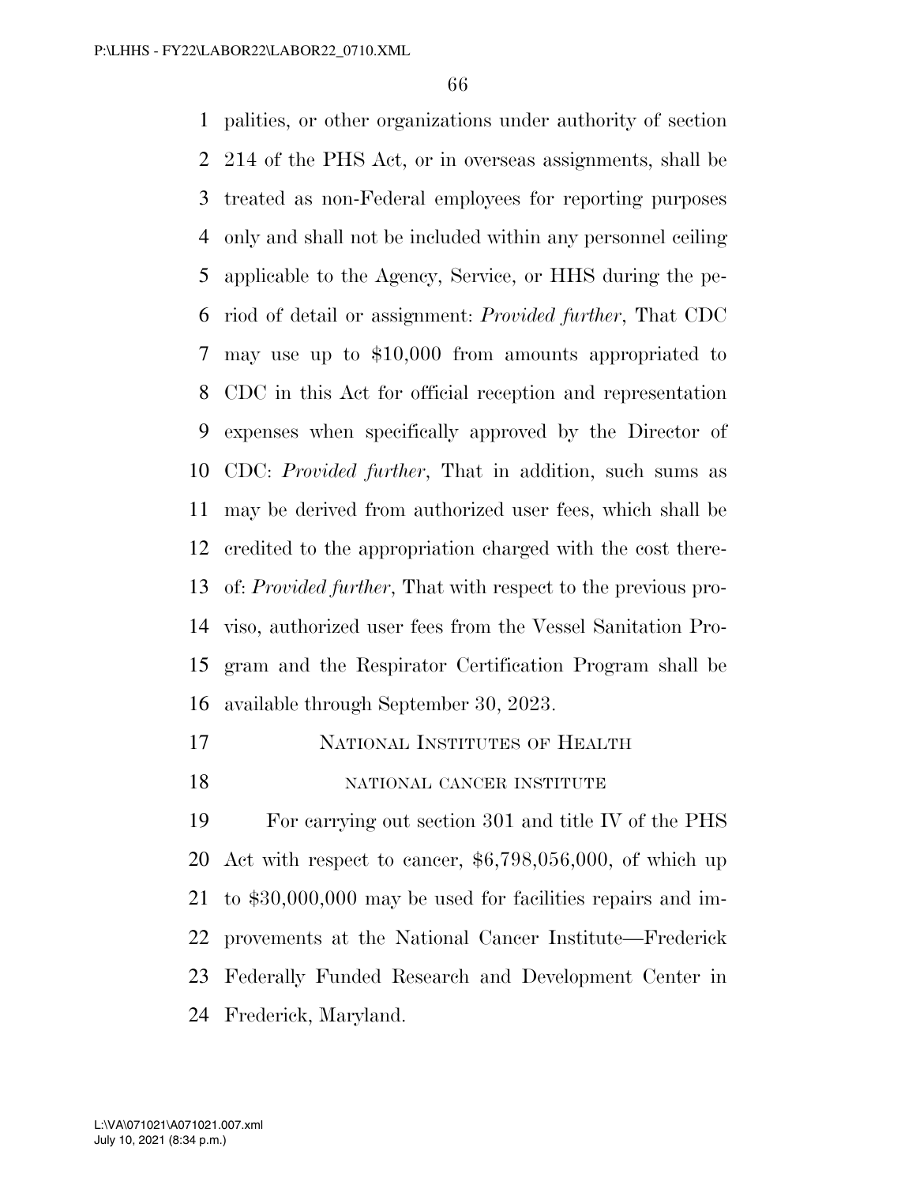palities, or other organizations under authority of section 214 of the PHS Act, or in overseas assignments, shall be treated as non-Federal employees for reporting purposes only and shall not be included within any personnel ceiling applicable to the Agency, Service, or HHS during the period of detail or assignment: *Provided further*, That CDC may use up to $10,000 from amounts appropriated to CDC in this Act for official reception and representation expenses when specifically approved by the Director of CDC: *Provided further*, That in addition, such sums as may be derived from authorized user fees, which shall be credited to the appropriation charged with the cost thereof: *Provided further*, That with respect to the previous proviso, authorized user fees from the Vessel Sanitation Program and the Respirator Certification Program shall be available through September 30, 2023.

## NATIONAL INSTITUTES OF HEALTH

### NATIONAL CANCER INSTITUTE

For carrying out section 301 and title IV of the PHS Act with respect to cancer, $6,798,056,000, of which up to $30,000,000 may be used for facilities repairs and improvements at the National Cancer Institute—Frederick Federally Funded Research and Development Center in Frederick, Maryland.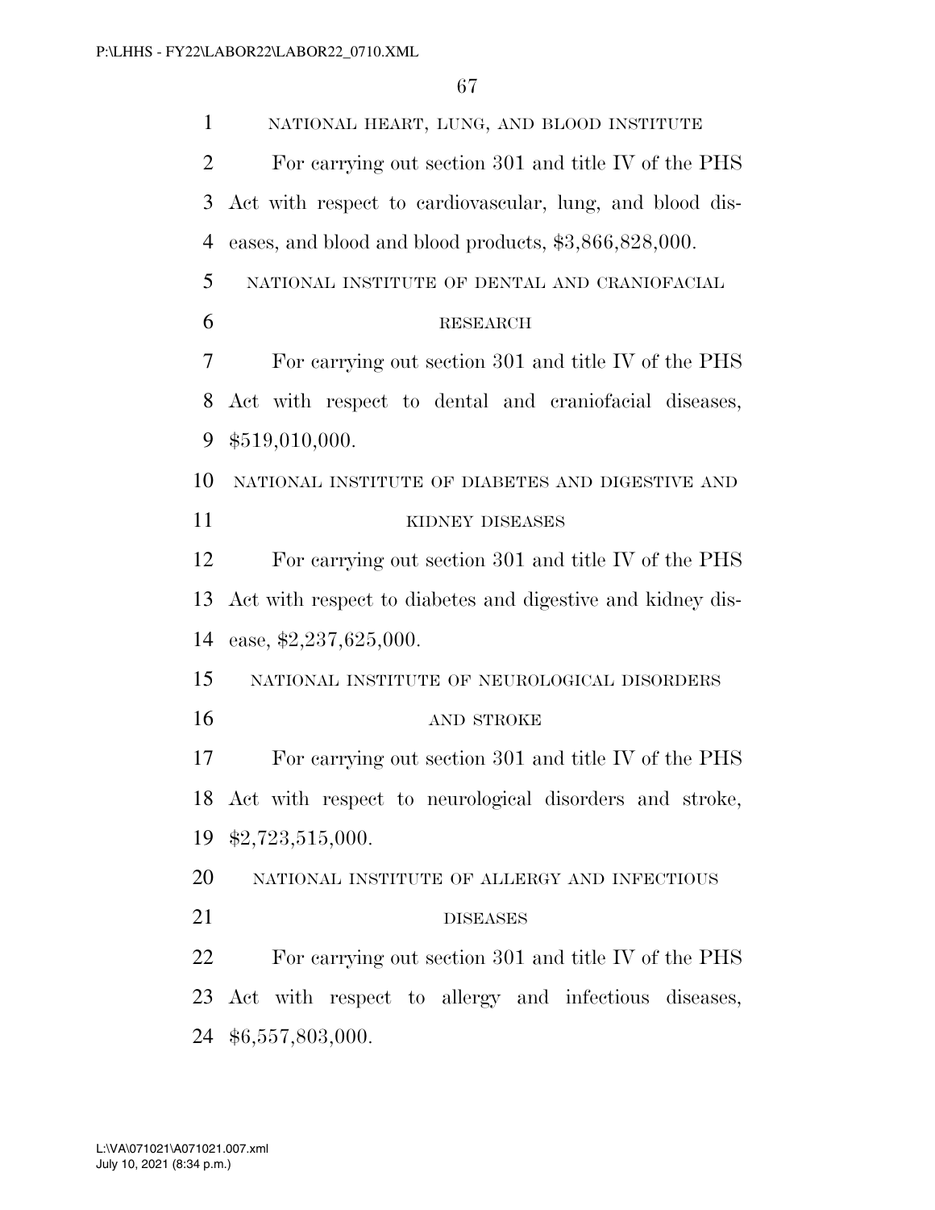NATIONAL HEART, LUNG, AND BLOOD INSTITUTE

For carrying out section 301 and title IV of the PHS Act with respect to cardiovascular, lung, and blood diseases, and blood and blood products, $3,866,828,000.

NATIONAL INSTITUTE OF DENTAL AND CRANIOFACIAL RESEARCH

For carrying out section 301 and title IV of the PHS Act with respect to dental and craniofacial diseases, $519,010,000.

NATIONAL INSTITUTE OF DIABETES AND DIGESTIVE AND KIDNEY DISEASES

For carrying out section 301 and title IV of the PHS Act with respect to diabetes and digestive and kidney disease, $2,237,625,000.

NATIONAL INSTITUTE OF NEUROLOGICAL DISORDERS AND STROKE

For carrying out section 301 and title IV of the PHS Act with respect to neurological disorders and stroke, $2,723,515,000.

NATIONAL INSTITUTE OF ALLERGY AND INFECTIOUS DISEASES

For carrying out section 301 and title IV of the PHS Act with respect to allergy and infectious diseases, $6,557,803,000.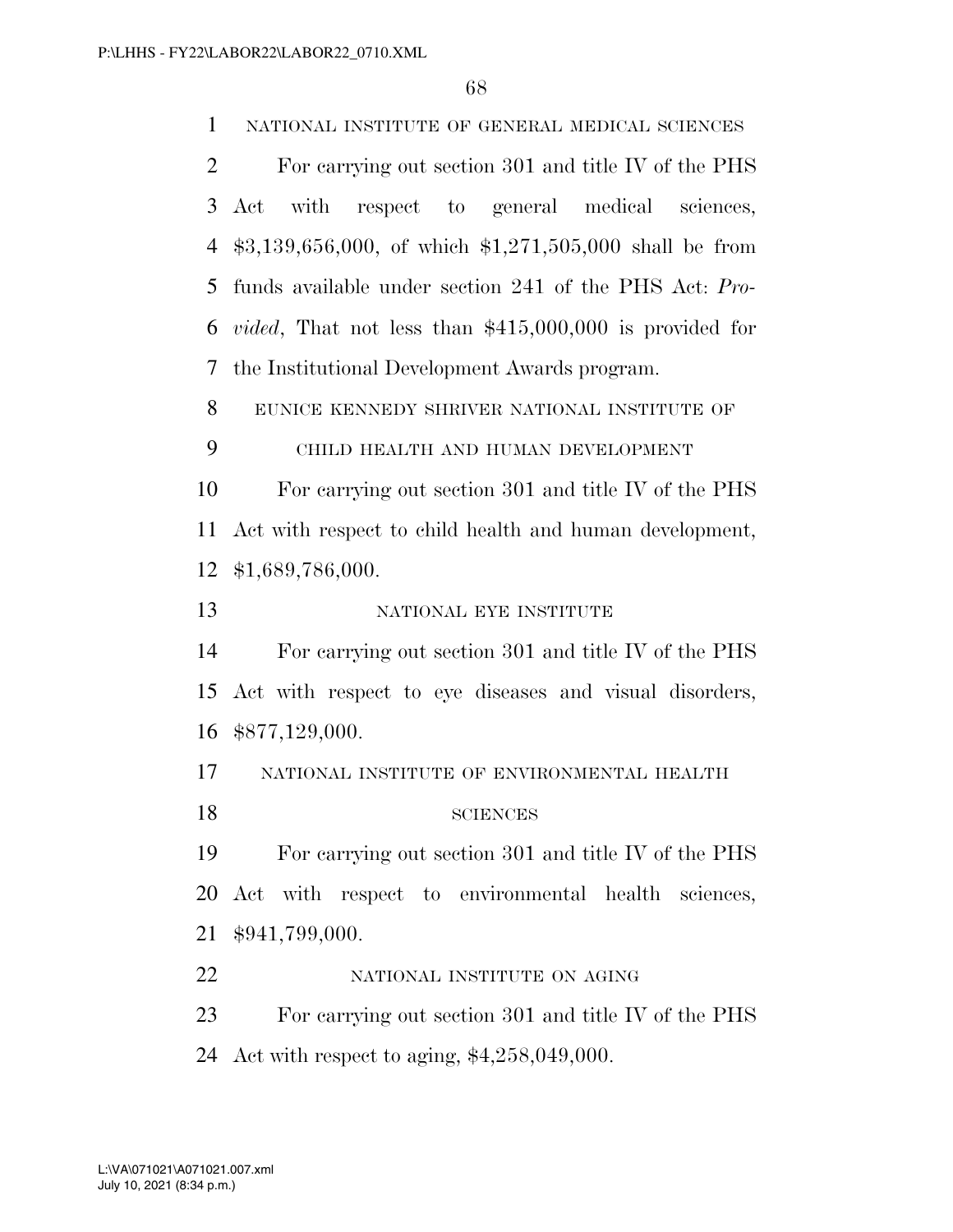NATIONAL INSTITUTE OF GENERAL MEDICAL SCIENCES

For carrying out section 301 and title IV of the PHS Act with respect to general medical sciences, $3,139,656,000, of which $1,271,505,000 shall be from funds available under section 241 of the PHS Act: *Provided*, That not less than $415,000,000 is provided for the Institutional Development Awards program.

EUNICE KENNEDY SHRIVER NATIONAL INSTITUTE OF CHILD HEALTH AND HUMAN DEVELOPMENT

For carrying out section 301 and title IV of the PHS Act with respect to child health and human development, $1,689,786,000.

NATIONAL EYE INSTITUTE

For carrying out section 301 and title IV of the PHS Act with respect to eye diseases and visual disorders, $877,129,000.

NATIONAL INSTITUTE OF ENVIRONMENTAL HEALTH SCIENCES

For carrying out section 301 and title IV of the PHS Act with respect to environmental health sciences, $941,799,000.

NATIONAL INSTITUTE ON AGING

For carrying out section 301 and title IV of the PHS Act with respect to aging, $4,258,049,000.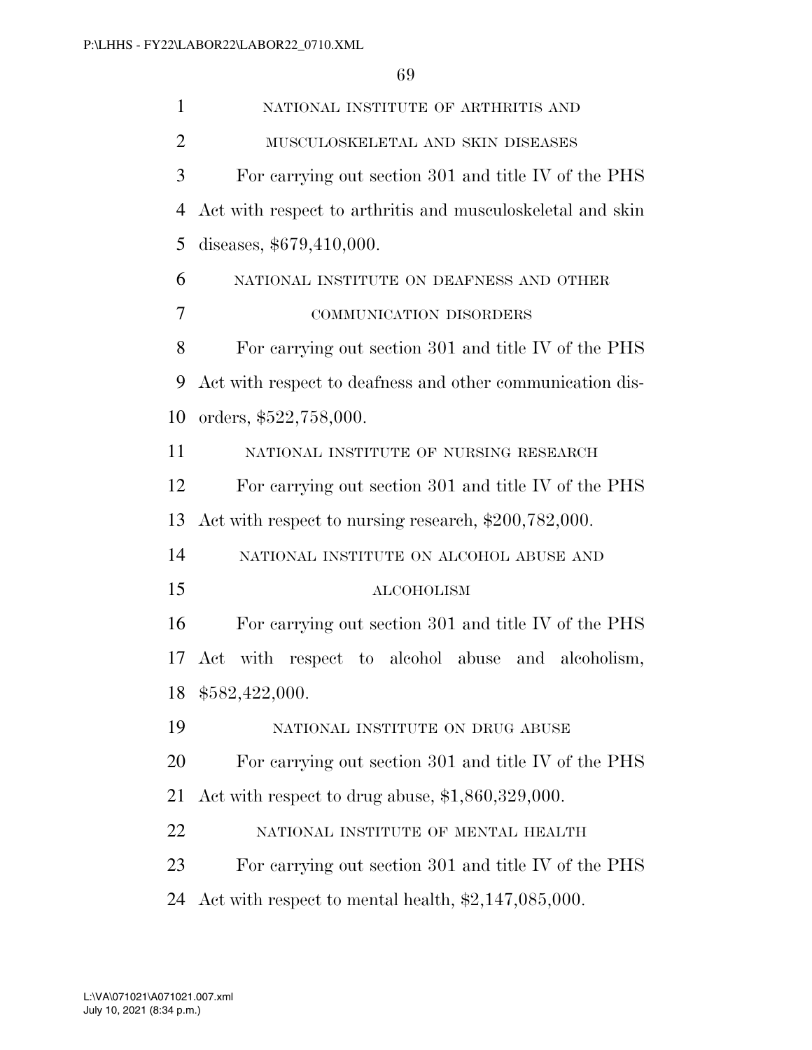NATIONAL INSTITUTE OF ARTHRITIS AND MUSCULOSKELETAL AND SKIN DISEASES

For carrying out section 301 and title IV of the PHS Act with respect to arthritis and musculoskeletal and skin diseases, $679,410,000.

NATIONAL INSTITUTE ON DEAFNESS AND OTHER COMMUNICATION DISORDERS

For carrying out section 301 and title IV of the PHS Act with respect to deafness and other communication disorders, $522,758,000.

NATIONAL INSTITUTE OF NURSING RESEARCH

For carrying out section 301 and title IV of the PHS Act with respect to nursing research, $200,782,000.

NATIONAL INSTITUTE ON ALCOHOL ABUSE AND ALCOHOLISM

For carrying out section 301 and title IV of the PHS Act with respect to alcohol abuse and alcoholism, $582,422,000.

NATIONAL INSTITUTE ON DRUG ABUSE

For carrying out section 301 and title IV of the PHS Act with respect to drug abuse, $1,860,329,000.

NATIONAL INSTITUTE OF MENTAL HEALTH

For carrying out section 301 and title IV of the PHS Act with respect to mental health, $2,147,085,000.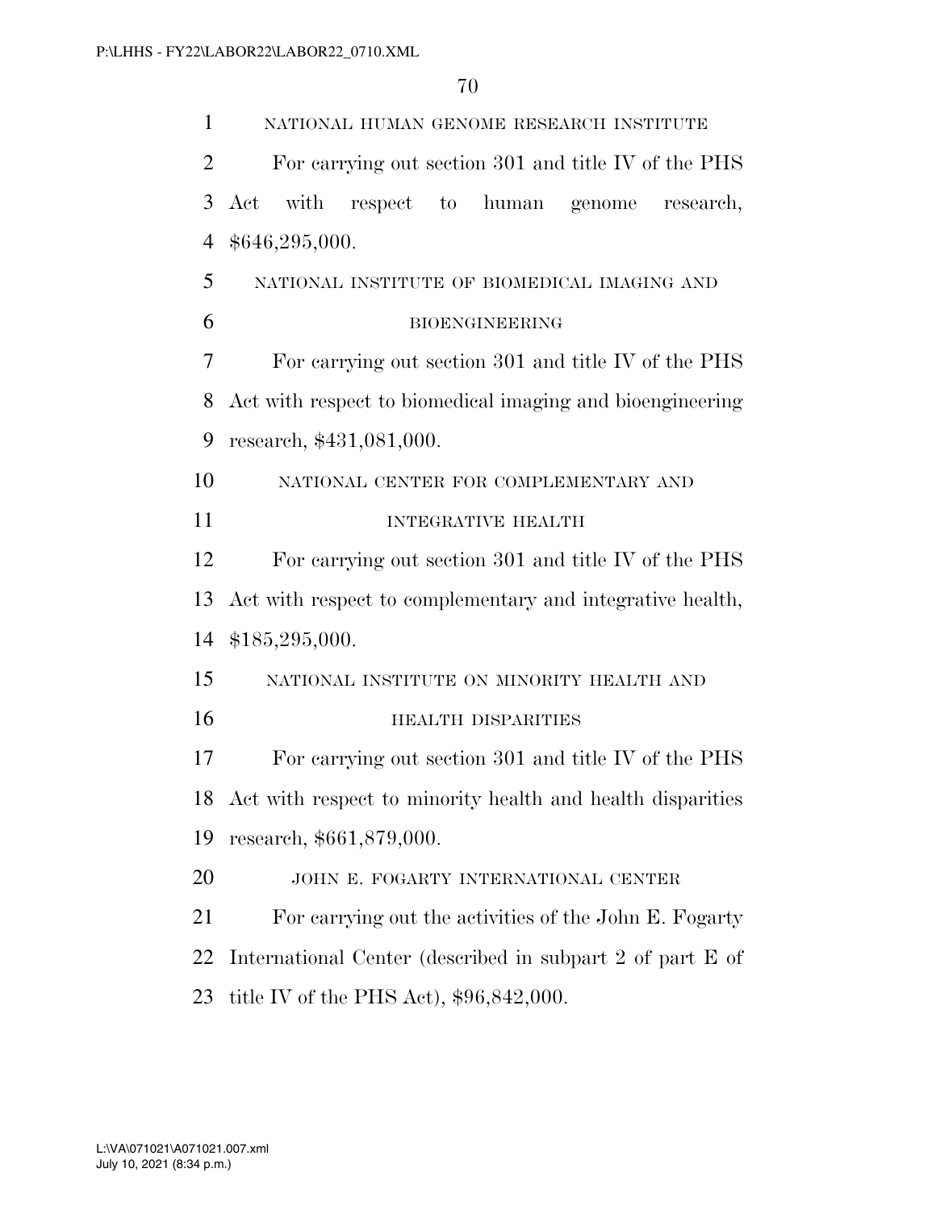NATIONAL HUMAN GENOME RESEARCH INSTITUTE

For carrying out section 301 and title IV of the PHS Act with respect to human genome research, $646,295,000.

NATIONAL INSTITUTE OF BIOMEDICAL IMAGING AND BIOENGINEERING

For carrying out section 301 and title IV of the PHS Act with respect to biomedical imaging and bioengineering research, $431,081,000.

NATIONAL CENTER FOR COMPLEMENTARY AND INTEGRATIVE HEALTH

For carrying out section 301 and title IV of the PHS Act with respect to complementary and integrative health, $185,295,000.

NATIONAL INSTITUTE ON MINORITY HEALTH AND HEALTH DISPARITIES

For carrying out section 301 and title IV of the PHS Act with respect to minority health and health disparities research, $661,879,000.

JOHN E. FOGARTY INTERNATIONAL CENTER

For carrying out the activities of the John E. Fogarty International Center (described in subpart 2 of part E of title IV of the PHS Act), $96,842,000.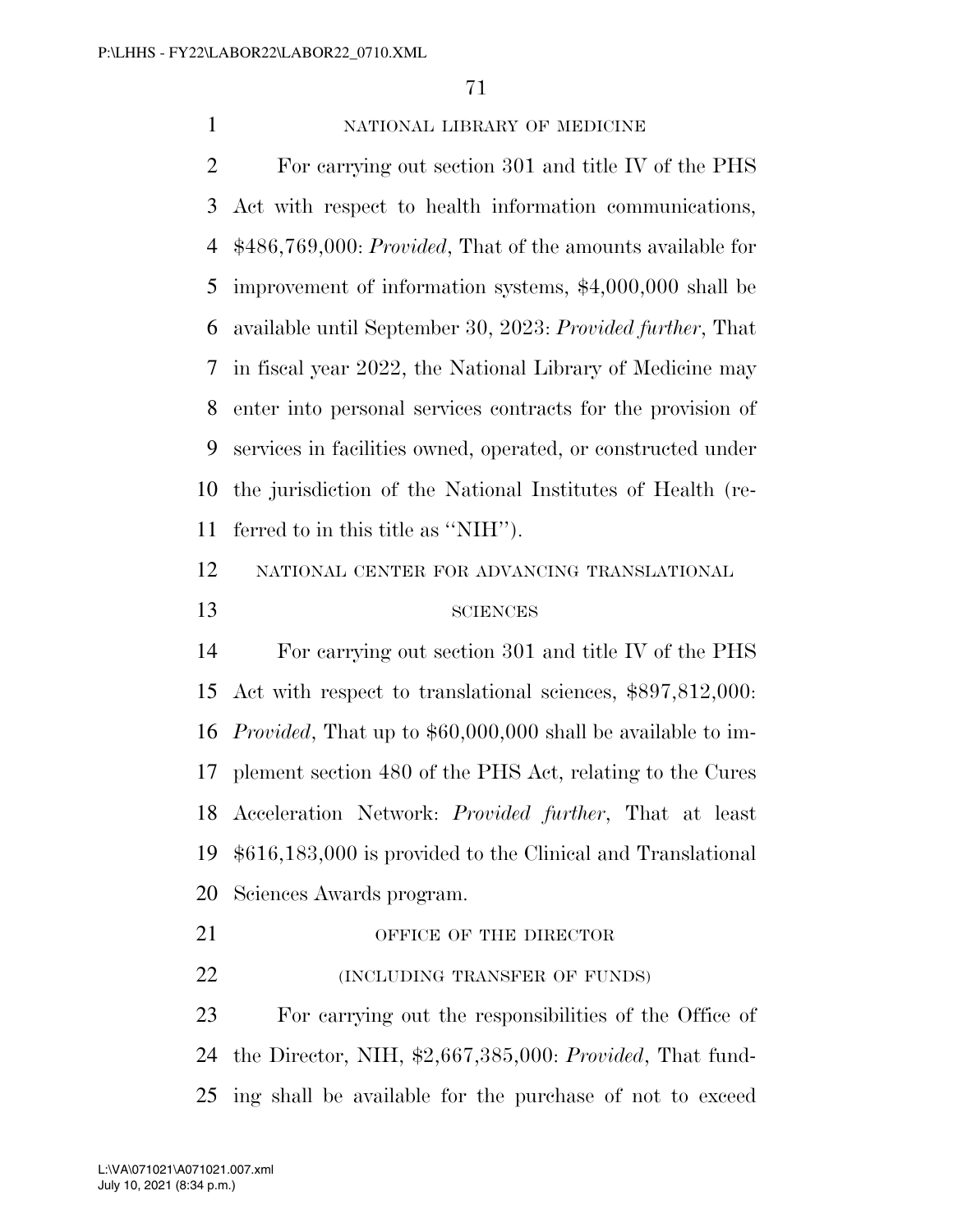NATIONAL LIBRARY OF MEDICINE

For carrying out section 301 and title IV of the PHS Act with respect to health information communications, $486,769,000: *Provided*, That of the amounts available for improvement of information systems, $4,000,000 shall be available until September 30, 2023: *Provided further*, That in fiscal year 2022, the National Library of Medicine may enter into personal services contracts for the provision of services in facilities owned, operated, or constructed under the jurisdiction of the National Institutes of Health (referred to in this title as ''NIH'').

NATIONAL CENTER FOR ADVANCING TRANSLATIONAL SCIENCES

For carrying out section 301 and title IV of the PHS Act with respect to translational sciences, $897,812,000: *Provided*, That up to $60,000,000 shall be available to implement section 480 of the PHS Act, relating to the Cures Acceleration Network: *Provided further*, That at least $616,183,000 is provided to the Clinical and Translational Sciences Awards program.

OFFICE OF THE DIRECTOR

(INCLUDING TRANSFER OF FUNDS)

For carrying out the responsibilities of the Office of the Director, NIH, $2,667,385,000: *Provided*, That funding shall be available for the purchase of not to exceed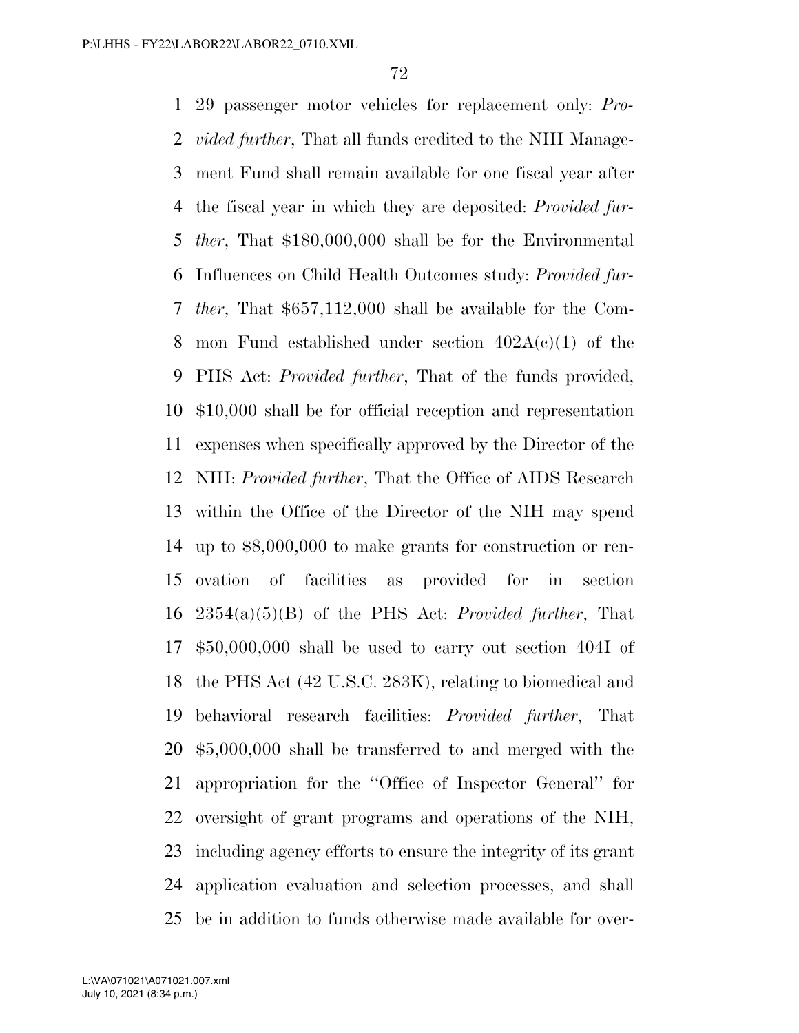29 passenger motor vehicles for replacement only: *Provided further*, That all funds credited to the NIH Management Fund shall remain available for one fiscal year after the fiscal year in which they are deposited: *Provided further*, That $180,000,000 shall be for the Environmental Influences on Child Health Outcomes study: *Provided further*, That $657,112,000 shall be available for the Common Fund established under section 402A(c)(1) of the PHS Act: *Provided further*, That of the funds provided, $10,000 shall be for official reception and representation expenses when specifically approved by the Director of the NIH: *Provided further*, That the Office of AIDS Research within the Office of the Director of the NIH may spend up to $8,000,000 to make grants for construction or renovation of facilities as provided for in section 2354(a)(5)(B) of the PHS Act: *Provided further*, That $50,000,000 shall be used to carry out section 404I of the PHS Act (42 U.S.C. 283K), relating to biomedical and behavioral research facilities: *Provided further*, That $5,000,000 shall be transferred to and merged with the appropriation for the ''Office of Inspector General'' for oversight of grant programs and operations of the NIH, including agency efforts to ensure the integrity of its grant application evaluation and selection processes, and shall be in addition to funds otherwise made available for over-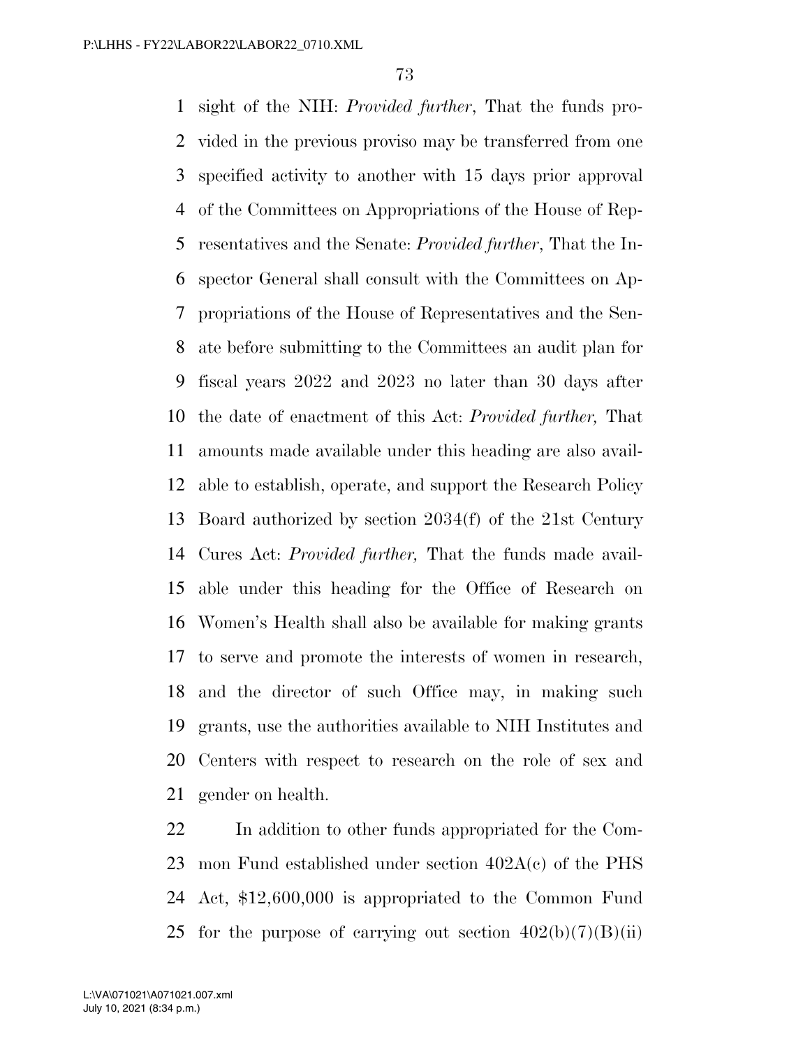sight of the NIH: *Provided further*, That the funds provided in the previous proviso may be transferred from one specified activity to another with 15 days prior approval of the Committees on Appropriations of the House of Representatives and the Senate: *Provided further*, That the Inspector General shall consult with the Committees on Appropriations of the House of Representatives and the Senate before submitting to the Committees an audit plan for fiscal years 2022 and 2023 no later than 30 days after the date of enactment of this Act: *Provided further,* That amounts made available under this heading are also available to establish, operate, and support the Research Policy Board authorized by section 2034(f) of the 21st Century Cures Act: *Provided further,* That the funds made available under this heading for the Office of Research on Women's Health shall also be available for making grants to serve and promote the interests of women in research, and the director of such Office may, in making such grants, use the authorities available to NIH Institutes and Centers with respect to research on the role of sex and gender on health.

In addition to other funds appropriated for the Common Fund established under section 402A(c) of the PHS Act, $12,600,000 is appropriated to the Common Fund for the purpose of carrying out section 402(b)(7)(B)(ii)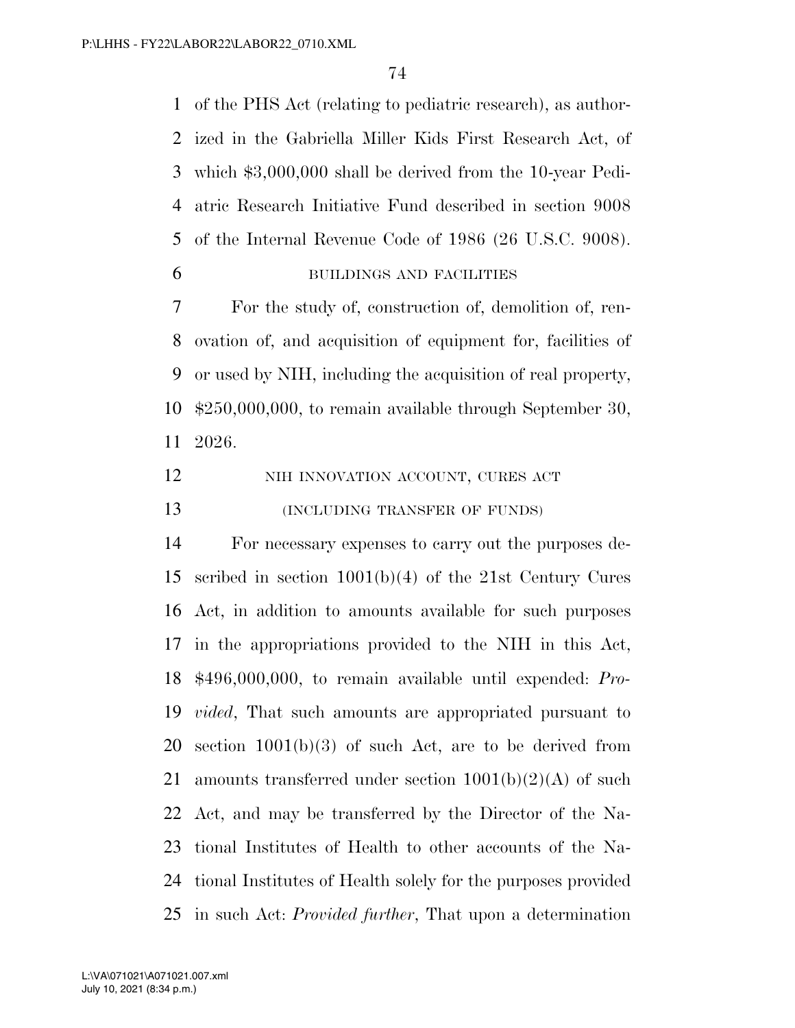of the PHS Act (relating to pediatric research), as authorized in the Gabriella Miller Kids First Research Act, of which $3,000,000 shall be derived from the 10-year Pediatric Research Initiative Fund described in section 9008 of the Internal Revenue Code of 1986 (26 U.S.C. 9008).

BUILDINGS AND FACILITIES

For the study of, construction of, demolition of, renovation of, and acquisition of equipment for, facilities of or used by NIH, including the acquisition of real property, $250,000,000, to remain available through September 30, 2026.

NIH INNOVATION ACCOUNT, CURES ACT

(INCLUDING TRANSFER OF FUNDS)

For necessary expenses to carry out the purposes described in section 1001(b)(4) of the 21st Century Cures Act, in addition to amounts available for such purposes in the appropriations provided to the NIH in this Act, $496,000,000, to remain available until expended: *Provided*, That such amounts are appropriated pursuant to section 1001(b)(3) of such Act, are to be derived from amounts transferred under section 1001(b)(2)(A) of such Act, and may be transferred by the Director of the National Institutes of Health to other accounts of the National Institutes of Health solely for the purposes provided in such Act: *Provided further*, That upon a determination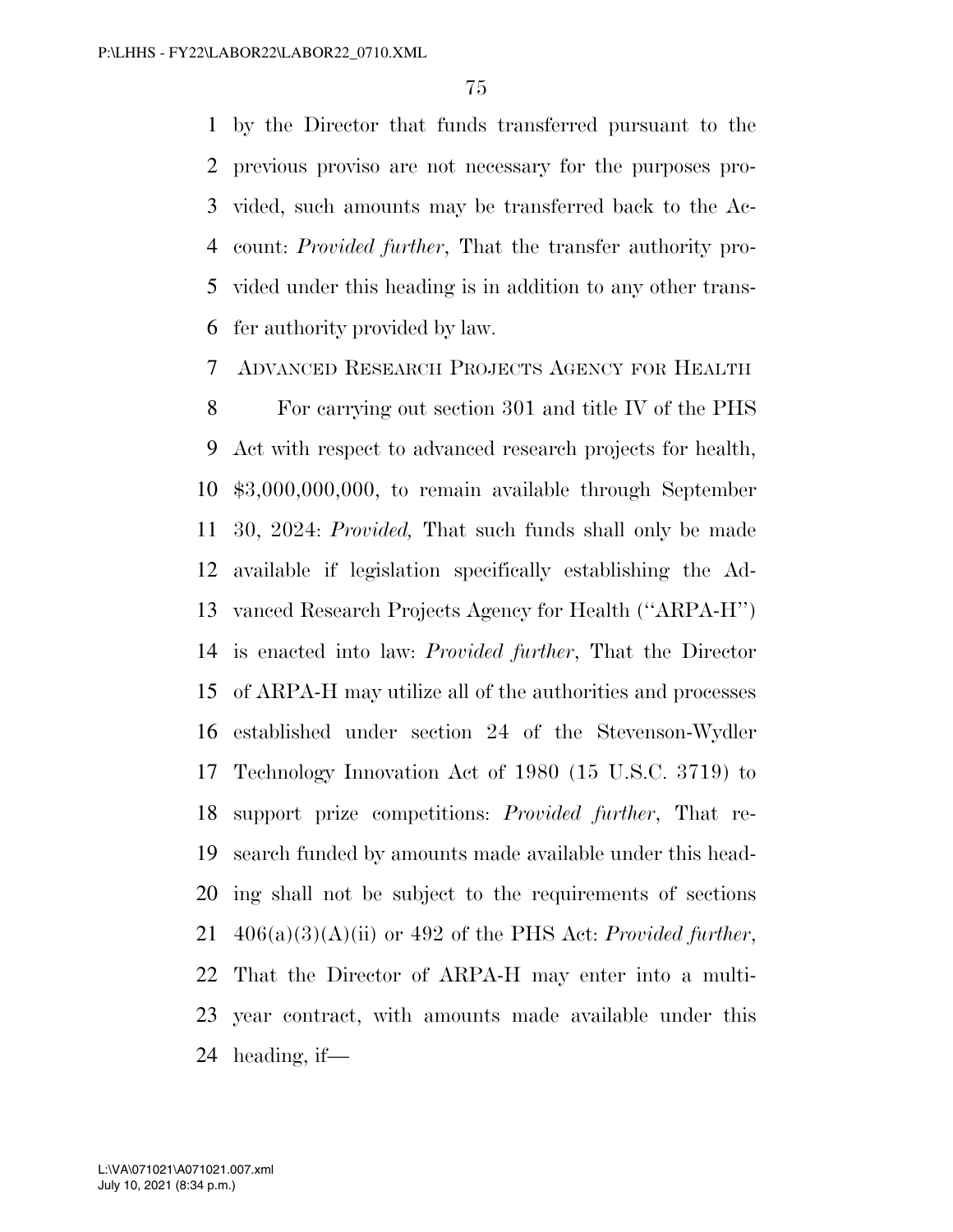by the Director that funds transferred pursuant to the previous proviso are not necessary for the purposes provided, such amounts may be transferred back to the Account: *Provided further*, That the transfer authority provided under this heading is in addition to any other transfer authority provided by law.

ADVANCED RESEARCH PROJECTS AGENCY FOR HEALTH

For carrying out section 301 and title IV of the PHS Act with respect to advanced research projects for health, $3,000,000,000, to remain available through September 30, 2024: *Provided,* That such funds shall only be made available if legislation specifically establishing the Advanced Research Projects Agency for Health (''ARPA-H'') is enacted into law: *Provided further*, That the Director of ARPA-H may utilize all of the authorities and processes established under section 24 of the Stevenson-Wydler Technology Innovation Act of 1980 (15 U.S.C. 3719) to support prize competitions: *Provided further*, That research funded by amounts made available under this heading shall not be subject to the requirements of sections 406(a)(3)(A)(ii) or 492 of the PHS Act: *Provided further*, That the Director of ARPA-H may enter into a multi-year contract, with amounts made available under this heading, if—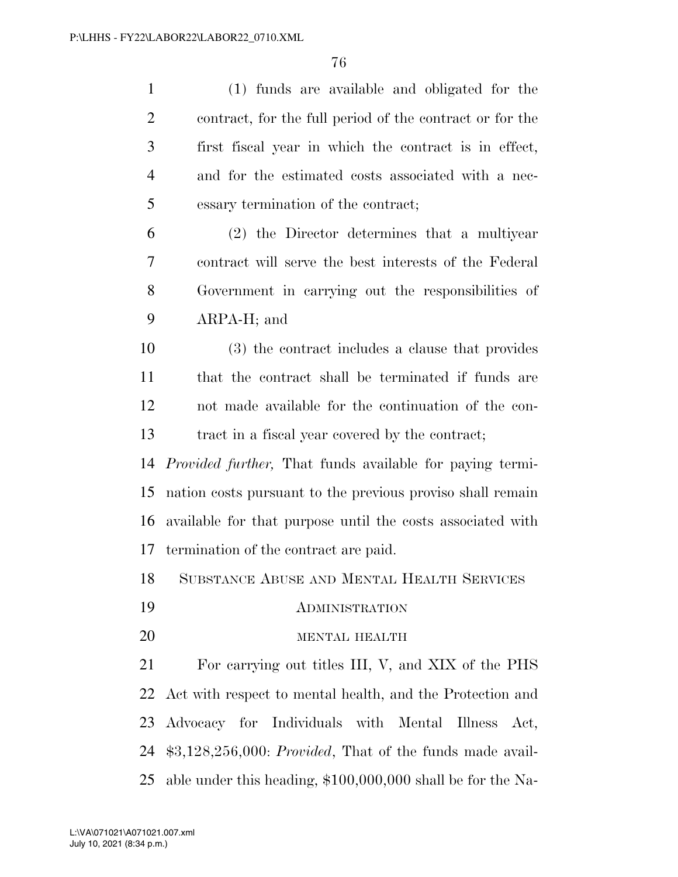(1) funds are available and obligated for the contract, for the full period of the contract or for the first fiscal year in which the contract is in effect, and for the estimated costs associated with a necessary termination of the contract;

(2) the Director determines that a multiyear contract will serve the best interests of the Federal Government in carrying out the responsibilities of ARPA-H; and

(3) the contract includes a clause that provides that the contract shall be terminated if funds are not made available for the continuation of the contract in a fiscal year covered by the contract;

*Provided further,* That funds available for paying termination costs pursuant to the previous proviso shall remain available for that purpose until the costs associated with termination of the contract are paid.

## SUBSTANCE ABUSE AND MENTAL HEALTH SERVICES ADMINISTRATION

### MENTAL HEALTH

For carrying out titles III, V, and XIX of the PHS Act with respect to mental health, and the Protection and Advocacy for Individuals with Mental Illness Act, $3,128,256,000: *Provided*, That of the funds made available under this heading, $100,000,000 shall be for the Na-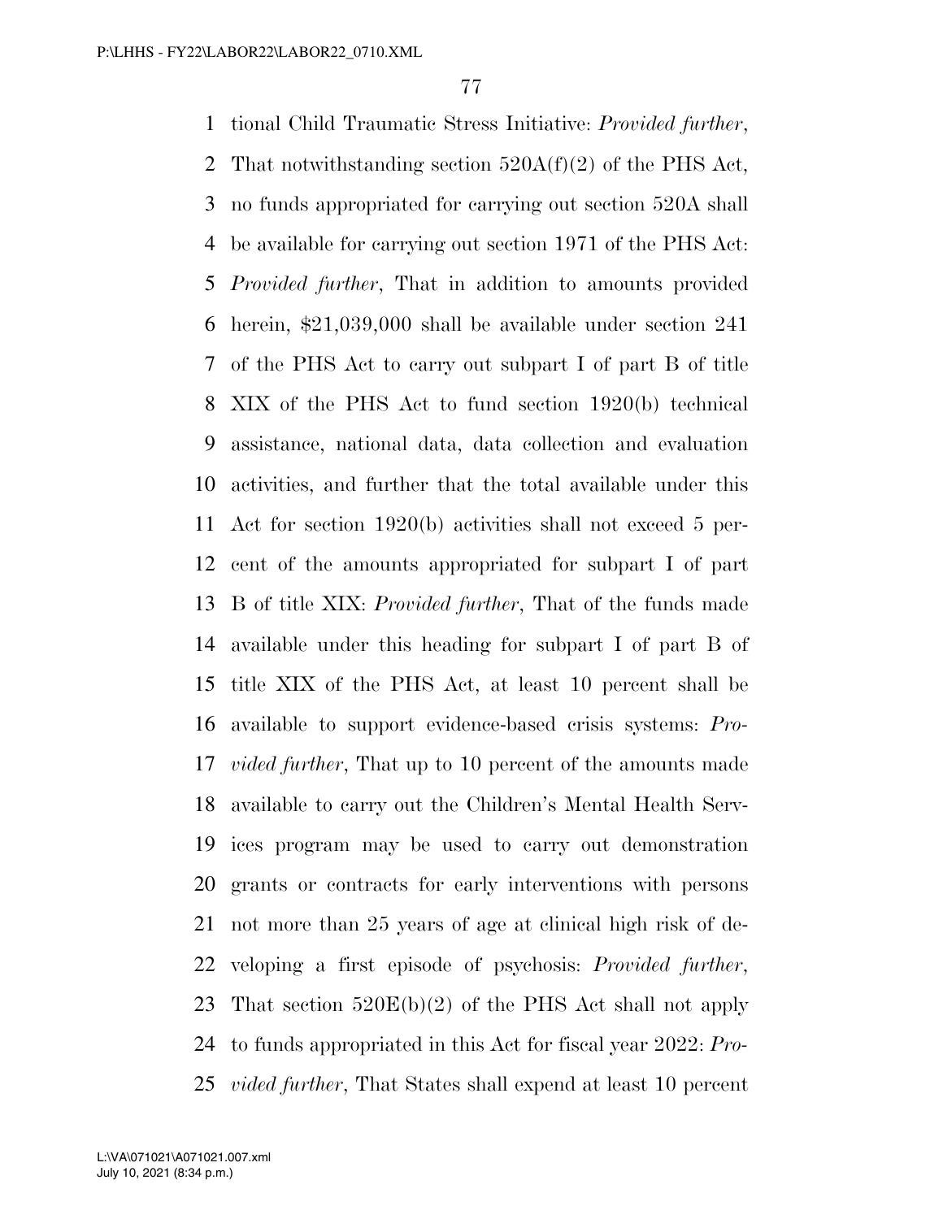tional Child Traumatic Stress Initiative: *Provided further*, That notwithstanding section 520A(f)(2) of the PHS Act, no funds appropriated for carrying out section 520A shall be available for carrying out section 1971 of the PHS Act: *Provided further*, That in addition to amounts provided herein, $21,039,000 shall be available under section 241 of the PHS Act to carry out subpart I of part B of title XIX of the PHS Act to fund section 1920(b) technical assistance, national data, data collection and evaluation activities, and further that the total available under this Act for section 1920(b) activities shall not exceed 5 percent of the amounts appropriated for subpart I of part B of title XIX: *Provided further*, That of the funds made available under this heading for subpart I of part B of title XIX of the PHS Act, at least 10 percent shall be available to support evidence-based crisis systems: *Provided further*, That up to 10 percent of the amounts made available to carry out the Children's Mental Health Services program may be used to carry out demonstration grants or contracts for early interventions with persons not more than 25 years of age at clinical high risk of developing a first episode of psychosis: *Provided further*, That section 520E(b)(2) of the PHS Act shall not apply to funds appropriated in this Act for fiscal year 2022: *Provided further*, That States shall expend at least 10 percent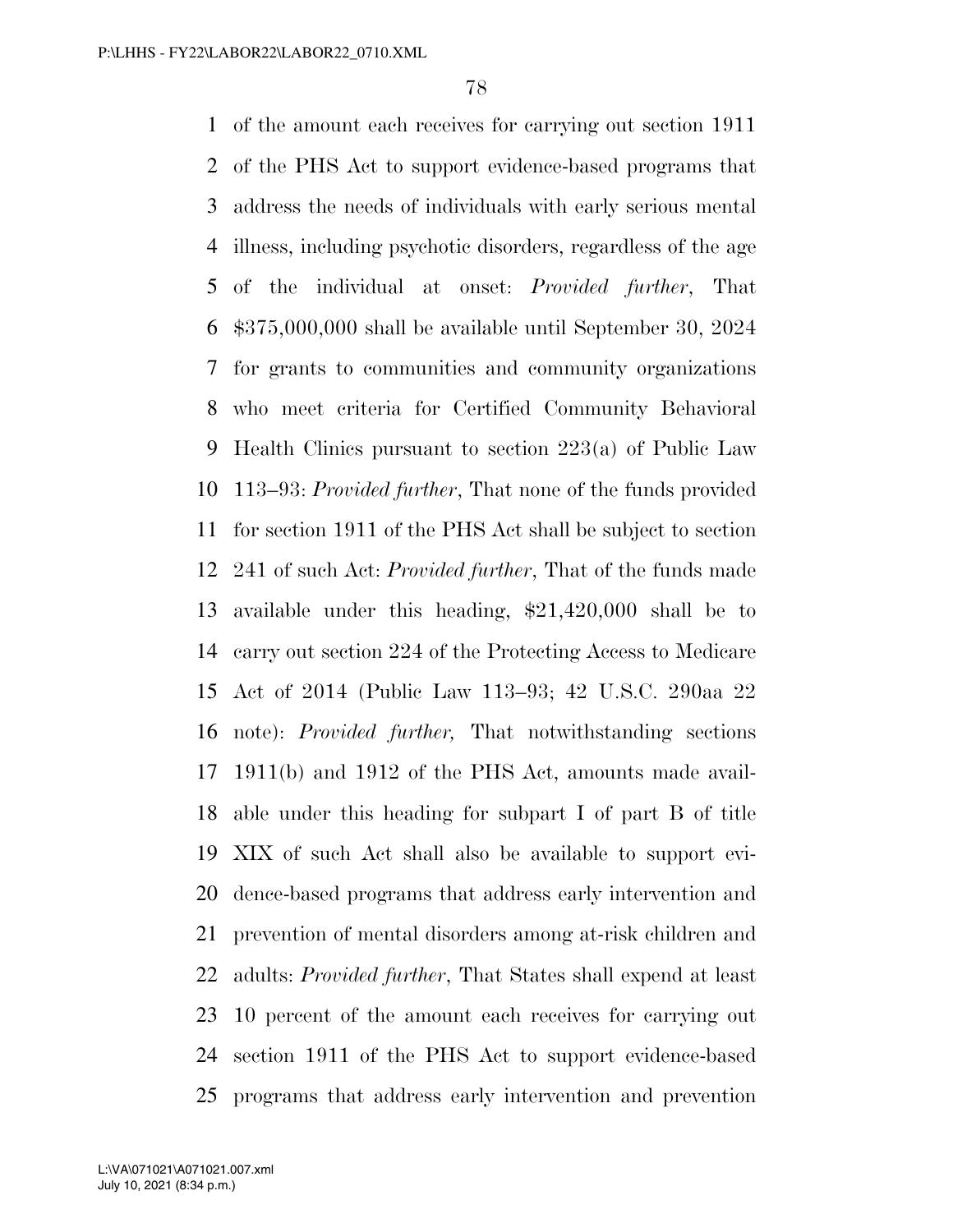of the amount each receives for carrying out section 1911 of the PHS Act to support evidence-based programs that address the needs of individuals with early serious mental illness, including psychotic disorders, regardless of the age of the individual at onset: *Provided further*, That $375,000,000 shall be available until September 30, 2024 for grants to communities and community organizations who meet criteria for Certified Community Behavioral Health Clinics pursuant to section 223(a) of Public Law 113–93: *Provided further*, That none of the funds provided for section 1911 of the PHS Act shall be subject to section 241 of such Act: *Provided further*, That of the funds made available under this heading, $21,420,000 shall be to carry out section 224 of the Protecting Access to Medicare Act of 2014 (Public Law 113–93; 42 U.S.C. 290aa 22 note): *Provided further,* That notwithstanding sections 1911(b) and 1912 of the PHS Act, amounts made available under this heading for subpart I of part B of title XIX of such Act shall also be available to support evidence-based programs that address early intervention and prevention of mental disorders among at-risk children and adults: *Provided further*, That States shall expend at least 10 percent of the amount each receives for carrying out section 1911 of the PHS Act to support evidence-based programs that address early intervention and prevention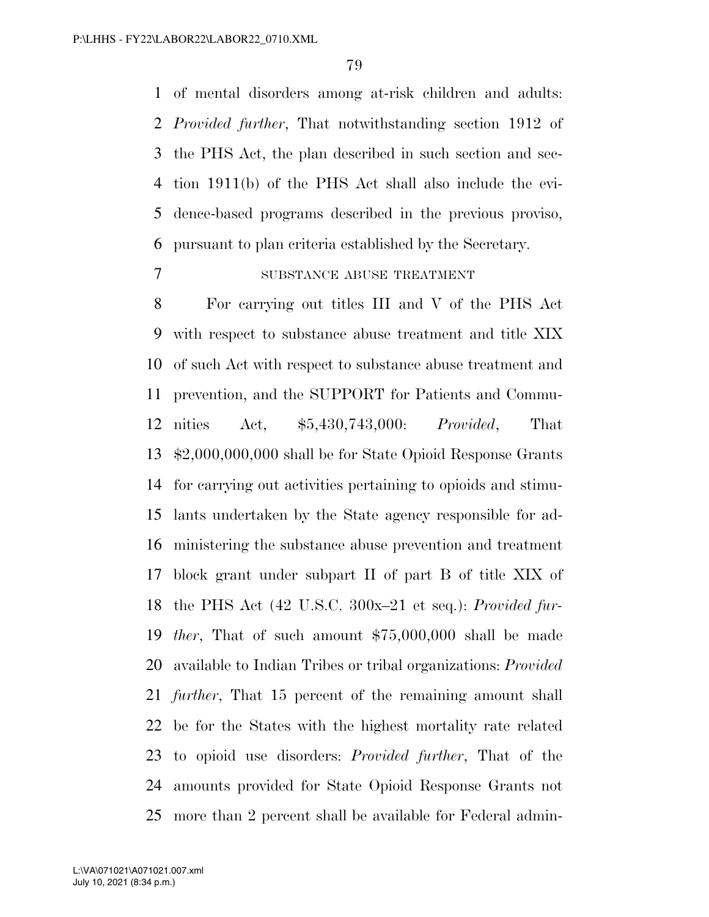of mental disorders among at-risk children and adults: *Provided further*, That notwithstanding section 1912 of the PHS Act, the plan described in such section and section 1911(b) of the PHS Act shall also include the evidence-based programs described in the previous proviso, pursuant to plan criteria established by the Secretary.

SUBSTANCE ABUSE TREATMENT

For carrying out titles III and V of the PHS Act with respect to substance abuse treatment and title XIX of such Act with respect to substance abuse treatment and prevention, and the SUPPORT for Patients and Communities Act, $5,430,743,000: *Provided*, That $2,000,000,000 shall be for State Opioid Response Grants for carrying out activities pertaining to opioids and stimulants undertaken by the State agency responsible for administering the substance abuse prevention and treatment block grant under subpart II of part B of title XIX of the PHS Act (42 U.S.C. 300x–21 et seq.): *Provided further*, That of such amount $75,000,000 shall be made available to Indian Tribes or tribal organizations: *Provided further*, That 15 percent of the remaining amount shall be for the States with the highest mortality rate related to opioid use disorders: *Provided further*, That of the amounts provided for State Opioid Response Grants not more than 2 percent shall be available for Federal admin-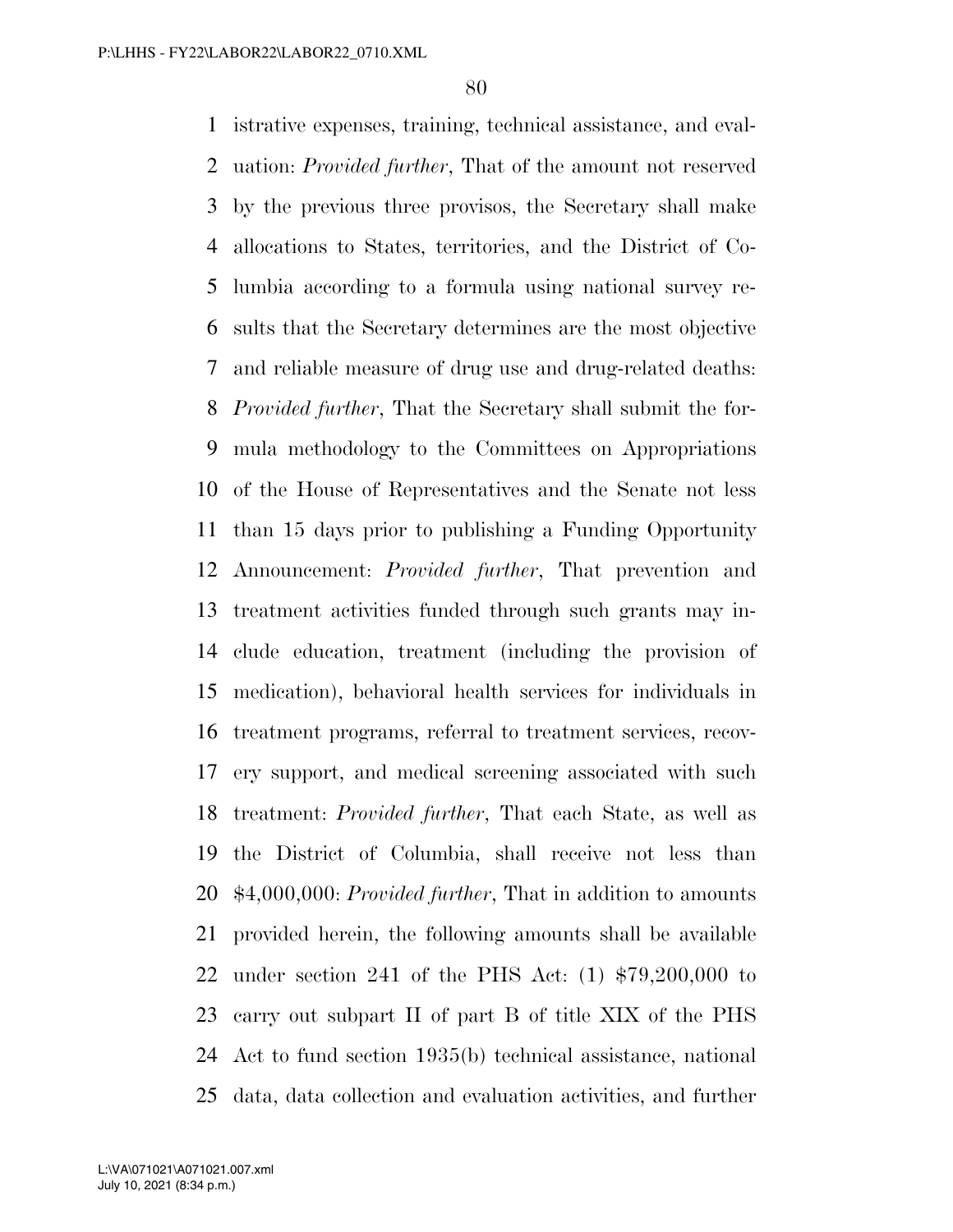istrative expenses, training, technical assistance, and evaluation: *Provided further*, That of the amount not reserved by the previous three provisos, the Secretary shall make allocations to States, territories, and the District of Columbia according to a formula using national survey results that the Secretary determines are the most objective and reliable measure of drug use and drug-related deaths: *Provided further*, That the Secretary shall submit the formula methodology to the Committees on Appropriations of the House of Representatives and the Senate not less than 15 days prior to publishing a Funding Opportunity Announcement: *Provided further*, That prevention and treatment activities funded through such grants may include education, treatment (including the provision of medication), behavioral health services for individuals in treatment programs, referral to treatment services, recovery support, and medical screening associated with such treatment: *Provided further*, That each State, as well as the District of Columbia, shall receive not less than $4,000,000: *Provided further*, That in addition to amounts provided herein, the following amounts shall be available under section 241 of the PHS Act: (1) $79,200,000 to carry out subpart II of part B of title XIX of the PHS Act to fund section 1935(b) technical assistance, national data, data collection and evaluation activities, and further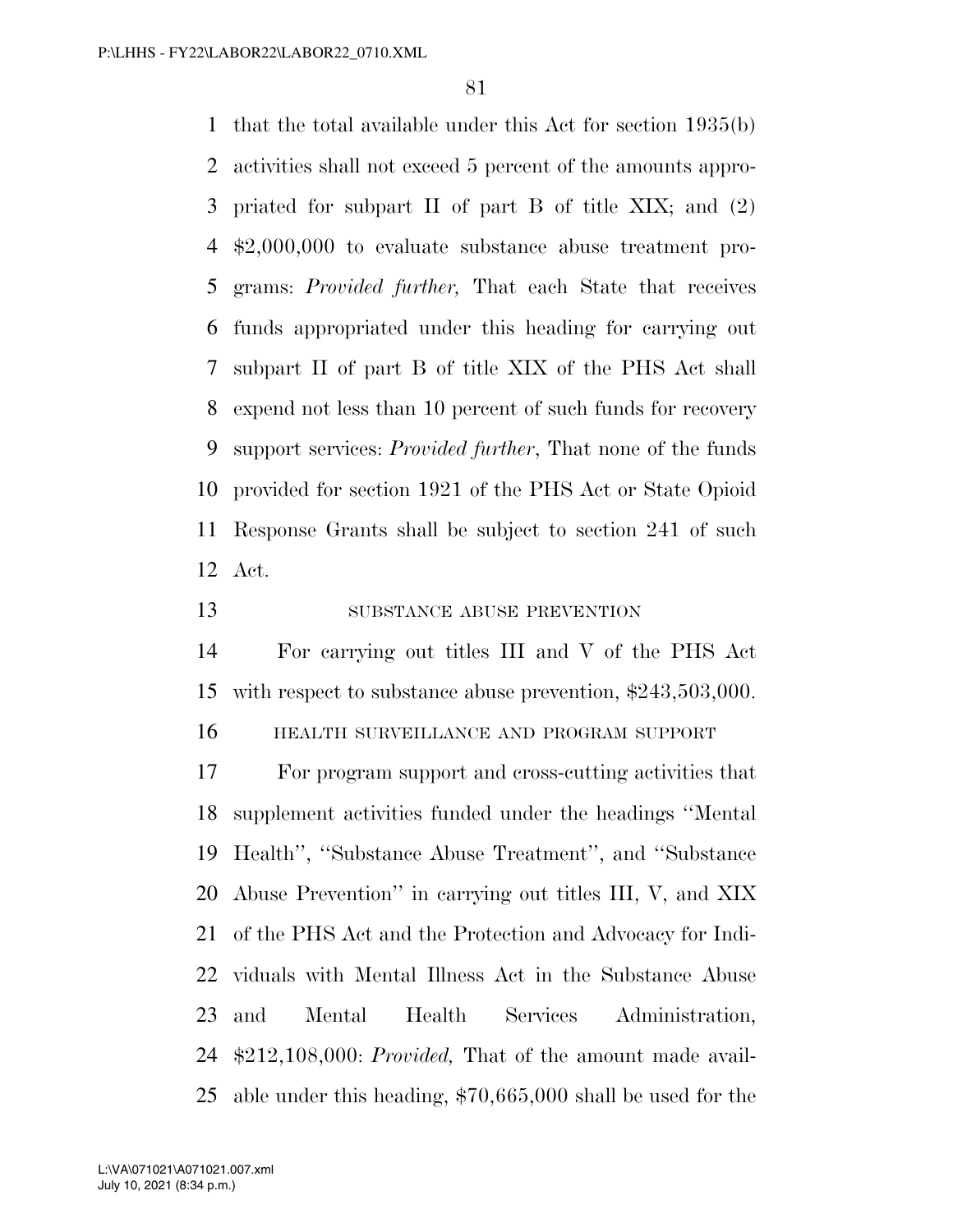that the total available under this Act for section 1935(b) activities shall not exceed 5 percent of the amounts appropriated for subpart II of part B of title XIX; and (2) $2,000,000 to evaluate substance abuse treatment programs: *Provided further,* That each State that receives funds appropriated under this heading for carrying out subpart II of part B of title XIX of the PHS Act shall expend not less than 10 percent of such funds for recovery support services: *Provided further*, That none of the funds provided for section 1921 of the PHS Act or State Opioid Response Grants shall be subject to section 241 of such Act.

SUBSTANCE ABUSE PREVENTION

For carrying out titles III and V of the PHS Act with respect to substance abuse prevention, $243,503,000.

HEALTH SURVEILLANCE AND PROGRAM SUPPORT

For program support and cross-cutting activities that supplement activities funded under the headings ''Mental Health'', ''Substance Abuse Treatment'', and ''Substance Abuse Prevention'' in carrying out titles III, V, and XIX of the PHS Act and the Protection and Advocacy for Individuals with Mental Illness Act in the Substance Abuse and Mental Health Services Administration, $212,108,000: *Provided,* That of the amount made available under this heading, $70,665,000 shall be used for the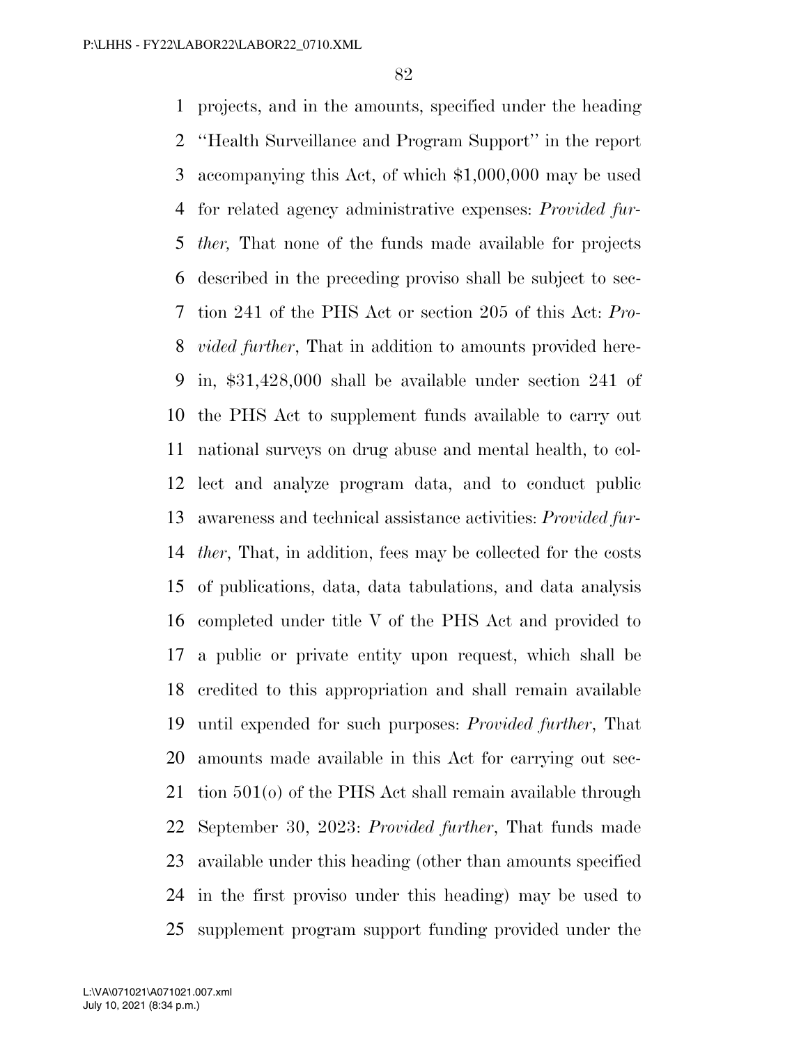projects, and in the amounts, specified under the heading ''Health Surveillance and Program Support'' in the report accompanying this Act, of which $1,000,000 may be used for related agency administrative expenses: *Provided further,* That none of the funds made available for projects described in the preceding proviso shall be subject to section 241 of the PHS Act or section 205 of this Act: *Provided further*, That in addition to amounts provided herein, $31,428,000 shall be available under section 241 of the PHS Act to supplement funds available to carry out national surveys on drug abuse and mental health, to collect and analyze program data, and to conduct public awareness and technical assistance activities: *Provided further*, That, in addition, fees may be collected for the costs of publications, data, data tabulations, and data analysis completed under title V of the PHS Act and provided to a public or private entity upon request, which shall be credited to this appropriation and shall remain available until expended for such purposes: *Provided further*, That amounts made available in this Act for carrying out section 501(o) of the PHS Act shall remain available through September 30, 2023: *Provided further*, That funds made available under this heading (other than amounts specified in the first proviso under this heading) may be used to supplement program support funding provided under the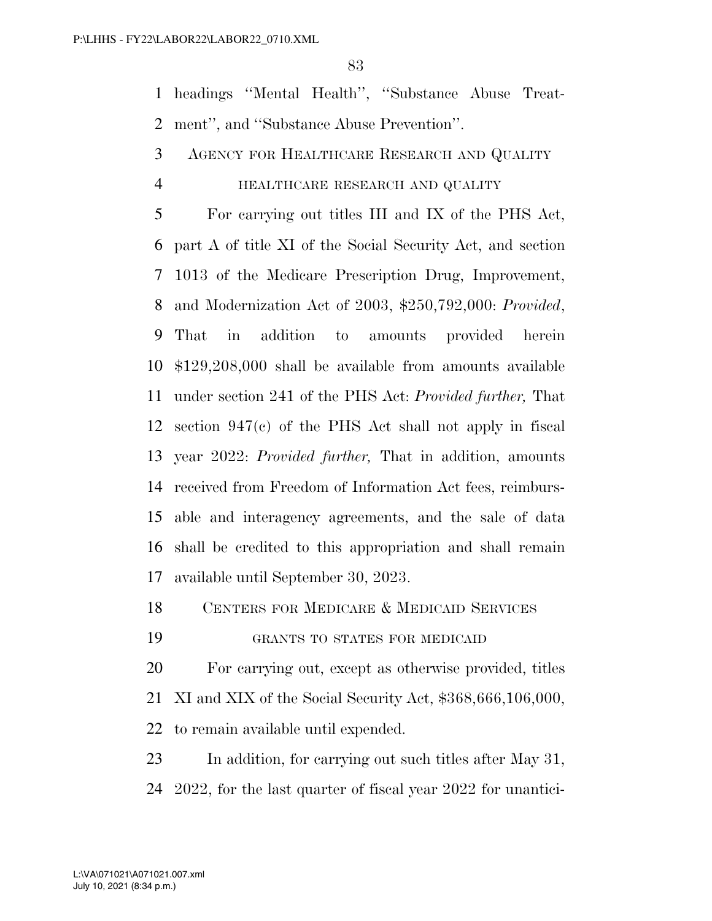headings ''Mental Health'', ''Substance Abuse Treatment'', and ''Substance Abuse Prevention''.

## AGENCY FOR HEALTHCARE RESEARCH AND QUALITY

### HEALTHCARE RESEARCH AND QUALITY

For carrying out titles III and IX of the PHS Act, part A of title XI of the Social Security Act, and section 1013 of the Medicare Prescription Drug, Improvement, and Modernization Act of 2003, $250,792,000: *Provided*, That in addition to amounts provided herein $129,208,000 shall be available from amounts available under section 241 of the PHS Act: *Provided further,* That section 947(c) of the PHS Act shall not apply in fiscal year 2022: *Provided further,* That in addition, amounts received from Freedom of Information Act fees, reimbursable and interagency agreements, and the sale of data shall be credited to this appropriation and shall remain available until September 30, 2023.

## CENTERS FOR MEDICARE & MEDICAID SERVICES

### GRANTS TO STATES FOR MEDICAID

For carrying out, except as otherwise provided, titles XI and XIX of the Social Security Act, $368,666,106,000, to remain available until expended.

In addition, for carrying out such titles after May 31, 2022, for the last quarter of fiscal year 2022 for unantici-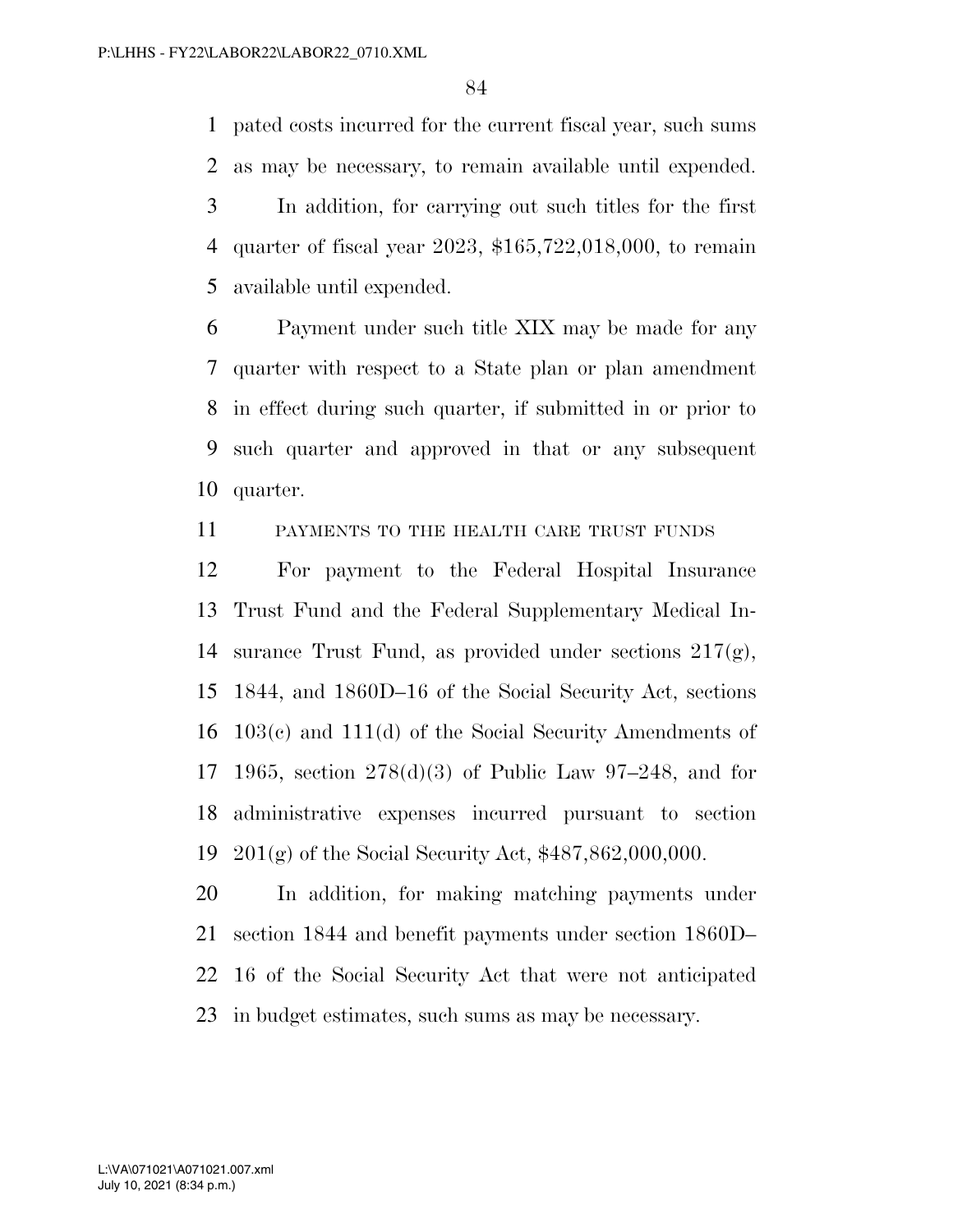pated costs incurred for the current fiscal year, such sums as may be necessary, to remain available until expended.

In addition, for carrying out such titles for the first quarter of fiscal year 2023, $165,722,018,000, to remain available until expended.

Payment under such title XIX may be made for any quarter with respect to a State plan or plan amendment in effect during such quarter, if submitted in or prior to such quarter and approved in that or any subsequent quarter.

PAYMENTS TO THE HEALTH CARE TRUST FUNDS

For payment to the Federal Hospital Insurance Trust Fund and the Federal Supplementary Medical Insurance Trust Fund, as provided under sections 217(g), 1844, and 1860D–16 of the Social Security Act, sections 103(c) and 111(d) of the Social Security Amendments of 1965, section 278(d)(3) of Public Law 97–248, and for administrative expenses incurred pursuant to section 201(g) of the Social Security Act, $487,862,000,000.

In addition, for making matching payments under section 1844 and benefit payments under section 1860D–16 of the Social Security Act that were not anticipated in budget estimates, such sums as may be necessary.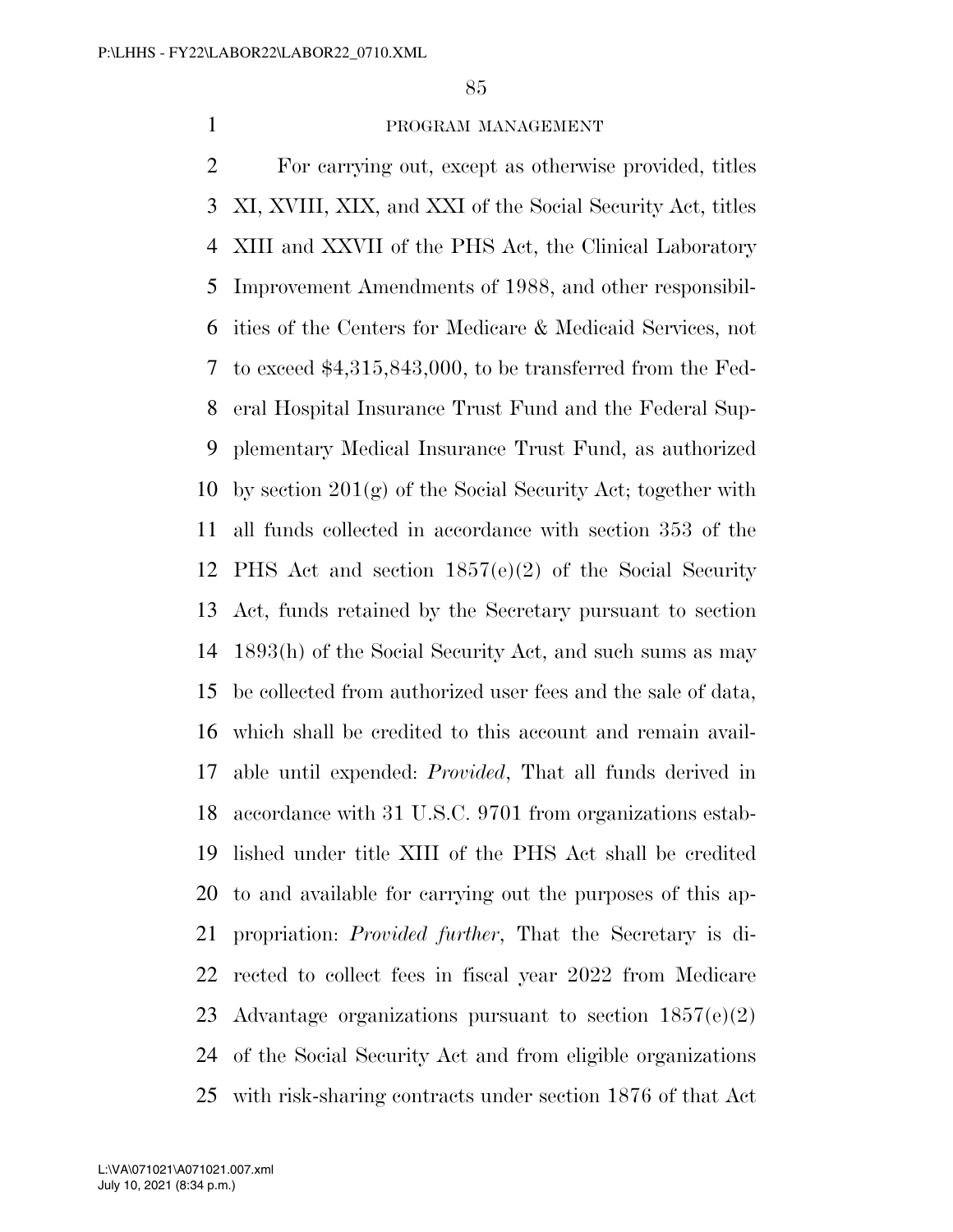PROGRAM MANAGEMENT

For carrying out, except as otherwise provided, titles XI, XVIII, XIX, and XXI of the Social Security Act, titles XIII and XXVII of the PHS Act, the Clinical Laboratory Improvement Amendments of 1988, and other responsibilities of the Centers for Medicare & Medicaid Services, not to exceed $4,315,843,000, to be transferred from the Federal Hospital Insurance Trust Fund and the Federal Supplementary Medical Insurance Trust Fund, as authorized by section 201(g) of the Social Security Act; together with all funds collected in accordance with section 353 of the PHS Act and section 1857(e)(2) of the Social Security Act, funds retained by the Secretary pursuant to section 1893(h) of the Social Security Act, and such sums as may be collected from authorized user fees and the sale of data, which shall be credited to this account and remain available until expended: *Provided*, That all funds derived in accordance with 31 U.S.C. 9701 from organizations established under title XIII of the PHS Act shall be credited to and available for carrying out the purposes of this appropriation: *Provided further*, That the Secretary is directed to collect fees in fiscal year 2022 from Medicare Advantage organizations pursuant to section 1857(e)(2) of the Social Security Act and from eligible organizations with risk-sharing contracts under section 1876 of that Act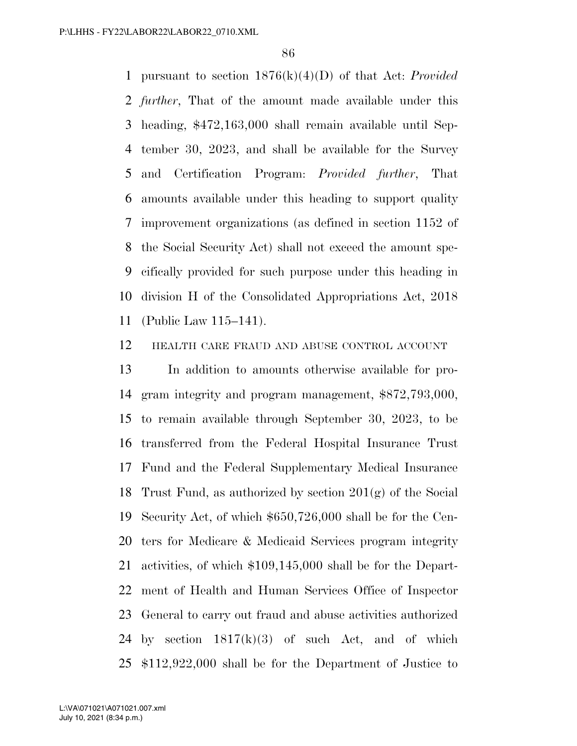pursuant to section 1876(k)(4)(D) of that Act: *Provided further*, That of the amount made available under this heading, $472,163,000 shall remain available until September 30, 2023, and shall be available for the Survey and Certification Program: *Provided further*, That amounts available under this heading to support quality improvement organizations (as defined in section 1152 of the Social Security Act) shall not exceed the amount specifically provided for such purpose under this heading in division H of the Consolidated Appropriations Act, 2018 (Public Law 115–141).

HEALTH CARE FRAUD AND ABUSE CONTROL ACCOUNT

In addition to amounts otherwise available for program integrity and program management, $872,793,000, to remain available through September 30, 2023, to be transferred from the Federal Hospital Insurance Trust Fund and the Federal Supplementary Medical Insurance Trust Fund, as authorized by section 201(g) of the Social Security Act, of which $650,726,000 shall be for the Centers for Medicare & Medicaid Services program integrity activities, of which $109,145,000 shall be for the Department of Health and Human Services Office of Inspector General to carry out fraud and abuse activities authorized by section 1817(k)(3) of such Act, and of which $112,922,000 shall be for the Department of Justice to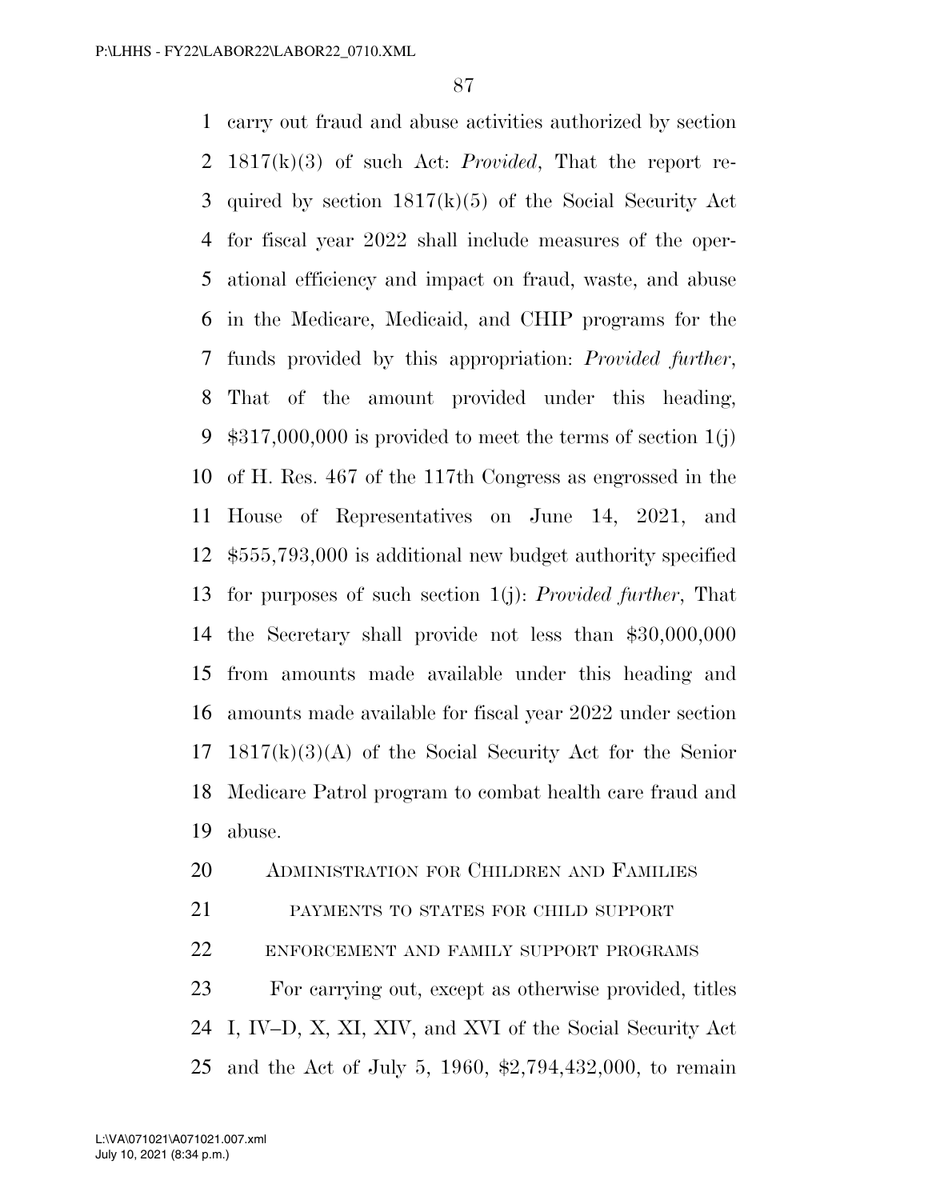carry out fraud and abuse activities authorized by section 1817(k)(3) of such Act: *Provided*, That the report required by section 1817(k)(5) of the Social Security Act for fiscal year 2022 shall include measures of the operational efficiency and impact on fraud, waste, and abuse in the Medicare, Medicaid, and CHIP programs for the funds provided by this appropriation: *Provided further*, That of the amount provided under this heading, $317,000,000 is provided to meet the terms of section 1(j) of H. Res. 467 of the 117th Congress as engrossed in the House of Representatives on June 14, 2021, and $555,793,000 is additional new budget authority specified for purposes of such section 1(j): *Provided further*, That the Secretary shall provide not less than $30,000,000 from amounts made available under this heading and amounts made available for fiscal year 2022 under section 1817(k)(3)(A) of the Social Security Act for the Senior Medicare Patrol program to combat health care fraud and abuse.

## ADMINISTRATION FOR CHILDREN AND FAMILIES

### PAYMENTS TO STATES FOR CHILD SUPPORT ENFORCEMENT AND FAMILY SUPPORT PROGRAMS

For carrying out, except as otherwise provided, titles I, IV–D, X, XI, XIV, and XVI of the Social Security Act and the Act of July 5, 1960, $2,794,432,000, to remain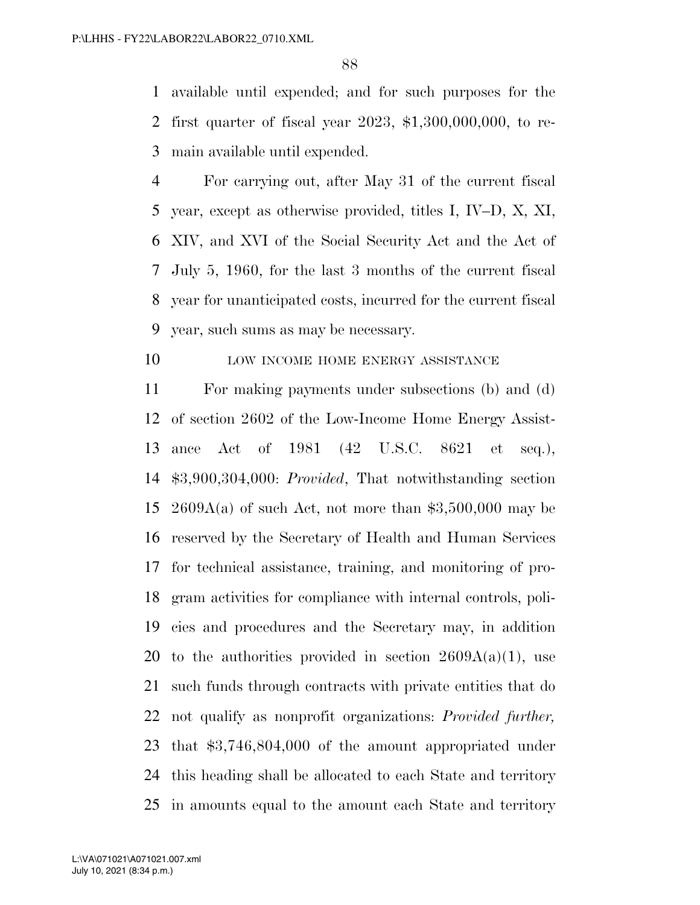available until expended; and for such purposes for the first quarter of fiscal year 2023, $1,300,000,000, to remain available until expended.

For carrying out, after May 31 of the current fiscal year, except as otherwise provided, titles I, IV–D, X, XI, XIV, and XVI of the Social Security Act and the Act of July 5, 1960, for the last 3 months of the current fiscal year for unanticipated costs, incurred for the current fiscal year, such sums as may be necessary.

LOW INCOME HOME ENERGY ASSISTANCE

For making payments under subsections (b) and (d) of section 2602 of the Low-Income Home Energy Assistance Act of 1981 (42 U.S.C. 8621 et seq.), $3,900,304,000: *Provided*, That notwithstanding section 2609A(a) of such Act, not more than $3,500,000 may be reserved by the Secretary of Health and Human Services for technical assistance, training, and monitoring of program activities for compliance with internal controls, policies and procedures and the Secretary may, in addition to the authorities provided in section 2609A(a)(1), use such funds through contracts with private entities that do not qualify as nonprofit organizations: *Provided further,* that $3,746,804,000 of the amount appropriated under this heading shall be allocated to each State and territory in amounts equal to the amount each State and territory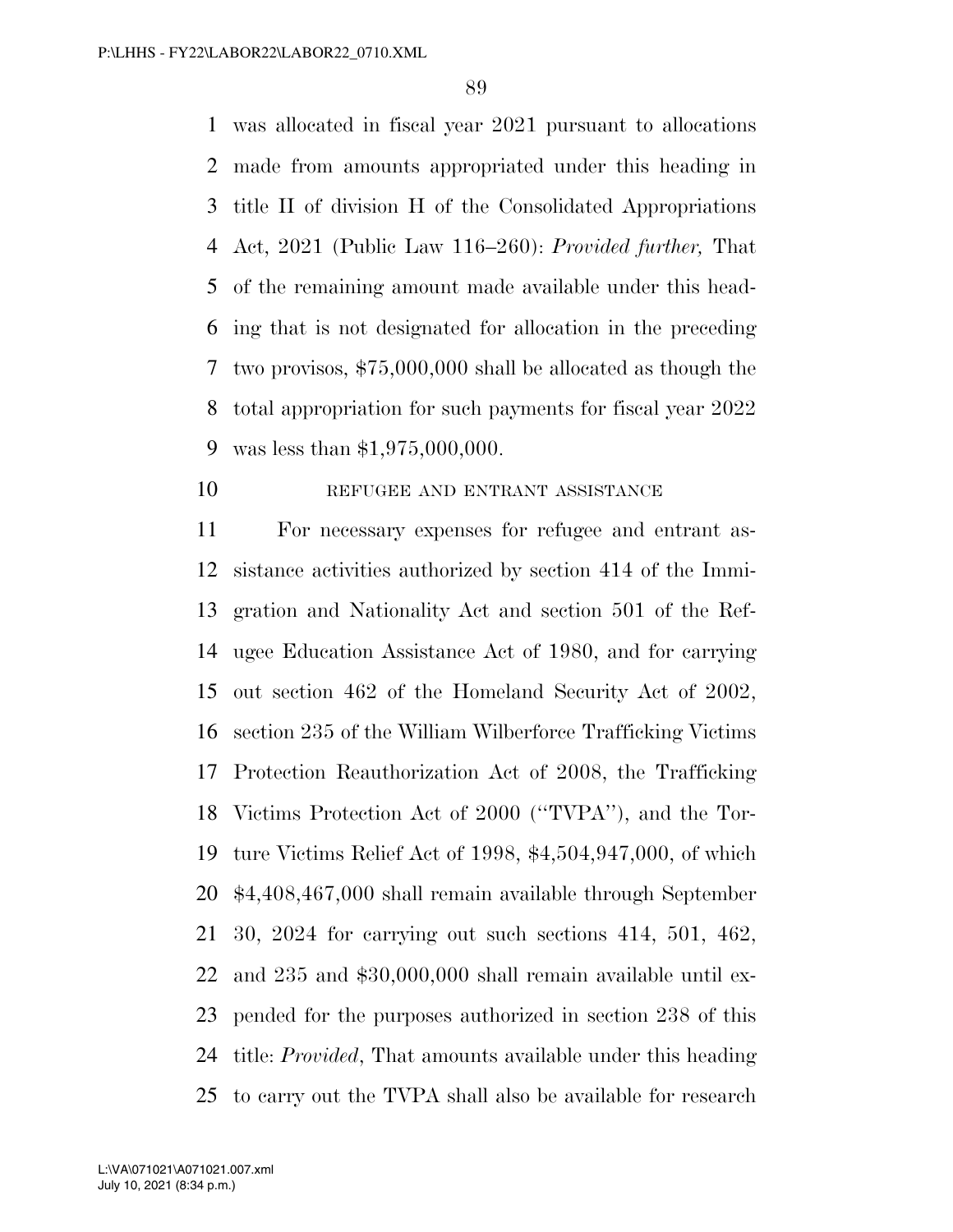was allocated in fiscal year 2021 pursuant to allocations made from amounts appropriated under this heading in title II of division H of the Consolidated Appropriations Act, 2021 (Public Law 116–260): *Provided further,* That of the remaining amount made available under this heading that is not designated for allocation in the preceding two provisos, $75,000,000 shall be allocated as though the total appropriation for such payments for fiscal year 2022 was less than $1,975,000,000.

REFUGEE AND ENTRANT ASSISTANCE

For necessary expenses for refugee and entrant assistance activities authorized by section 414 of the Immigration and Nationality Act and section 501 of the Refugee Education Assistance Act of 1980, and for carrying out section 462 of the Homeland Security Act of 2002, section 235 of the William Wilberforce Trafficking Victims Protection Reauthorization Act of 2008, the Trafficking Victims Protection Act of 2000 (''TVPA''), and the Torture Victims Relief Act of 1998, $4,504,947,000, of which $4,408,467,000 shall remain available through September 30, 2024 for carrying out such sections 414, 501, 462, and 235 and $30,000,000 shall remain available until expended for the purposes authorized in section 238 of this title: *Provided*, That amounts available under this heading to carry out the TVPA shall also be available for research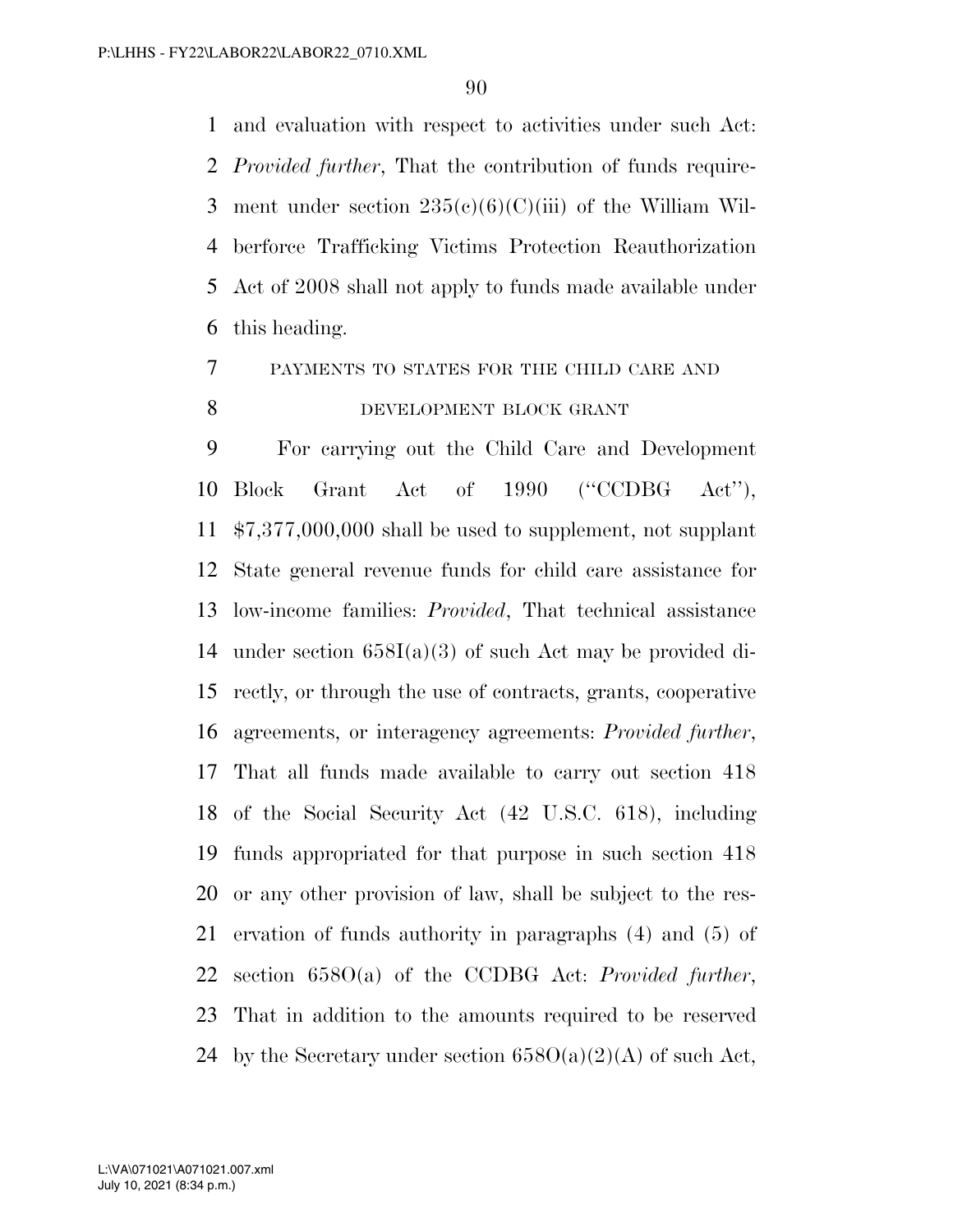and evaluation with respect to activities under such Act: *Provided further*, That the contribution of funds requirement under section 235(c)(6)(C)(iii) of the William Wilberforce Trafficking Victims Protection Reauthorization Act of 2008 shall not apply to funds made available under this heading.

PAYMENTS TO STATES FOR THE CHILD CARE AND DEVELOPMENT BLOCK GRANT

For carrying out the Child Care and Development Block Grant Act of 1990 (''CCDBG Act''), $7,377,000,000 shall be used to supplement, not supplant State general revenue funds for child care assistance for low-income families: *Provided*, That technical assistance under section 658I(a)(3) of such Act may be provided directly, or through the use of contracts, grants, cooperative agreements, or interagency agreements: *Provided further*, That all funds made available to carry out section 418 of the Social Security Act (42 U.S.C. 618), including funds appropriated for that purpose in such section 418 or any other provision of law, shall be subject to the reservation of funds authority in paragraphs (4) and (5) of section 658O(a) of the CCDBG Act: *Provided further*, That in addition to the amounts required to be reserved by the Secretary under section 658O(a)(2)(A) of such Act,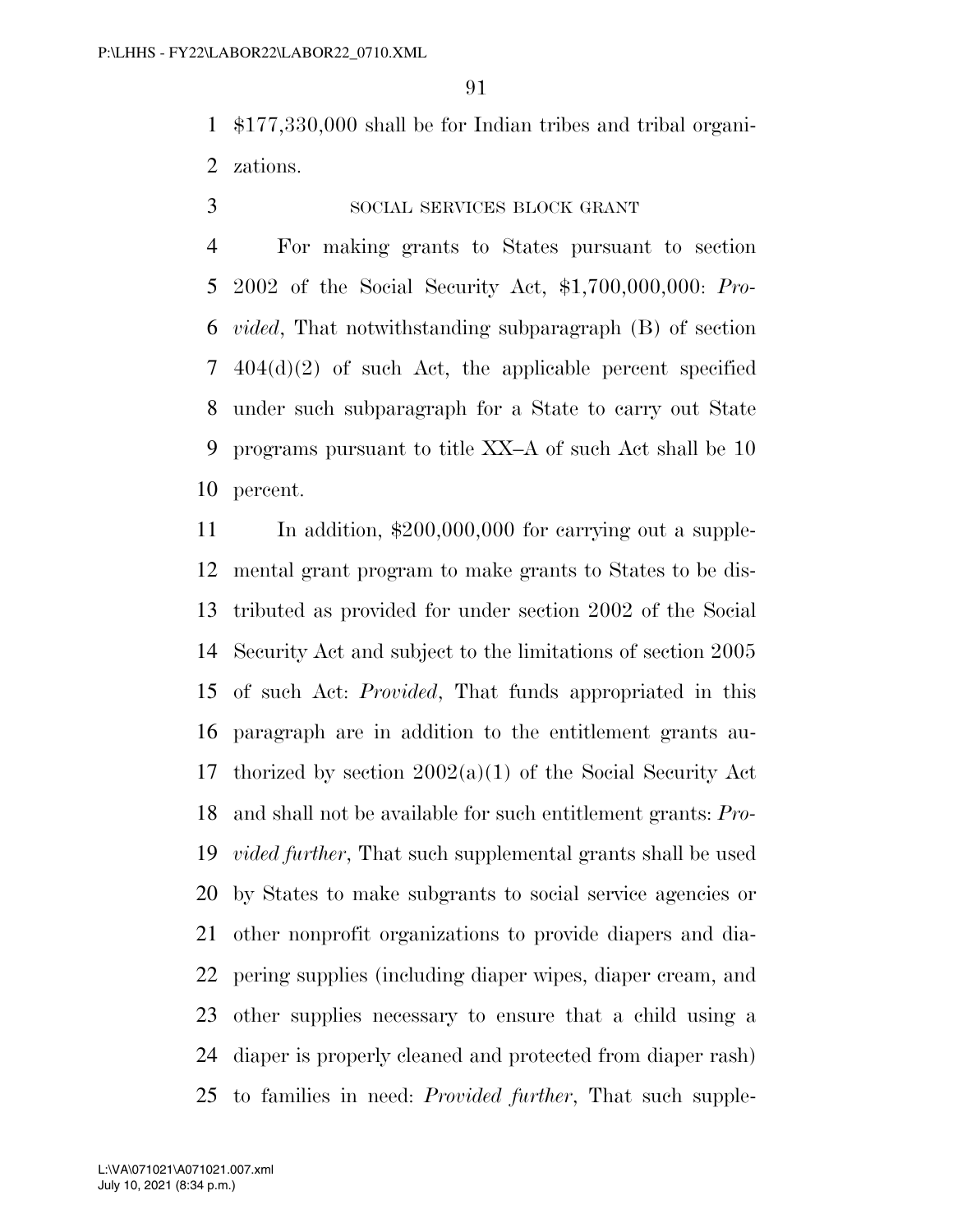$177,330,000 shall be for Indian tribes and tribal organizations.

### SOCIAL SERVICES BLOCK GRANT

For making grants to States pursuant to section 2002 of the Social Security Act, $1,700,000,000: *Provided*, That notwithstanding subparagraph (B) of section 404(d)(2) of such Act, the applicable percent specified under such subparagraph for a State to carry out State programs pursuant to title XX–A of such Act shall be 10 percent.

In addition, $200,000,000 for carrying out a supplemental grant program to make grants to States to be distributed as provided for under section 2002 of the Social Security Act and subject to the limitations of section 2005 of such Act: *Provided*, That funds appropriated in this paragraph are in addition to the entitlement grants authorized by section 2002(a)(1) of the Social Security Act and shall not be available for such entitlement grants: *Provided further*, That such supplemental grants shall be used by States to make subgrants to social service agencies or other nonprofit organizations to provide diapers and diapering supplies (including diaper wipes, diaper cream, and other supplies necessary to ensure that a child using a diaper is properly cleaned and protected from diaper rash) to families in need: *Provided further*, That such supple-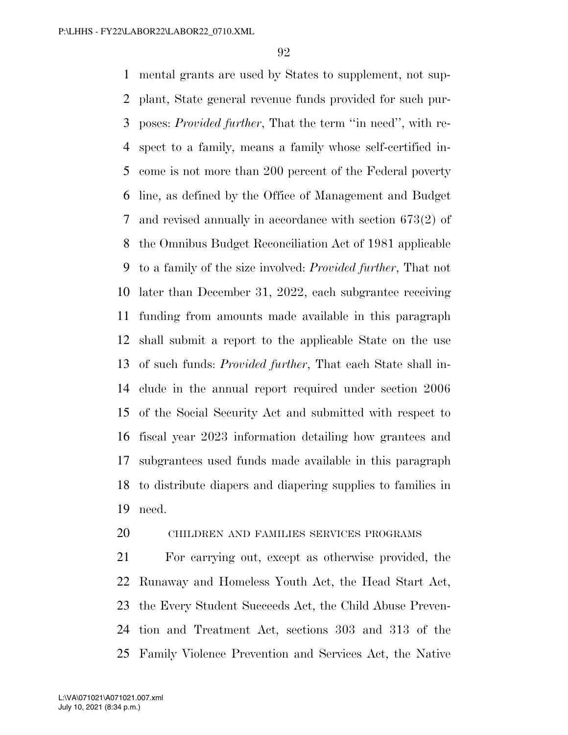mental grants are used by States to supplement, not supplant, State general revenue funds provided for such purposes: *Provided further*, That the term ''in need'', with respect to a family, means a family whose self-certified income is not more than 200 percent of the Federal poverty line, as defined by the Office of Management and Budget and revised annually in accordance with section 673(2) of the Omnibus Budget Reconciliation Act of 1981 applicable to a family of the size involved: *Provided further*, That not later than December 31, 2022, each subgrantee receiving funding from amounts made available in this paragraph shall submit a report to the applicable State on the use of such funds: *Provided further*, That each State shall include in the annual report required under section 2006 of the Social Security Act and submitted with respect to fiscal year 2023 information detailing how grantees and subgrantees used funds made available in this paragraph to distribute diapers and diapering supplies to families in need.

CHILDREN AND FAMILIES SERVICES PROGRAMS

For carrying out, except as otherwise provided, the Runaway and Homeless Youth Act, the Head Start Act, the Every Student Succeeds Act, the Child Abuse Prevention and Treatment Act, sections 303 and 313 of the Family Violence Prevention and Services Act, the Native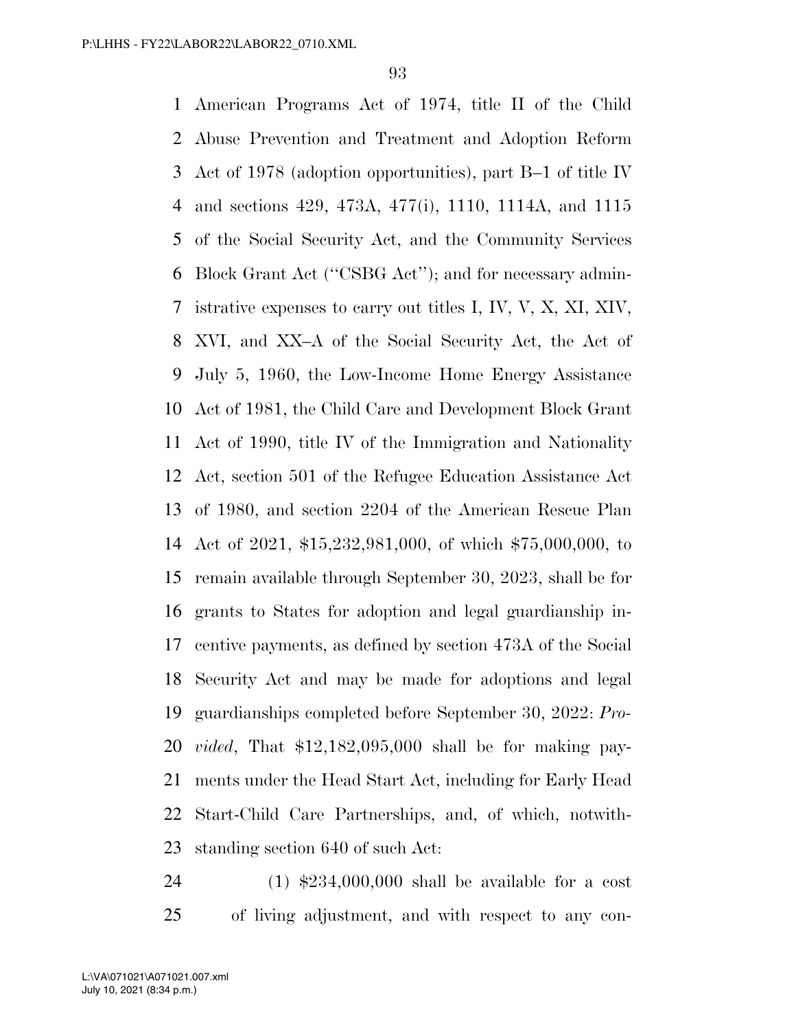American Programs Act of 1974, title II of the Child Abuse Prevention and Treatment and Adoption Reform Act of 1978 (adoption opportunities), part B–1 of title IV and sections 429, 473A, 477(i), 1110, 1114A, and 1115 of the Social Security Act, and the Community Services Block Grant Act (''CSBG Act''); and for necessary administrative expenses to carry out titles I, IV, V, X, XI, XIV, XVI, and XX–A of the Social Security Act, the Act of July 5, 1960, the Low-Income Home Energy Assistance Act of 1981, the Child Care and Development Block Grant Act of 1990, title IV of the Immigration and Nationality Act, section 501 of the Refugee Education Assistance Act of 1980, and section 2204 of the American Rescue Plan Act of 2021, $15,232,981,000, of which $75,000,000, to remain available through September 30, 2023, shall be for grants to States for adoption and legal guardianship incentive payments, as defined by section 473A of the Social Security Act and may be made for adoptions and legal guardianships completed before September 30, 2022: *Provided*, That $12,182,095,000 shall be for making payments under the Head Start Act, including for Early Head Start-Child Care Partnerships, and, of which, notwithstanding section 640 of such Act:

(1) $234,000,000 shall be available for a cost of living adjustment, and with respect to any con-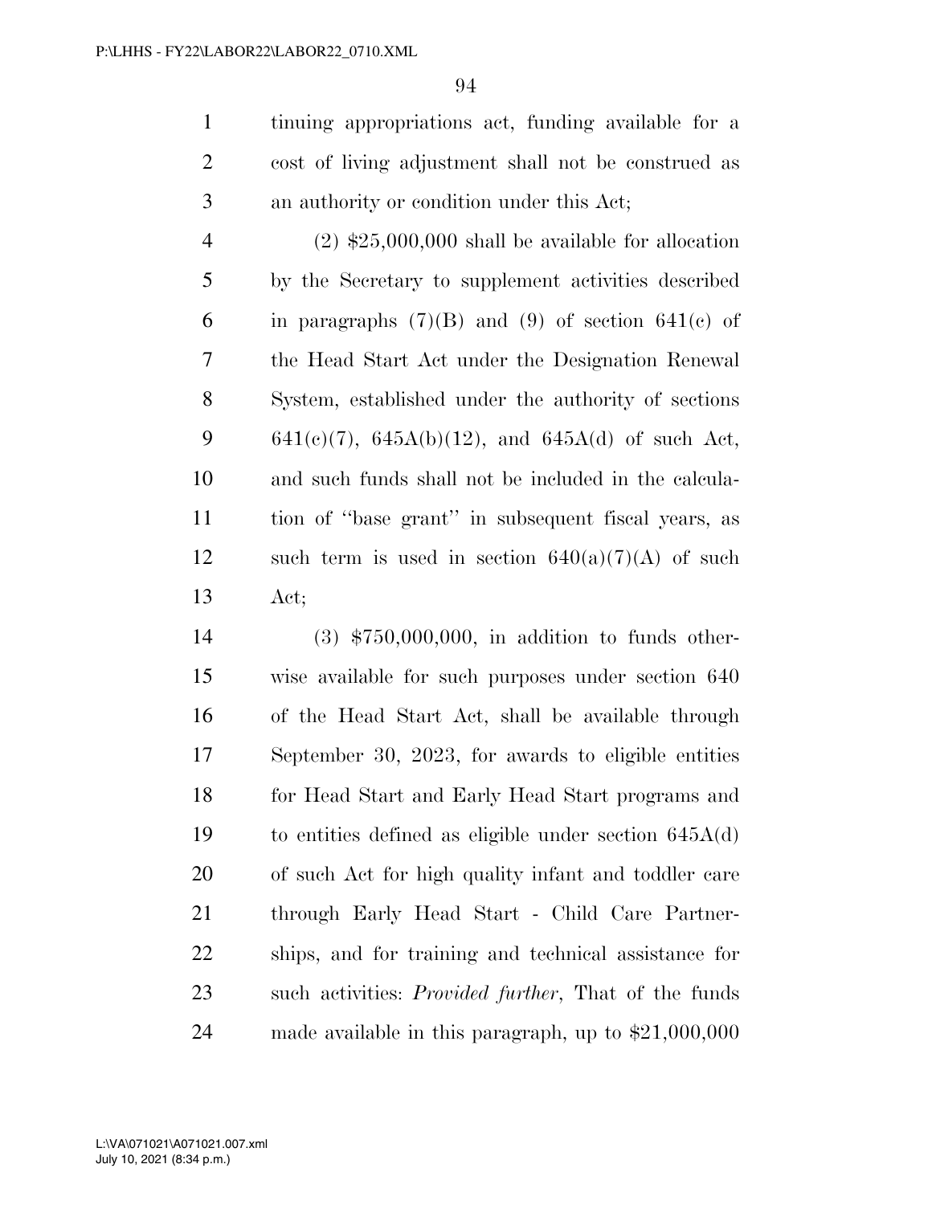tinuing appropriations act, funding available for a cost of living adjustment shall not be construed as an authority or condition under this Act;

(2) $25,000,000 shall be available for allocation by the Secretary to supplement activities described in paragraphs (7)(B) and (9) of section 641(c) of the Head Start Act under the Designation Renewal System, established under the authority of sections 641(c)(7), 645A(b)(12), and 645A(d) of such Act, and such funds shall not be included in the calculation of "base grant" in subsequent fiscal years, as such term is used in section 640(a)(7)(A) of such Act;

(3) $750,000,000, in addition to funds otherwise available for such purposes under section 640 of the Head Start Act, shall be available through September 30, 2023, for awards to eligible entities for Head Start and Early Head Start programs and to entities defined as eligible under section 645A(d) of such Act for high quality infant and toddler care through Early Head Start - Child Care Partnerships, and for training and technical assistance for such activities: *Provided further*, That of the funds made available in this paragraph, up to $21,000,000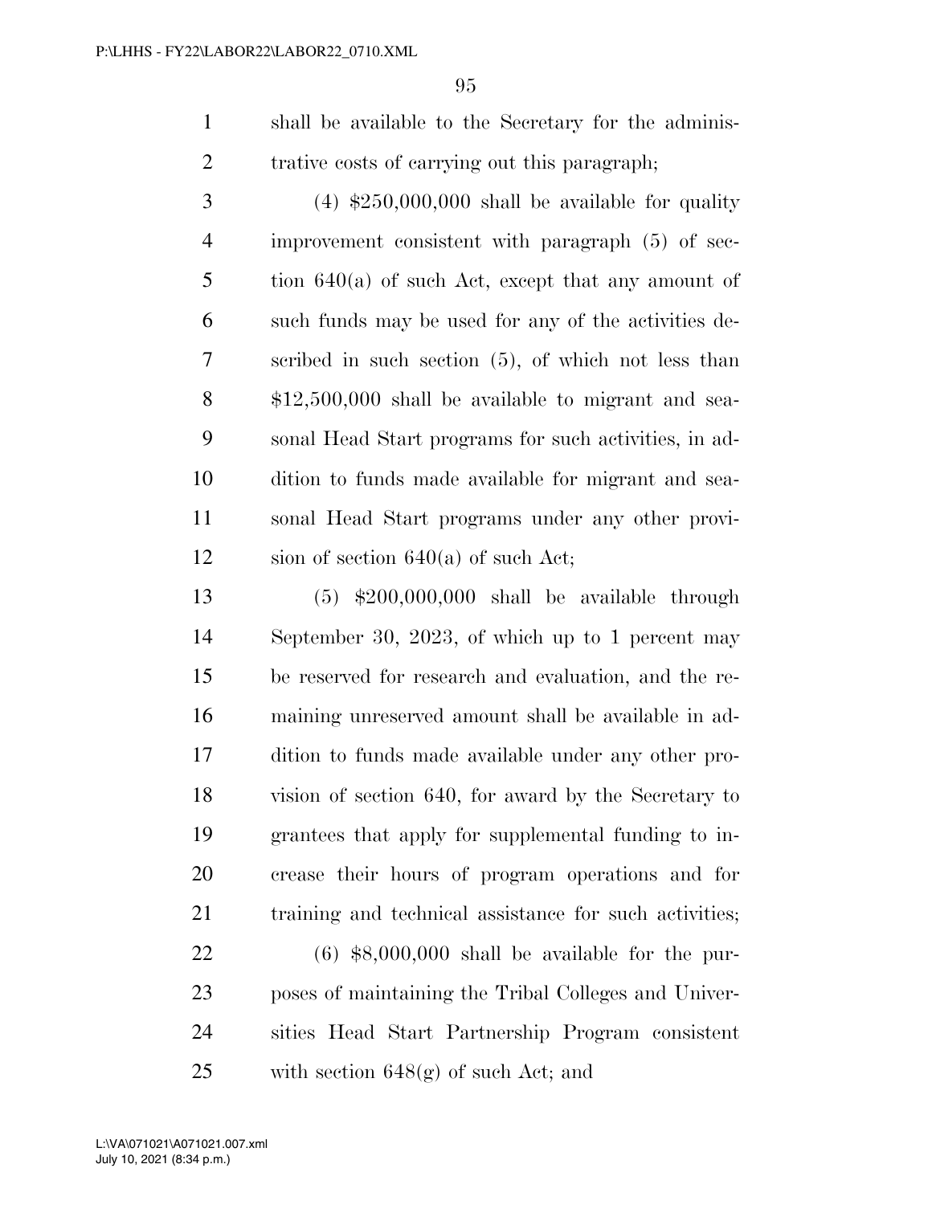shall be available to the Secretary for the administrative costs of carrying out this paragraph;

(4) $250,000,000 shall be available for quality improvement consistent with paragraph (5) of section 640(a) of such Act, except that any amount of such funds may be used for any of the activities described in such section (5), of which not less than $12,500,000 shall be available to migrant and seasonal Head Start programs for such activities, in addition to funds made available for migrant and seasonal Head Start programs under any other provision of section 640(a) of such Act;

(5) $200,000,000 shall be available through September 30, 2023, of which up to 1 percent may be reserved for research and evaluation, and the remaining unreserved amount shall be available in addition to funds made available under any other provision of section 640, for award by the Secretary to grantees that apply for supplemental funding to increase their hours of program operations and for training and technical assistance for such activities;

(6) $8,000,000 shall be available for the purposes of maintaining the Tribal Colleges and Universities Head Start Partnership Program consistent with section 648(g) of such Act; and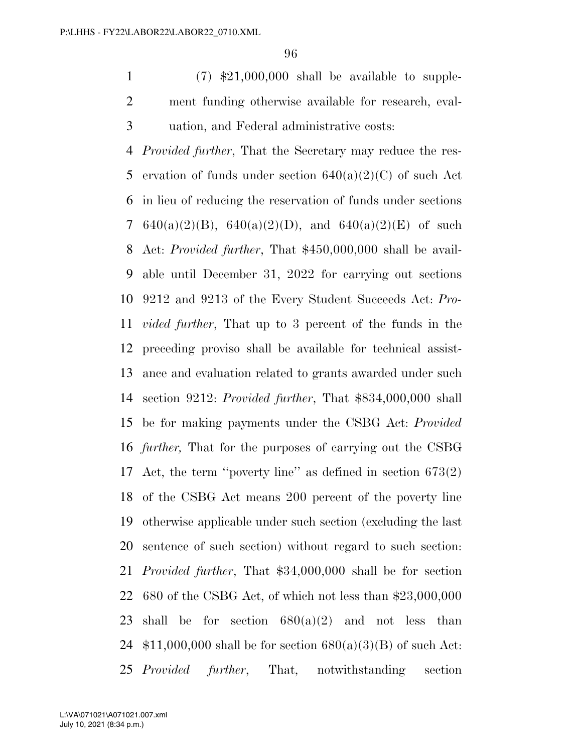(7) $21,000,000 shall be available to supplement funding otherwise available for research, evaluation, and Federal administrative costs:

*Provided further*, That the Secretary may reduce the reservation of funds under section 640(a)(2)(C) of such Act in lieu of reducing the reservation of funds under sections 640(a)(2)(B), 640(a)(2)(D), and 640(a)(2)(E) of such Act: *Provided further*, That $450,000,000 shall be available until December 31, 2022 for carrying out sections 9212 and 9213 of the Every Student Succeeds Act: *Provided further*, That up to 3 percent of the funds in the preceding proviso shall be available for technical assistance and evaluation related to grants awarded under such section 9212: *Provided further*, That $834,000,000 shall be for making payments under the CSBG Act: *Provided further,* That for the purposes of carrying out the CSBG Act, the term ''poverty line'' as defined in section 673(2) of the CSBG Act means 200 percent of the poverty line otherwise applicable under such section (excluding the last sentence of such section) without regard to such section: *Provided further*, That $34,000,000 shall be for section 680 of the CSBG Act, of which not less than $23,000,000 shall be for section 680(a)(2) and not less than $11,000,000 shall be for section 680(a)(3)(B) of such Act: *Provided further*, That, notwithstanding section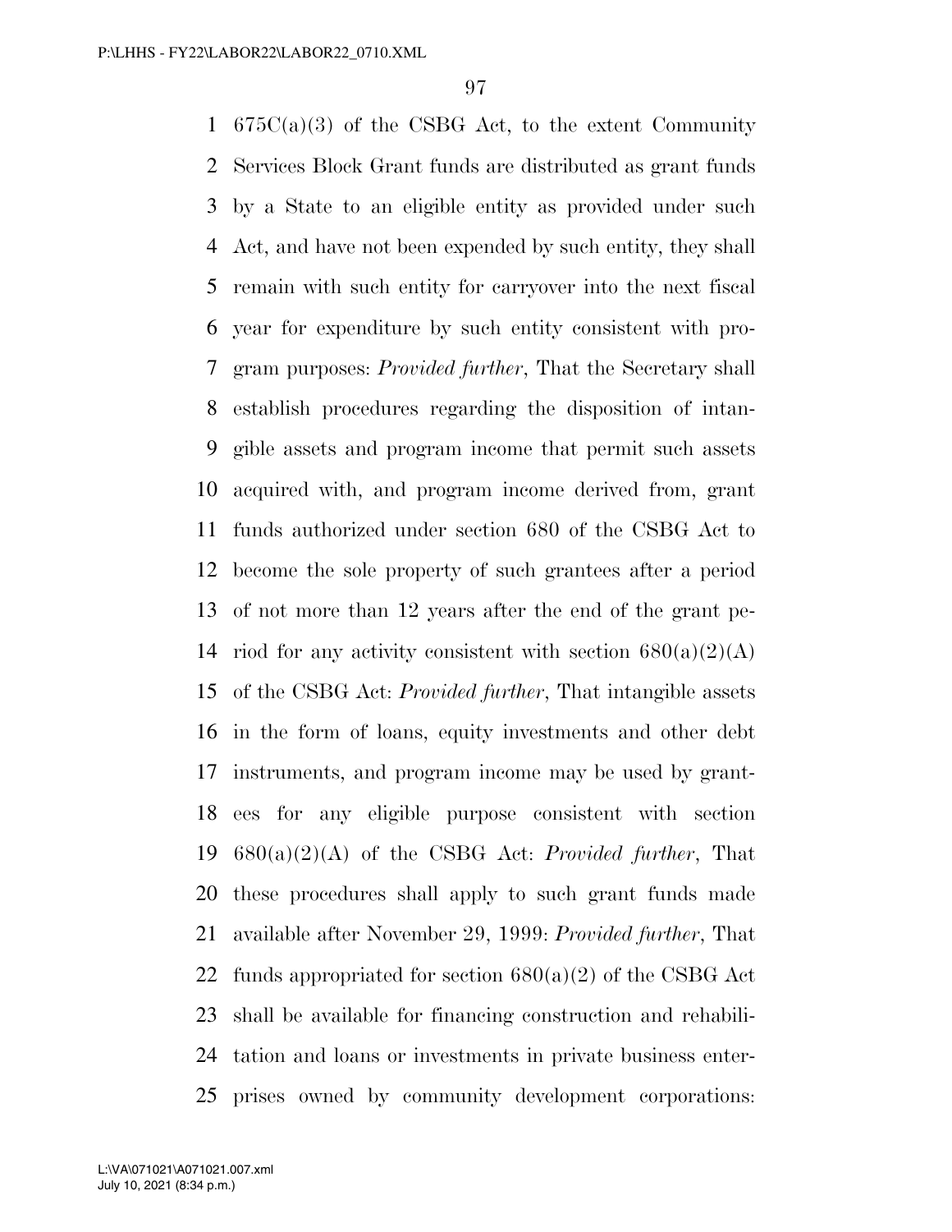675C(a)(3) of the CSBG Act, to the extent Community Services Block Grant funds are distributed as grant funds by a State to an eligible entity as provided under such Act, and have not been expended by such entity, they shall remain with such entity for carryover into the next fiscal year for expenditure by such entity consistent with program purposes: *Provided further*, That the Secretary shall establish procedures regarding the disposition of intangible assets and program income that permit such assets acquired with, and program income derived from, grant funds authorized under section 680 of the CSBG Act to become the sole property of such grantees after a period of not more than 12 years after the end of the grant period for any activity consistent with section 680(a)(2)(A) of the CSBG Act: *Provided further*, That intangible assets in the form of loans, equity investments and other debt instruments, and program income may be used by grantees for any eligible purpose consistent with section 680(a)(2)(A) of the CSBG Act: *Provided further*, That these procedures shall apply to such grant funds made available after November 29, 1999: *Provided further*, That funds appropriated for section 680(a)(2) of the CSBG Act shall be available for financing construction and rehabilitation and loans or investments in private business enterprises owned by community development corporations: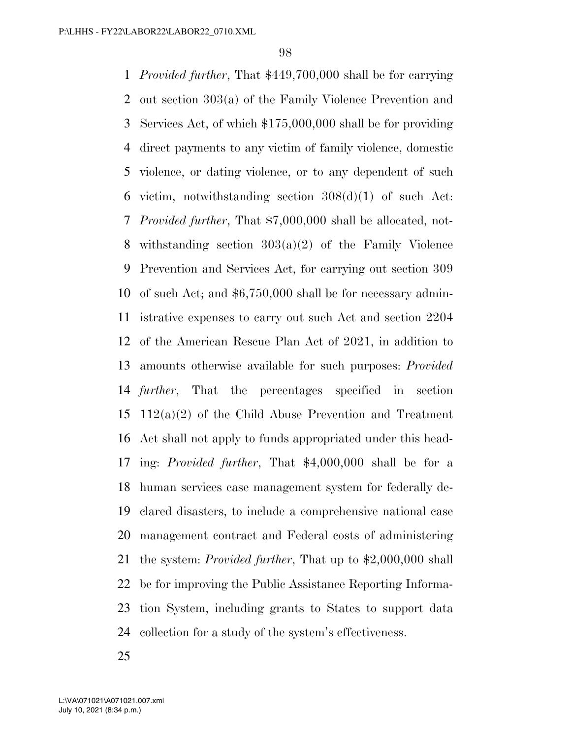*Provided further*, That $449,700,000 shall be for carrying out section 303(a) of the Family Violence Prevention and Services Act, of which $175,000,000 shall be for providing direct payments to any victim of family violence, domestic violence, or dating violence, or to any dependent of such victim, notwithstanding section 308(d)(1) of such Act: *Provided further*, That $7,000,000 shall be allocated, notwithstanding section 303(a)(2) of the Family Violence Prevention and Services Act, for carrying out section 309 of such Act; and $6,750,000 shall be for necessary administrative expenses to carry out such Act and section 2204 of the American Rescue Plan Act of 2021, in addition to amounts otherwise available for such purposes: *Provided further*, That the percentages specified in section 112(a)(2) of the Child Abuse Prevention and Treatment Act shall not apply to funds appropriated under this heading: *Provided further*, That $4,000,000 shall be for a human services case management system for federally declared disasters, to include a comprehensive national case management contract and Federal costs of administering the system: *Provided further*, That up to $2,000,000 shall be for improving the Public Assistance Reporting Information System, including grants to States to support data collection for a study of the system's effectiveness.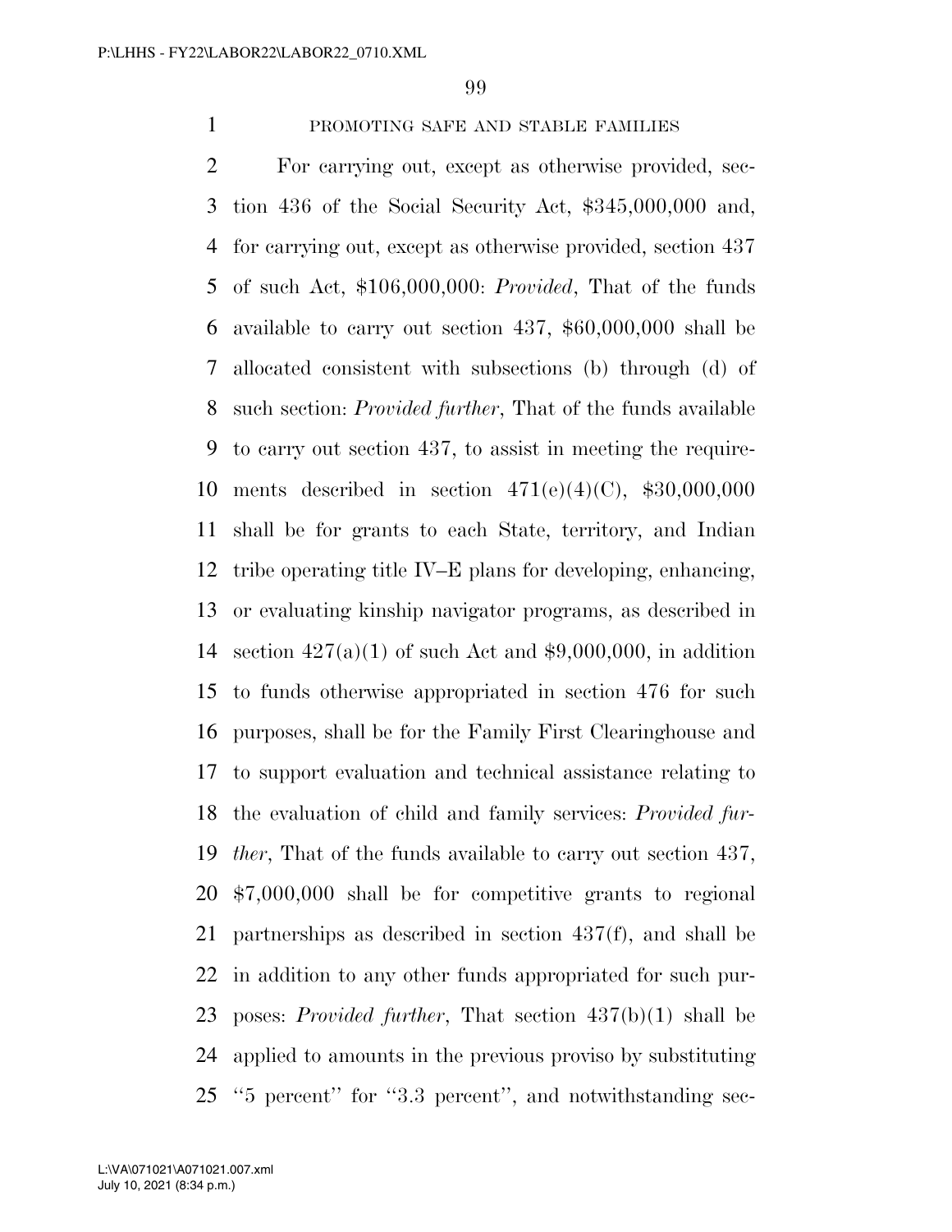PROMOTING SAFE AND STABLE FAMILIES

For carrying out, except as otherwise provided, section 436 of the Social Security Act, $345,000,000 and, for carrying out, except as otherwise provided, section 437 of such Act, $106,000,000: *Provided*, That of the funds available to carry out section 437, $60,000,000 shall be allocated consistent with subsections (b) through (d) of such section: *Provided further*, That of the funds available to carry out section 437, to assist in meeting the requirements described in section 471(e)(4)(C), $30,000,000 shall be for grants to each State, territory, and Indian tribe operating title IV–E plans for developing, enhancing, or evaluating kinship navigator programs, as described in section 427(a)(1) of such Act and $9,000,000, in addition to funds otherwise appropriated in section 476 for such purposes, shall be for the Family First Clearinghouse and to support evaluation and technical assistance relating to the evaluation of child and family services: *Provided further*, That of the funds available to carry out section 437, $7,000,000 shall be for competitive grants to regional partnerships as described in section 437(f), and shall be in addition to any other funds appropriated for such purposes: *Provided further*, That section 437(b)(1) shall be applied to amounts in the previous proviso by substituting "5 percent" for "3.3 percent", and notwithstanding sec-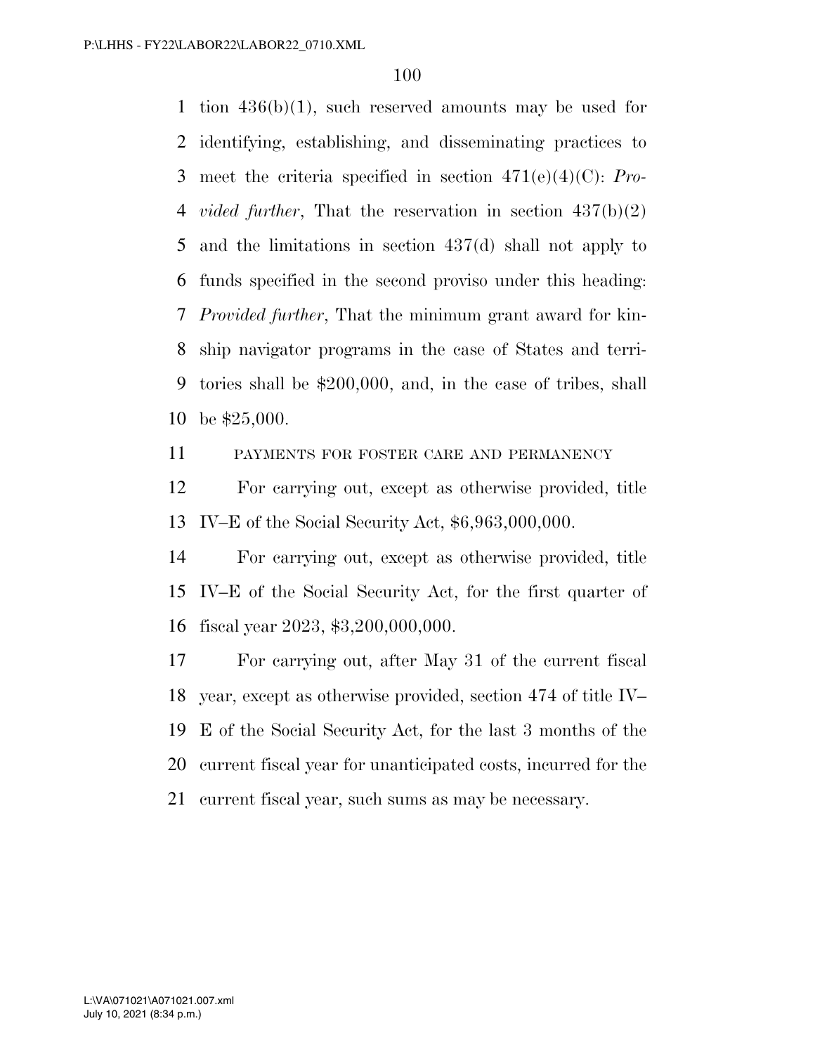tion 436(b)(1), such reserved amounts may be used for identifying, establishing, and disseminating practices to meet the criteria specified in section 471(e)(4)(C): *Provided further*, That the reservation in section 437(b)(2) and the limitations in section 437(d) shall not apply to funds specified in the second proviso under this heading: *Provided further*, That the minimum grant award for kinship navigator programs in the case of States and territories shall be $200,000, and, in the case of tribes, shall be $25,000.

PAYMENTS FOR FOSTER CARE AND PERMANENCY

For carrying out, except as otherwise provided, title IV–E of the Social Security Act, $6,963,000,000.

For carrying out, except as otherwise provided, title IV–E of the Social Security Act, for the first quarter of fiscal year 2023, $3,200,000,000.

For carrying out, after May 31 of the current fiscal year, except as otherwise provided, section 474 of title IV–E of the Social Security Act, for the last 3 months of the current fiscal year for unanticipated costs, incurred for the current fiscal year, such sums as may be necessary.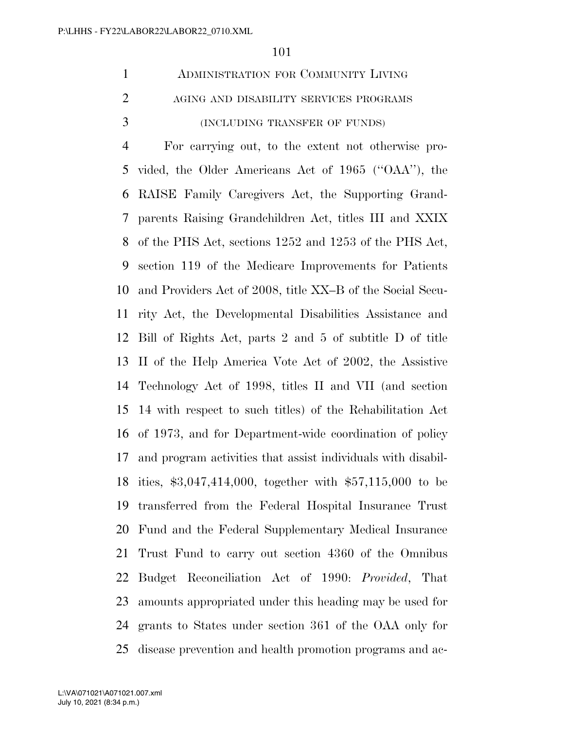## Administration for Community Living

### aging and disability services programs

(including transfer of funds)

For carrying out, to the extent not otherwise provided, the Older Americans Act of 1965 ("OAA"), the RAISE Family Caregivers Act, the Supporting Grandparents Raising Grandchildren Act, titles III and XXIX of the PHS Act, sections 1252 and 1253 of the PHS Act, section 119 of the Medicare Improvements for Patients and Providers Act of 2008, title XX–B of the Social Security Act, the Developmental Disabilities Assistance and Bill of Rights Act, parts 2 and 5 of subtitle D of title II of the Help America Vote Act of 2002, the Assistive Technology Act of 1998, titles II and VII (and section 14 with respect to such titles) of the Rehabilitation Act of 1973, and for Department-wide coordination of policy and program activities that assist individuals with disabilities, $3,047,414,000, together with $57,115,000 to be transferred from the Federal Hospital Insurance Trust Fund and the Federal Supplementary Medical Insurance Trust Fund to carry out section 4360 of the Omnibus Budget Reconciliation Act of 1990: *Provided*, That amounts appropriated under this heading may be used for grants to States under section 361 of the OAA only for disease prevention and health promotion programs and ac-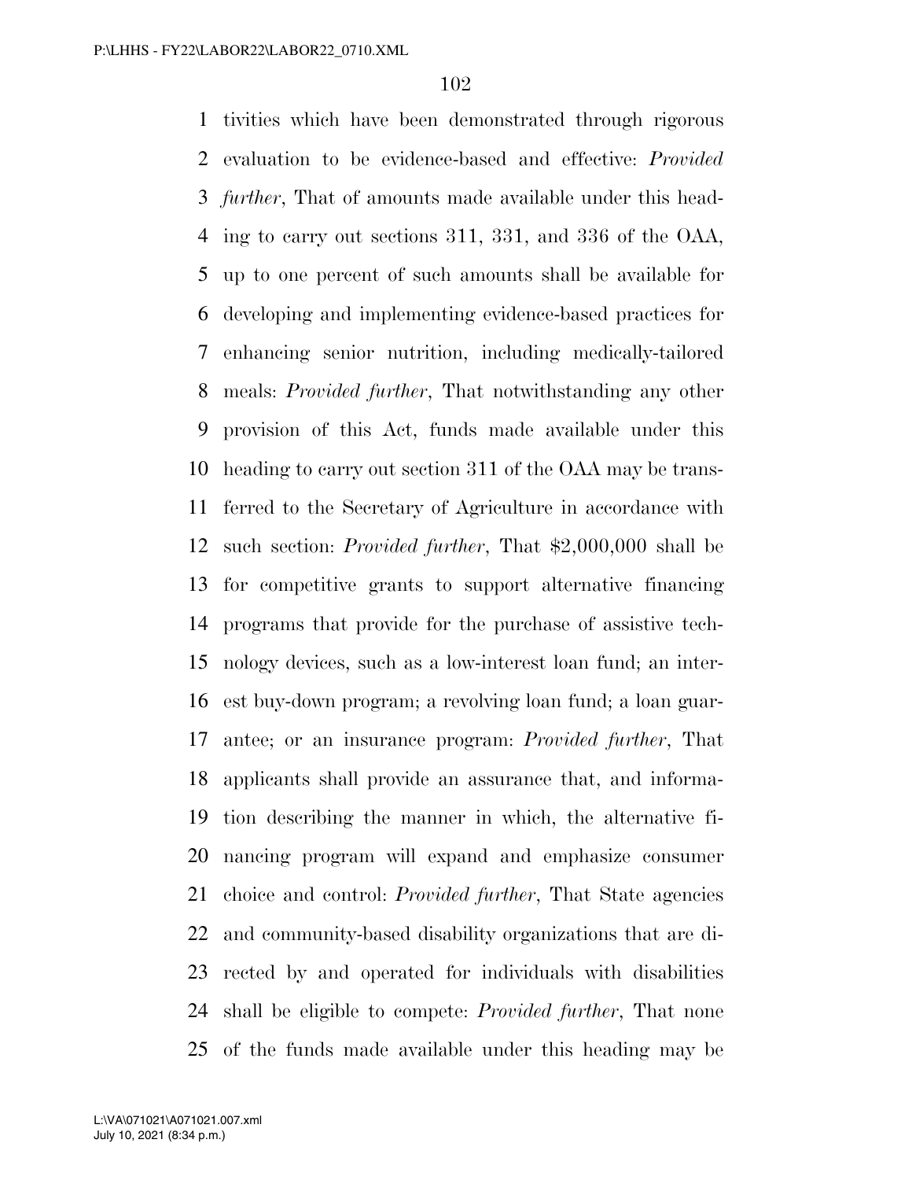tivities which have been demonstrated through rigorous evaluation to be evidence-based and effective: *Provided further*, That of amounts made available under this heading to carry out sections 311, 331, and 336 of the OAA, up to one percent of such amounts shall be available for developing and implementing evidence-based practices for enhancing senior nutrition, including medically-tailored meals: *Provided further*, That notwithstanding any other provision of this Act, funds made available under this heading to carry out section 311 of the OAA may be transferred to the Secretary of Agriculture in accordance with such section: *Provided further*, That $2,000,000 shall be for competitive grants to support alternative financing programs that provide for the purchase of assistive technology devices, such as a low-interest loan fund; an interest buy-down program; a revolving loan fund; a loan guarantee; or an insurance program: *Provided further*, That applicants shall provide an assurance that, and information describing the manner in which, the alternative financing program will expand and emphasize consumer choice and control: *Provided further*, That State agencies and community-based disability organizations that are directed by and operated for individuals with disabilities shall be eligible to compete: *Provided further*, That none of the funds made available under this heading may be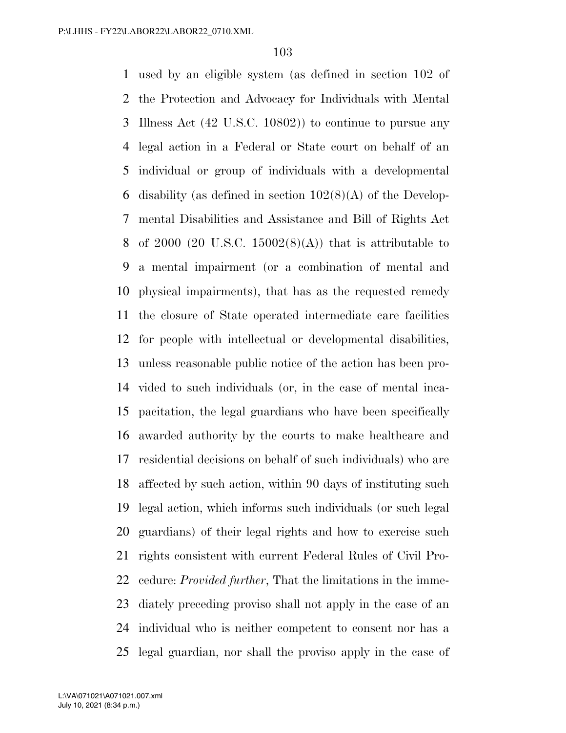used by an eligible system (as defined in section 102 of the Protection and Advocacy for Individuals with Mental Illness Act (42 U.S.C. 10802)) to continue to pursue any legal action in a Federal or State court on behalf of an individual or group of individuals with a developmental disability (as defined in section 102(8)(A) of the Developmental Disabilities and Assistance and Bill of Rights Act of 2000 (20 U.S.C. 15002(8)(A)) that is attributable to a mental impairment (or a combination of mental and physical impairments), that has as the requested remedy the closure of State operated intermediate care facilities for people with intellectual or developmental disabilities, unless reasonable public notice of the action has been provided to such individuals (or, in the case of mental incapacitation, the legal guardians who have been specifically awarded authority by the courts to make healthcare and residential decisions on behalf of such individuals) who are affected by such action, within 90 days of instituting such legal action, which informs such individuals (or such legal guardians) of their legal rights and how to exercise such rights consistent with current Federal Rules of Civil Procedure: *Provided further*, That the limitations in the immediately preceding proviso shall not apply in the case of an individual who is neither competent to consent nor has a legal guardian, nor shall the proviso apply in the case of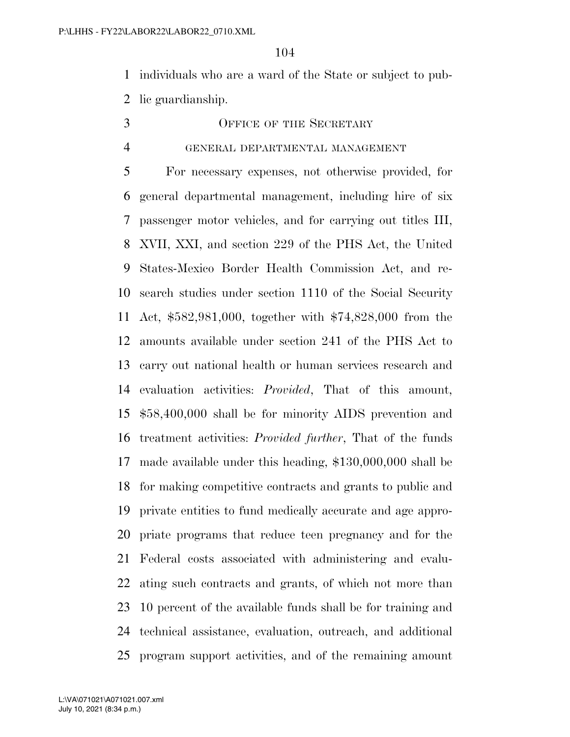individuals who are a ward of the State or subject to public guardianship.

## OFFICE OF THE SECRETARY

### GENERAL DEPARTMENTAL MANAGEMENT

For necessary expenses, not otherwise provided, for general departmental management, including hire of six passenger motor vehicles, and for carrying out titles III, XVII, XXI, and section 229 of the PHS Act, the United States-Mexico Border Health Commission Act, and research studies under section 1110 of the Social Security Act, $582,981,000, together with $74,828,000 from the amounts available under section 241 of the PHS Act to carry out national health or human services research and evaluation activities: *Provided*, That of this amount, $58,400,000 shall be for minority AIDS prevention and treatment activities: *Provided further*, That of the funds made available under this heading, $130,000,000 shall be for making competitive contracts and grants to public and private entities to fund medically accurate and age appropriate programs that reduce teen pregnancy and for the Federal costs associated with administering and evaluating such contracts and grants, of which not more than 10 percent of the available funds shall be for training and technical assistance, evaluation, outreach, and additional program support activities, and of the remaining amount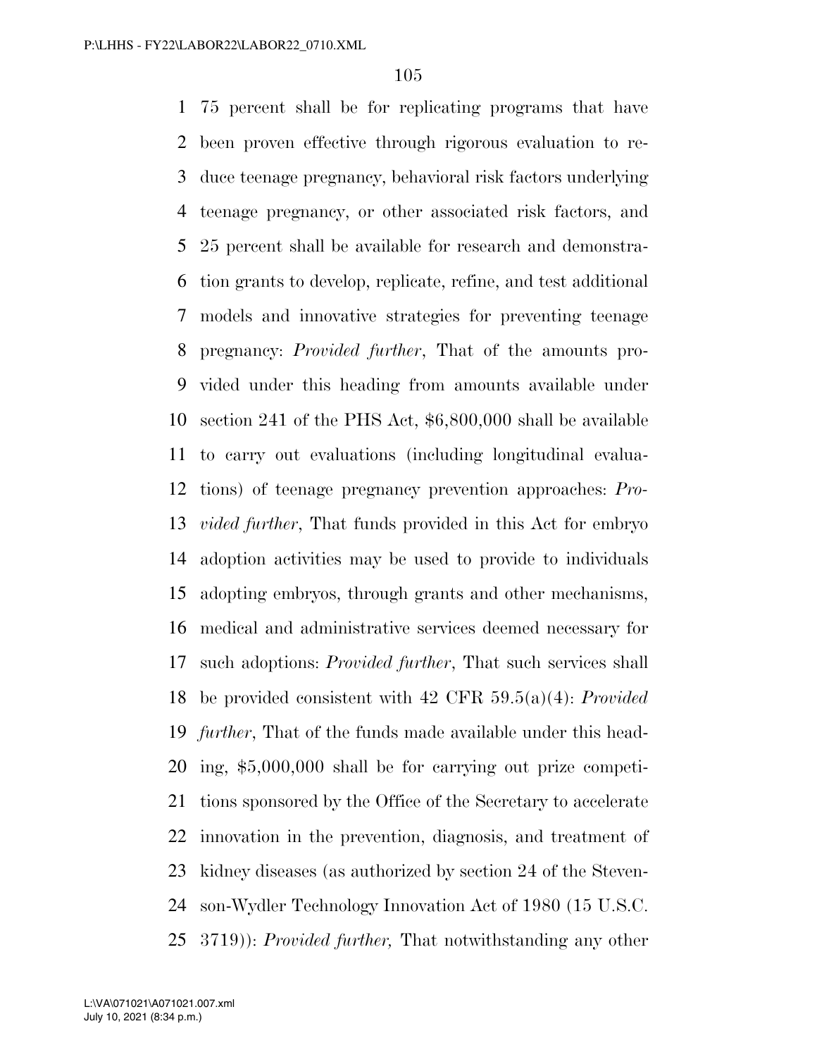75 percent shall be for replicating programs that have been proven effective through rigorous evaluation to reduce teenage pregnancy, behavioral risk factors underlying teenage pregnancy, or other associated risk factors, and 25 percent shall be available for research and demonstration grants to develop, replicate, refine, and test additional models and innovative strategies for preventing teenage pregnancy: *Provided further*, That of the amounts provided under this heading from amounts available under section 241 of the PHS Act, $6,800,000 shall be available to carry out evaluations (including longitudinal evaluations) of teenage pregnancy prevention approaches: *Provided further*, That funds provided in this Act for embryo adoption activities may be used to provide to individuals adopting embryos, through grants and other mechanisms, medical and administrative services deemed necessary for such adoptions: *Provided further*, That such services shall be provided consistent with 42 CFR 59.5(a)(4): *Provided further*, That of the funds made available under this heading, $5,000,000 shall be for carrying out prize competitions sponsored by the Office of the Secretary to accelerate innovation in the prevention, diagnosis, and treatment of kidney diseases (as authorized by section 24 of the Stevenson-Wydler Technology Innovation Act of 1980 (15 U.S.C. 3719)): *Provided further,* That notwithstanding any other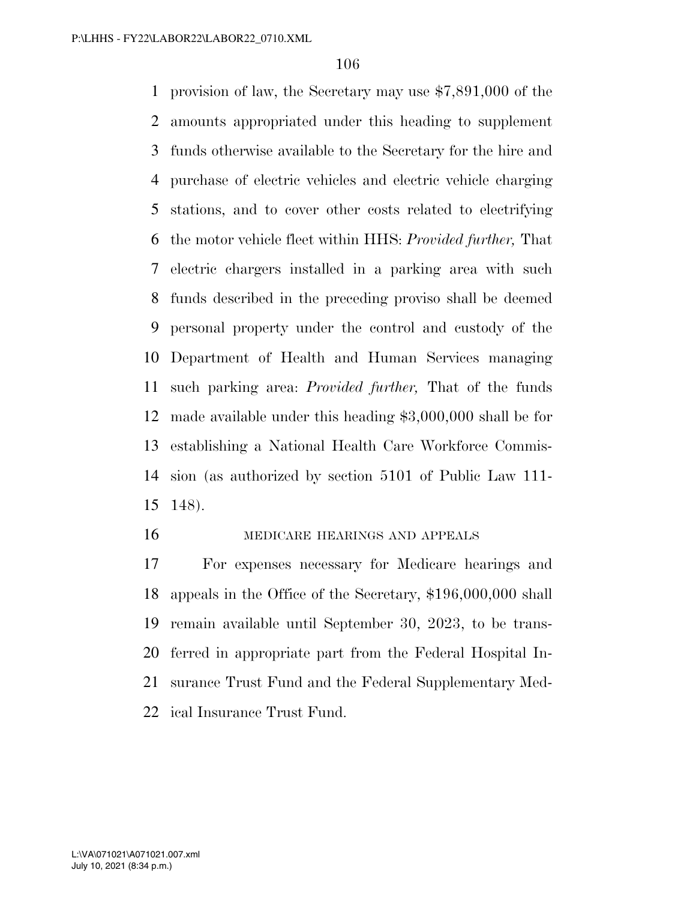provision of law, the Secretary may use $7,891,000 of the amounts appropriated under this heading to supplement funds otherwise available to the Secretary for the hire and purchase of electric vehicles and electric vehicle charging stations, and to cover other costs related to electrifying the motor vehicle fleet within HHS: *Provided further,* That electric chargers installed in a parking area with such funds described in the preceding proviso shall be deemed personal property under the control and custody of the Department of Health and Human Services managing such parking area: *Provided further,* That of the funds made available under this heading $3,000,000 shall be for establishing a National Health Care Workforce Commission (as authorized by section 5101 of Public Law 111-148).

MEDICARE HEARINGS AND APPEALS

For expenses necessary for Medicare hearings and appeals in the Office of the Secretary, $196,000,000 shall remain available until September 30, 2023, to be transferred in appropriate part from the Federal Hospital Insurance Trust Fund and the Federal Supplementary Medical Insurance Trust Fund.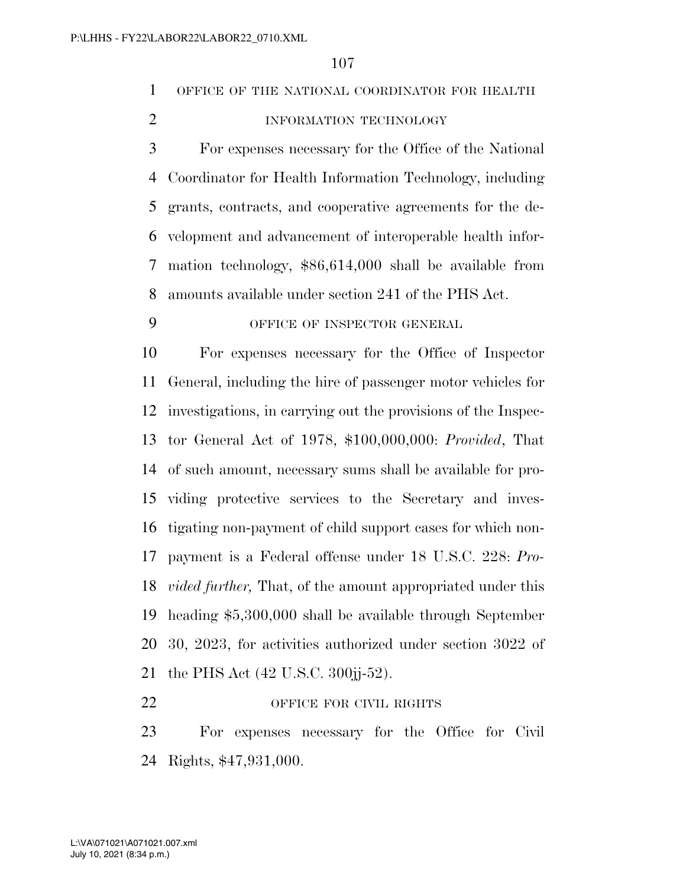## OFFICE OF THE NATIONAL COORDINATOR FOR HEALTH INFORMATION TECHNOLOGY

For expenses necessary for the Office of the National Coordinator for Health Information Technology, including grants, contracts, and cooperative agreements for the development and advancement of interoperable health information technology, $86,614,000 shall be available from amounts available under section 241 of the PHS Act.

## OFFICE OF INSPECTOR GENERAL

For expenses necessary for the Office of Inspector General, including the hire of passenger motor vehicles for investigations, in carrying out the provisions of the Inspector General Act of 1978, $100,000,000: *Provided*, That of such amount, necessary sums shall be available for providing protective services to the Secretary and investigating non-payment of child support cases for which non-payment is a Federal offense under 18 U.S.C. 228: *Provided further,* That, of the amount appropriated under this heading $5,300,000 shall be available through September 30, 2023, for activities authorized under section 3022 of the PHS Act (42 U.S.C. 300jj-52).

## OFFICE FOR CIVIL RIGHTS

For expenses necessary for the Office for Civil Rights, $47,931,000.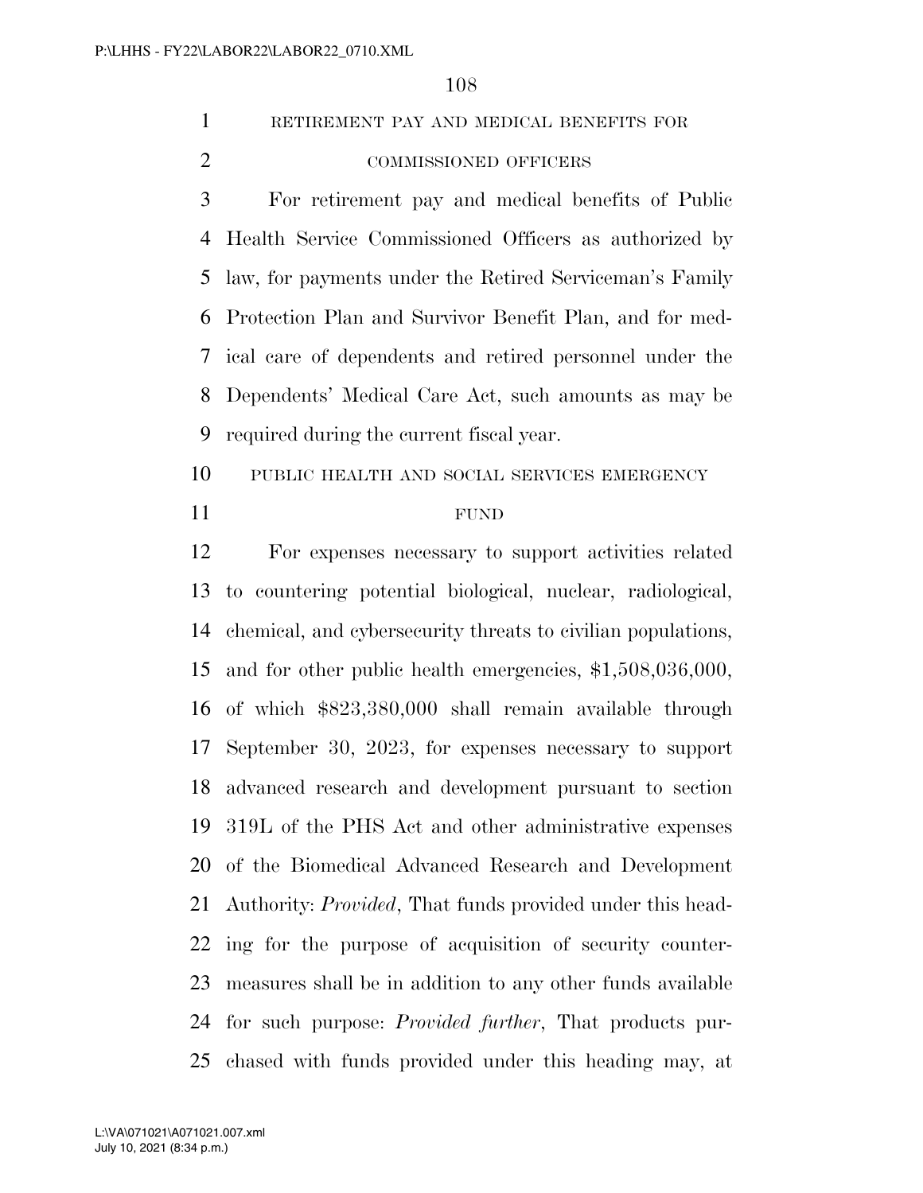RETIREMENT PAY AND MEDICAL BENEFITS FOR COMMISSIONED OFFICERS

For retirement pay and medical benefits of Public Health Service Commissioned Officers as authorized by law, for payments under the Retired Serviceman's Family Protection Plan and Survivor Benefit Plan, and for medical care of dependents and retired personnel under the Dependents' Medical Care Act, such amounts as may be required during the current fiscal year.

PUBLIC HEALTH AND SOCIAL SERVICES EMERGENCY FUND

For expenses necessary to support activities related to countering potential biological, nuclear, radiological, chemical, and cybersecurity threats to civilian populations, and for other public health emergencies, $1,508,036,000, of which $823,380,000 shall remain available through September 30, 2023, for expenses necessary to support advanced research and development pursuant to section 319L of the PHS Act and other administrative expenses of the Biomedical Advanced Research and Development Authority: *Provided*, That funds provided under this heading for the purpose of acquisition of security countermeasures shall be in addition to any other funds available for such purpose: *Provided further*, That products purchased with funds provided under this heading may, at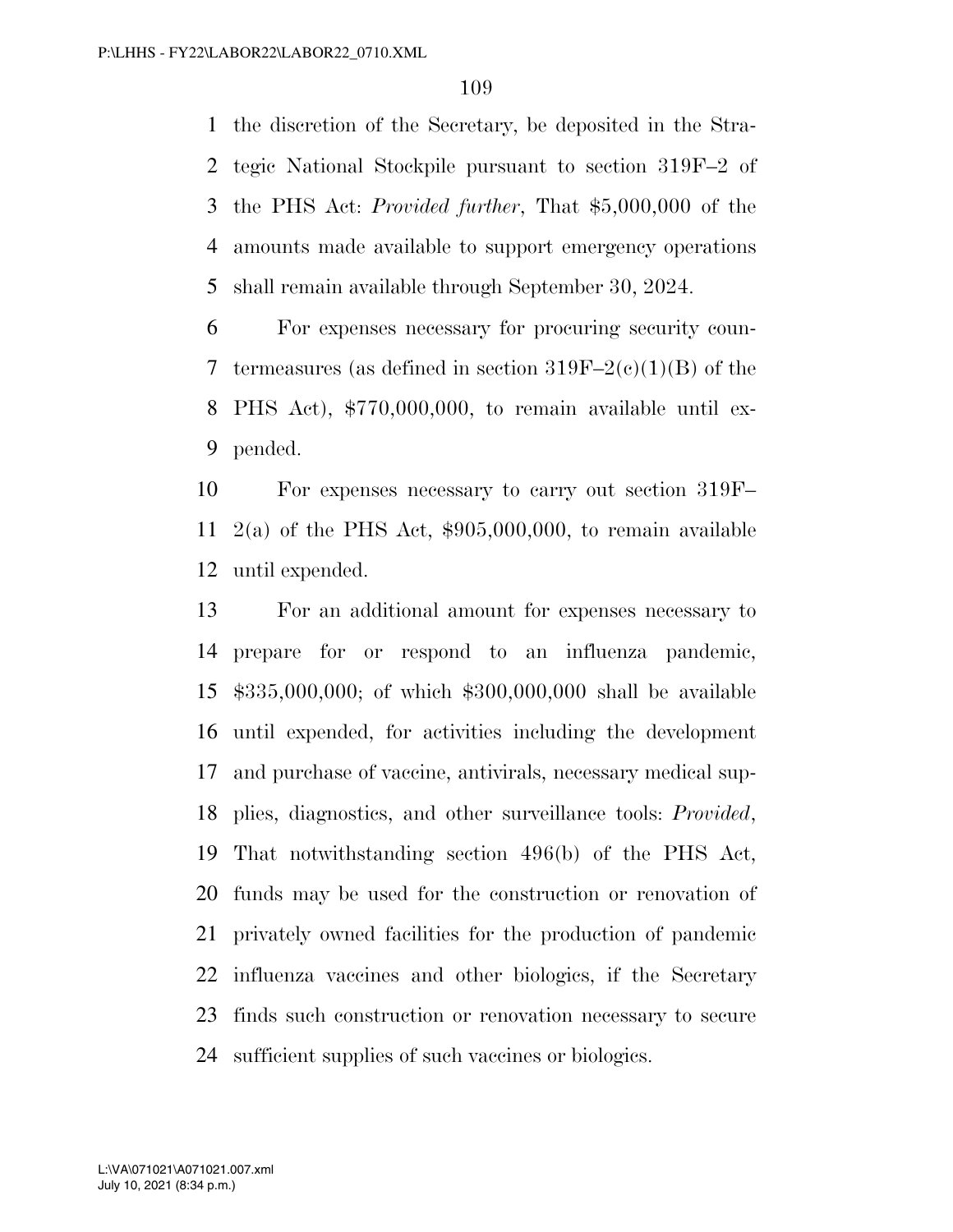the discretion of the Secretary, be deposited in the Strategic National Stockpile pursuant to section 319F–2 of the PHS Act: *Provided further*, That $5,000,000 of the amounts made available to support emergency operations shall remain available through September 30, 2024.

For expenses necessary for procuring security countermeasures (as defined in section 319F–2(c)(1)(B) of the PHS Act), $770,000,000, to remain available until expended.

For expenses necessary to carry out section 319F–2(a) of the PHS Act, $905,000,000, to remain available until expended.

For an additional amount for expenses necessary to prepare for or respond to an influenza pandemic, $335,000,000; of which $300,000,000 shall be available until expended, for activities including the development and purchase of vaccine, antivirals, necessary medical supplies, diagnostics, and other surveillance tools: *Provided*, That notwithstanding section 496(b) of the PHS Act, funds may be used for the construction or renovation of privately owned facilities for the production of pandemic influenza vaccines and other biologics, if the Secretary finds such construction or renovation necessary to secure sufficient supplies of such vaccines or biologics.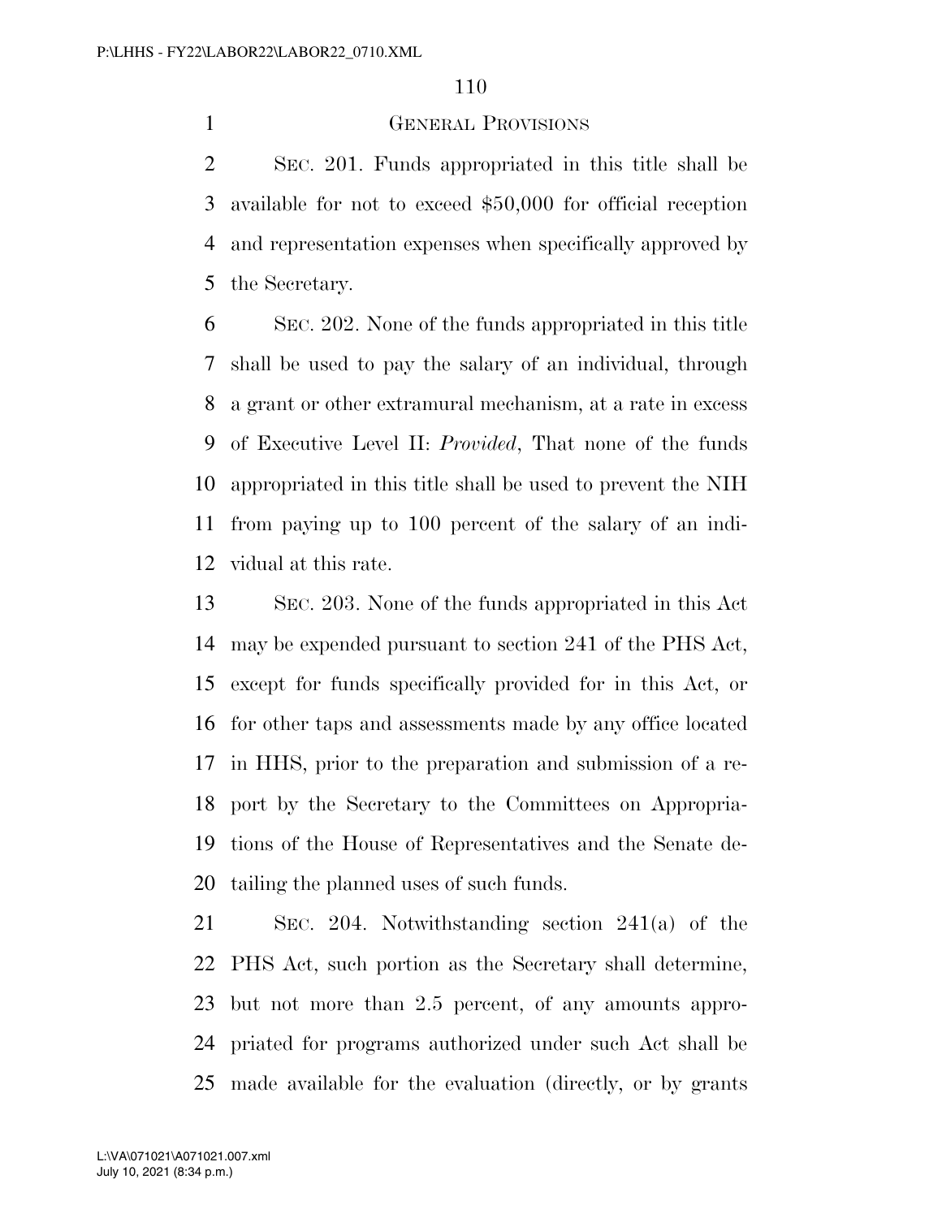## General Provisions

Sec. 201. Funds appropriated in this title shall be available for not to exceed $50,000 for official reception and representation expenses when specifically approved by the Secretary.

Sec. 202. None of the funds appropriated in this title shall be used to pay the salary of an individual, through a grant or other extramural mechanism, at a rate in excess of Executive Level II: *Provided*, That none of the funds appropriated in this title shall be used to prevent the NIH from paying up to 100 percent of the salary of an individual at this rate.

Sec. 203. None of the funds appropriated in this Act may be expended pursuant to section 241 of the PHS Act, except for funds specifically provided for in this Act, or for other taps and assessments made by any office located in HHS, prior to the preparation and submission of a report by the Secretary to the Committees on Appropriations of the House of Representatives and the Senate detailing the planned uses of such funds.

Sec. 204. Notwithstanding section 241(a) of the PHS Act, such portion as the Secretary shall determine, but not more than 2.5 percent, of any amounts appropriated for programs authorized under such Act shall be made available for the evaluation (directly, or by grants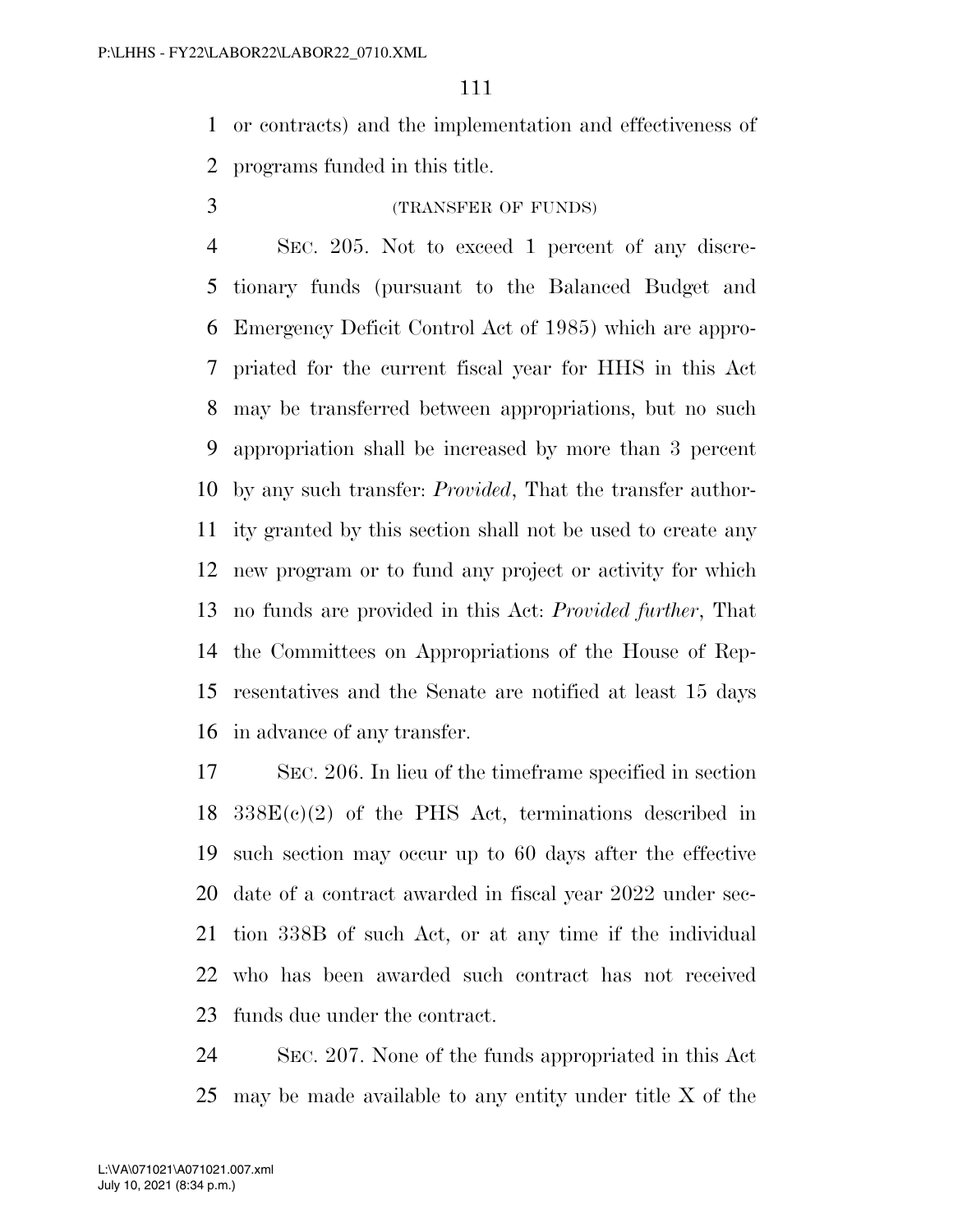or contracts) and the implementation and effectiveness of programs funded in this title.

(TRANSFER OF FUNDS)

SEC. 205. Not to exceed 1 percent of any discretionary funds (pursuant to the Balanced Budget and Emergency Deficit Control Act of 1985) which are appropriated for the current fiscal year for HHS in this Act may be transferred between appropriations, but no such appropriation shall be increased by more than 3 percent by any such transfer: *Provided*, That the transfer authority granted by this section shall not be used to create any new program or to fund any project or activity for which no funds are provided in this Act: *Provided further*, That the Committees on Appropriations of the House of Representatives and the Senate are notified at least 15 days in advance of any transfer.

SEC. 206. In lieu of the timeframe specified in section 338E(c)(2) of the PHS Act, terminations described in such section may occur up to 60 days after the effective date of a contract awarded in fiscal year 2022 under section 338B of such Act, or at any time if the individual who has been awarded such contract has not received funds due under the contract.

SEC. 207. None of the funds appropriated in this Act may be made available to any entity under title X of the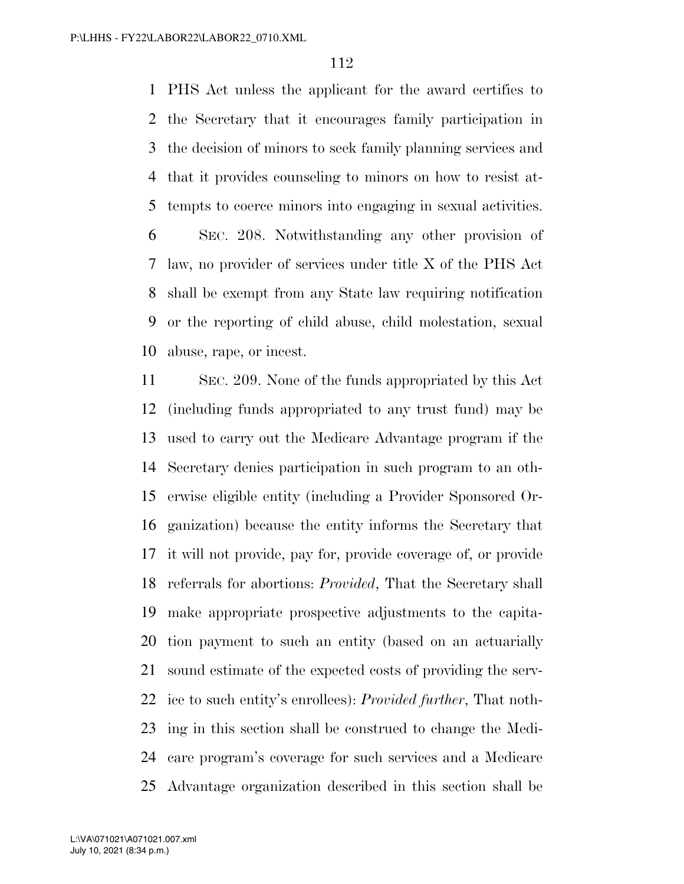PHS Act unless the applicant for the award certifies to the Secretary that it encourages family participation in the decision of minors to seek family planning services and that it provides counseling to minors on how to resist attempts to coerce minors into engaging in sexual activities.

SEC. 208. Notwithstanding any other provision of law, no provider of services under title X of the PHS Act shall be exempt from any State law requiring notification or the reporting of child abuse, child molestation, sexual abuse, rape, or incest.

SEC. 209. None of the funds appropriated by this Act (including funds appropriated to any trust fund) may be used to carry out the Medicare Advantage program if the Secretary denies participation in such program to an otherwise eligible entity (including a Provider Sponsored Organization) because the entity informs the Secretary that it will not provide, pay for, provide coverage of, or provide referrals for abortions: *Provided*, That the Secretary shall make appropriate prospective adjustments to the capitation payment to such an entity (based on an actuarially sound estimate of the expected costs of providing the service to such entity's enrollees): *Provided further*, That nothing in this section shall be construed to change the Medicare program's coverage for such services and a Medicare Advantage organization described in this section shall be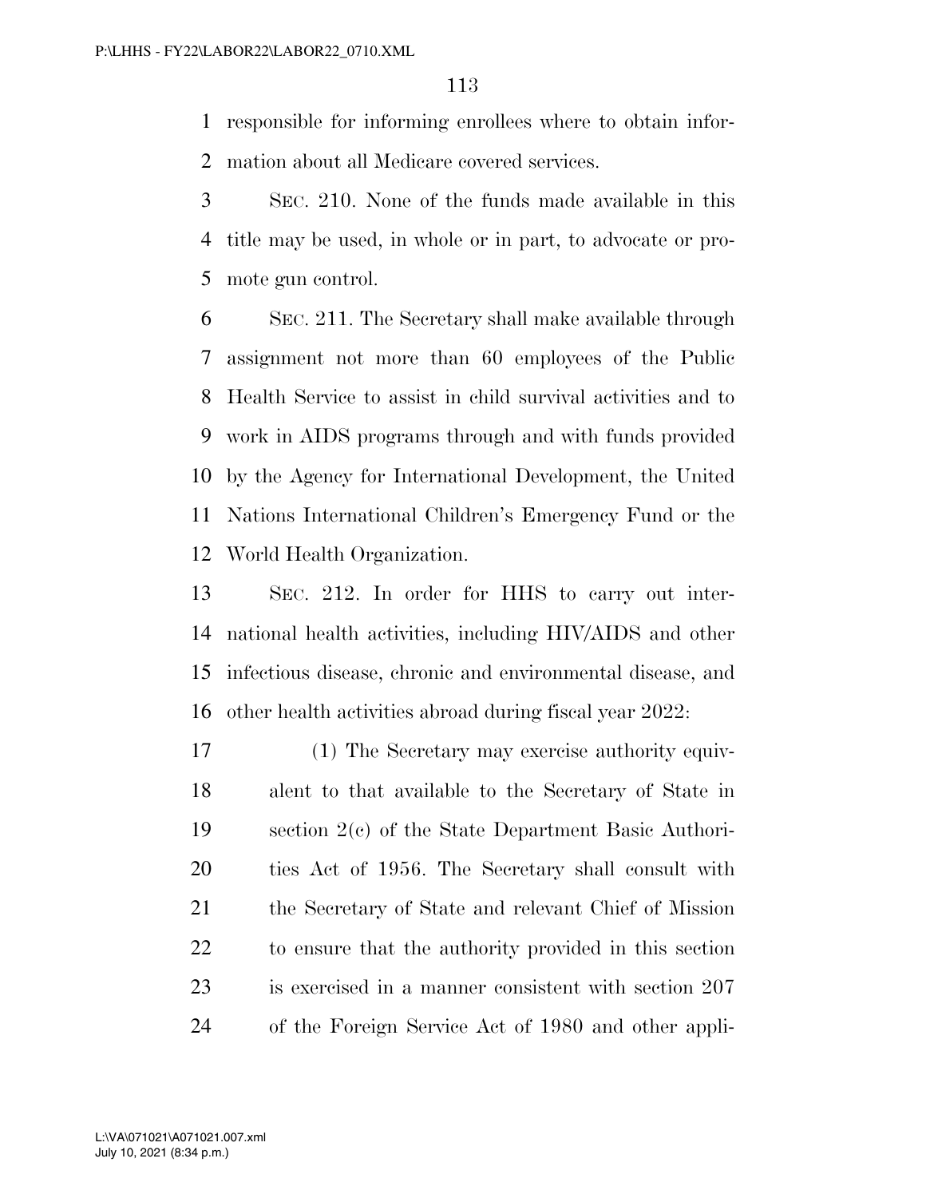responsible for informing enrollees where to obtain information about all Medicare covered services.

SEC. 210. None of the funds made available in this title may be used, in whole or in part, to advocate or promote gun control.

SEC. 211. The Secretary shall make available through assignment not more than 60 employees of the Public Health Service to assist in child survival activities and to work in AIDS programs through and with funds provided by the Agency for International Development, the United Nations International Children's Emergency Fund or the World Health Organization.

SEC. 212. In order for HHS to carry out international health activities, including HIV/AIDS and other infectious disease, chronic and environmental disease, and other health activities abroad during fiscal year 2022:

(1) The Secretary may exercise authority equivalent to that available to the Secretary of State in section 2(c) of the State Department Basic Authorities Act of 1956. The Secretary shall consult with the Secretary of State and relevant Chief of Mission to ensure that the authority provided in this section is exercised in a manner consistent with section 207 of the Foreign Service Act of 1980 and other appli-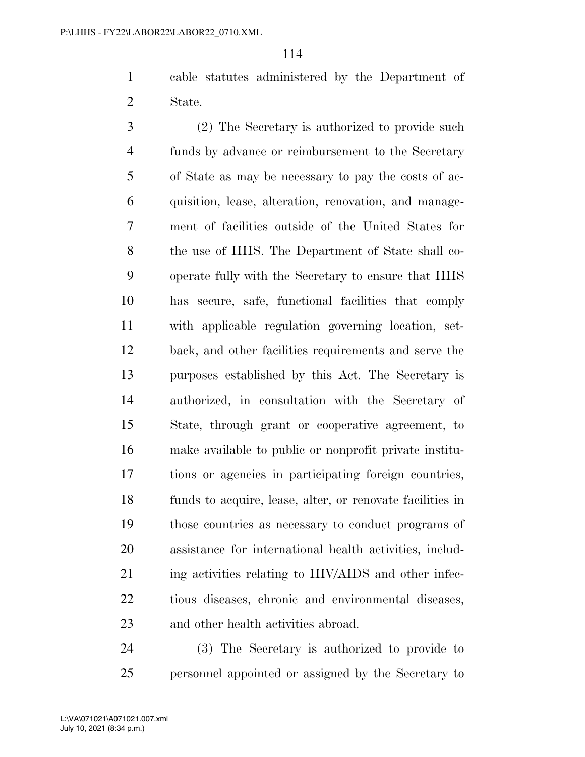cable statutes administered by the Department of State.

(2) The Secretary is authorized to provide such funds by advance or reimbursement to the Secretary of State as may be necessary to pay the costs of acquisition, lease, alteration, renovation, and management of facilities outside of the United States for the use of HHS. The Department of State shall cooperate fully with the Secretary to ensure that HHS has secure, safe, functional facilities that comply with applicable regulation governing location, setback, and other facilities requirements and serve the purposes established by this Act. The Secretary is authorized, in consultation with the Secretary of State, through grant or cooperative agreement, to make available to public or nonprofit private institutions or agencies in participating foreign countries, funds to acquire, lease, alter, or renovate facilities in those countries as necessary to conduct programs of assistance for international health activities, including activities relating to HIV/AIDS and other infectious diseases, chronic and environmental diseases, and other health activities abroad.

(3) The Secretary is authorized to provide to personnel appointed or assigned by the Secretary to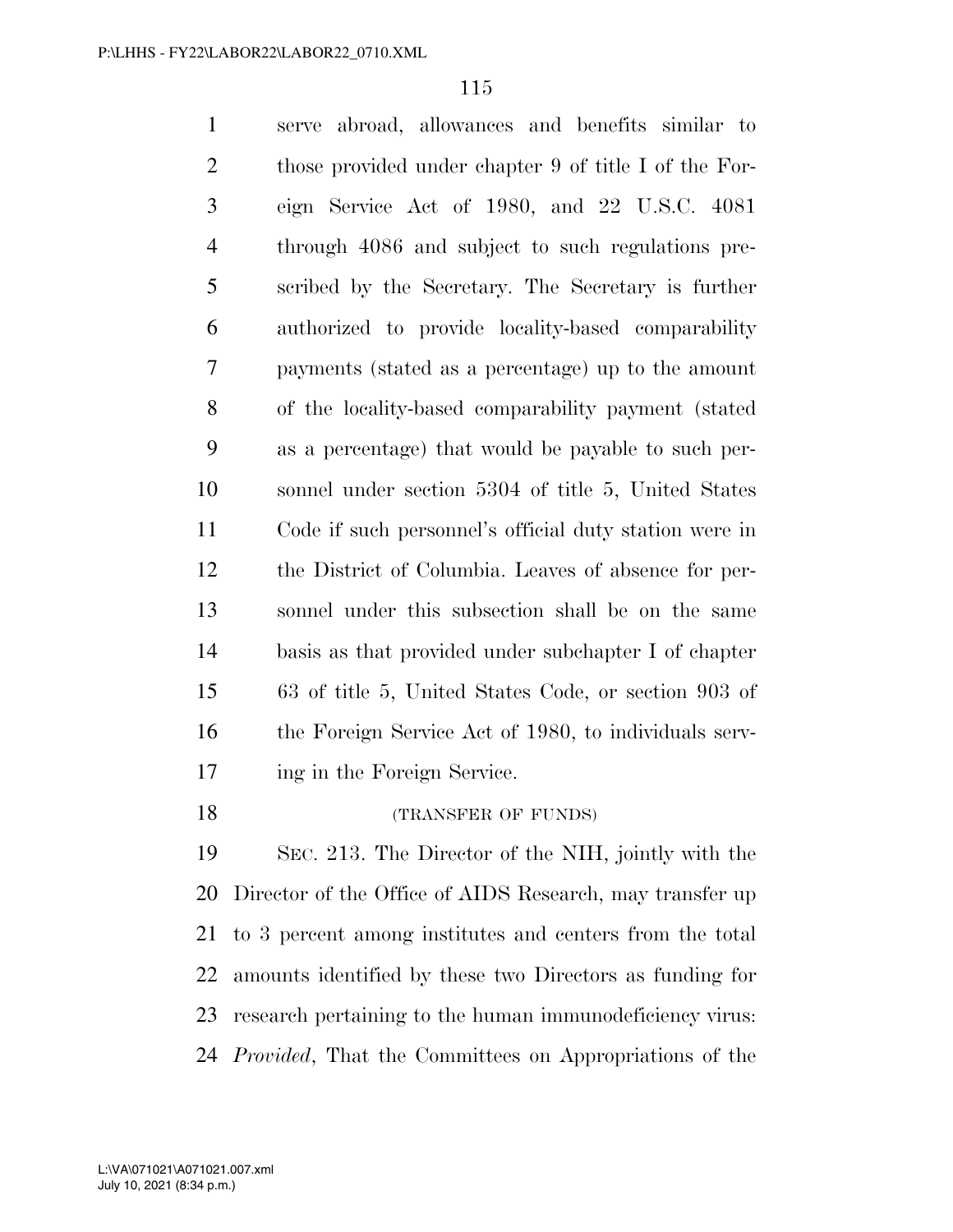serve abroad, allowances and benefits similar to those provided under chapter 9 of title I of the Foreign Service Act of 1980, and 22 U.S.C. 4081 through 4086 and subject to such regulations prescribed by the Secretary. The Secretary is further authorized to provide locality-based comparability payments (stated as a percentage) up to the amount of the locality-based comparability payment (stated as a percentage) that would be payable to such personnel under section 5304 of title 5, United States Code if such personnel's official duty station were in the District of Columbia. Leaves of absence for personnel under this subsection shall be on the same basis as that provided under subchapter I of chapter 63 of title 5, United States Code, or section 903 of the Foreign Service Act of 1980, to individuals serving in the Foreign Service.

(TRANSFER OF FUNDS)

SEC. 213. The Director of the NIH, jointly with the Director of the Office of AIDS Research, may transfer up to 3 percent among institutes and centers from the total amounts identified by these two Directors as funding for research pertaining to the human immunodeficiency virus: *Provided*, That the Committees on Appropriations of the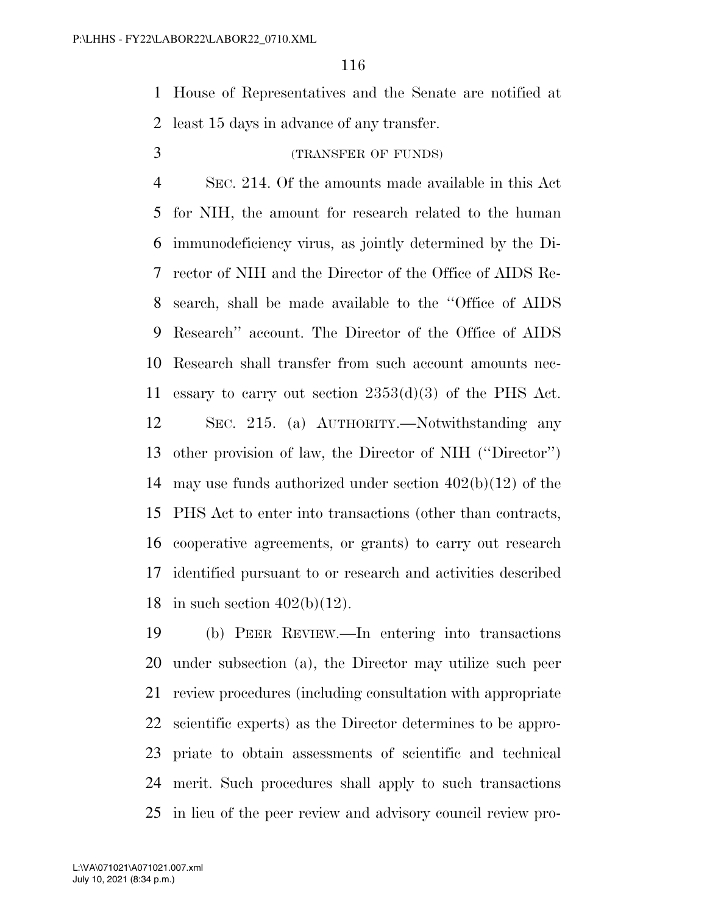House of Representatives and the Senate are notified at least 15 days in advance of any transfer.

(TRANSFER OF FUNDS)

SEC. 214. Of the amounts made available in this Act for NIH, the amount for research related to the human immunodeficiency virus, as jointly determined by the Director of NIH and the Director of the Office of AIDS Research, shall be made available to the ''Office of AIDS Research'' account. The Director of the Office of AIDS Research shall transfer from such account amounts necessary to carry out section 2353(d)(3) of the PHS Act.

SEC. 215. (a) AUTHORITY.—Notwithstanding any other provision of law, the Director of NIH (''Director'') may use funds authorized under section 402(b)(12) of the PHS Act to enter into transactions (other than contracts, cooperative agreements, or grants) to carry out research identified pursuant to or research and activities described in such section 402(b)(12).

(b) PEER REVIEW.—In entering into transactions under subsection (a), the Director may utilize such peer review procedures (including consultation with appropriate scientific experts) as the Director determines to be appropriate to obtain assessments of scientific and technical merit. Such procedures shall apply to such transactions in lieu of the peer review and advisory council review pro-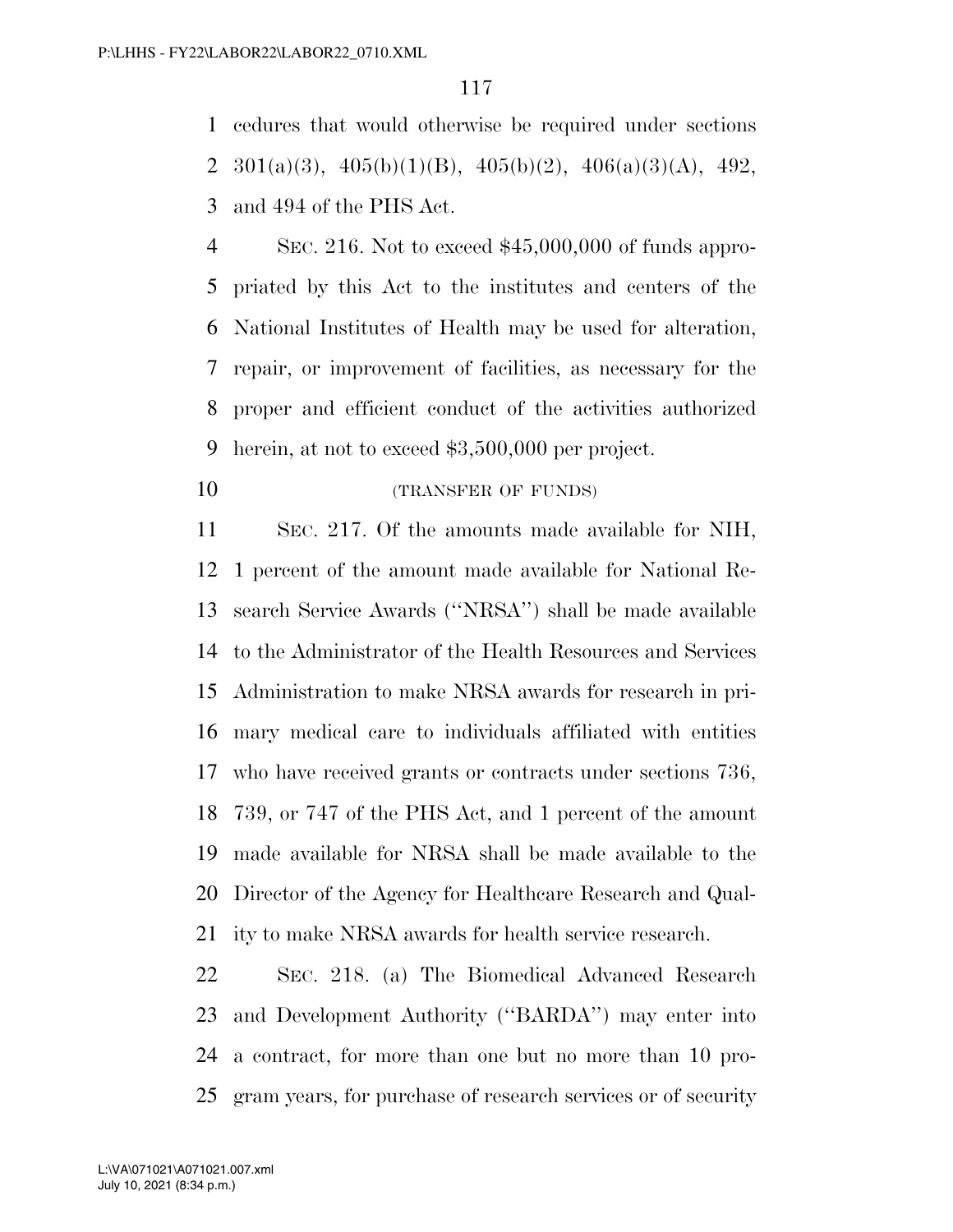cedures that would otherwise be required under sections 301(a)(3), 405(b)(1)(B), 405(b)(2), 406(a)(3)(A), 492, and 494 of the PHS Act.

SEC. 216. Not to exceed $45,000,000 of funds appropriated by this Act to the institutes and centers of the National Institutes of Health may be used for alteration, repair, or improvement of facilities, as necessary for the proper and efficient conduct of the activities authorized herein, at not to exceed $3,500,000 per project.

(TRANSFER OF FUNDS)

SEC. 217. Of the amounts made available for NIH, 1 percent of the amount made available for National Research Service Awards (''NRSA'') shall be made available to the Administrator of the Health Resources and Services Administration to make NRSA awards for research in primary medical care to individuals affiliated with entities who have received grants or contracts under sections 736, 739, or 747 of the PHS Act, and 1 percent of the amount made available for NRSA shall be made available to the Director of the Agency for Healthcare Research and Quality to make NRSA awards for health service research.

SEC. 218. (a) The Biomedical Advanced Research and Development Authority (''BARDA'') may enter into a contract, for more than one but no more than 10 program years, for purchase of research services or of security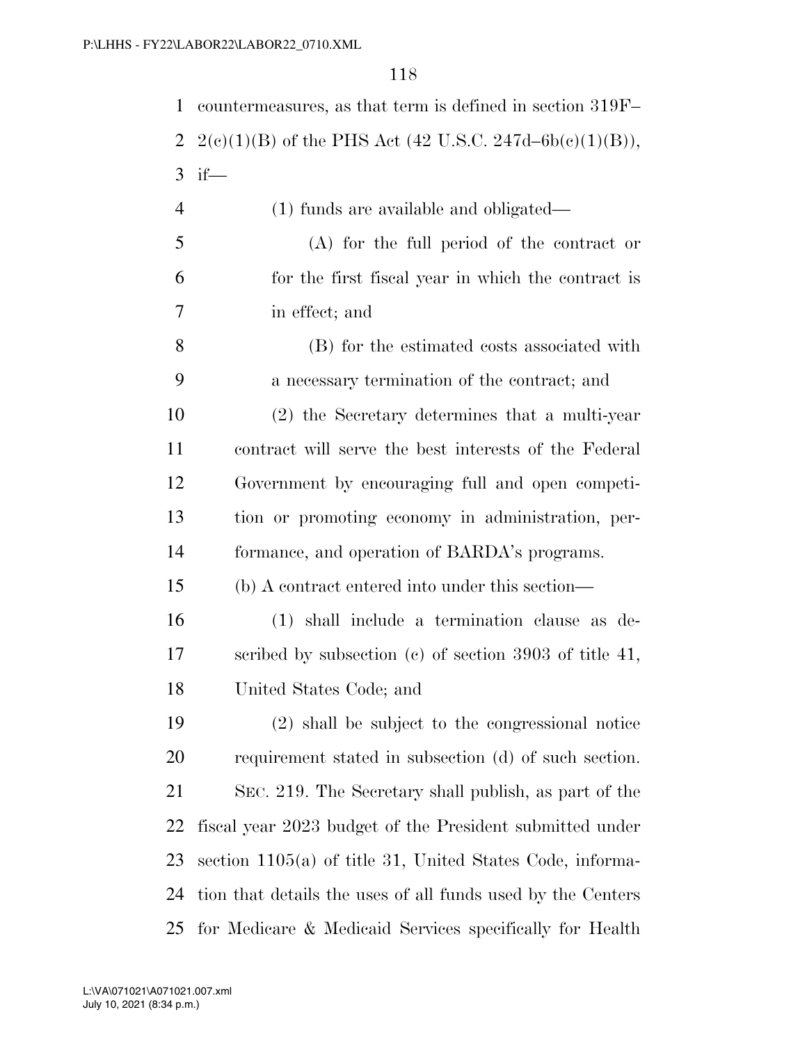countermeasures, as that term is defined in section 319F–2(c)(1)(B) of the PHS Act (42 U.S.C. 247d–6b(c)(1)(B)), if—

(1) funds are available and obligated—

(A) for the full period of the contract or for the first fiscal year in which the contract is in effect; and

(B) for the estimated costs associated with a necessary termination of the contract; and

(2) the Secretary determines that a multi-year contract will serve the best interests of the Federal Government by encouraging full and open competition or promoting economy in administration, performance, and operation of BARDA's programs.

(b) A contract entered into under this section—

(1) shall include a termination clause as described by subsection (c) of section 3903 of title 41, United States Code; and

(2) shall be subject to the congressional notice requirement stated in subsection (d) of such section.

SEC. 219. The Secretary shall publish, as part of the fiscal year 2023 budget of the President submitted under section 1105(a) of title 31, United States Code, information that details the uses of all funds used by the Centers for Medicare & Medicaid Services specifically for Health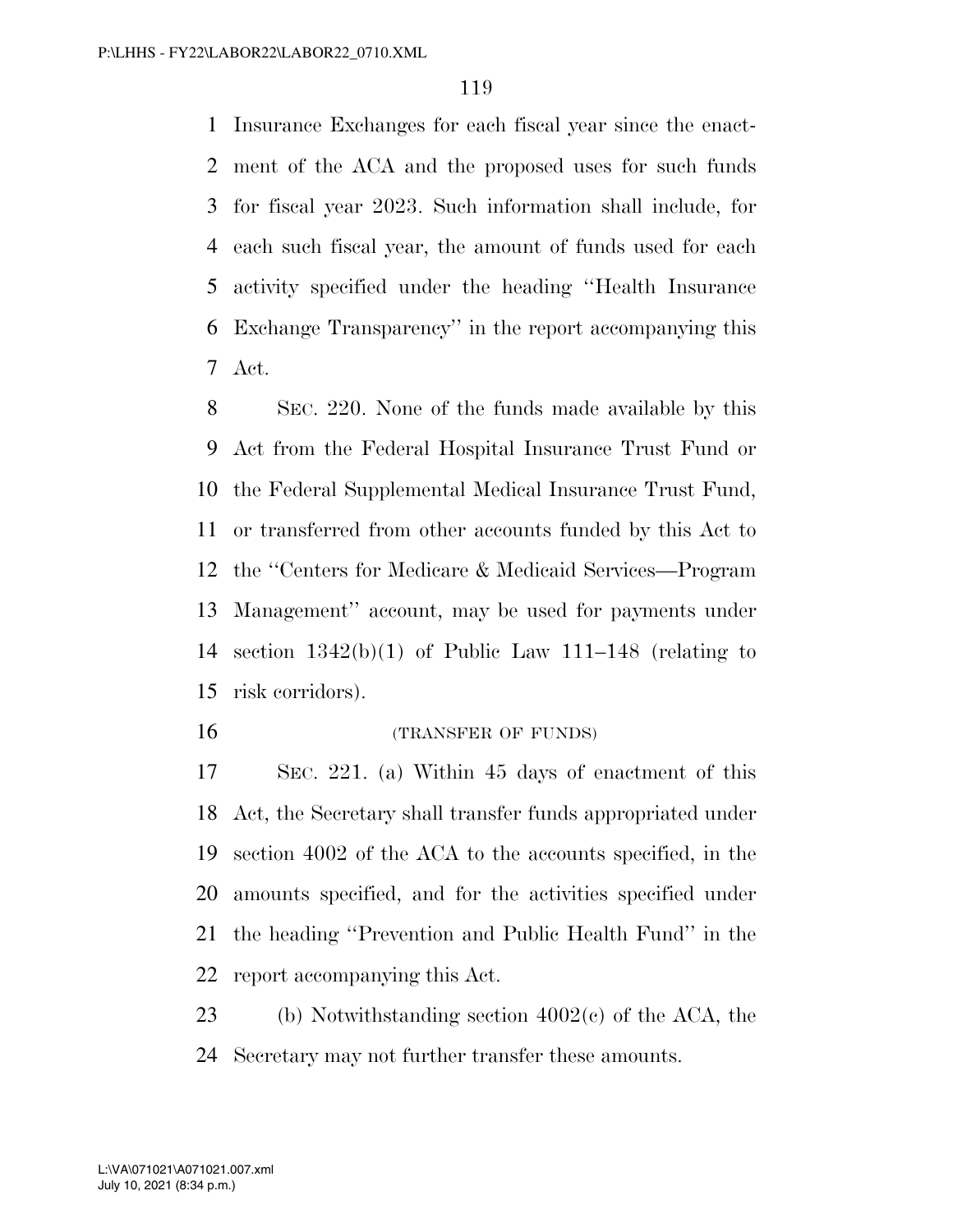Insurance Exchanges for each fiscal year since the enactment of the ACA and the proposed uses for such funds for fiscal year 2023. Such information shall include, for each such fiscal year, the amount of funds used for each activity specified under the heading ''Health Insurance Exchange Transparency'' in the report accompanying this Act.

SEC. 220. None of the funds made available by this Act from the Federal Hospital Insurance Trust Fund or the Federal Supplemental Medical Insurance Trust Fund, or transferred from other accounts funded by this Act to the ''Centers for Medicare & Medicaid Services—Program Management'' account, may be used for payments under section 1342(b)(1) of Public Law 111–148 (relating to risk corridors).

(TRANSFER OF FUNDS)

SEC. 221. (a) Within 45 days of enactment of this Act, the Secretary shall transfer funds appropriated under section 4002 of the ACA to the accounts specified, in the amounts specified, and for the activities specified under the heading ''Prevention and Public Health Fund'' in the report accompanying this Act.

(b) Notwithstanding section 4002(c) of the ACA, the Secretary may not further transfer these amounts.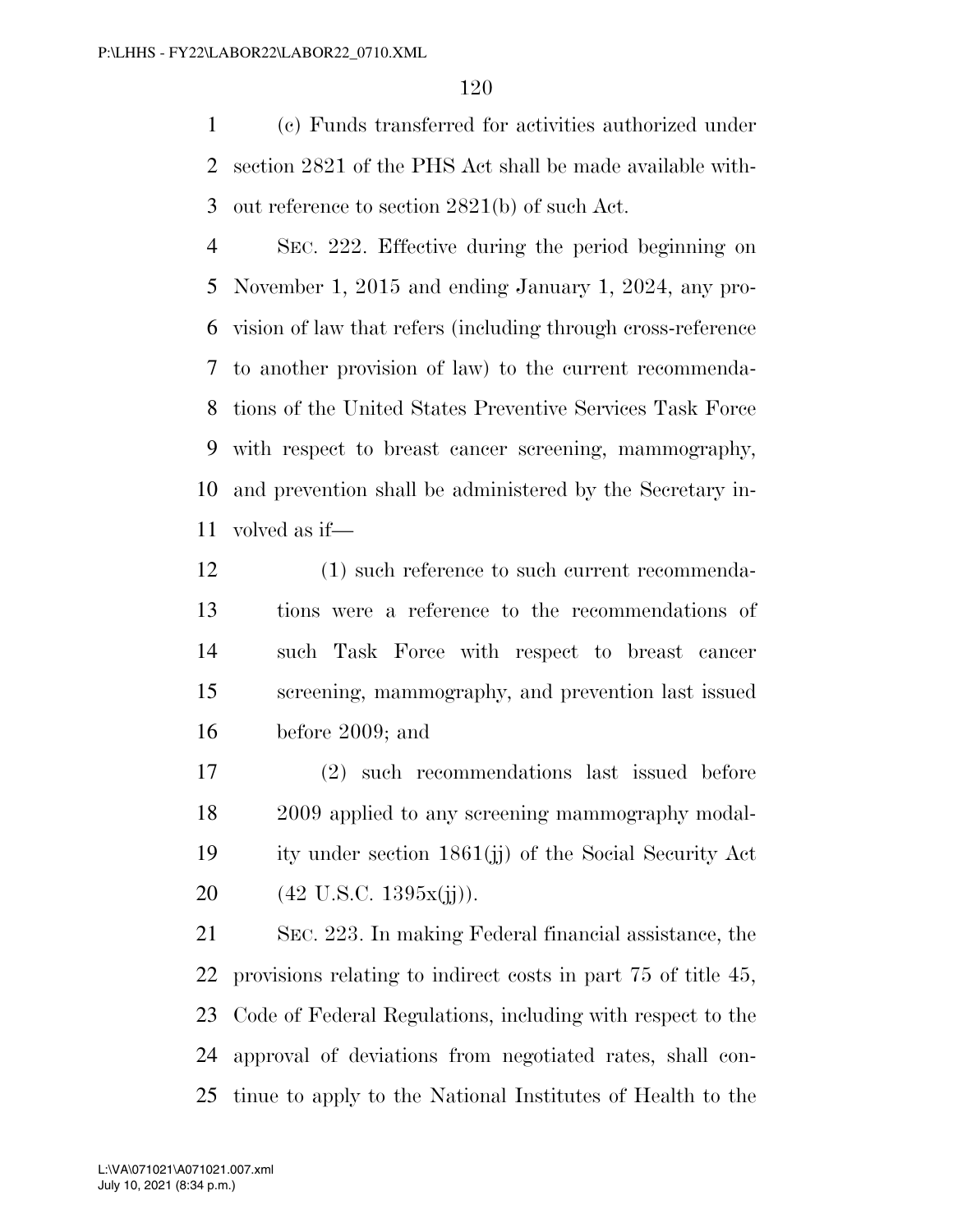(c) Funds transferred for activities authorized under section 2821 of the PHS Act shall be made available without reference to section 2821(b) of such Act.

SEC. 222. Effective during the period beginning on November 1, 2015 and ending January 1, 2024, any provision of law that refers (including through cross-reference to another provision of law) to the current recommendations of the United States Preventive Services Task Force with respect to breast cancer screening, mammography, and prevention shall be administered by the Secretary involved as if—

(1) such reference to such current recommendations were a reference to the recommendations of such Task Force with respect to breast cancer screening, mammography, and prevention last issued before 2009; and

(2) such recommendations last issued before 2009 applied to any screening mammography modality under section 1861(jj) of the Social Security Act (42 U.S.C. 1395x(jj)).

SEC. 223. In making Federal financial assistance, the provisions relating to indirect costs in part 75 of title 45, Code of Federal Regulations, including with respect to the approval of deviations from negotiated rates, shall continue to apply to the National Institutes of Health to the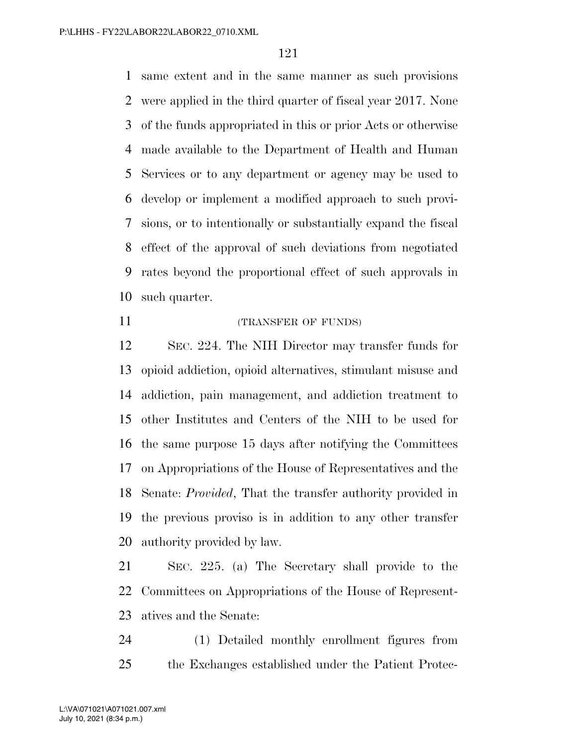same extent and in the same manner as such provisions were applied in the third quarter of fiscal year 2017. None of the funds appropriated in this or prior Acts or otherwise made available to the Department of Health and Human Services or to any department or agency may be used to develop or implement a modified approach to such provisions, or to intentionally or substantially expand the fiscal effect of the approval of such deviations from negotiated rates beyond the proportional effect of such approvals in such quarter.

(TRANSFER OF FUNDS)

SEC. 224. The NIH Director may transfer funds for opioid addiction, opioid alternatives, stimulant misuse and addiction, pain management, and addiction treatment to other Institutes and Centers of the NIH to be used for the same purpose 15 days after notifying the Committees on Appropriations of the House of Representatives and the Senate: *Provided*, That the transfer authority provided in the previous proviso is in addition to any other transfer authority provided by law.

SEC. 225. (a) The Secretary shall provide to the Committees on Appropriations of the House of Representatives and the Senate:

(1) Detailed monthly enrollment figures from the Exchanges established under the Patient Protec-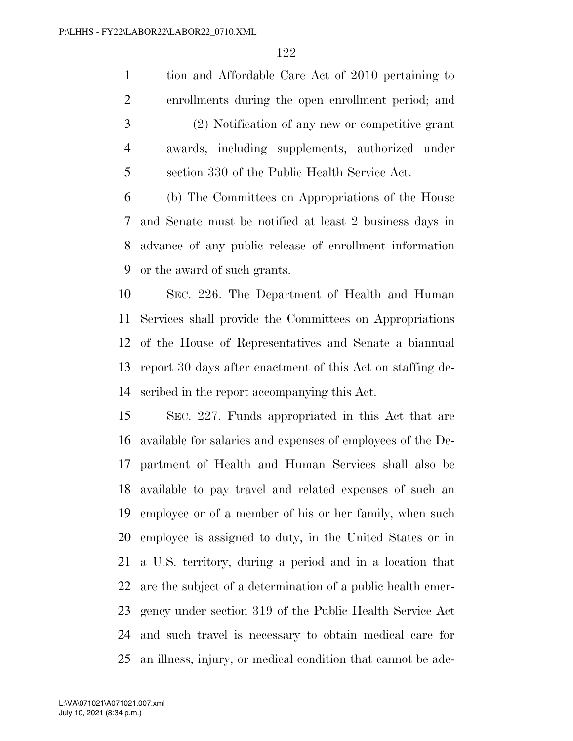tion and Affordable Care Act of 2010 pertaining to enrollments during the open enrollment period; and

(2) Notification of any new or competitive grant awards, including supplements, authorized under section 330 of the Public Health Service Act.

(b) The Committees on Appropriations of the House and Senate must be notified at least 2 business days in advance of any public release of enrollment information or the award of such grants.

SEC. 226. The Department of Health and Human Services shall provide the Committees on Appropriations of the House of Representatives and Senate a biannual report 30 days after enactment of this Act on staffing described in the report accompanying this Act.

SEC. 227. Funds appropriated in this Act that are available for salaries and expenses of employees of the Department of Health and Human Services shall also be available to pay travel and related expenses of such an employee or of a member of his or her family, when such employee is assigned to duty, in the United States or in a U.S. territory, during a period and in a location that are the subject of a determination of a public health emergency under section 319 of the Public Health Service Act and such travel is necessary to obtain medical care for an illness, injury, or medical condition that cannot be ade-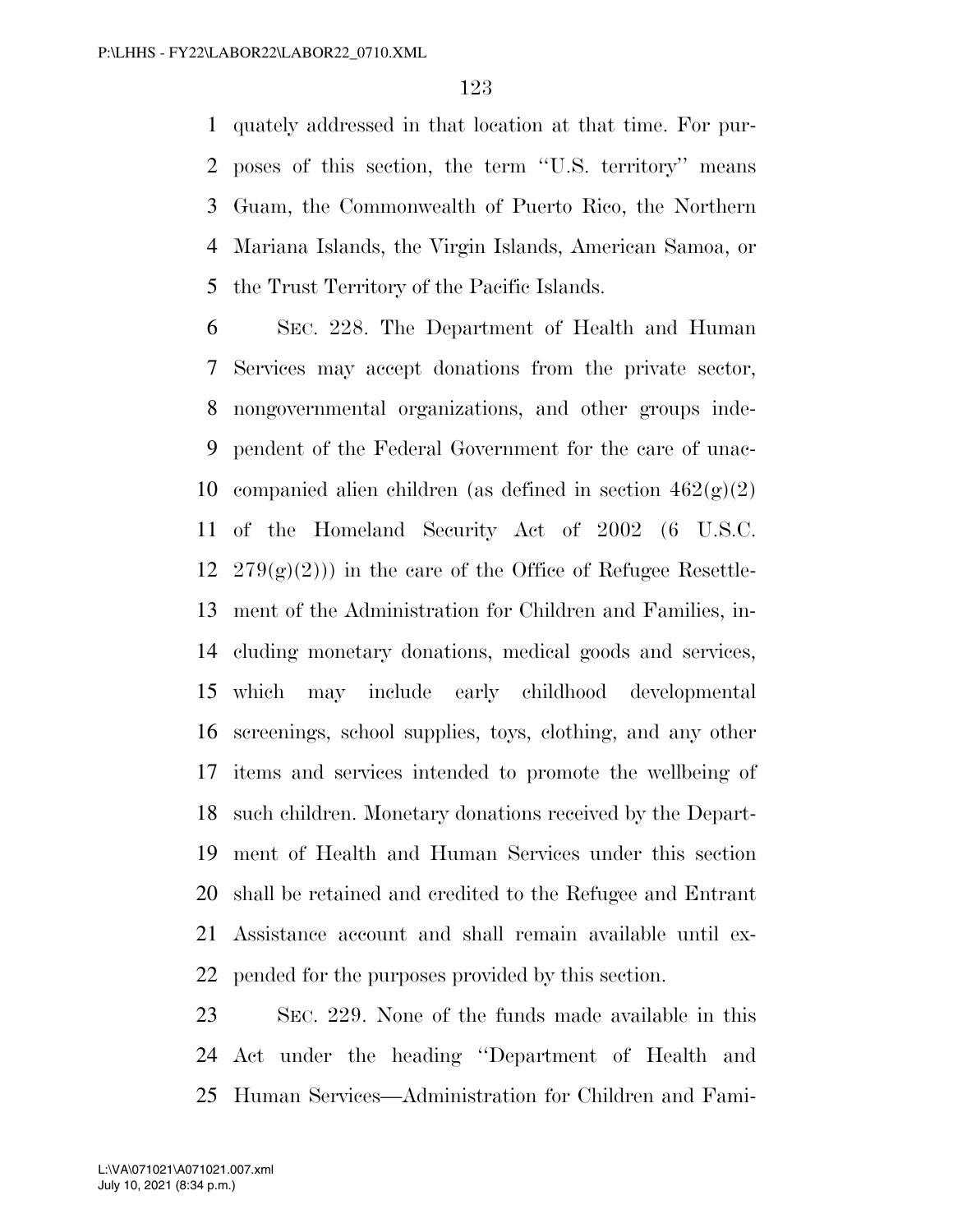quately addressed in that location at that time. For purposes of this section, the term ''U.S. territory'' means Guam, the Commonwealth of Puerto Rico, the Northern Mariana Islands, the Virgin Islands, American Samoa, or the Trust Territory of the Pacific Islands.

SEC. 228. The Department of Health and Human Services may accept donations from the private sector, nongovernmental organizations, and other groups independent of the Federal Government for the care of unaccompanied alien children (as defined in section 462(g)(2) of the Homeland Security Act of 2002 (6 U.S.C. 279(g)(2))) in the care of the Office of Refugee Resettlement of the Administration for Children and Families, including monetary donations, medical goods and services, which may include early childhood developmental screenings, school supplies, toys, clothing, and any other items and services intended to promote the wellbeing of such children. Monetary donations received by the Department of Health and Human Services under this section shall be retained and credited to the Refugee and Entrant Assistance account and shall remain available until expended for the purposes provided by this section.

SEC. 229. None of the funds made available in this Act under the heading ''Department of Health and Human Services—Administration for Children and Fami-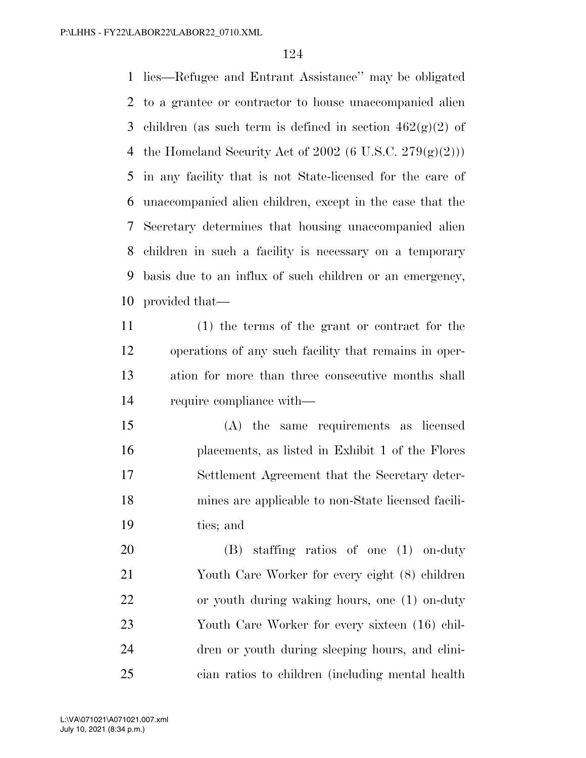lies—Refugee and Entrant Assistance'' may be obligated to a grantee or contractor to house unaccompanied alien children (as such term is defined in section 462(g)(2) of the Homeland Security Act of 2002 (6 U.S.C. 279(g)(2))) in any facility that is not State-licensed for the care of unaccompanied alien children, except in the case that the Secretary determines that housing unaccompanied alien children in such a facility is necessary on a temporary basis due to an influx of such children or an emergency, provided that—

(1) the terms of the grant or contract for the operations of any such facility that remains in operation for more than three consecutive months shall require compliance with—

(A) the same requirements as licensed placements, as listed in Exhibit 1 of the Flores Settlement Agreement that the Secretary determines are applicable to non-State licensed facilities; and

(B) staffing ratios of one (1) on-duty Youth Care Worker for every eight (8) children or youth during waking hours, one (1) on-duty Youth Care Worker for every sixteen (16) children or youth during sleeping hours, and clinician ratios to children (including mental health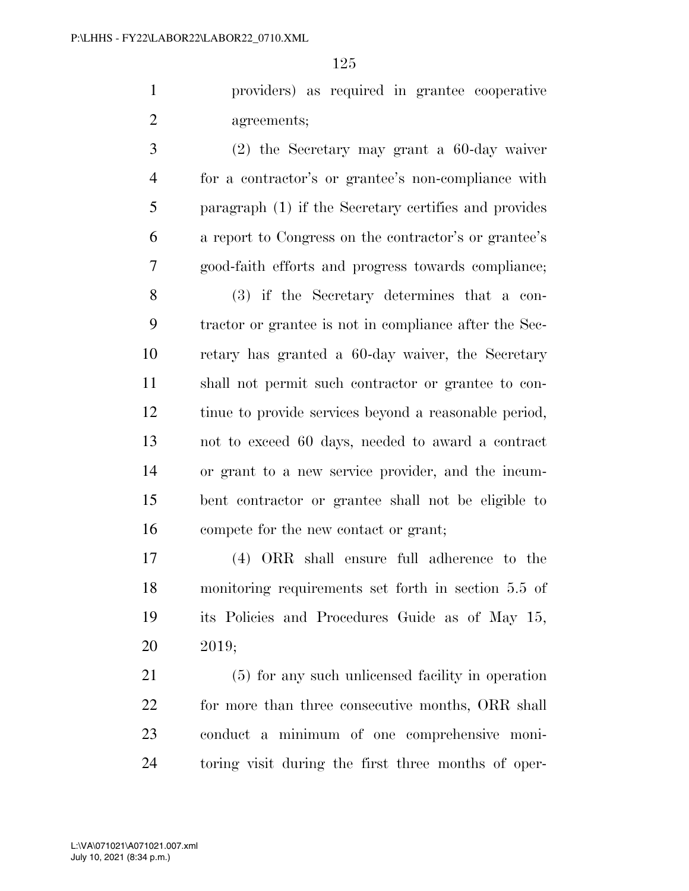providers) as required in grantee cooperative agreements;

(2) the Secretary may grant a 60-day waiver for a contractor's or grantee's non-compliance with paragraph (1) if the Secretary certifies and provides a report to Congress on the contractor's or grantee's good-faith efforts and progress towards compliance;

(3) if the Secretary determines that a contractor or grantee is not in compliance after the Secretary has granted a 60-day waiver, the Secretary shall not permit such contractor or grantee to continue to provide services beyond a reasonable period, not to exceed 60 days, needed to award a contract or grant to a new service provider, and the incumbent contractor or grantee shall not be eligible to compete for the new contact or grant;

(4) ORR shall ensure full adherence to the monitoring requirements set forth in section 5.5 of its Policies and Procedures Guide as of May 15, 2019;

(5) for any such unlicensed facility in operation for more than three consecutive months, ORR shall conduct a minimum of one comprehensive monitoring visit during the first three months of oper-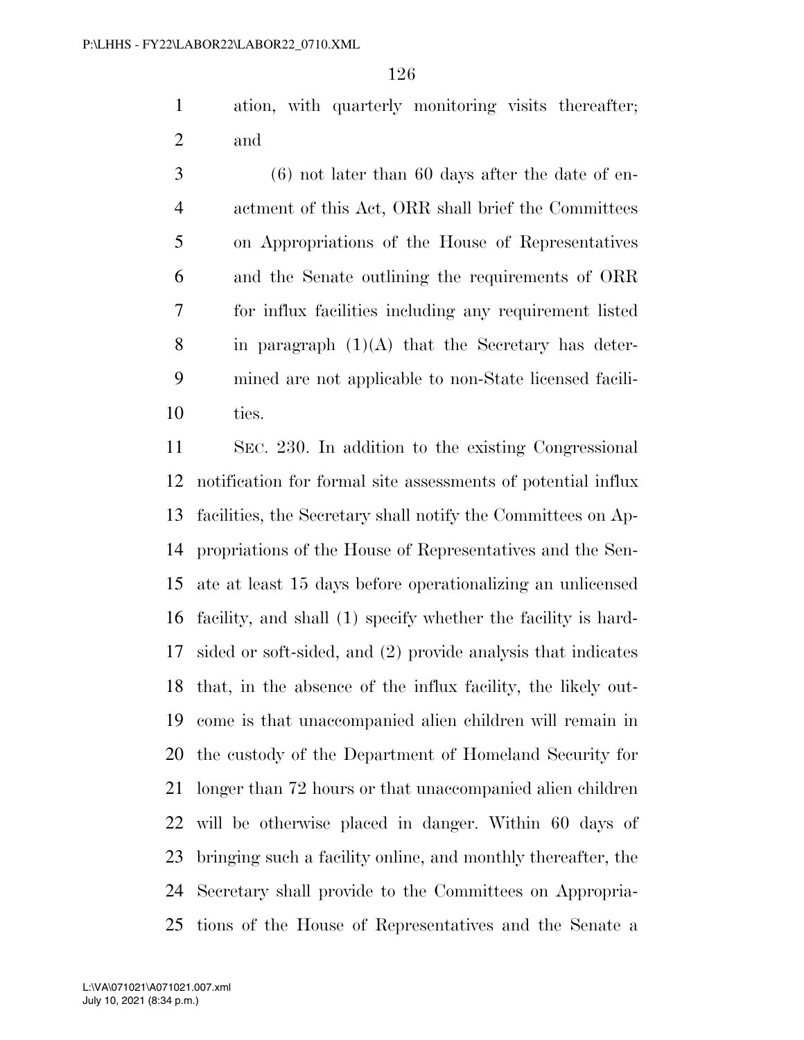ation, with quarterly monitoring visits thereafter; and

(6) not later than 60 days after the date of enactment of this Act, ORR shall brief the Committees on Appropriations of the House of Representatives and the Senate outlining the requirements of ORR for influx facilities including any requirement listed in paragraph (1)(A) that the Secretary has determined are not applicable to non-State licensed facilities.

SEC. 230. In addition to the existing Congressional notification for formal site assessments of potential influx facilities, the Secretary shall notify the Committees on Appropriations of the House of Representatives and the Senate at least 15 days before operationalizing an unlicensed facility, and shall (1) specify whether the facility is hard-sided or soft-sided, and (2) provide analysis that indicates that, in the absence of the influx facility, the likely outcome is that unaccompanied alien children will remain in the custody of the Department of Homeland Security for longer than 72 hours or that unaccompanied alien children will be otherwise placed in danger. Within 60 days of bringing such a facility online, and monthly thereafter, the Secretary shall provide to the Committees on Appropriations of the House of Representatives and the Senate a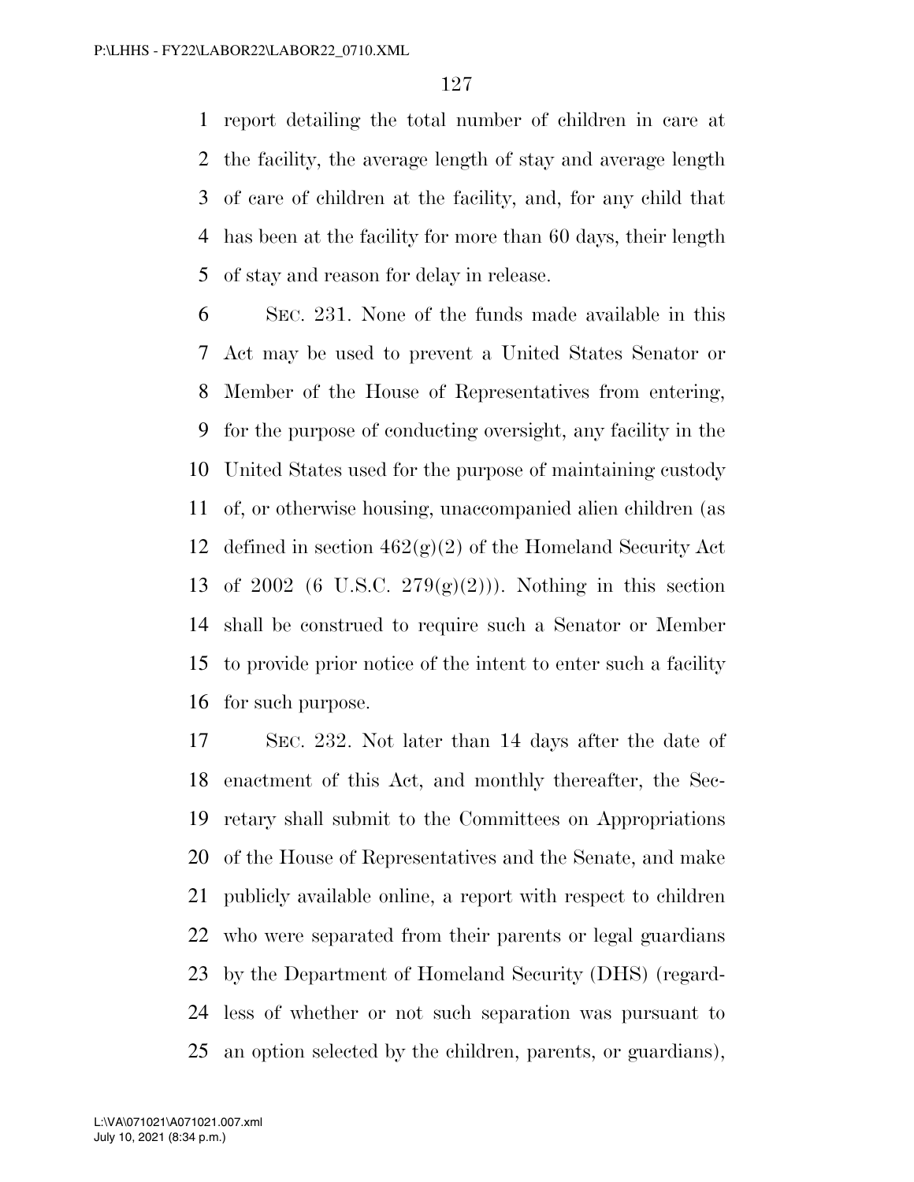report detailing the total number of children in care at the facility, the average length of stay and average length of care of children at the facility, and, for any child that has been at the facility for more than 60 days, their length of stay and reason for delay in release.

SEC. 231. None of the funds made available in this Act may be used to prevent a United States Senator or Member of the House of Representatives from entering, for the purpose of conducting oversight, any facility in the United States used for the purpose of maintaining custody of, or otherwise housing, unaccompanied alien children (as defined in section 462(g)(2) of the Homeland Security Act of 2002 (6 U.S.C. 279(g)(2))). Nothing in this section shall be construed to require such a Senator or Member to provide prior notice of the intent to enter such a facility for such purpose.

SEC. 232. Not later than 14 days after the date of enactment of this Act, and monthly thereafter, the Secretary shall submit to the Committees on Appropriations of the House of Representatives and the Senate, and make publicly available online, a report with respect to children who were separated from their parents or legal guardians by the Department of Homeland Security (DHS) (regardless of whether or not such separation was pursuant to an option selected by the children, parents, or guardians),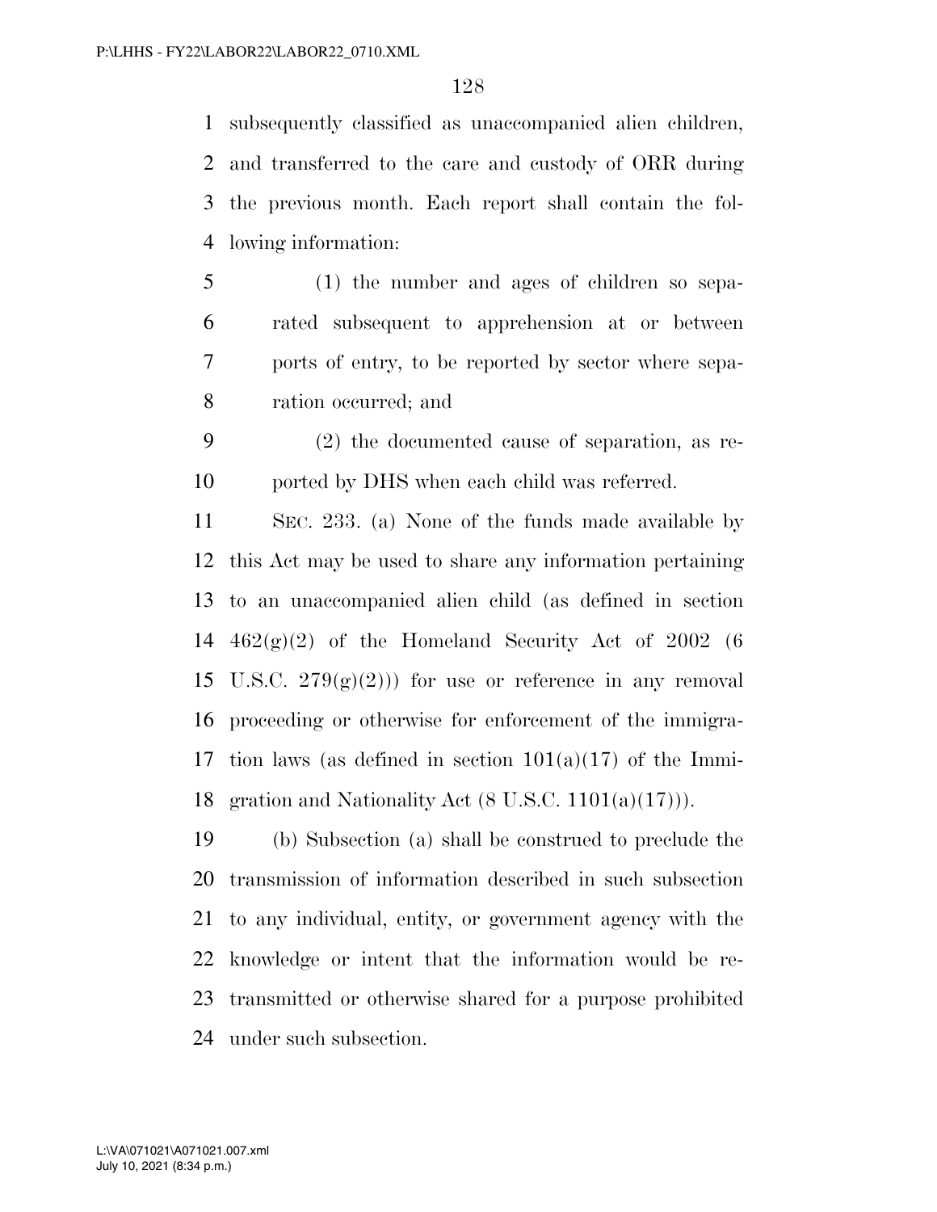subsequently classified as unaccompanied alien children, and transferred to the care and custody of ORR during the previous month. Each report shall contain the following information:

(1) the number and ages of children so separated subsequent to apprehension at or between ports of entry, to be reported by sector where separation occurred; and

(2) the documented cause of separation, as reported by DHS when each child was referred.

SEC. 233. (a) None of the funds made available by this Act may be used to share any information pertaining to an unaccompanied alien child (as defined in section 462(g)(2) of the Homeland Security Act of 2002 (6 U.S.C. 279(g)(2))) for use or reference in any removal proceeding or otherwise for enforcement of the immigration laws (as defined in section 101(a)(17) of the Immigration and Nationality Act (8 U.S.C. 1101(a)(17))).

(b) Subsection (a) shall be construed to preclude the transmission of information described in such subsection to any individual, entity, or government agency with the knowledge or intent that the information would be retransmitted or otherwise shared for a purpose prohibited under such subsection.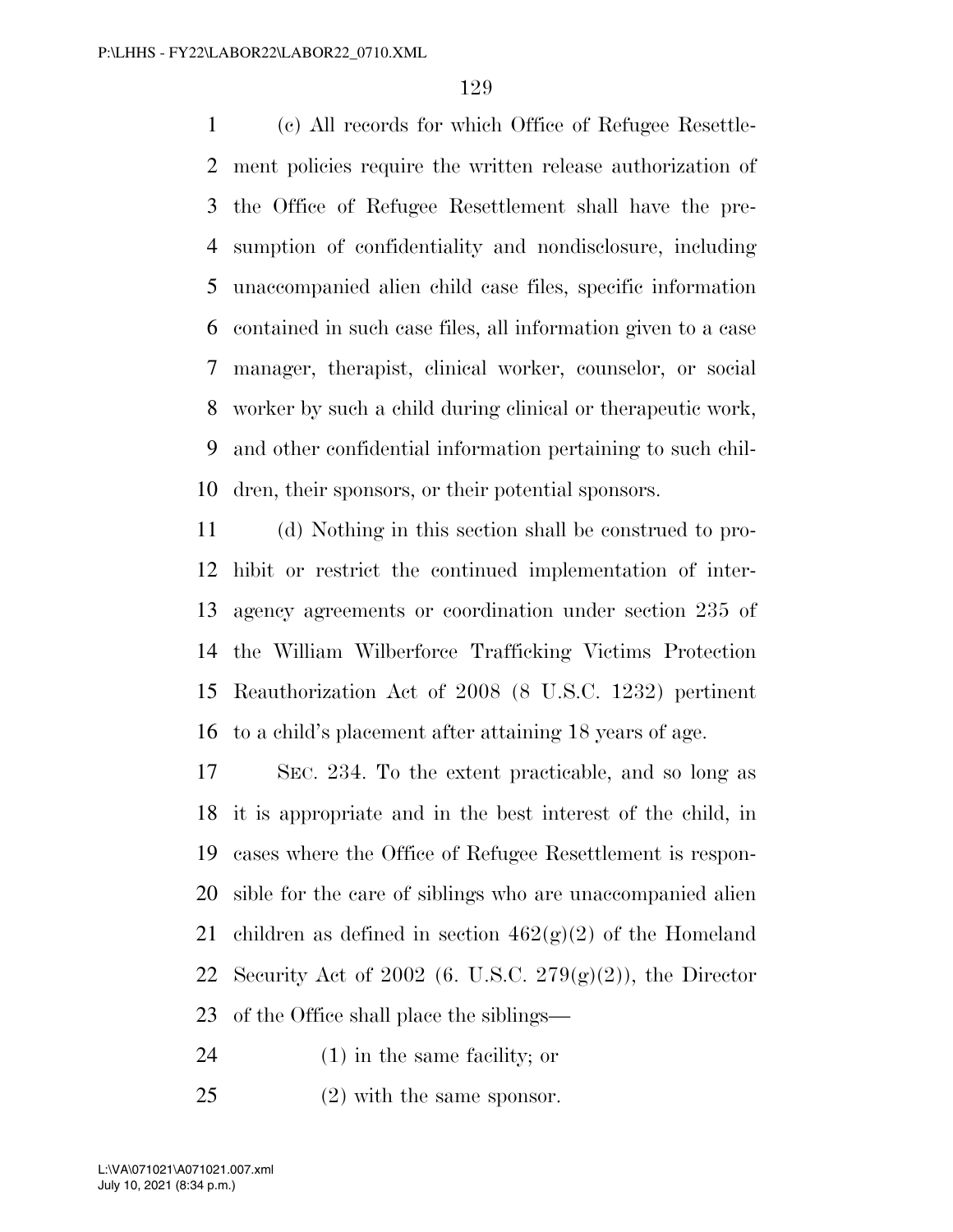(c) All records for which Office of Refugee Resettlement policies require the written release authorization of the Office of Refugee Resettlement shall have the presumption of confidentiality and nondisclosure, including unaccompanied alien child case files, specific information contained in such case files, all information given to a case manager, therapist, clinical worker, counselor, or social worker by such a child during clinical or therapeutic work, and other confidential information pertaining to such children, their sponsors, or their potential sponsors.

(d) Nothing in this section shall be construed to prohibit or restrict the continued implementation of interagency agreements or coordination under section 235 of the William Wilberforce Trafficking Victims Protection Reauthorization Act of 2008 (8 U.S.C. 1232) pertinent to a child's placement after attaining 18 years of age.

SEC. 234. To the extent practicable, and so long as it is appropriate and in the best interest of the child, in cases where the Office of Refugee Resettlement is responsible for the care of siblings who are unaccompanied alien children as defined in section 462(g)(2) of the Homeland Security Act of 2002 (6. U.S.C. 279(g)(2)), the Director of the Office shall place the siblings—

(1) in the same facility; or

(2) with the same sponsor.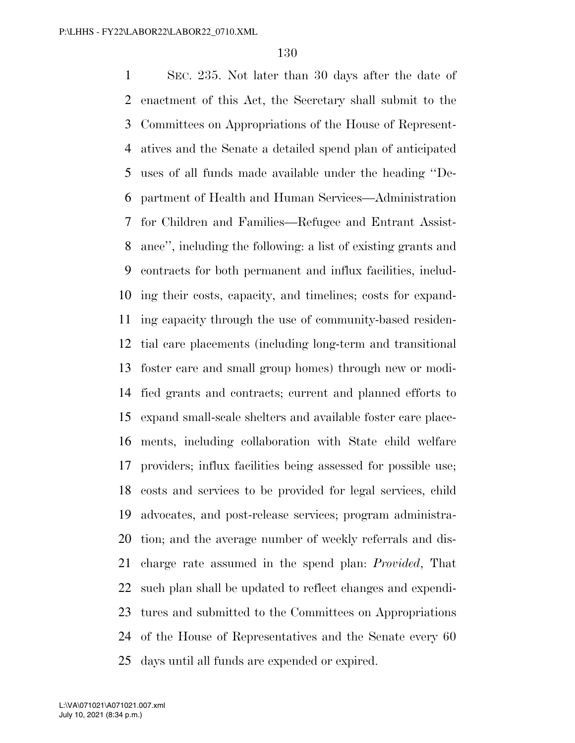SEC. 235. Not later than 30 days after the date of enactment of this Act, the Secretary shall submit to the Committees on Appropriations of the House of Representatives and the Senate a detailed spend plan of anticipated uses of all funds made available under the heading ''Department of Health and Human Services—Administration for Children and Families—Refugee and Entrant Assistance'', including the following: a list of existing grants and contracts for both permanent and influx facilities, including their costs, capacity, and timelines; costs for expanding capacity through the use of community-based residential care placements (including long-term and transitional foster care and small group homes) through new or modified grants and contracts; current and planned efforts to expand small-scale shelters and available foster care placements, including collaboration with State child welfare providers; influx facilities being assessed for possible use; costs and services to be provided for legal services, child advocates, and post-release services; program administration; and the average number of weekly referrals and discharge rate assumed in the spend plan: *Provided*, That such plan shall be updated to reflect changes and expenditures and submitted to the Committees on Appropriations of the House of Representatives and the Senate every 60 days until all funds are expended or expired.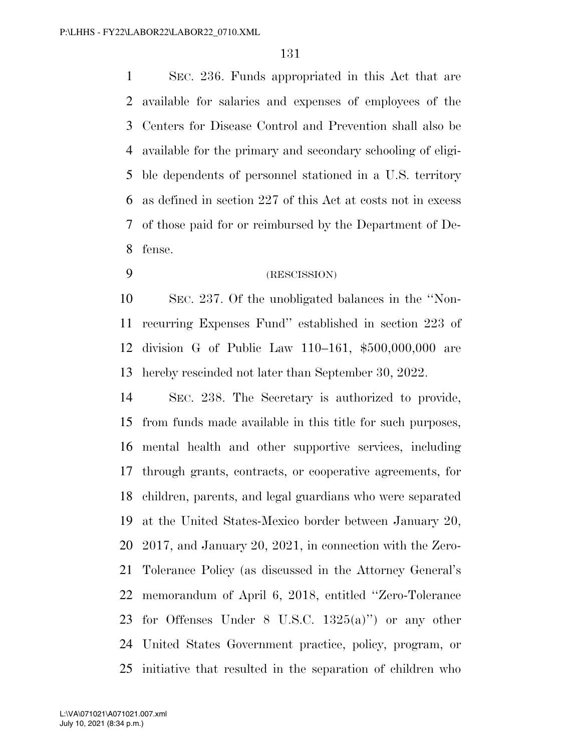SEC. 236. Funds appropriated in this Act that are available for salaries and expenses of employees of the Centers for Disease Control and Prevention shall also be available for the primary and secondary schooling of eligible dependents of personnel stationed in a U.S. territory as defined in section 227 of this Act at costs not in excess of those paid for or reimbursed by the Department of Defense.

(RESCISSION)

SEC. 237. Of the unobligated balances in the ''Nonrecurring Expenses Fund'' established in section 223 of division G of Public Law 110–161, $500,000,000 are hereby rescinded not later than September 30, 2022.

SEC. 238. The Secretary is authorized to provide, from funds made available in this title for such purposes, mental health and other supportive services, including through grants, contracts, or cooperative agreements, for children, parents, and legal guardians who were separated at the United States-Mexico border between January 20, 2017, and January 20, 2021, in connection with the Zero-Tolerance Policy (as discussed in the Attorney General's memorandum of April 6, 2018, entitled ''Zero-Tolerance for Offenses Under 8 U.S.C. 1325(a)'') or any other United States Government practice, policy, program, or initiative that resulted in the separation of children who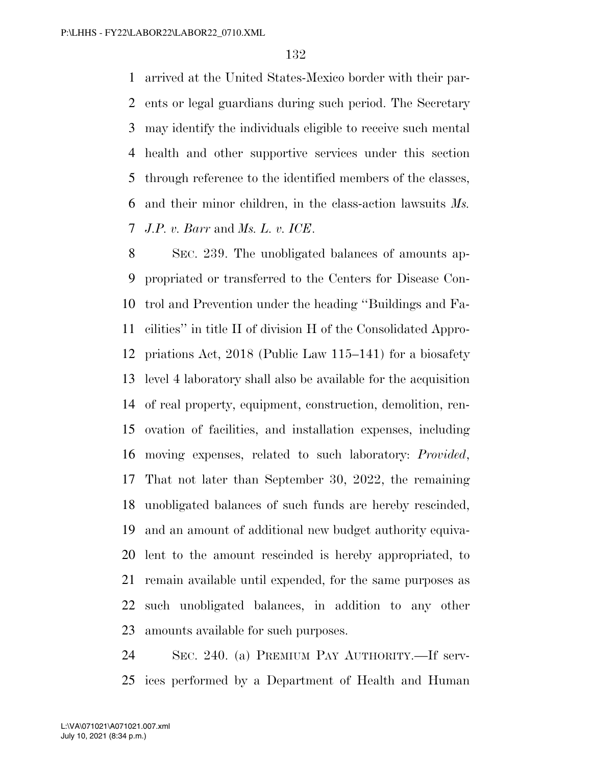arrived at the United States-Mexico border with their parents or legal guardians during such period. The Secretary may identify the individuals eligible to receive such mental health and other supportive services under this section through reference to the identified members of the classes, and their minor children, in the class-action lawsuits *Ms. J.P. v. Barr* and *Ms. L. v. ICE*.

SEC. 239. The unobligated balances of amounts appropriated or transferred to the Centers for Disease Control and Prevention under the heading ''Buildings and Facilities'' in title II of division H of the Consolidated Appropriations Act, 2018 (Public Law 115–141) for a biosafety level 4 laboratory shall also be available for the acquisition of real property, equipment, construction, demolition, renovation of facilities, and installation expenses, including moving expenses, related to such laboratory: *Provided*, That not later than September 30, 2022, the remaining unobligated balances of such funds are hereby rescinded, and an amount of additional new budget authority equivalent to the amount rescinded is hereby appropriated, to remain available until expended, for the same purposes as such unobligated balances, in addition to any other amounts available for such purposes.

SEC. 240. (a) PREMIUM PAY AUTHORITY.—If services performed by a Department of Health and Human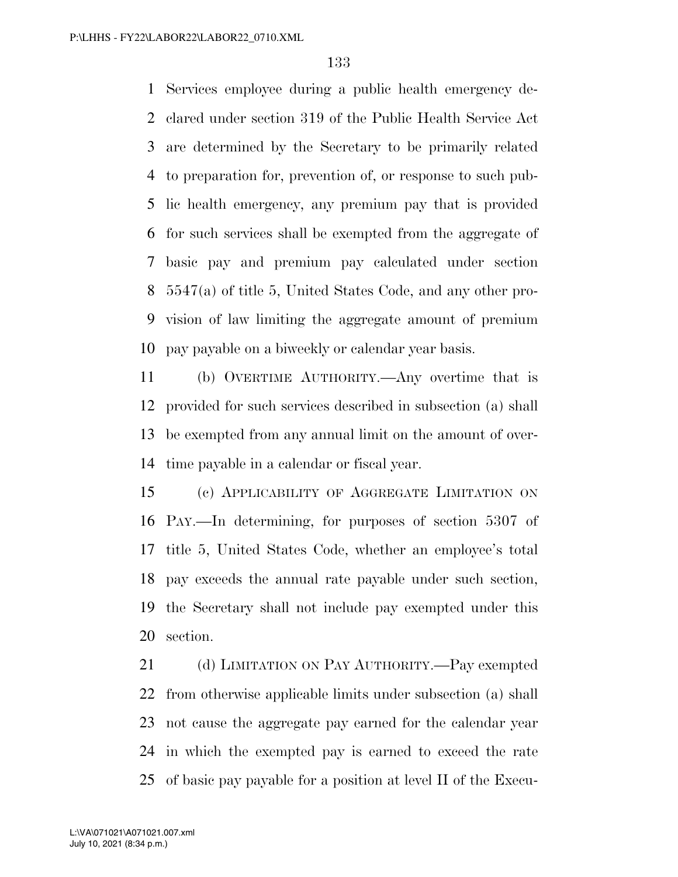Services employee during a public health emergency declared under section 319 of the Public Health Service Act are determined by the Secretary to be primarily related to preparation for, prevention of, or response to such public health emergency, any premium pay that is provided for such services shall be exempted from the aggregate of basic pay and premium pay calculated under section 5547(a) of title 5, United States Code, and any other provision of law limiting the aggregate amount of premium pay payable on a biweekly or calendar year basis.

(b) OVERTIME AUTHORITY.—Any overtime that is provided for such services described in subsection (a) shall be exempted from any annual limit on the amount of overtime payable in a calendar or fiscal year.

(c) APPLICABILITY OF AGGREGATE LIMITATION ON PAY.—In determining, for purposes of section 5307 of title 5, United States Code, whether an employee's total pay exceeds the annual rate payable under such section, the Secretary shall not include pay exempted under this section.

(d) LIMITATION ON PAY AUTHORITY.—Pay exempted from otherwise applicable limits under subsection (a) shall not cause the aggregate pay earned for the calendar year in which the exempted pay is earned to exceed the rate of basic pay payable for a position at level II of the Execu-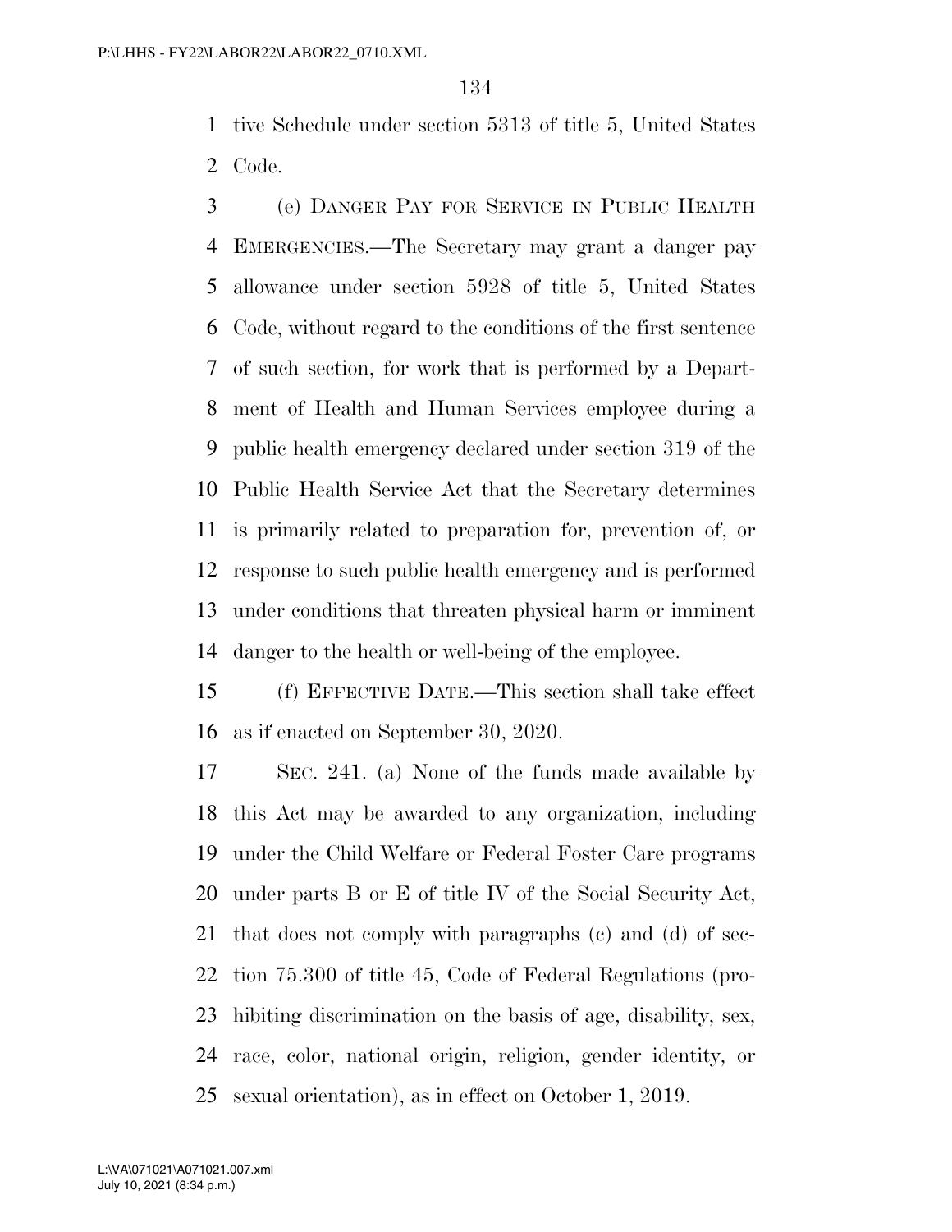tive Schedule under section 5313 of title 5, United States Code.

(e) DANGER PAY FOR SERVICE IN PUBLIC HEALTH EMERGENCIES.—The Secretary may grant a danger pay allowance under section 5928 of title 5, United States Code, without regard to the conditions of the first sentence of such section, for work that is performed by a Department of Health and Human Services employee during a public health emergency declared under section 319 of the Public Health Service Act that the Secretary determines is primarily related to preparation for, prevention of, or response to such public health emergency and is performed under conditions that threaten physical harm or imminent danger to the health or well-being of the employee.

(f) EFFECTIVE DATE.—This section shall take effect as if enacted on September 30, 2020.

SEC. 241. (a) None of the funds made available by this Act may be awarded to any organization, including under the Child Welfare or Federal Foster Care programs under parts B or E of title IV of the Social Security Act, that does not comply with paragraphs (c) and (d) of section 75.300 of title 45, Code of Federal Regulations (prohibiting discrimination on the basis of age, disability, sex, race, color, national origin, religion, gender identity, or sexual orientation), as in effect on October 1, 2019.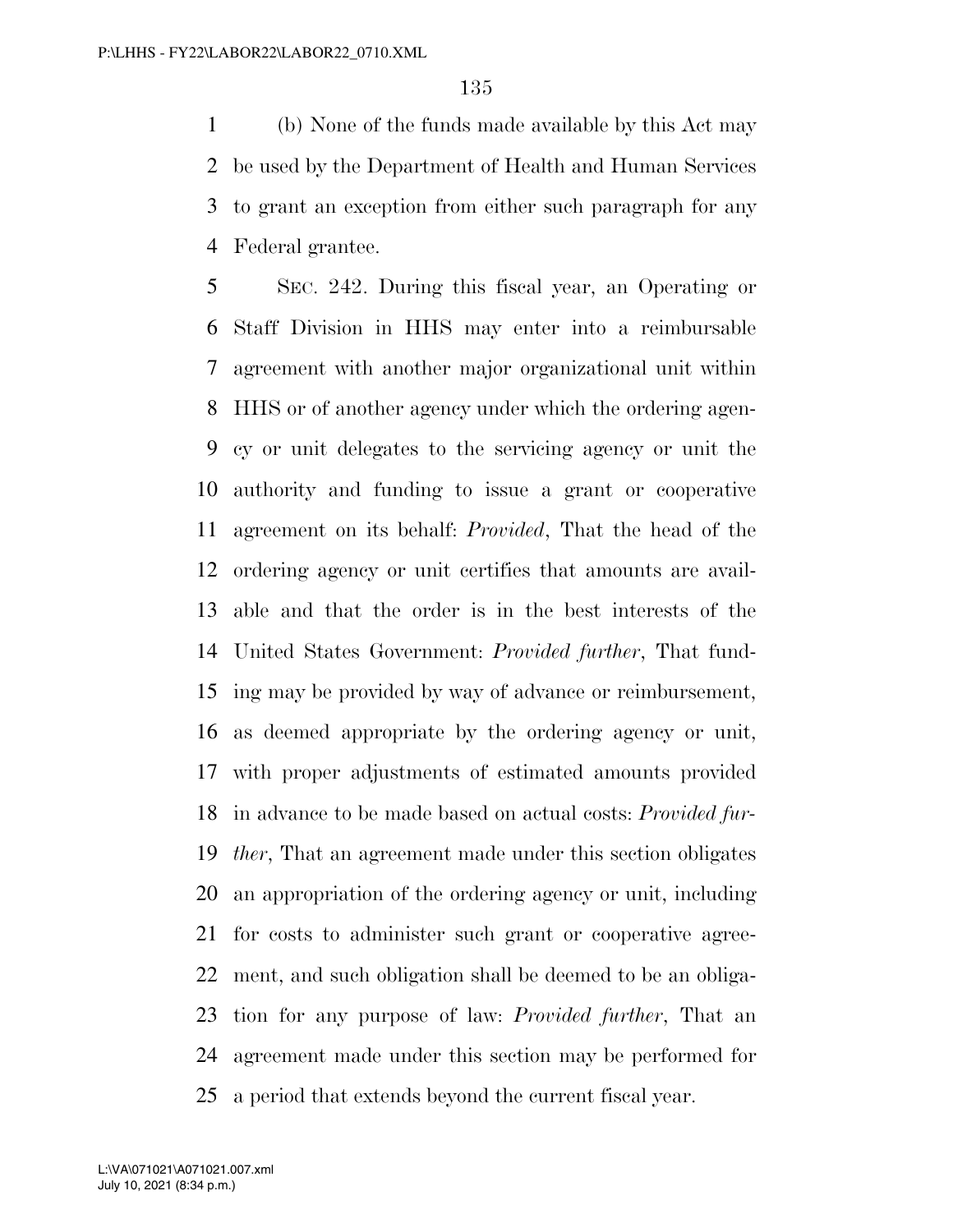(b) None of the funds made available by this Act may be used by the Department of Health and Human Services to grant an exception from either such paragraph for any Federal grantee.

SEC. 242. During this fiscal year, an Operating or Staff Division in HHS may enter into a reimbursable agreement with another major organizational unit within HHS or of another agency under which the ordering agency or unit delegates to the servicing agency or unit the authority and funding to issue a grant or cooperative agreement on its behalf: *Provided*, That the head of the ordering agency or unit certifies that amounts are available and that the order is in the best interests of the United States Government: *Provided further*, That funding may be provided by way of advance or reimbursement, as deemed appropriate by the ordering agency or unit, with proper adjustments of estimated amounts provided in advance to be made based on actual costs: *Provided further*, That an agreement made under this section obligates an appropriation of the ordering agency or unit, including for costs to administer such grant or cooperative agreement, and such obligation shall be deemed to be an obligation for any purpose of law: *Provided further*, That an agreement made under this section may be performed for a period that extends beyond the current fiscal year.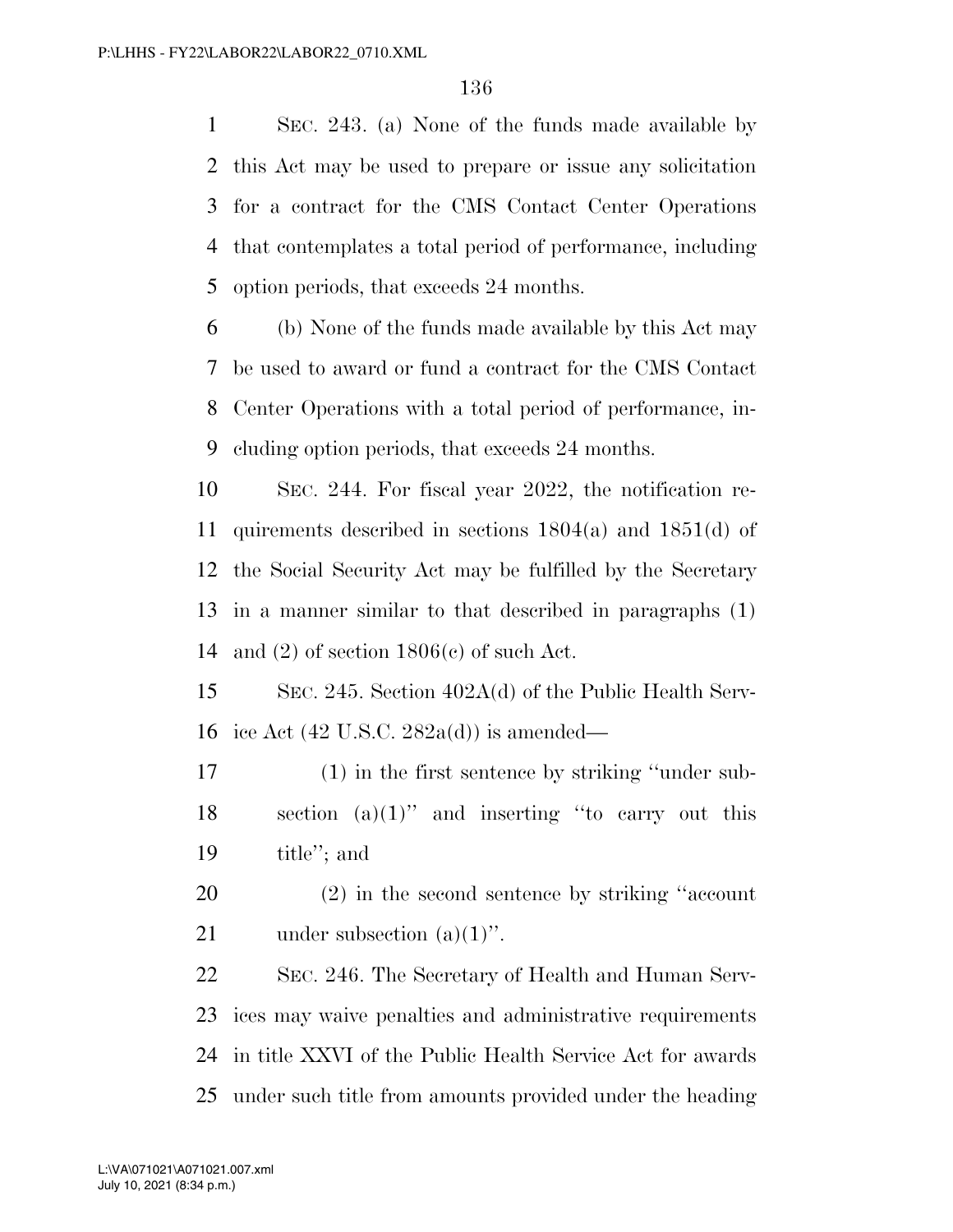SEC. 243. (a) None of the funds made available by this Act may be used to prepare or issue any solicitation for a contract for the CMS Contact Center Operations that contemplates a total period of performance, including option periods, that exceeds 24 months.

(b) None of the funds made available by this Act may be used to award or fund a contract for the CMS Contact Center Operations with a total period of performance, including option periods, that exceeds 24 months.

SEC. 244. For fiscal year 2022, the notification requirements described in sections 1804(a) and 1851(d) of the Social Security Act may be fulfilled by the Secretary in a manner similar to that described in paragraphs (1) and (2) of section 1806(c) of such Act.

SEC. 245. Section 402A(d) of the Public Health Service Act (42 U.S.C. 282a(d)) is amended—

(1) in the first sentence by striking "under subsection (a)(1)" and inserting "to carry out this title"; and

(2) in the second sentence by striking "account under subsection (a)(1)".

SEC. 246. The Secretary of Health and Human Services may waive penalties and administrative requirements in title XXVI of the Public Health Service Act for awards under such title from amounts provided under the heading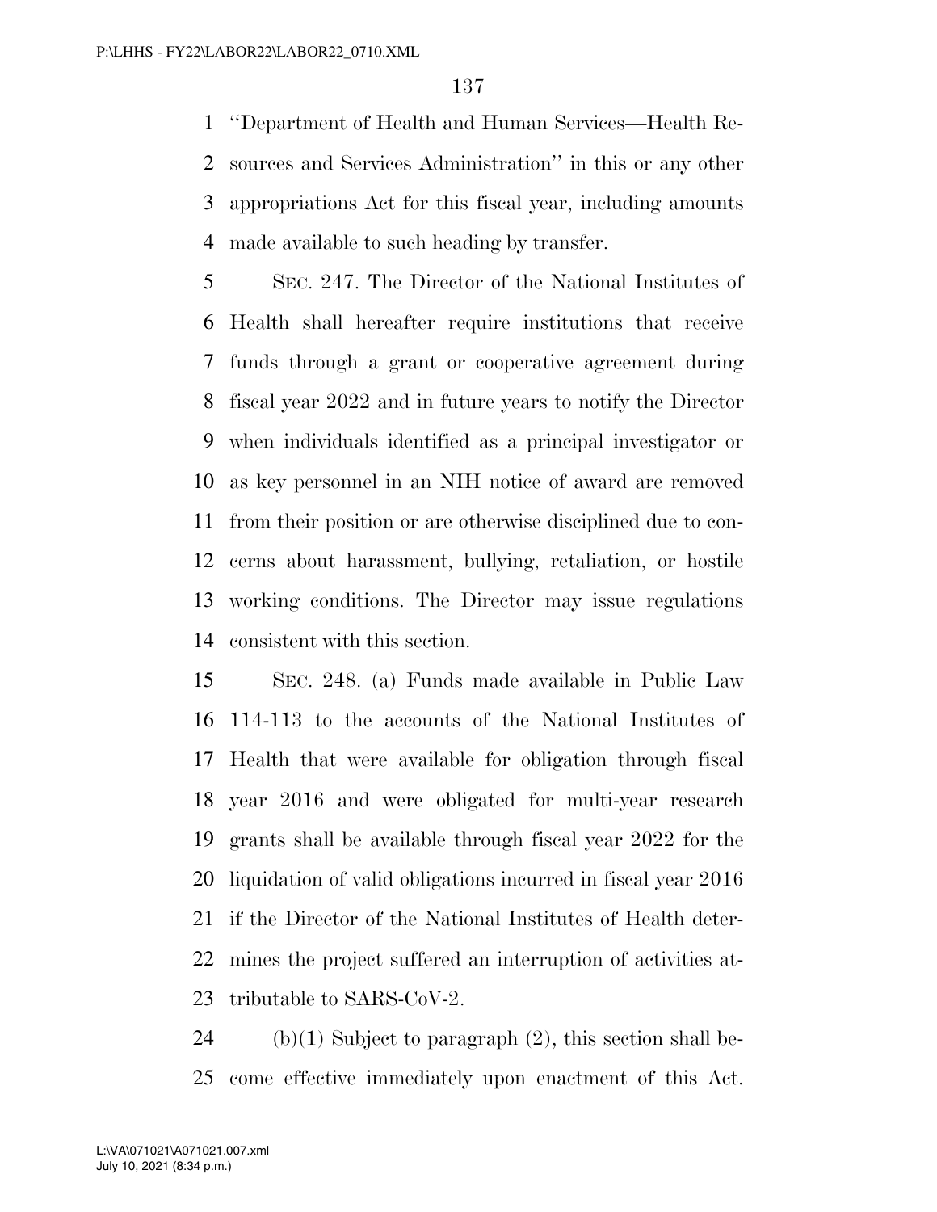"Department of Health and Human Services—Health Resources and Services Administration" in this or any other appropriations Act for this fiscal year, including amounts made available to such heading by transfer.

SEC. 247. The Director of the National Institutes of Health shall hereafter require institutions that receive funds through a grant or cooperative agreement during fiscal year 2022 and in future years to notify the Director when individuals identified as a principal investigator or as key personnel in an NIH notice of award are removed from their position or are otherwise disciplined due to concerns about harassment, bullying, retaliation, or hostile working conditions. The Director may issue regulations consistent with this section.

SEC. 248. (a) Funds made available in Public Law 114-113 to the accounts of the National Institutes of Health that were available for obligation through fiscal year 2016 and were obligated for multi-year research grants shall be available through fiscal year 2022 for the liquidation of valid obligations incurred in fiscal year 2016 if the Director of the National Institutes of Health determines the project suffered an interruption of activities attributable to SARS-CoV-2.

(b)(1) Subject to paragraph (2), this section shall become effective immediately upon enactment of this Act.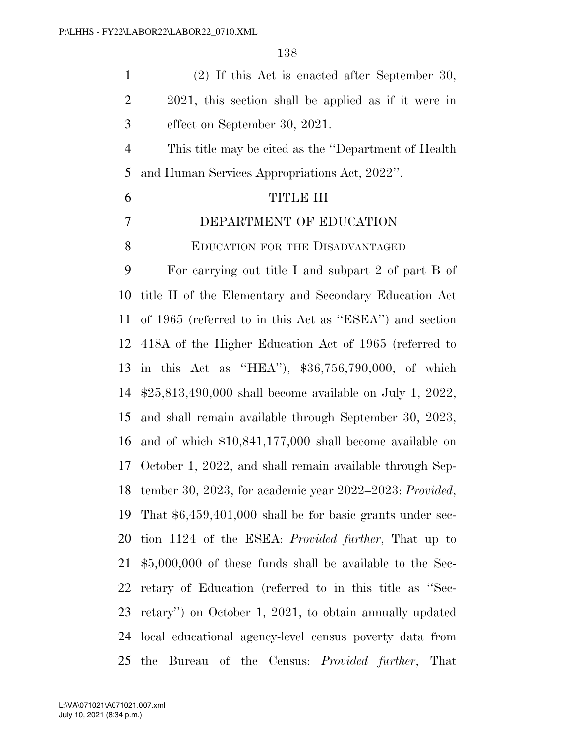(2) If this Act is enacted after September 30, 2021, this section shall be applied as if it were in effect on September 30, 2021.

This title may be cited as the ''Department of Health and Human Services Appropriations Act, 2022''.

# TITLE III

# DEPARTMENT OF EDUCATION

## Education for the Disadvantaged

For carrying out title I and subpart 2 of part B of title II of the Elementary and Secondary Education Act of 1965 (referred to in this Act as ''ESEA'') and section 418A of the Higher Education Act of 1965 (referred to in this Act as ''HEA''), $36,756,790,000, of which $25,813,490,000 shall become available on July 1, 2022, and shall remain available through September 30, 2023, and of which $10,841,177,000 shall become available on October 1, 2022, and shall remain available through September 30, 2023, for academic year 2022–2023: *Provided*, That $6,459,401,000 shall be for basic grants under section 1124 of the ESEA: *Provided further*, That up to $5,000,000 of these funds shall be available to the Secretary of Education (referred to in this title as ''Secretary'') on October 1, 2021, to obtain annually updated local educational agency-level census poverty data from the Bureau of the Census: *Provided further*, That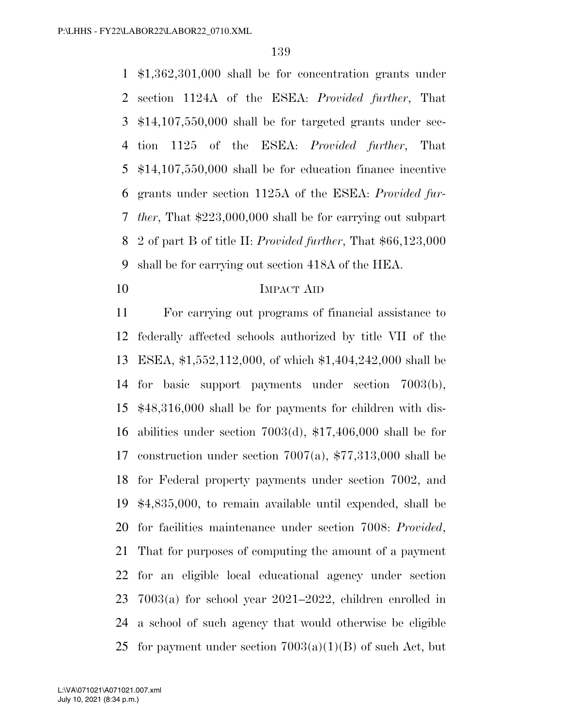$1,362,301,000 shall be for concentration grants under section 1124A of the ESEA: *Provided further*, That $14,107,550,000 shall be for targeted grants under section 1125 of the ESEA: *Provided further*, That $14,107,550,000 shall be for education finance incentive grants under section 1125A of the ESEA: *Provided further*, That $223,000,000 shall be for carrying out subpart 2 of part B of title II: *Provided further*, That $66,123,000 shall be for carrying out section 418A of the HEA.

IMPACT AID

For carrying out programs of financial assistance to federally affected schools authorized by title VII of the ESEA, $1,552,112,000, of which $1,404,242,000 shall be for basic support payments under section 7003(b), $48,316,000 shall be for payments for children with disabilities under section 7003(d), $17,406,000 shall be for construction under section 7007(a), $77,313,000 shall be for Federal property payments under section 7002, and $4,835,000, to remain available until expended, shall be for facilities maintenance under section 7008: *Provided*, That for purposes of computing the amount of a payment for an eligible local educational agency under section 7003(a) for school year 2021–2022, children enrolled in a school of such agency that would otherwise be eligible for payment under section 7003(a)(1)(B) of such Act, but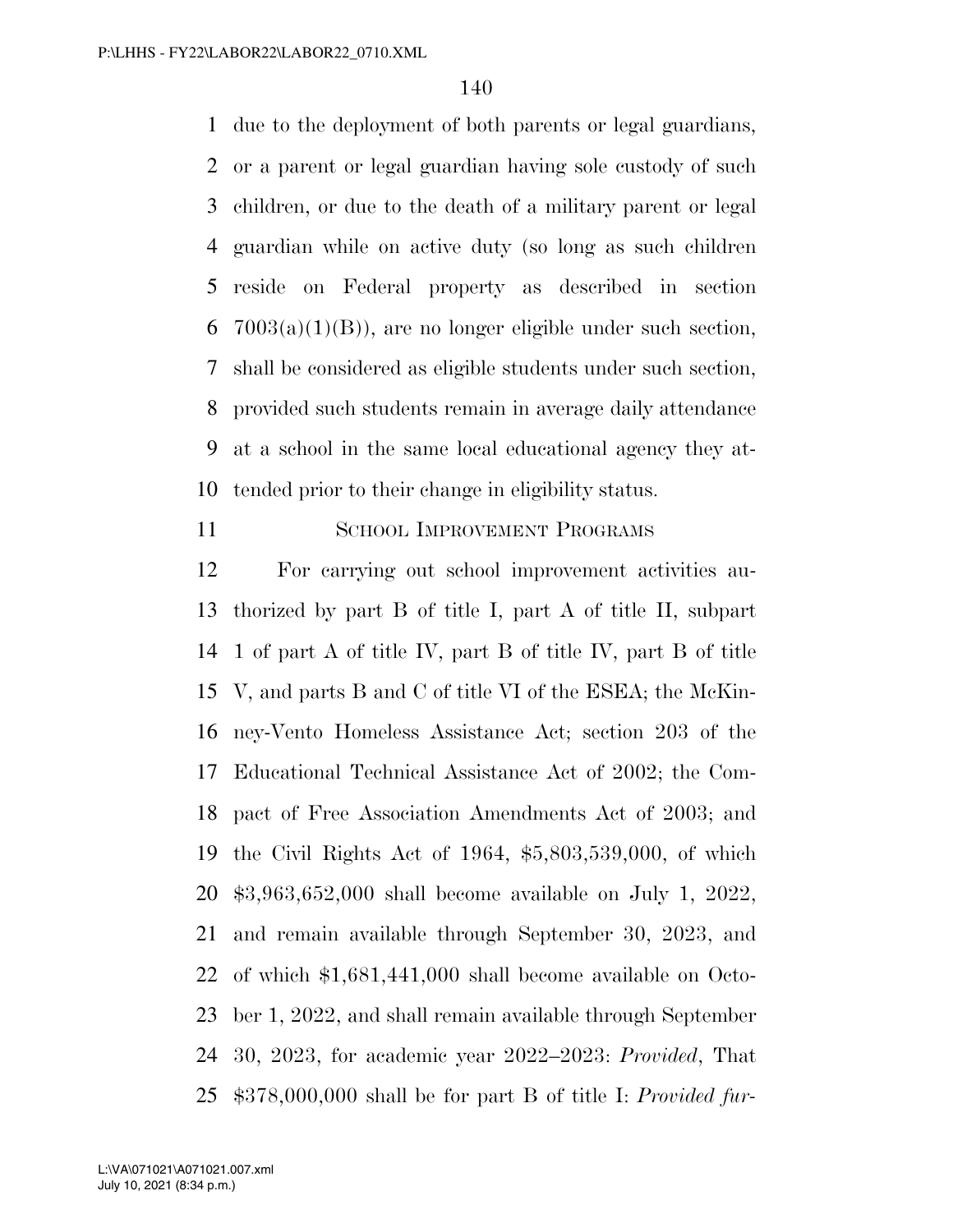due to the deployment of both parents or legal guardians, or a parent or legal guardian having sole custody of such children, or due to the death of a military parent or legal guardian while on active duty (so long as such children reside on Federal property as described in section 7003(a)(1)(B)), are no longer eligible under such section, shall be considered as eligible students under such section, provided such students remain in average daily attendance at a school in the same local educational agency they attended prior to their change in eligibility status.

## School Improvement Programs

For carrying out school improvement activities authorized by part B of title I, part A of title II, subpart 1 of part A of title IV, part B of title IV, part B of title V, and parts B and C of title VI of the ESEA; the McKinney-Vento Homeless Assistance Act; section 203 of the Educational Technical Assistance Act of 2002; the Compact of Free Association Amendments Act of 2003; and the Civil Rights Act of 1964, $5,803,539,000, of which $3,963,652,000 shall become available on July 1, 2022, and remain available through September 30, 2023, and of which $1,681,441,000 shall become available on October 1, 2022, and shall remain available through September 30, 2023, for academic year 2022–2023: *Provided*, That $378,000,000 shall be for part B of title I: *Provided fur-*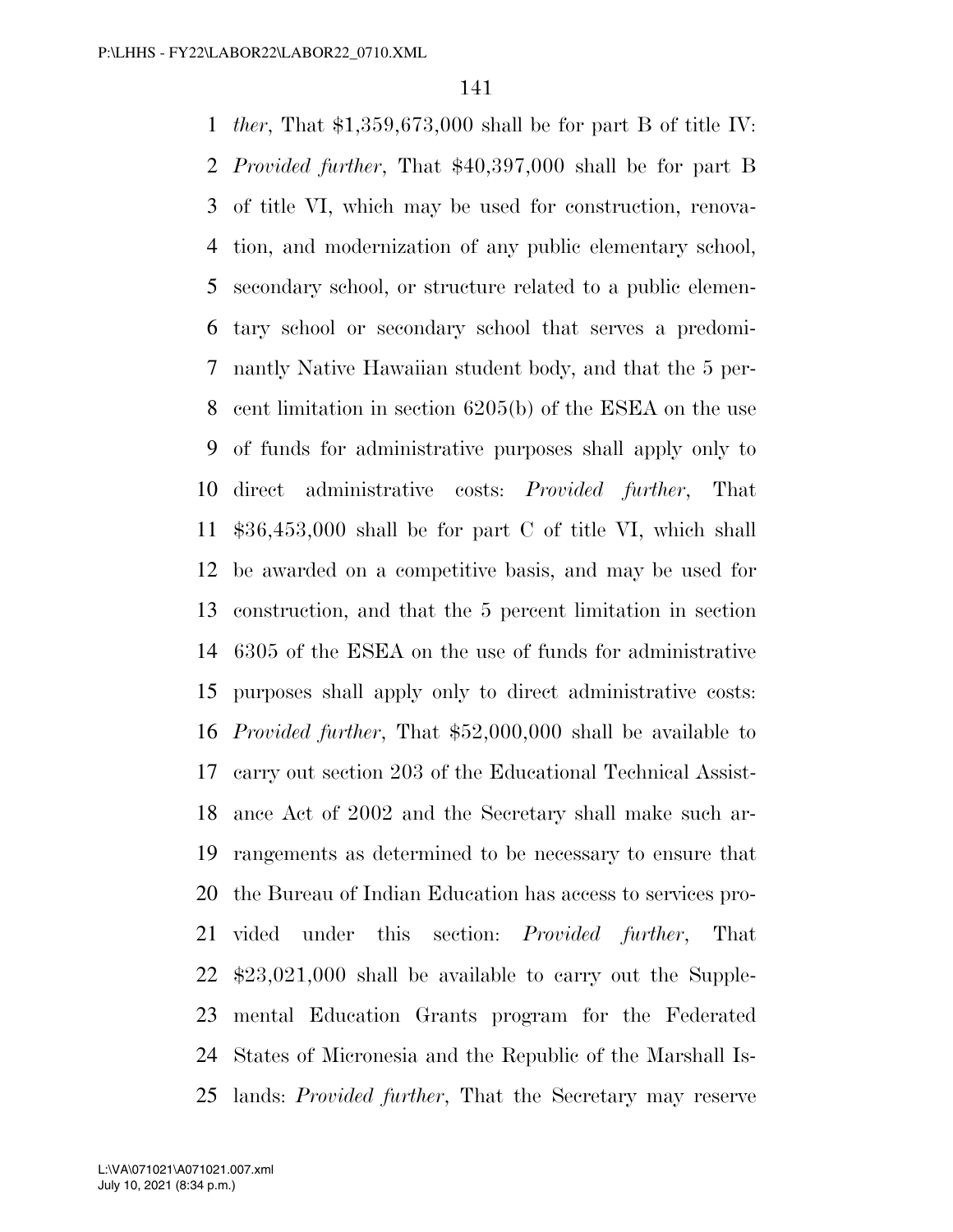*ther*, That $1,359,673,000 shall be for part B of title IV: *Provided further*, That $40,397,000 shall be for part B of title VI, which may be used for construction, renovation, and modernization of any public elementary school, secondary school, or structure related to a public elementary school or secondary school that serves a predominantly Native Hawaiian student body, and that the 5 percent limitation in section 6205(b) of the ESEA on the use of funds for administrative purposes shall apply only to direct administrative costs: *Provided further*, That $36,453,000 shall be for part C of title VI, which shall be awarded on a competitive basis, and may be used for construction, and that the 5 percent limitation in section 6305 of the ESEA on the use of funds for administrative purposes shall apply only to direct administrative costs: *Provided further*, That $52,000,000 shall be available to carry out section 203 of the Educational Technical Assistance Act of 2002 and the Secretary shall make such arrangements as determined to be necessary to ensure that the Bureau of Indian Education has access to services provided under this section: *Provided further*, That $23,021,000 shall be available to carry out the Supplemental Education Grants program for the Federated States of Micronesia and the Republic of the Marshall Islands: *Provided further*, That the Secretary may reserve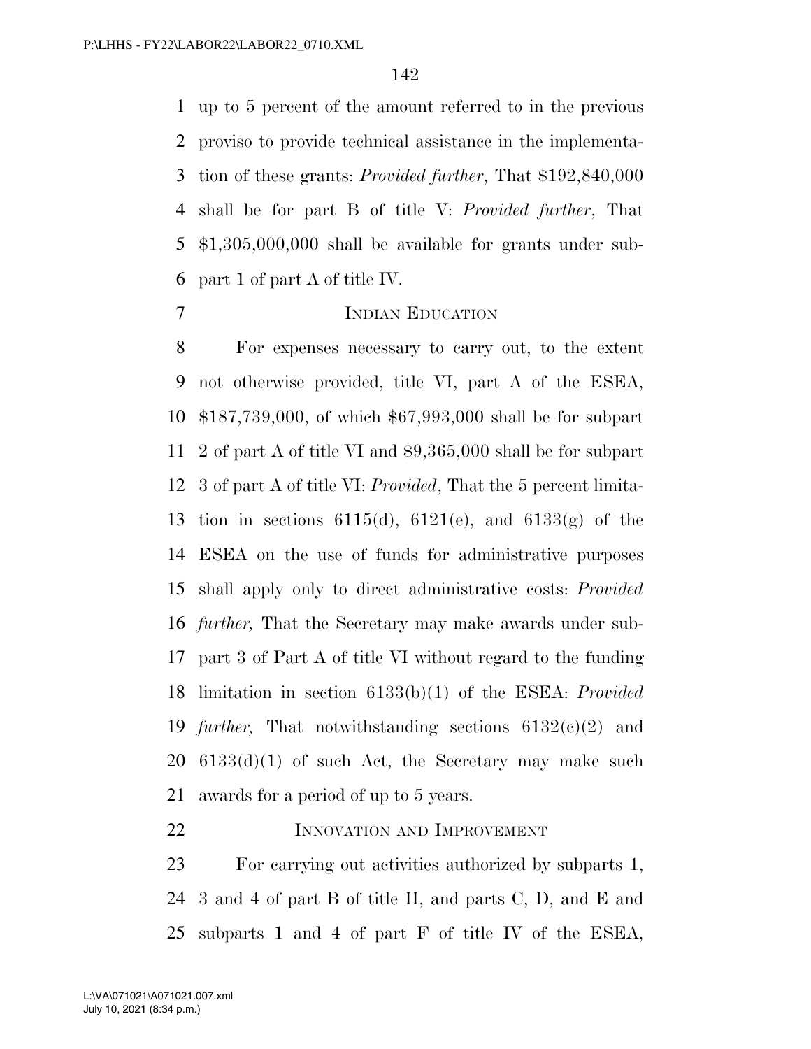up to 5 percent of the amount referred to in the previous proviso to provide technical assistance in the implementation of these grants: *Provided further*, That $192,840,000 shall be for part B of title V: *Provided further*, That $1,305,000,000 shall be available for grants under subpart 1 of part A of title IV.

## Indian Education

For expenses necessary to carry out, to the extent not otherwise provided, title VI, part A of the ESEA, $187,739,000, of which $67,993,000 shall be for subpart 2 of part A of title VI and $9,365,000 shall be for subpart 3 of part A of title VI: *Provided*, That the 5 percent limitation in sections 6115(d), 6121(e), and 6133(g) of the ESEA on the use of funds for administrative purposes shall apply only to direct administrative costs: *Provided further,* That the Secretary may make awards under subpart 3 of Part A of title VI without regard to the funding limitation in section 6133(b)(1) of the ESEA: *Provided further,* That notwithstanding sections 6132(c)(2) and 6133(d)(1) of such Act, the Secretary may make such awards for a period of up to 5 years.

## Innovation and Improvement

For carrying out activities authorized by subparts 1, 3 and 4 of part B of title II, and parts C, D, and E and subparts 1 and 4 of part F of title IV of the ESEA,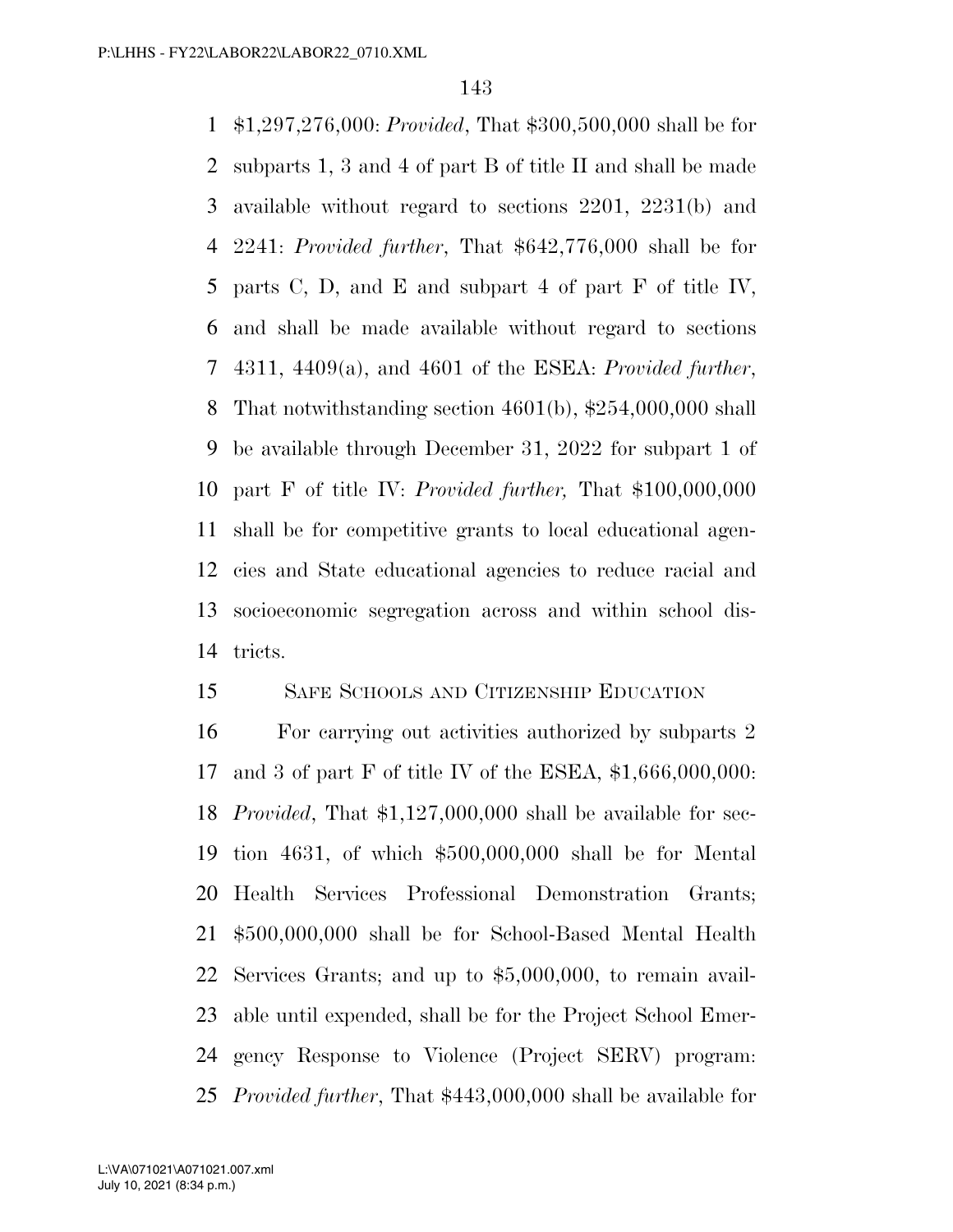$1,297,276,000: *Provided*, That $300,500,000 shall be for subparts 1, 3 and 4 of part B of title II and shall be made available without regard to sections 2201, 2231(b) and 2241: *Provided further*, That $642,776,000 shall be for parts C, D, and E and subpart 4 of part F of title IV, and shall be made available without regard to sections 4311, 4409(a), and 4601 of the ESEA: *Provided further*, That notwithstanding section 4601(b), $254,000,000 shall be available through December 31, 2022 for subpart 1 of part F of title IV: *Provided further,* That $100,000,000 shall be for competitive grants to local educational agencies and State educational agencies to reduce racial and socioeconomic segregation across and within school districts.

SAFE SCHOOLS AND CITIZENSHIP EDUCATION

For carrying out activities authorized by subparts 2 and 3 of part F of title IV of the ESEA, $1,666,000,000: *Provided*, That $1,127,000,000 shall be available for section 4631, of which $500,000,000 shall be for Mental Health Services Professional Demonstration Grants; $500,000,000 shall be for School-Based Mental Health Services Grants; and up to $5,000,000, to remain available until expended, shall be for the Project School Emergency Response to Violence (Project SERV) program: *Provided further*, That $443,000,000 shall be available for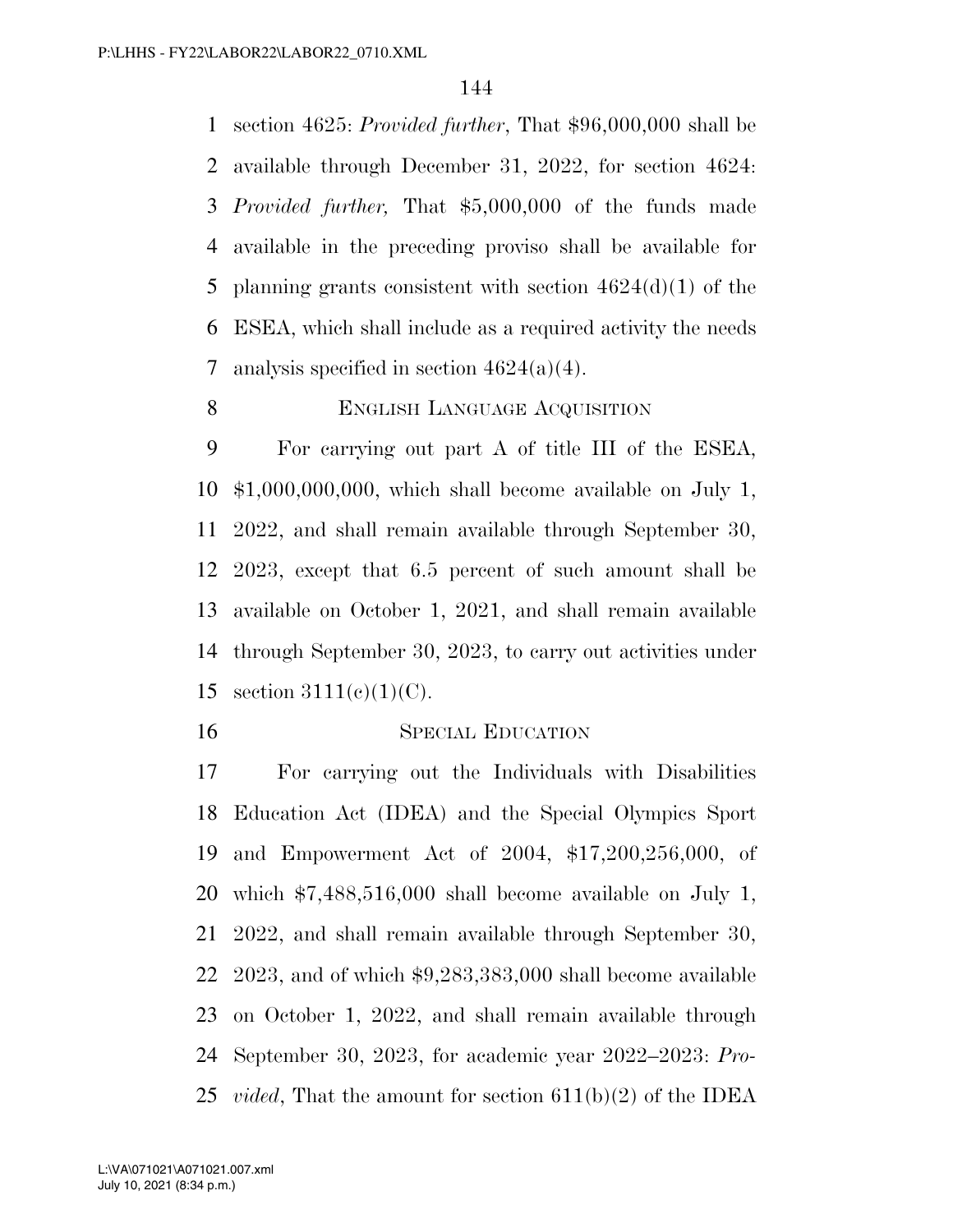section 4625: *Provided further*, That $96,000,000 shall be available through December 31, 2022, for section 4624: *Provided further,* That $5,000,000 of the funds made available in the preceding proviso shall be available for planning grants consistent with section 4624(d)(1) of the ESEA, which shall include as a required activity the needs analysis specified in section 4624(a)(4).

### English Language Acquisition

For carrying out part A of title III of the ESEA, $1,000,000,000, which shall become available on July 1, 2022, and shall remain available through September 30, 2023, except that 6.5 percent of such amount shall be available on October 1, 2021, and shall remain available through September 30, 2023, to carry out activities under section 3111(c)(1)(C).

### Special Education

For carrying out the Individuals with Disabilities Education Act (IDEA) and the Special Olympics Sport and Empowerment Act of 2004, $17,200,256,000, of which $7,488,516,000 shall become available on July 1, 2022, and shall remain available through September 30, 2023, and of which $9,283,383,000 shall become available on October 1, 2022, and shall remain available through September 30, 2023, for academic year 2022–2023: *Provided*, That the amount for section 611(b)(2) of the IDEA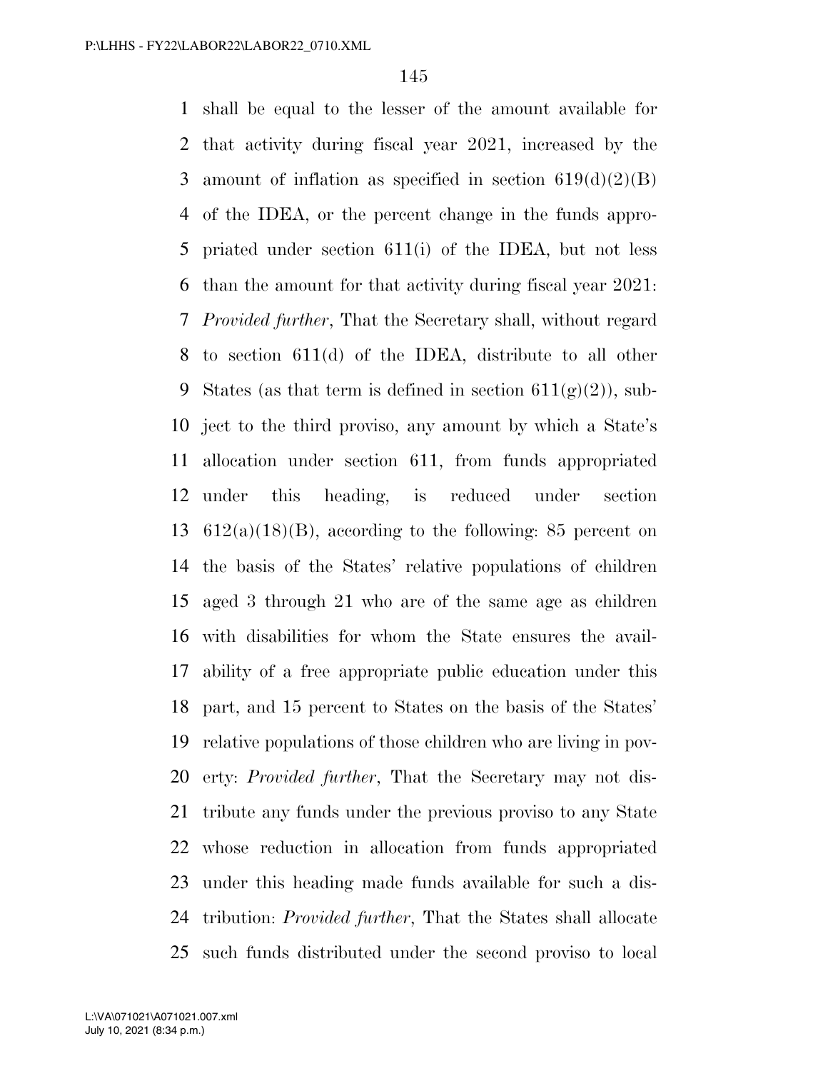shall be equal to the lesser of the amount available for that activity during fiscal year 2021, increased by the amount of inflation as specified in section 619(d)(2)(B) of the IDEA, or the percent change in the funds appropriated under section 611(i) of the IDEA, but not less than the amount for that activity during fiscal year 2021: *Provided further*, That the Secretary shall, without regard to section 611(d) of the IDEA, distribute to all other States (as that term is defined in section 611(g)(2)), subject to the third proviso, any amount by which a State's allocation under section 611, from funds appropriated under this heading, is reduced under section 612(a)(18)(B), according to the following: 85 percent on the basis of the States' relative populations of children aged 3 through 21 who are of the same age as children with disabilities for whom the State ensures the availability of a free appropriate public education under this part, and 15 percent to States on the basis of the States' relative populations of those children who are living in poverty: *Provided further*, That the Secretary may not distribute any funds under the previous proviso to any State whose reduction in allocation from funds appropriated under this heading made funds available for such a distribution: *Provided further*, That the States shall allocate such funds distributed under the second proviso to local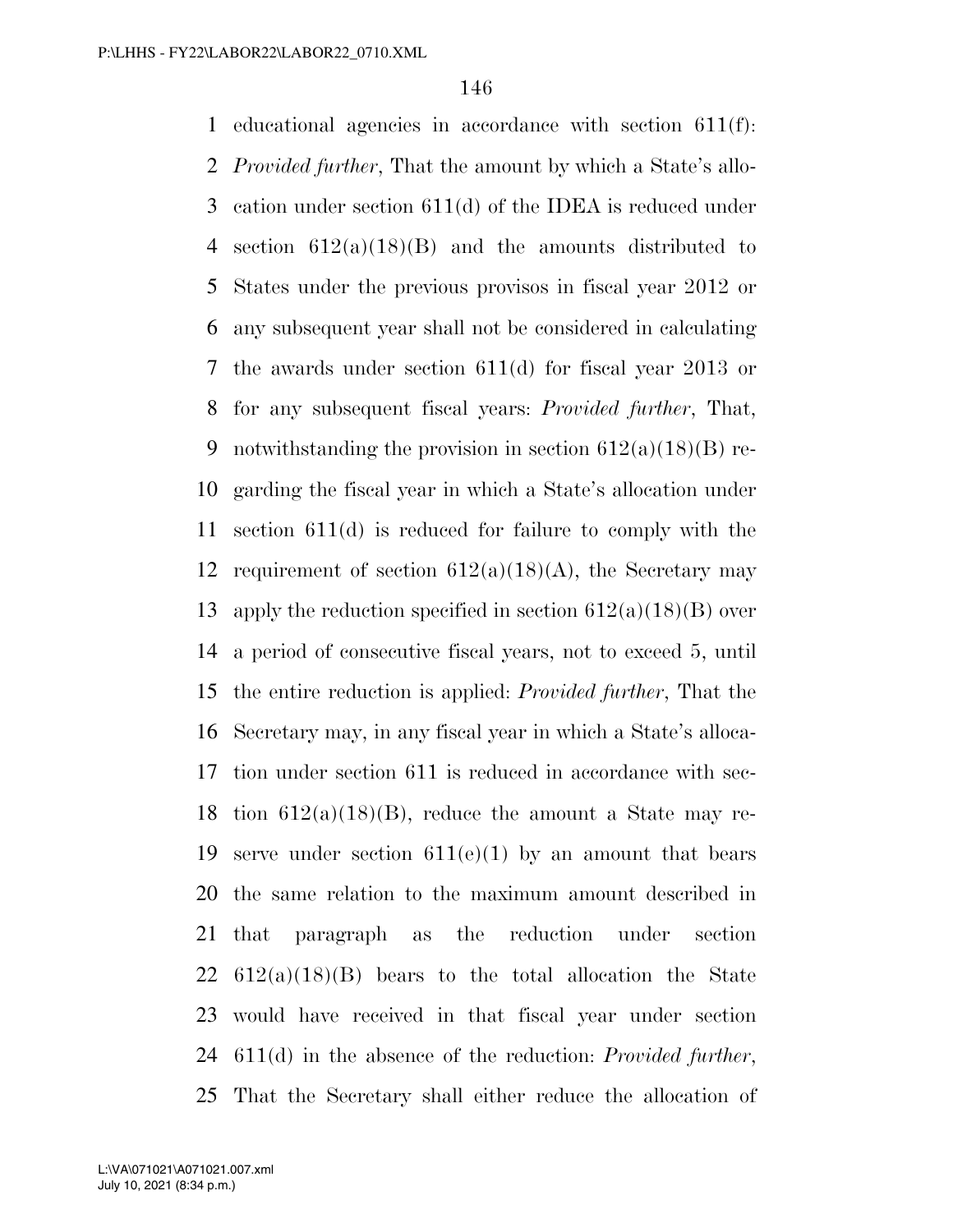educational agencies in accordance with section 611(f): *Provided further*, That the amount by which a State's allocation under section 611(d) of the IDEA is reduced under section 612(a)(18)(B) and the amounts distributed to States under the previous provisos in fiscal year 2012 or any subsequent year shall not be considered in calculating the awards under section 611(d) for fiscal year 2013 or for any subsequent fiscal years: *Provided further*, That, notwithstanding the provision in section 612(a)(18)(B) regarding the fiscal year in which a State's allocation under section 611(d) is reduced for failure to comply with the requirement of section 612(a)(18)(A), the Secretary may apply the reduction specified in section 612(a)(18)(B) over a period of consecutive fiscal years, not to exceed 5, until the entire reduction is applied: *Provided further*, That the Secretary may, in any fiscal year in which a State's allocation under section 611 is reduced in accordance with section 612(a)(18)(B), reduce the amount a State may reserve under section 611(e)(1) by an amount that bears the same relation to the maximum amount described in that paragraph as the reduction under section 612(a)(18)(B) bears to the total allocation the State would have received in that fiscal year under section 611(d) in the absence of the reduction: *Provided further*, That the Secretary shall either reduce the allocation of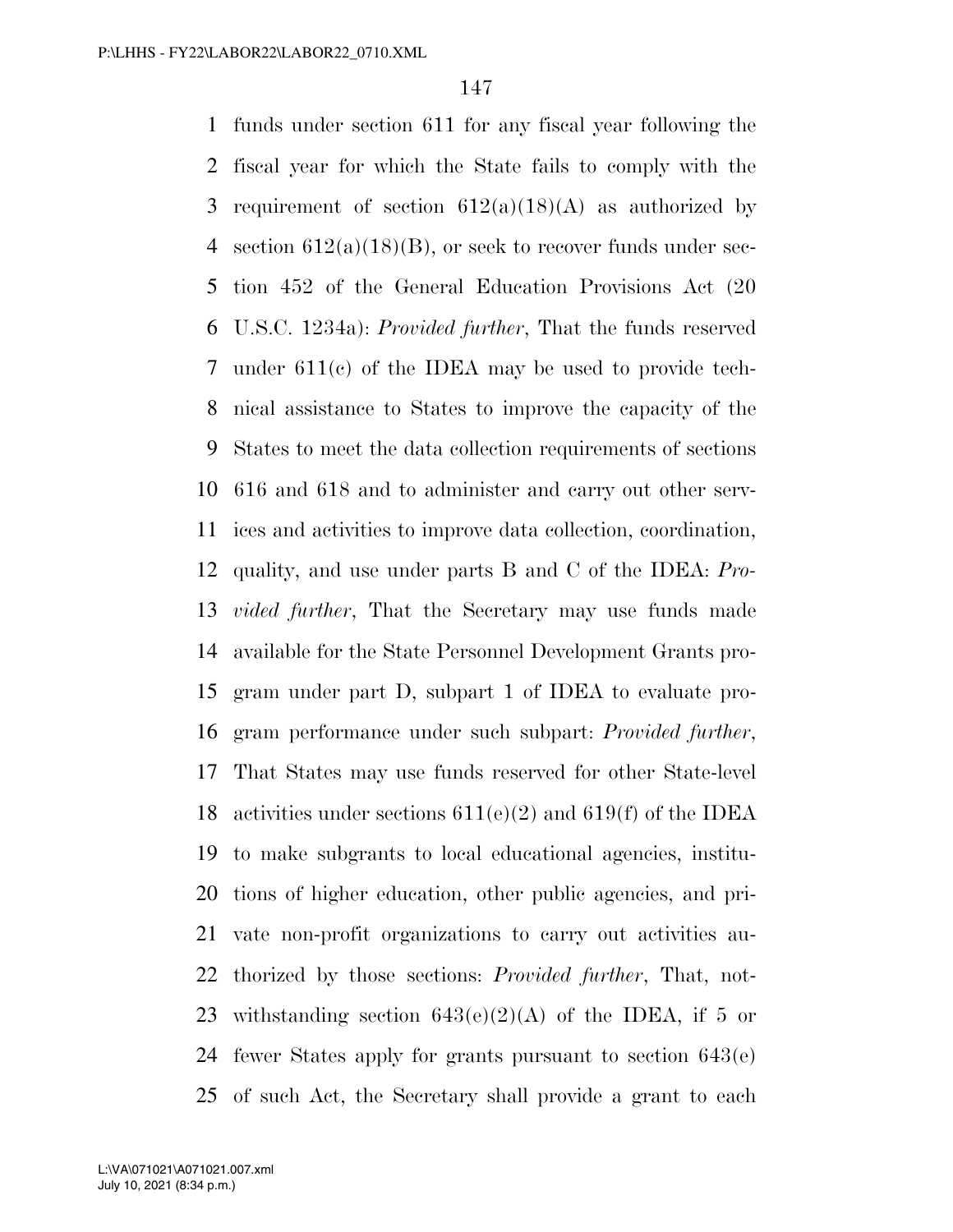funds under section 611 for any fiscal year following the fiscal year for which the State fails to comply with the requirement of section 612(a)(18)(A) as authorized by section 612(a)(18)(B), or seek to recover funds under section 452 of the General Education Provisions Act (20 U.S.C. 1234a): *Provided further*, That the funds reserved under 611(c) of the IDEA may be used to provide technical assistance to States to improve the capacity of the States to meet the data collection requirements of sections 616 and 618 and to administer and carry out other services and activities to improve data collection, coordination, quality, and use under parts B and C of the IDEA: *Provided further*, That the Secretary may use funds made available for the State Personnel Development Grants program under part D, subpart 1 of IDEA to evaluate program performance under such subpart: *Provided further*, That States may use funds reserved for other State-level activities under sections 611(e)(2) and 619(f) of the IDEA to make subgrants to local educational agencies, institutions of higher education, other public agencies, and private non-profit organizations to carry out activities authorized by those sections: *Provided further*, That, notwithstanding section 643(e)(2)(A) of the IDEA, if 5 or fewer States apply for grants pursuant to section 643(e) of such Act, the Secretary shall provide a grant to each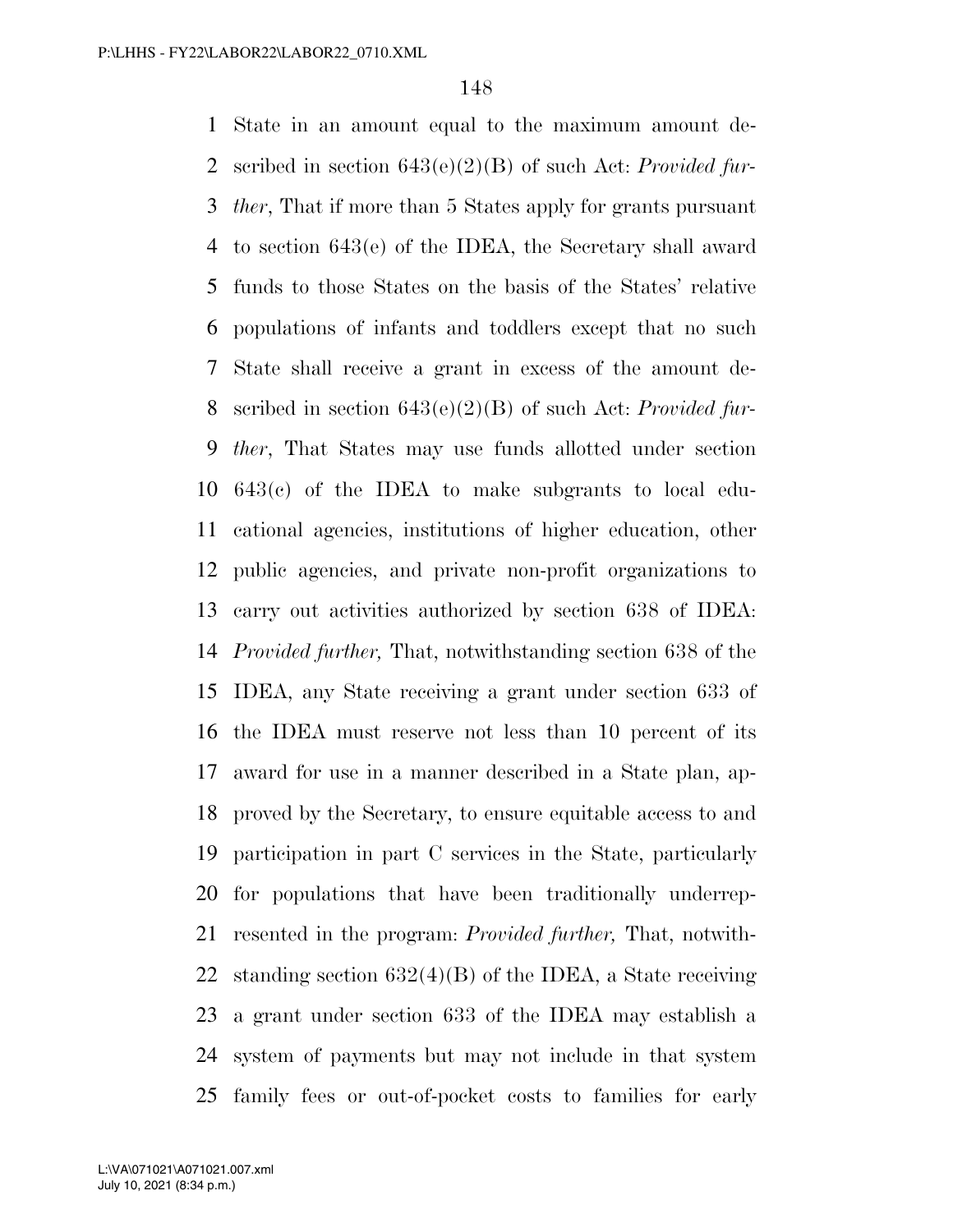State in an amount equal to the maximum amount described in section 643(e)(2)(B) of such Act: *Provided further*, That if more than 5 States apply for grants pursuant to section 643(e) of the IDEA, the Secretary shall award funds to those States on the basis of the States' relative populations of infants and toddlers except that no such State shall receive a grant in excess of the amount described in section 643(e)(2)(B) of such Act: *Provided further*, That States may use funds allotted under section 643(c) of the IDEA to make subgrants to local educational agencies, institutions of higher education, other public agencies, and private non-profit organizations to carry out activities authorized by section 638 of IDEA: *Provided further,* That, notwithstanding section 638 of the IDEA, any State receiving a grant under section 633 of the IDEA must reserve not less than 10 percent of its award for use in a manner described in a State plan, approved by the Secretary, to ensure equitable access to and participation in part C services in the State, particularly for populations that have been traditionally underrepresented in the program: *Provided further,* That, notwithstanding section 632(4)(B) of the IDEA, a State receiving a grant under section 633 of the IDEA may establish a system of payments but may not include in that system family fees or out-of-pocket costs to families for early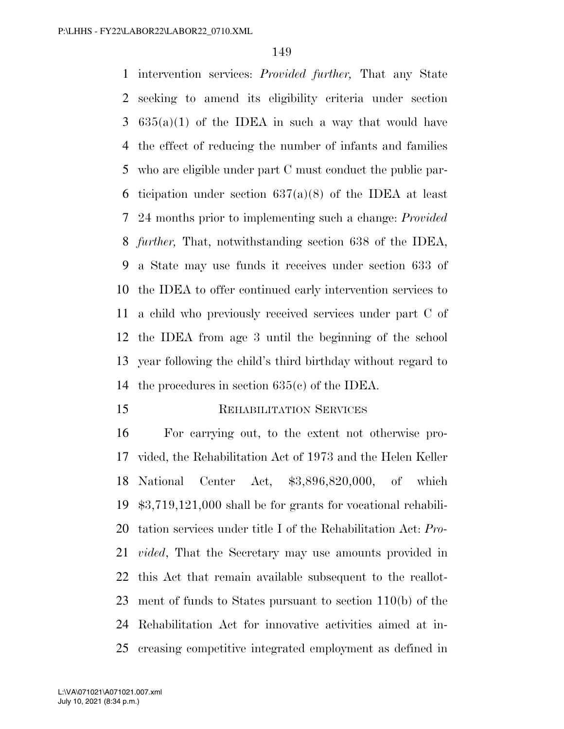intervention services: *Provided further,* That any State seeking to amend its eligibility criteria under section 635(a)(1) of the IDEA in such a way that would have the effect of reducing the number of infants and families who are eligible under part C must conduct the public participation under section 637(a)(8) of the IDEA at least 24 months prior to implementing such a change: *Provided further,* That, notwithstanding section 638 of the IDEA, a State may use funds it receives under section 633 of the IDEA to offer continued early intervention services to a child who previously received services under part C of the IDEA from age 3 until the beginning of the school year following the child's third birthday without regard to the procedures in section 635(c) of the IDEA.

## REHABILITATION SERVICES

For carrying out, to the extent not otherwise provided, the Rehabilitation Act of 1973 and the Helen Keller National Center Act, $3,896,820,000, of which $3,719,121,000 shall be for grants for vocational rehabilitation services under title I of the Rehabilitation Act: *Provided*, That the Secretary may use amounts provided in this Act that remain available subsequent to the reallotment of funds to States pursuant to section 110(b) of the Rehabilitation Act for innovative activities aimed at increasing competitive integrated employment as defined in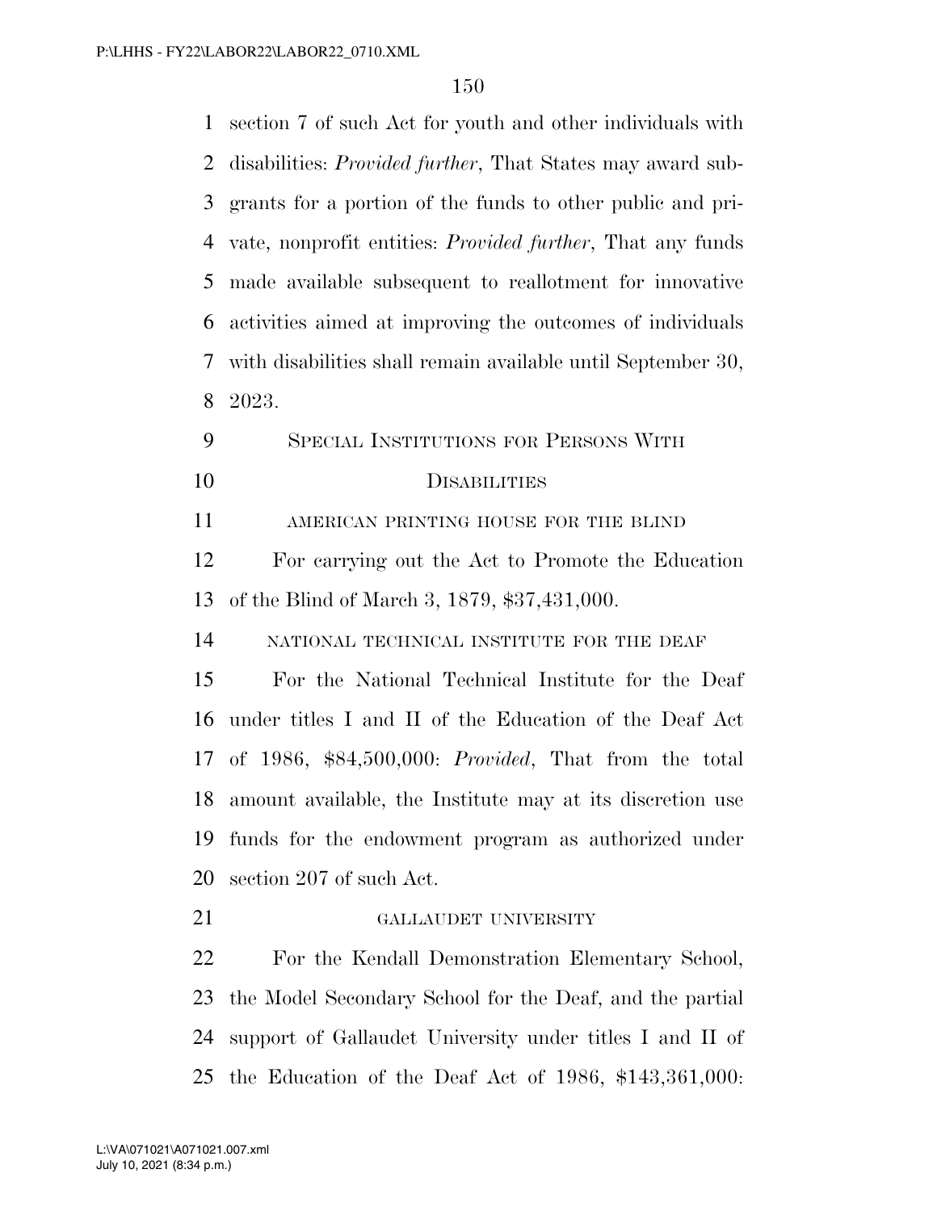section 7 of such Act for youth and other individuals with disabilities: *Provided further*, That States may award subgrants for a portion of the funds to other public and private, nonprofit entities: *Provided further*, That any funds made available subsequent to reallotment for innovative activities aimed at improving the outcomes of individuals with disabilities shall remain available until September 30, 2023.

## Special Institutions for Persons With Disabilities

### American Printing House for the Blind

For carrying out the Act to Promote the Education of the Blind of March 3, 1879, $37,431,000.

### National Technical Institute for the Deaf

For the National Technical Institute for the Deaf under titles I and II of the Education of the Deaf Act of 1986, $84,500,000: *Provided*, That from the total amount available, the Institute may at its discretion use funds for the endowment program as authorized under section 207 of such Act.

### Gallaudet University

For the Kendall Demonstration Elementary School, the Model Secondary School for the Deaf, and the partial support of Gallaudet University under titles I and II of the Education of the Deaf Act of 1986, $143,361,000: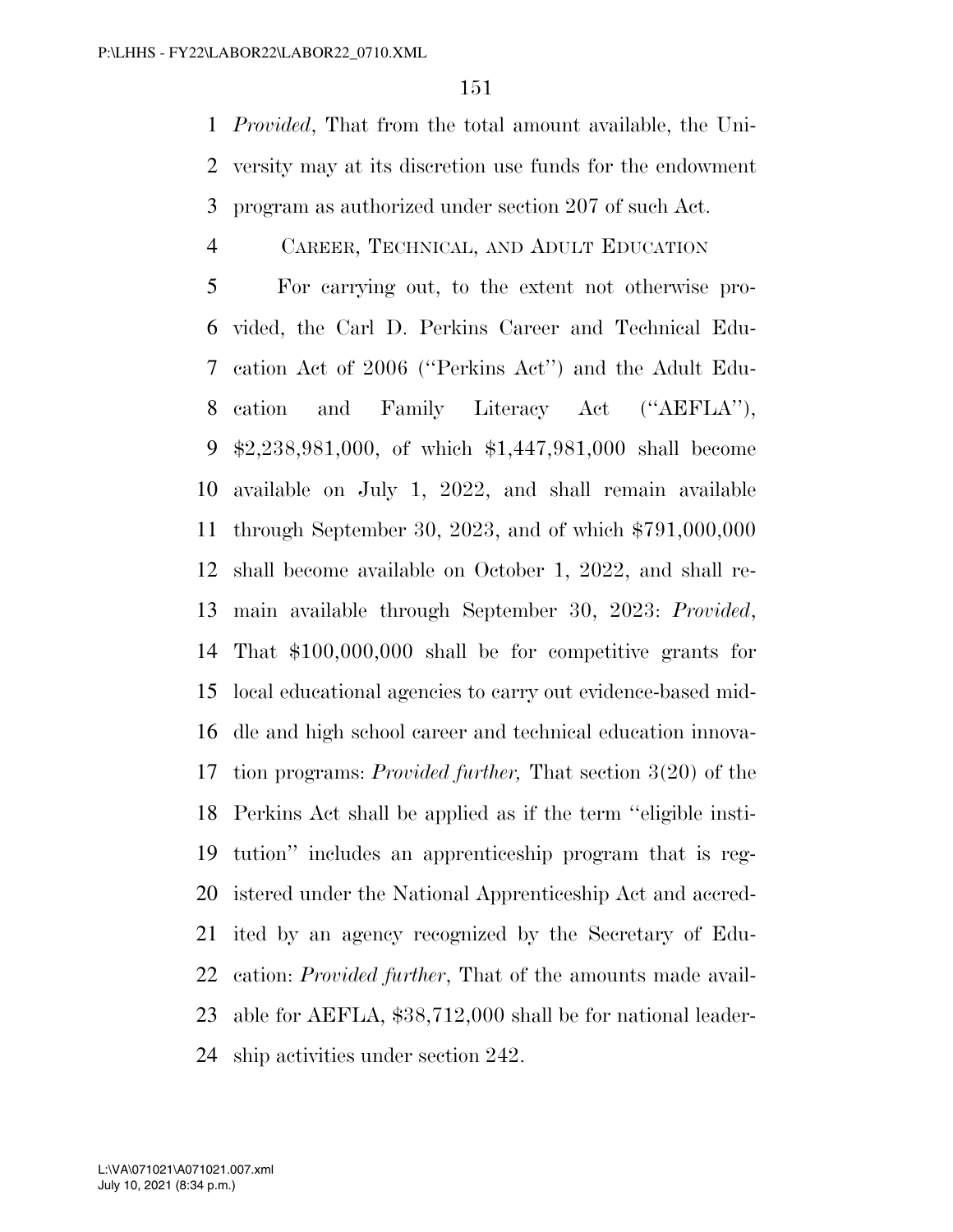*Provided*, That from the total amount available, the University may at its discretion use funds for the endowment program as authorized under section 207 of such Act.

CAREER, TECHNICAL, AND ADULT EDUCATION

For carrying out, to the extent not otherwise provided, the Carl D. Perkins Career and Technical Education Act of 2006 (''Perkins Act'') and the Adult Education and Family Literacy Act (''AEFLA''), $2,238,981,000, of which $1,447,981,000 shall become available on July 1, 2022, and shall remain available through September 30, 2023, and of which $791,000,000 shall become available on October 1, 2022, and shall remain available through September 30, 2023: *Provided*, That $100,000,000 shall be for competitive grants for local educational agencies to carry out evidence-based middle and high school career and technical education innovation programs: *Provided further,* That section 3(20) of the Perkins Act shall be applied as if the term ''eligible institution'' includes an apprenticeship program that is registered under the National Apprenticeship Act and accredited by an agency recognized by the Secretary of Education: *Provided further*, That of the amounts made available for AEFLA, $38,712,000 shall be for national leadership activities under section 242.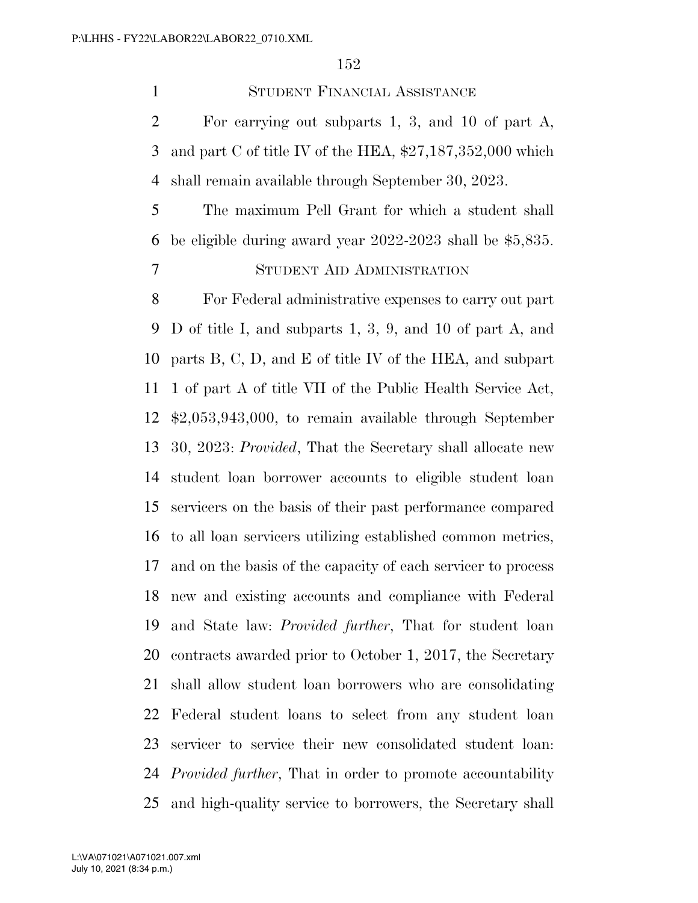## Student Financial Assistance

For carrying out subparts 1, 3, and 10 of part A, and part C of title IV of the HEA, $27,187,352,000 which shall remain available through September 30, 2023.

The maximum Pell Grant for which a student shall be eligible during award year 2022-2023 shall be $5,835.

## Student Aid Administration

For Federal administrative expenses to carry out part D of title I, and subparts 1, 3, 9, and 10 of part A, and parts B, C, D, and E of title IV of the HEA, and subpart 1 of part A of title VII of the Public Health Service Act, $2,053,943,000, to remain available through September 30, 2023: *Provided*, That the Secretary shall allocate new student loan borrower accounts to eligible student loan servicers on the basis of their past performance compared to all loan servicers utilizing established common metrics, and on the basis of the capacity of each servicer to process new and existing accounts and compliance with Federal and State law: *Provided further*, That for student loan contracts awarded prior to October 1, 2017, the Secretary shall allow student loan borrowers who are consolidating Federal student loans to select from any student loan servicer to service their new consolidated student loan: *Provided further*, That in order to promote accountability and high-quality service to borrowers, the Secretary shall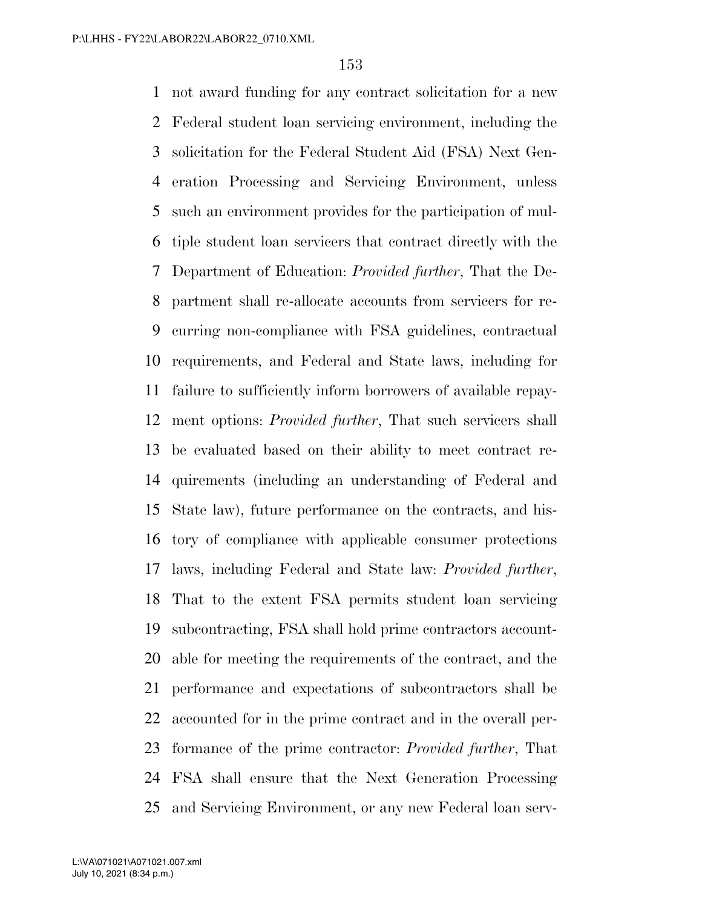not award funding for any contract solicitation for a new Federal student loan servicing environment, including the solicitation for the Federal Student Aid (FSA) Next Generation Processing and Servicing Environment, unless such an environment provides for the participation of multiple student loan servicers that contract directly with the Department of Education: *Provided further*, That the Department shall re-allocate accounts from servicers for recurring non-compliance with FSA guidelines, contractual requirements, and Federal and State laws, including for failure to sufficiently inform borrowers of available repayment options: *Provided further*, That such servicers shall be evaluated based on their ability to meet contract requirements (including an understanding of Federal and State law), future performance on the contracts, and history of compliance with applicable consumer protections laws, including Federal and State law: *Provided further*, That to the extent FSA permits student loan servicing subcontracting, FSA shall hold prime contractors accountable for meeting the requirements of the contract, and the performance and expectations of subcontractors shall be accounted for in the prime contract and in the overall performance of the prime contractor: *Provided further*, That FSA shall ensure that the Next Generation Processing and Servicing Environment, or any new Federal loan serv-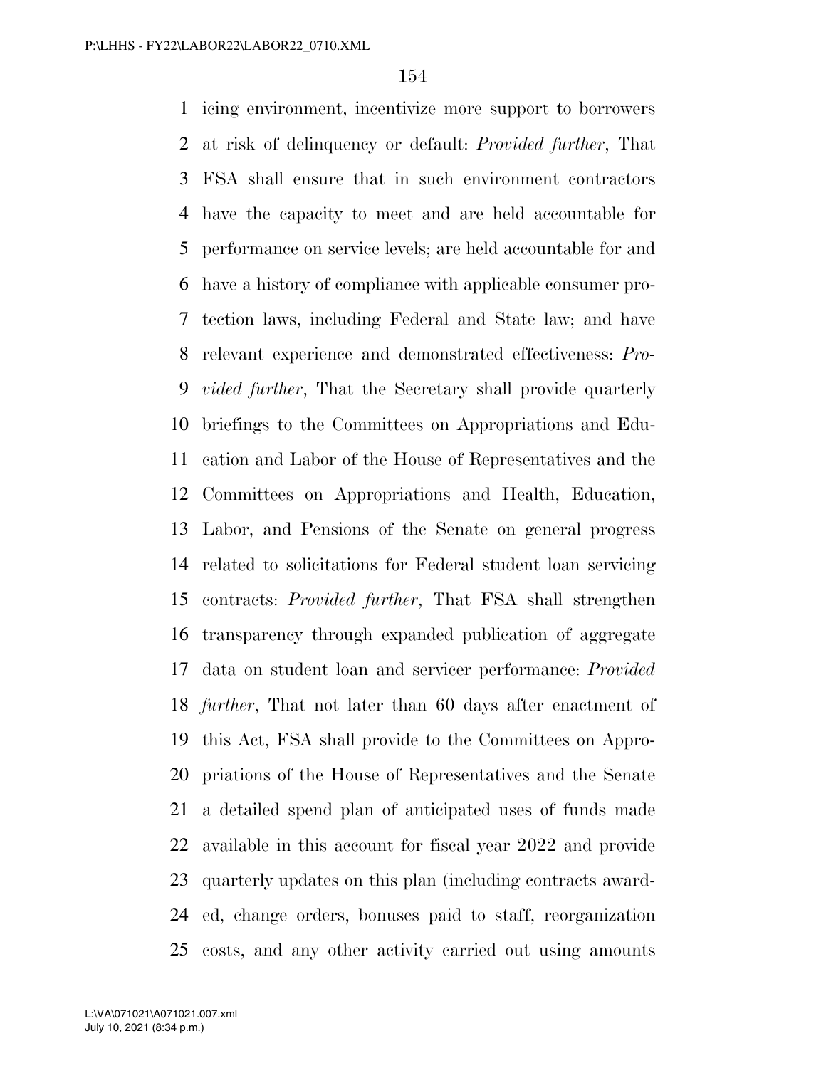icing environment, incentivize more support to borrowers at risk of delinquency or default: *Provided further*, That FSA shall ensure that in such environment contractors have the capacity to meet and are held accountable for performance on service levels; are held accountable for and have a history of compliance with applicable consumer protection laws, including Federal and State law; and have relevant experience and demonstrated effectiveness: *Provided further*, That the Secretary shall provide quarterly briefings to the Committees on Appropriations and Education and Labor of the House of Representatives and the Committees on Appropriations and Health, Education, Labor, and Pensions of the Senate on general progress related to solicitations for Federal student loan servicing contracts: *Provided further*, That FSA shall strengthen transparency through expanded publication of aggregate data on student loan and servicer performance: *Provided further*, That not later than 60 days after enactment of this Act, FSA shall provide to the Committees on Appropriations of the House of Representatives and the Senate a detailed spend plan of anticipated uses of funds made available in this account for fiscal year 2022 and provide quarterly updates on this plan (including contracts awarded, change orders, bonuses paid to staff, reorganization costs, and any other activity carried out using amounts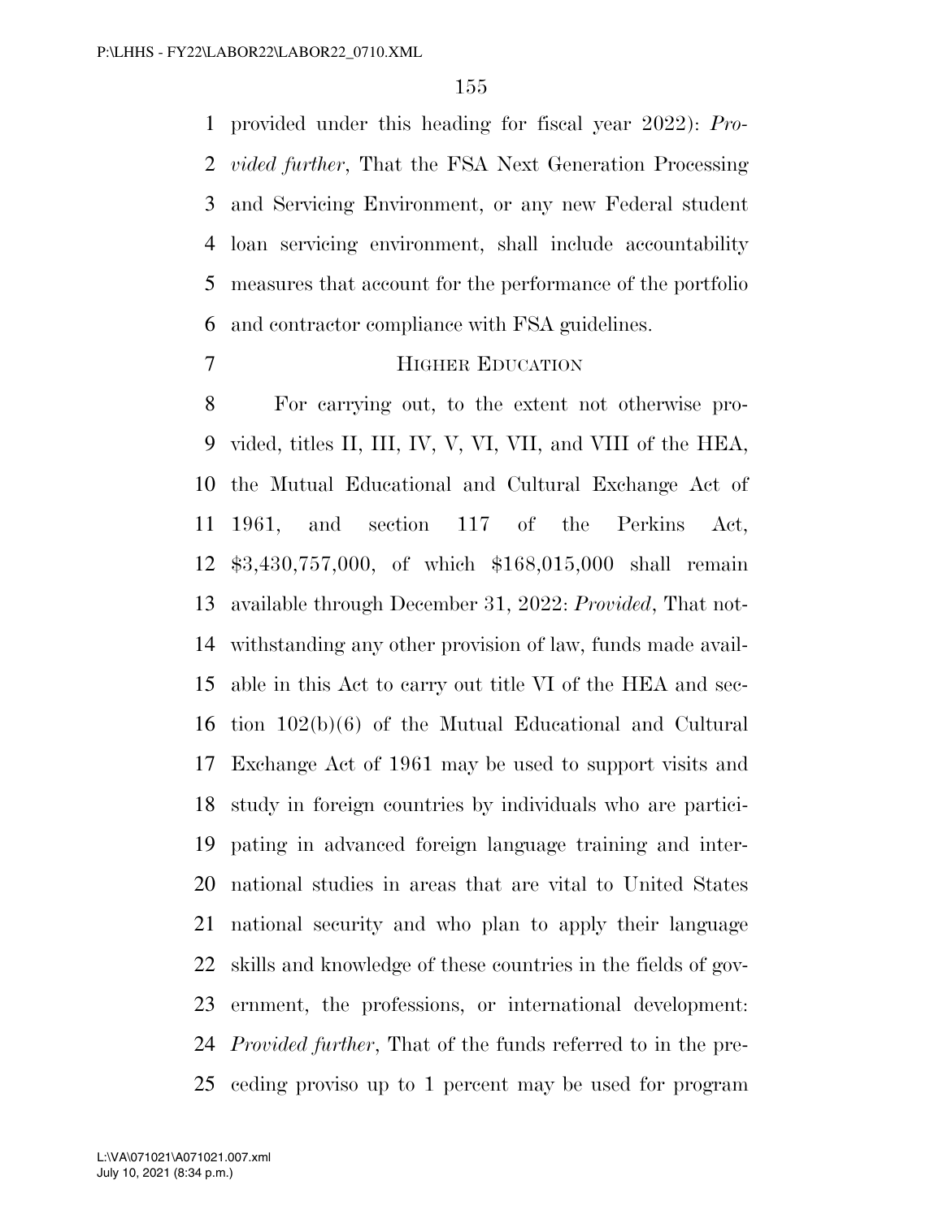provided under this heading for fiscal year 2022): *Provided further*, That the FSA Next Generation Processing and Servicing Environment, or any new Federal student loan servicing environment, shall include accountability measures that account for the performance of the portfolio and contractor compliance with FSA guidelines.

HIGHER EDUCATION

For carrying out, to the extent not otherwise provided, titles II, III, IV, V, VI, VII, and VIII of the HEA, the Mutual Educational and Cultural Exchange Act of 1961, and section 117 of the Perkins Act, $3,430,757,000, of which $168,015,000 shall remain available through December 31, 2022: *Provided*, That notwithstanding any other provision of law, funds made available in this Act to carry out title VI of the HEA and section 102(b)(6) of the Mutual Educational and Cultural Exchange Act of 1961 may be used to support visits and study in foreign countries by individuals who are participating in advanced foreign language training and international studies in areas that are vital to United States national security and who plan to apply their language skills and knowledge of these countries in the fields of government, the professions, or international development: *Provided further*, That of the funds referred to in the preceding proviso up to 1 percent may be used for program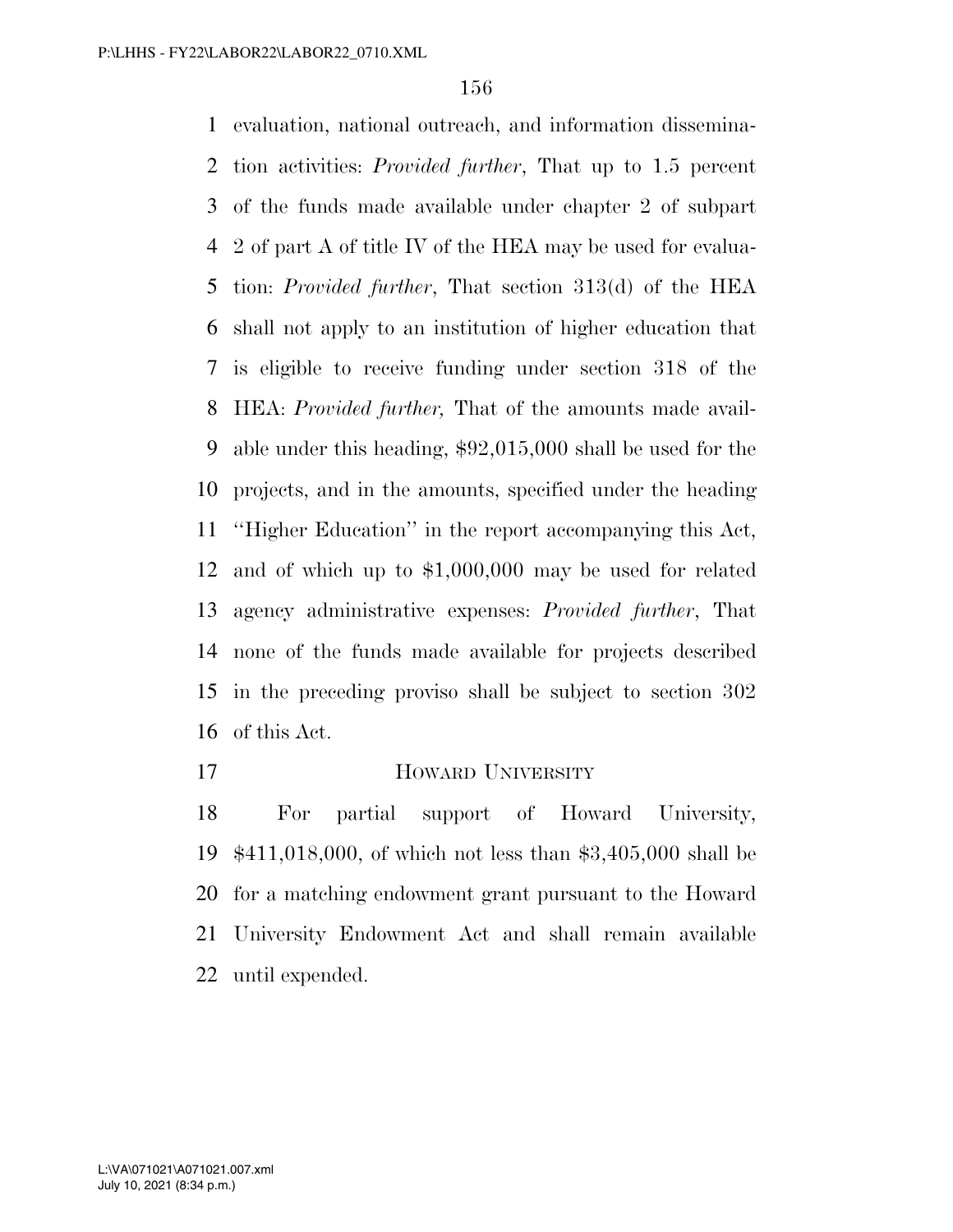evaluation, national outreach, and information dissemination activities: *Provided further*, That up to 1.5 percent of the funds made available under chapter 2 of subpart 2 of part A of title IV of the HEA may be used for evaluation: *Provided further*, That section 313(d) of the HEA shall not apply to an institution of higher education that is eligible to receive funding under section 318 of the HEA: *Provided further,* That of the amounts made available under this heading, $92,015,000 shall be used for the projects, and in the amounts, specified under the heading ''Higher Education'' in the report accompanying this Act, and of which up to $1,000,000 may be used for related agency administrative expenses: *Provided further*, That none of the funds made available for projects described in the preceding proviso shall be subject to section 302 of this Act.

## HOWARD UNIVERSITY

For partial support of Howard University, $411,018,000, of which not less than $3,405,000 shall be for a matching endowment grant pursuant to the Howard University Endowment Act and shall remain available until expended.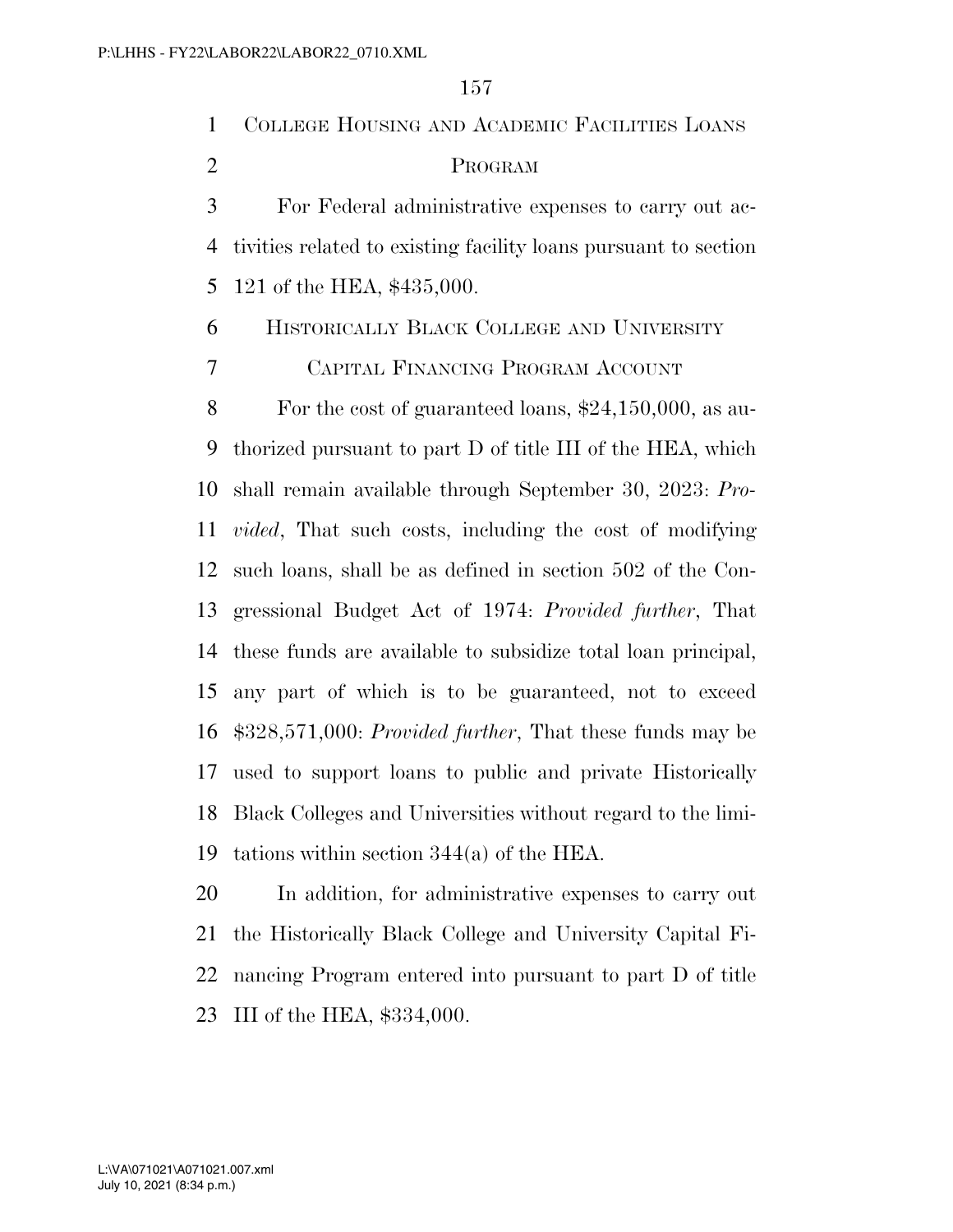## COLLEGE HOUSING AND ACADEMIC FACILITIES LOANS PROGRAM

For Federal administrative expenses to carry out activities related to existing facility loans pursuant to section 121 of the HEA, \$435,000.

## HISTORICALLY BLACK COLLEGE AND UNIVERSITY CAPITAL FINANCING PROGRAM ACCOUNT

For the cost of guaranteed loans, \$24,150,000, as authorized pursuant to part D of title III of the HEA, which shall remain available through September 30, 2023: *Provided*, That such costs, including the cost of modifying such loans, shall be as defined in section 502 of the Congressional Budget Act of 1974: *Provided further*, That these funds are available to subsidize total loan principal, any part of which is to be guaranteed, not to exceed \$328,571,000: *Provided further*, That these funds may be used to support loans to public and private Historically Black Colleges and Universities without regard to the limitations within section 344(a) of the HEA.

In addition, for administrative expenses to carry out the Historically Black College and University Capital Financing Program entered into pursuant to part D of title III of the HEA, \$334,000.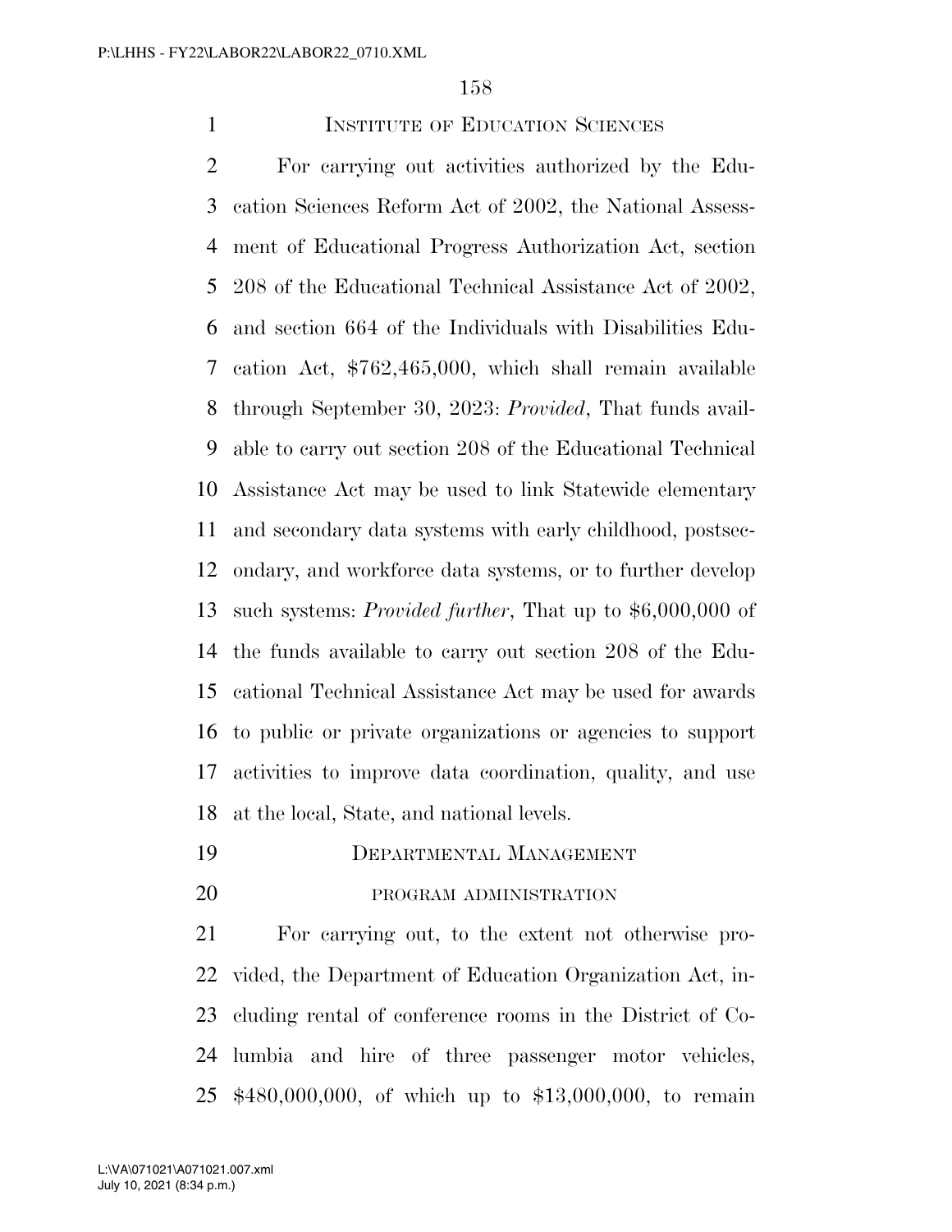## INSTITUTE OF EDUCATION SCIENCES

For carrying out activities authorized by the Education Sciences Reform Act of 2002, the National Assessment of Educational Progress Authorization Act, section 208 of the Educational Technical Assistance Act of 2002, and section 664 of the Individuals with Disabilities Education Act, $762,465,000, which shall remain available through September 30, 2023: *Provided*, That funds available to carry out section 208 of the Educational Technical Assistance Act may be used to link Statewide elementary and secondary data systems with early childhood, postsecondary, and workforce data systems, or to further develop such systems: *Provided further*, That up to $6,000,000 of the funds available to carry out section 208 of the Educational Technical Assistance Act may be used for awards to public or private organizations or agencies to support activities to improve data coordination, quality, and use at the local, State, and national levels.

## DEPARTMENTAL MANAGEMENT

### PROGRAM ADMINISTRATION

For carrying out, to the extent not otherwise provided, the Department of Education Organization Act, including rental of conference rooms in the District of Columbia and hire of three passenger motor vehicles, $480,000,000, of which up to $13,000,000, to remain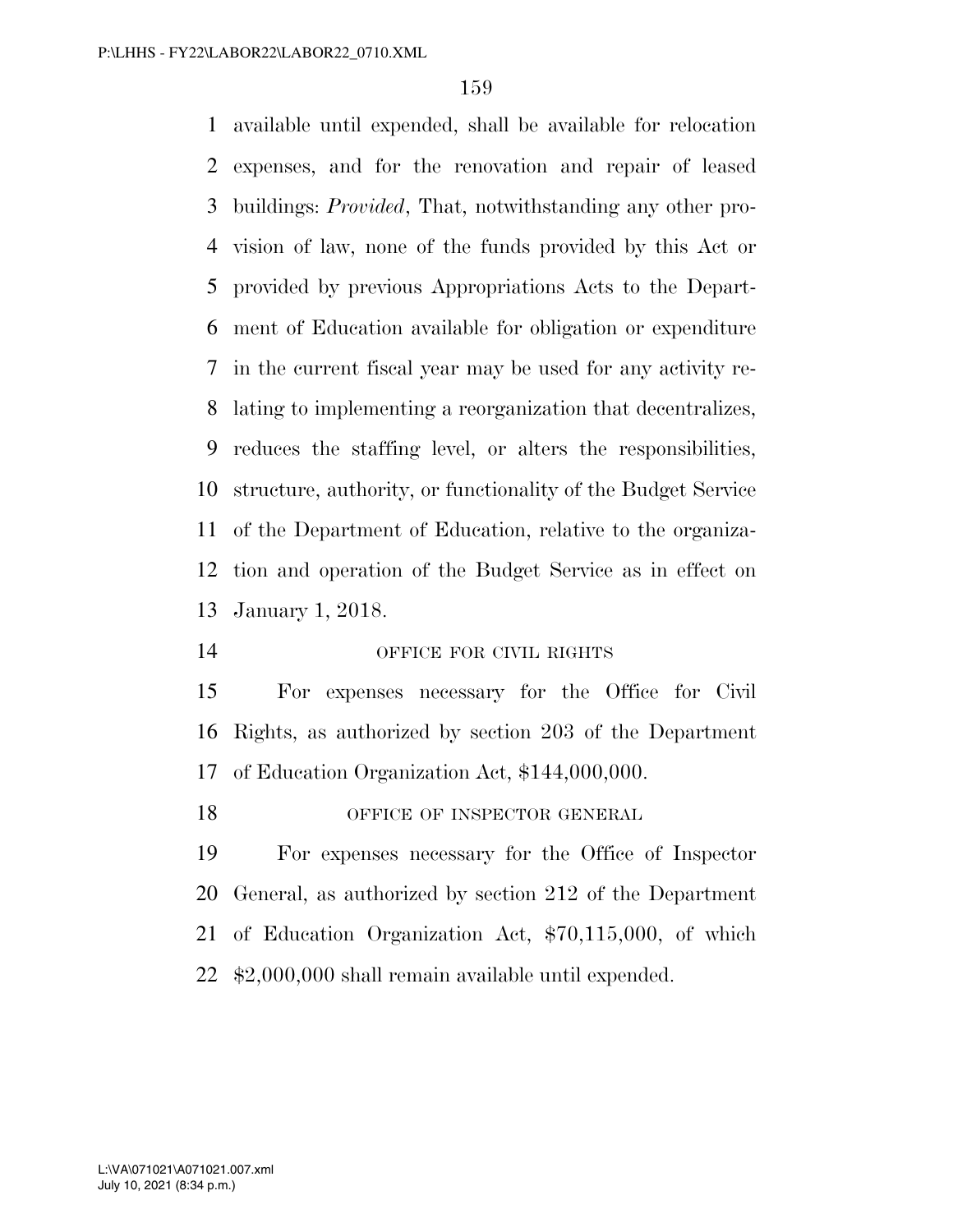available until expended, shall be available for relocation expenses, and for the renovation and repair of leased buildings: *Provided*, That, notwithstanding any other provision of law, none of the funds provided by this Act or provided by previous Appropriations Acts to the Department of Education available for obligation or expenditure in the current fiscal year may be used for any activity relating to implementing a reorganization that decentralizes, reduces the staffing level, or alters the responsibilities, structure, authority, or functionality of the Budget Service of the Department of Education, relative to the organization and operation of the Budget Service as in effect on January 1, 2018.

OFFICE FOR CIVIL RIGHTS

For expenses necessary for the Office for Civil Rights, as authorized by section 203 of the Department of Education Organization Act, $144,000,000.

OFFICE OF INSPECTOR GENERAL

For expenses necessary for the Office of Inspector General, as authorized by section 212 of the Department of Education Organization Act, $70,115,000, of which $2,000,000 shall remain available until expended.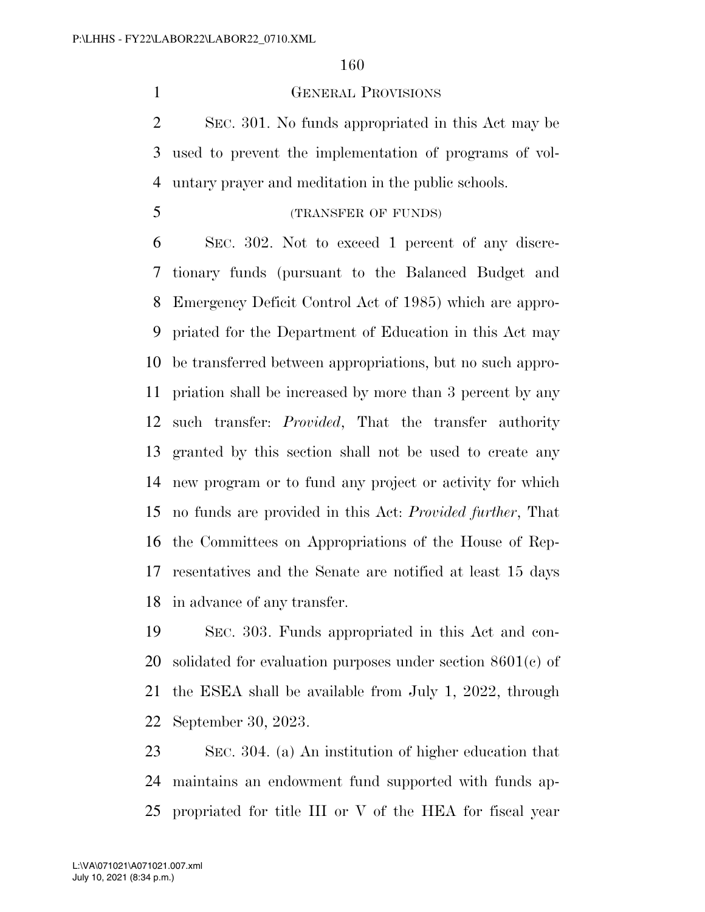## GENERAL PROVISIONS

SEC. 301. No funds appropriated in this Act may be used to prevent the implementation of programs of voluntary prayer and meditation in the public schools.

(TRANSFER OF FUNDS)

SEC. 302. Not to exceed 1 percent of any discretionary funds (pursuant to the Balanced Budget and Emergency Deficit Control Act of 1985) which are appropriated for the Department of Education in this Act may be transferred between appropriations, but no such appropriation shall be increased by more than 3 percent by any such transfer: *Provided*, That the transfer authority granted by this section shall not be used to create any new program or to fund any project or activity for which no funds are provided in this Act: *Provided further*, That the Committees on Appropriations of the House of Representatives and the Senate are notified at least 15 days in advance of any transfer.

SEC. 303. Funds appropriated in this Act and consolidated for evaluation purposes under section 8601(c) of the ESEA shall be available from July 1, 2022, through September 30, 2023.

SEC. 304. (a) An institution of higher education that maintains an endowment fund supported with funds appropriated for title III or V of the HEA for fiscal year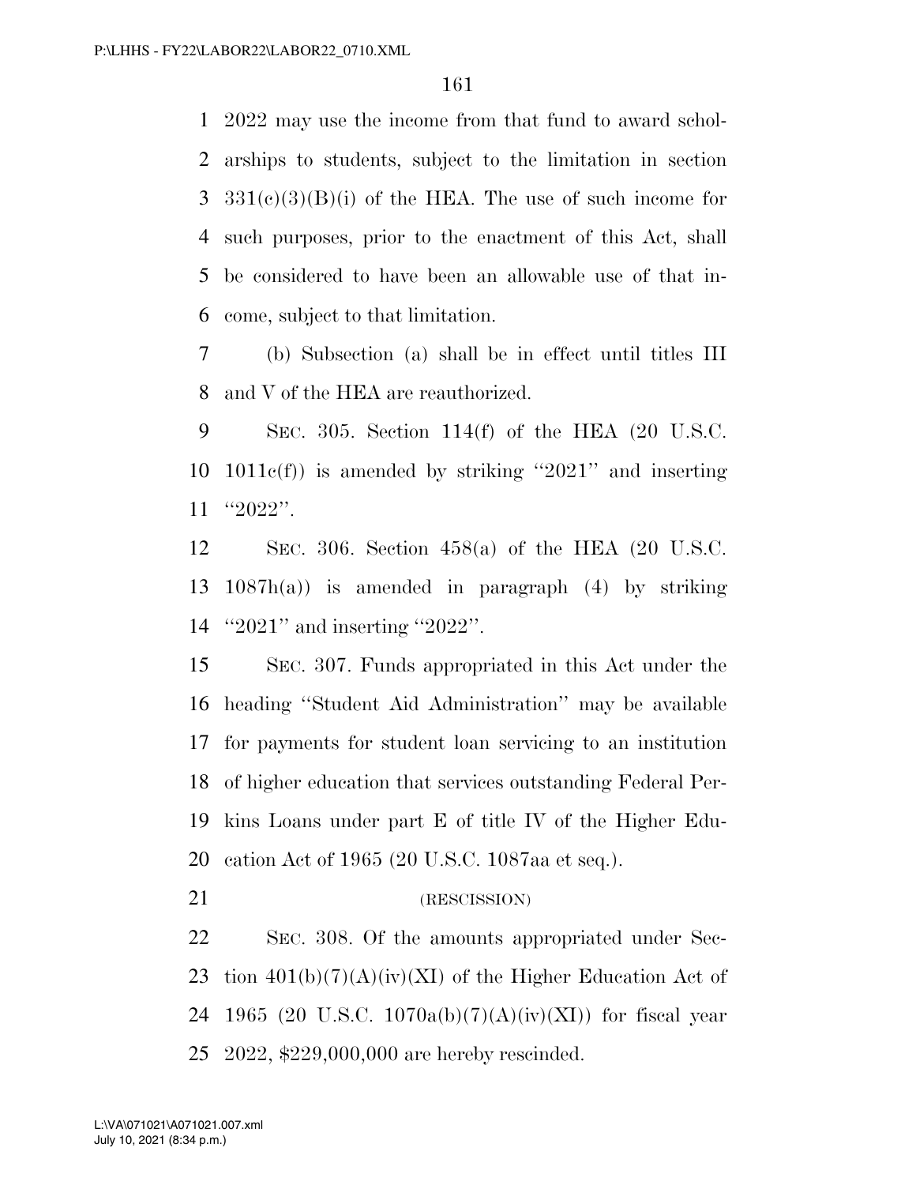2022 may use the income from that fund to award scholarships to students, subject to the limitation in section 331(c)(3)(B)(i) of the HEA. The use of such income for such purposes, prior to the enactment of this Act, shall be considered to have been an allowable use of that income, subject to that limitation.

(b) Subsection (a) shall be in effect until titles III and V of the HEA are reauthorized.

SEC. 305. Section 114(f) of the HEA (20 U.S.C. 1011c(f)) is amended by striking "2021" and inserting "2022".

SEC. 306. Section 458(a) of the HEA (20 U.S.C. 1087h(a)) is amended in paragraph (4) by striking "2021" and inserting "2022".

SEC. 307. Funds appropriated in this Act under the heading "Student Aid Administration" may be available for payments for student loan servicing to an institution of higher education that services outstanding Federal Perkins Loans under part E of title IV of the Higher Education Act of 1965 (20 U.S.C. 1087aa et seq.).

(RESCISSION)

SEC. 308. Of the amounts appropriated under Section 401(b)(7)(A)(iv)(XI) of the Higher Education Act of 1965 (20 U.S.C. 1070a(b)(7)(A)(iv)(XI)) for fiscal year 2022, $229,000,000 are hereby rescinded.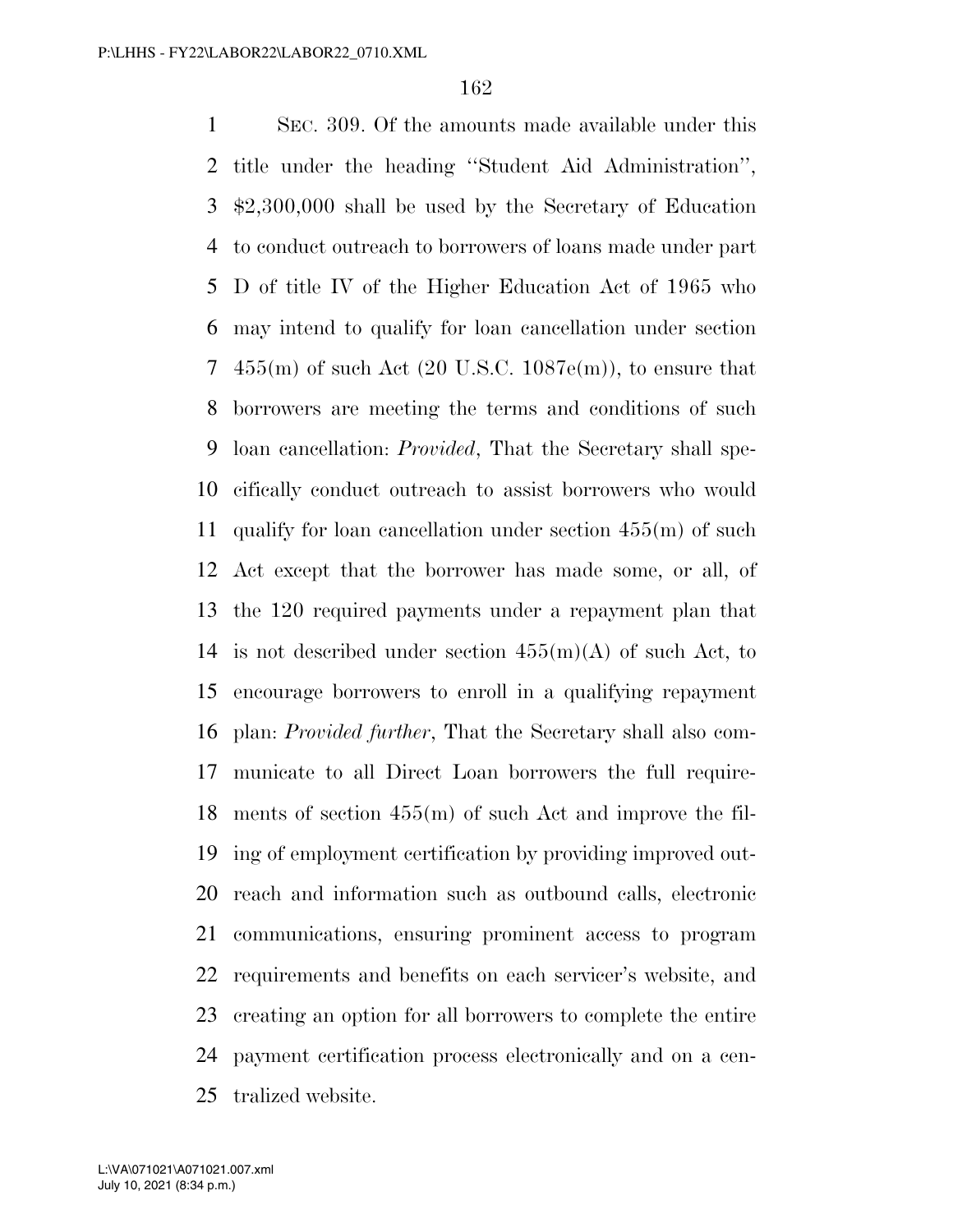SEC. 309. Of the amounts made available under this title under the heading ''Student Aid Administration'', $2,300,000 shall be used by the Secretary of Education to conduct outreach to borrowers of loans made under part D of title IV of the Higher Education Act of 1965 who may intend to qualify for loan cancellation under section 455(m) of such Act (20 U.S.C. 1087e(m)), to ensure that borrowers are meeting the terms and conditions of such loan cancellation: *Provided*, That the Secretary shall specifically conduct outreach to assist borrowers who would qualify for loan cancellation under section 455(m) of such Act except that the borrower has made some, or all, of the 120 required payments under a repayment plan that is not described under section 455(m)(A) of such Act, to encourage borrowers to enroll in a qualifying repayment plan: *Provided further*, That the Secretary shall also communicate to all Direct Loan borrowers the full requirements of section 455(m) of such Act and improve the filing of employment certification by providing improved outreach and information such as outbound calls, electronic communications, ensuring prominent access to program requirements and benefits on each servicer's website, and creating an option for all borrowers to complete the entire payment certification process electronically and on a centralized website.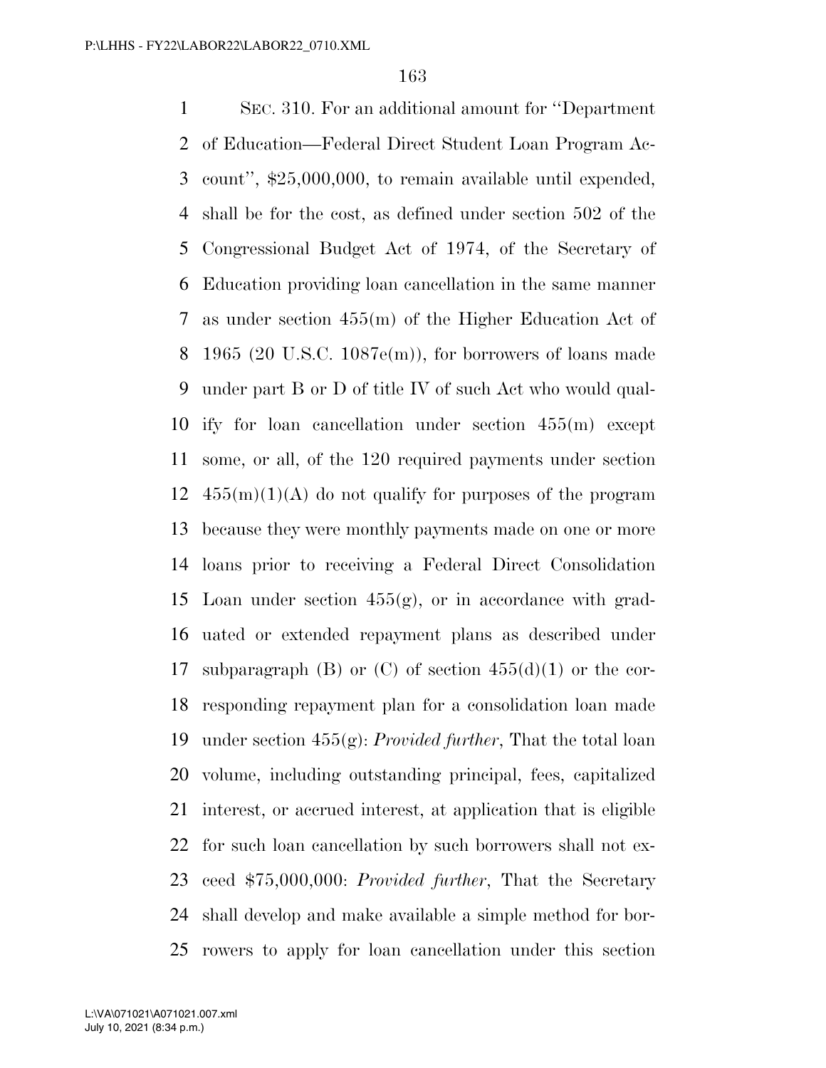SEC. 310. For an additional amount for ''Department of Education—Federal Direct Student Loan Program Account'', $25,000,000, to remain available until expended, shall be for the cost, as defined under section 502 of the Congressional Budget Act of 1974, of the Secretary of Education providing loan cancellation in the same manner as under section 455(m) of the Higher Education Act of 1965 (20 U.S.C. 1087e(m)), for borrowers of loans made under part B or D of title IV of such Act who would qualify for loan cancellation under section 455(m) except some, or all, of the 120 required payments under section 455(m)(1)(A) do not qualify for purposes of the program because they were monthly payments made on one or more loans prior to receiving a Federal Direct Consolidation Loan under section 455(g), or in accordance with graduated or extended repayment plans as described under subparagraph (B) or (C) of section 455(d)(1) or the corresponding repayment plan for a consolidation loan made under section 455(g): *Provided further*, That the total loan volume, including outstanding principal, fees, capitalized interest, or accrued interest, at application that is eligible for such loan cancellation by such borrowers shall not exceed $75,000,000: *Provided further*, That the Secretary shall develop and make available a simple method for borrowers to apply for loan cancellation under this section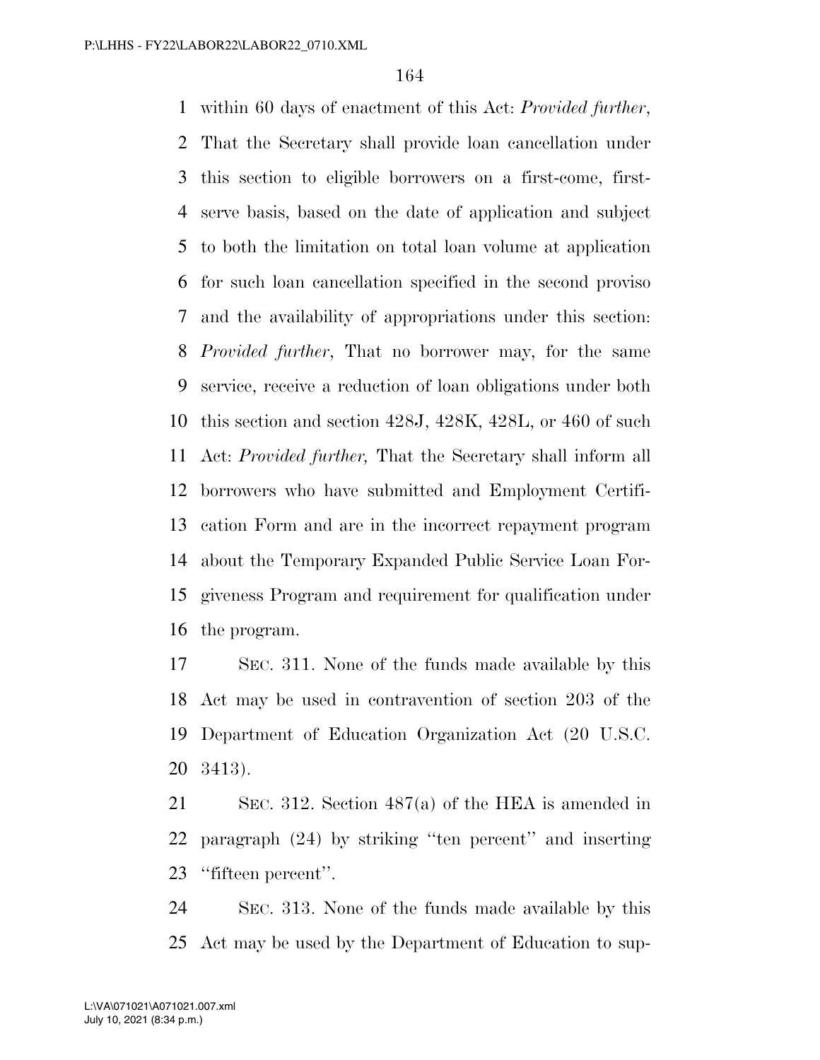within 60 days of enactment of this Act: *Provided further*, That the Secretary shall provide loan cancellation under this section to eligible borrowers on a first-come, first-serve basis, based on the date of application and subject to both the limitation on total loan volume at application for such loan cancellation specified in the second proviso and the availability of appropriations under this section: *Provided further*, That no borrower may, for the same service, receive a reduction of loan obligations under both this section and section 428J, 428K, 428L, or 460 of such Act: *Provided further,* That the Secretary shall inform all borrowers who have submitted and Employment Certification Form and are in the incorrect repayment program about the Temporary Expanded Public Service Loan Forgiveness Program and requirement for qualification under the program.

SEC. 311. None of the funds made available by this Act may be used in contravention of section 203 of the Department of Education Organization Act (20 U.S.C. 3413).

SEC. 312. Section 487(a) of the HEA is amended in paragraph (24) by striking ''ten percent'' and inserting ''fifteen percent''.

SEC. 313. None of the funds made available by this Act may be used by the Department of Education to sup-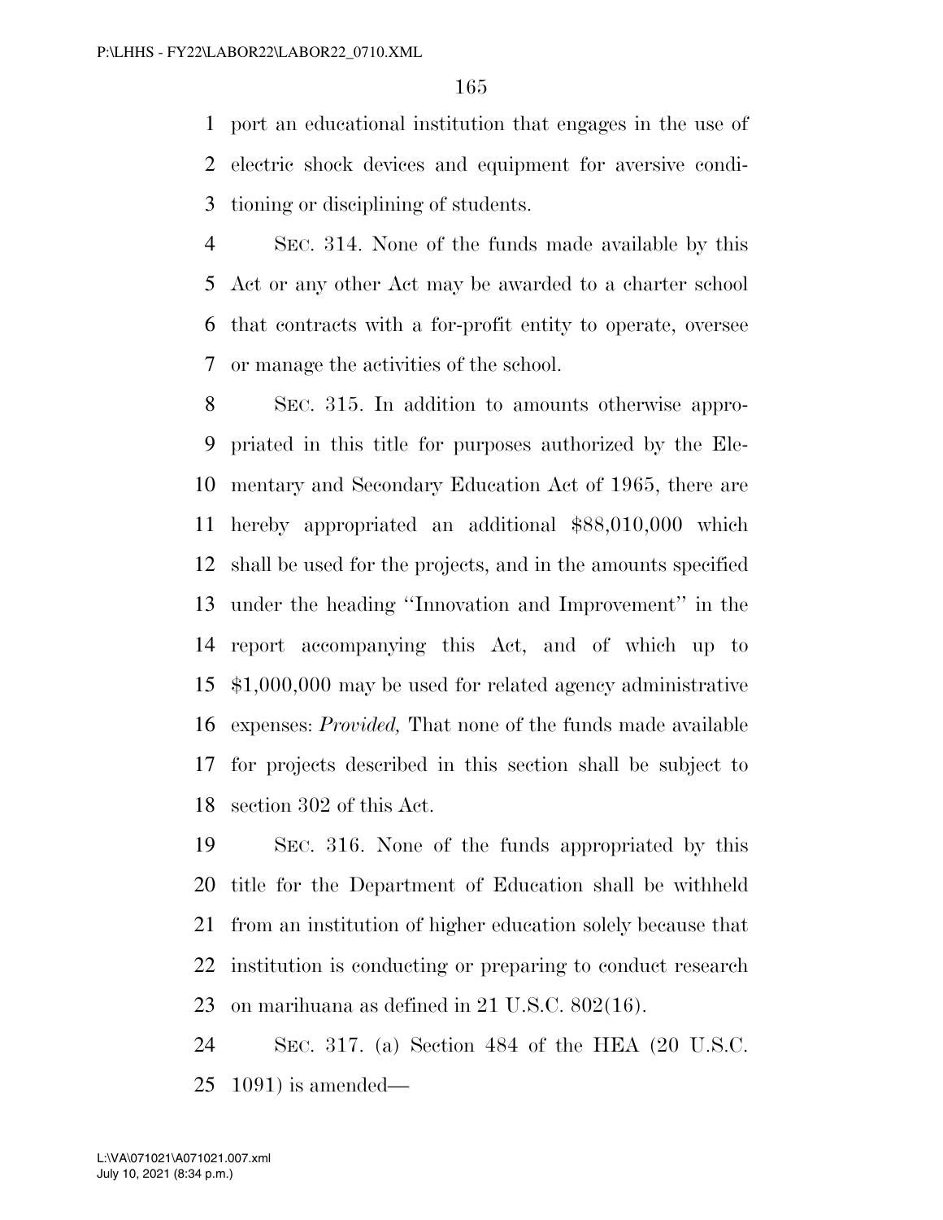port an educational institution that engages in the use of electric shock devices and equipment for aversive conditioning or disciplining of students.

SEC. 314. None of the funds made available by this Act or any other Act may be awarded to a charter school that contracts with a for-profit entity to operate, oversee or manage the activities of the school.

SEC. 315. In addition to amounts otherwise appropriated in this title for purposes authorized by the Elementary and Secondary Education Act of 1965, there are hereby appropriated an additional $88,010,000 which shall be used for the projects, and in the amounts specified under the heading ''Innovation and Improvement'' in the report accompanying this Act, and of which up to $1,000,000 may be used for related agency administrative expenses: *Provided,* That none of the funds made available for projects described in this section shall be subject to section 302 of this Act.

SEC. 316. None of the funds appropriated by this title for the Department of Education shall be withheld from an institution of higher education solely because that institution is conducting or preparing to conduct research on marihuana as defined in 21 U.S.C. 802(16).

SEC. 317. (a) Section 484 of the HEA (20 U.S.C. 1091) is amended—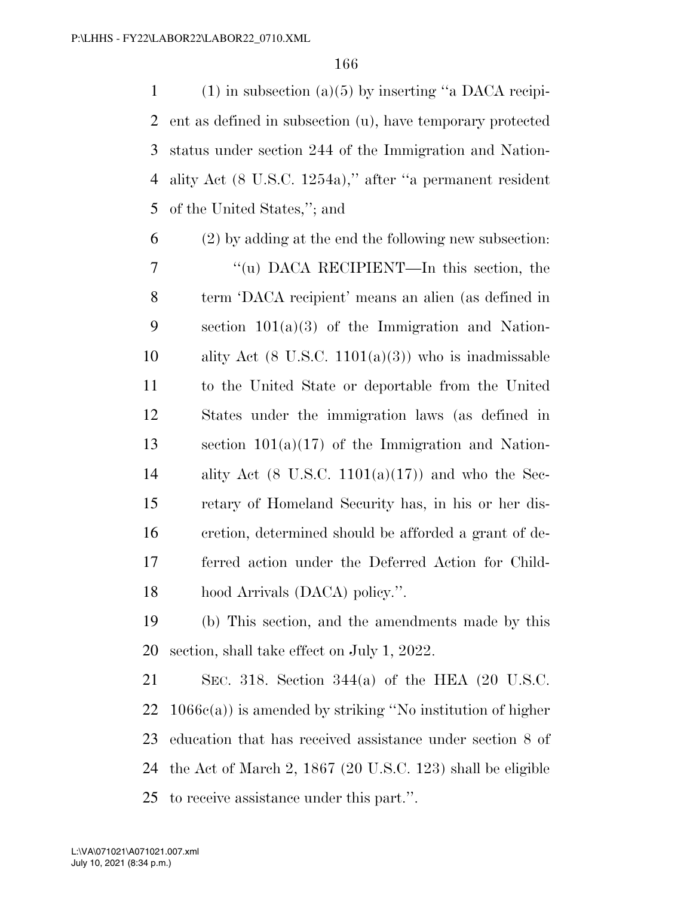(1) in subsection (a)(5) by inserting ''a DACA recipient as defined in subsection (u), have temporary protected status under section 244 of the Immigration and Nationality Act (8 U.S.C. 1254a),'' after ''a permanent resident of the United States,''; and

(2) by adding at the end the following new subsection:

''(u) DACA RECIPIENT—In this section, the term 'DACA recipient' means an alien (as defined in section 101(a)(3) of the Immigration and Nationality Act (8 U.S.C. 1101(a)(3)) who is inadmissable to the United State or deportable from the United States under the immigration laws (as defined in section 101(a)(17) of the Immigration and Nationality Act (8 U.S.C. 1101(a)(17)) and who the Secretary of Homeland Security has, in his or her discretion, determined should be afforded a grant of deferred action under the Deferred Action for Childhood Arrivals (DACA) policy.''.

(b) This section, and the amendments made by this section, shall take effect on July 1, 2022.

SEC. 318. Section 344(a) of the HEA (20 U.S.C. 1066c(a)) is amended by striking ''No institution of higher education that has received assistance under section 8 of the Act of March 2, 1867 (20 U.S.C. 123) shall be eligible to receive assistance under this part.''.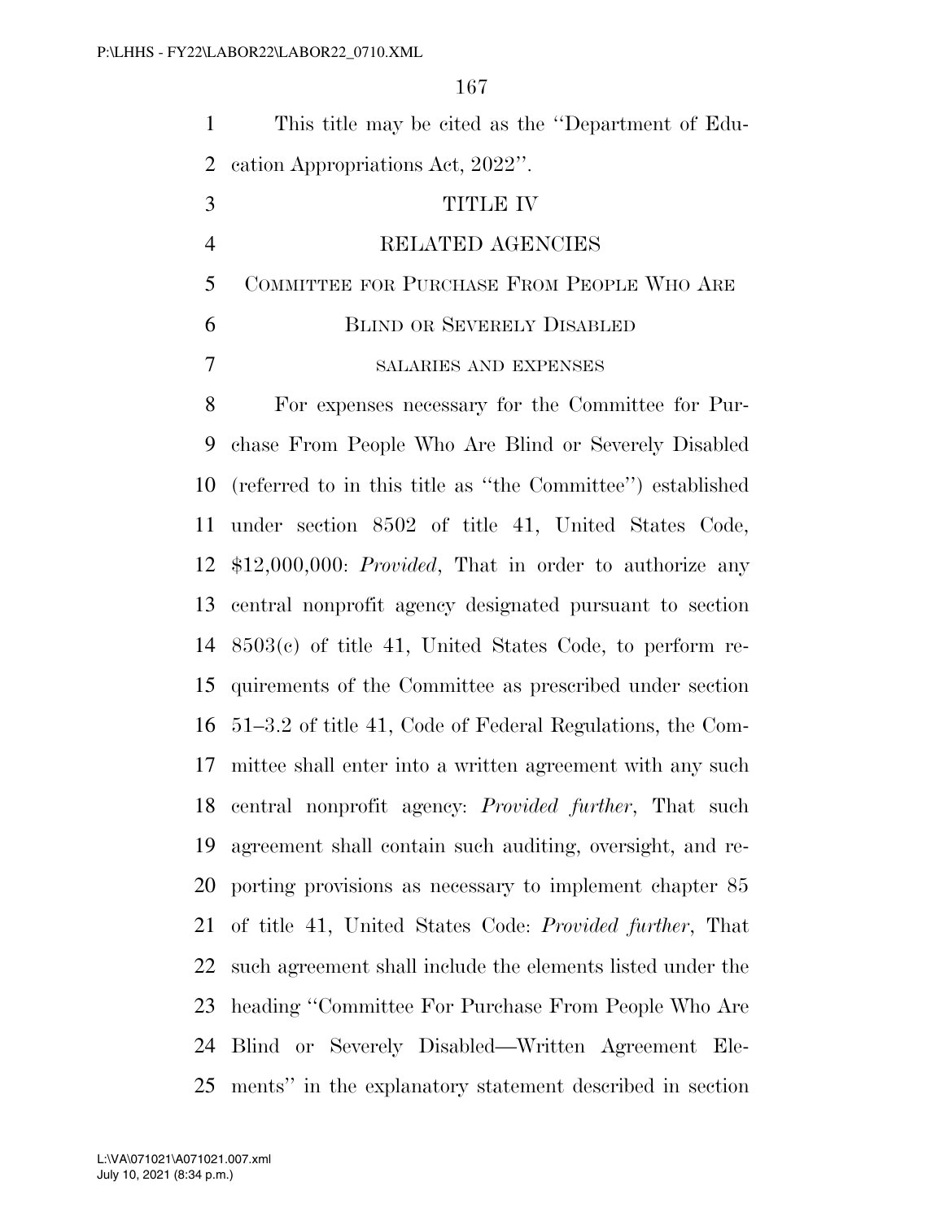This title may be cited as the ''Department of Education Appropriations Act, 2022''.

# TITLE IV

# RELATED AGENCIES

## COMMITTEE FOR PURCHASE FROM PEOPLE WHO ARE BLIND OR SEVERELY DISABLED

### SALARIES AND EXPENSES

For expenses necessary for the Committee for Purchase From People Who Are Blind or Severely Disabled (referred to in this title as ''the Committee'') established under section 8502 of title 41, United States Code, $12,000,000: *Provided*, That in order to authorize any central nonprofit agency designated pursuant to section 8503(c) of title 41, United States Code, to perform requirements of the Committee as prescribed under section 51–3.2 of title 41, Code of Federal Regulations, the Committee shall enter into a written agreement with any such central nonprofit agency: *Provided further*, That such agreement shall contain such auditing, oversight, and reporting provisions as necessary to implement chapter 85 of title 41, United States Code: *Provided further*, That such agreement shall include the elements listed under the heading ''Committee For Purchase From People Who Are Blind or Severely Disabled—Written Agreement Elements'' in the explanatory statement described in section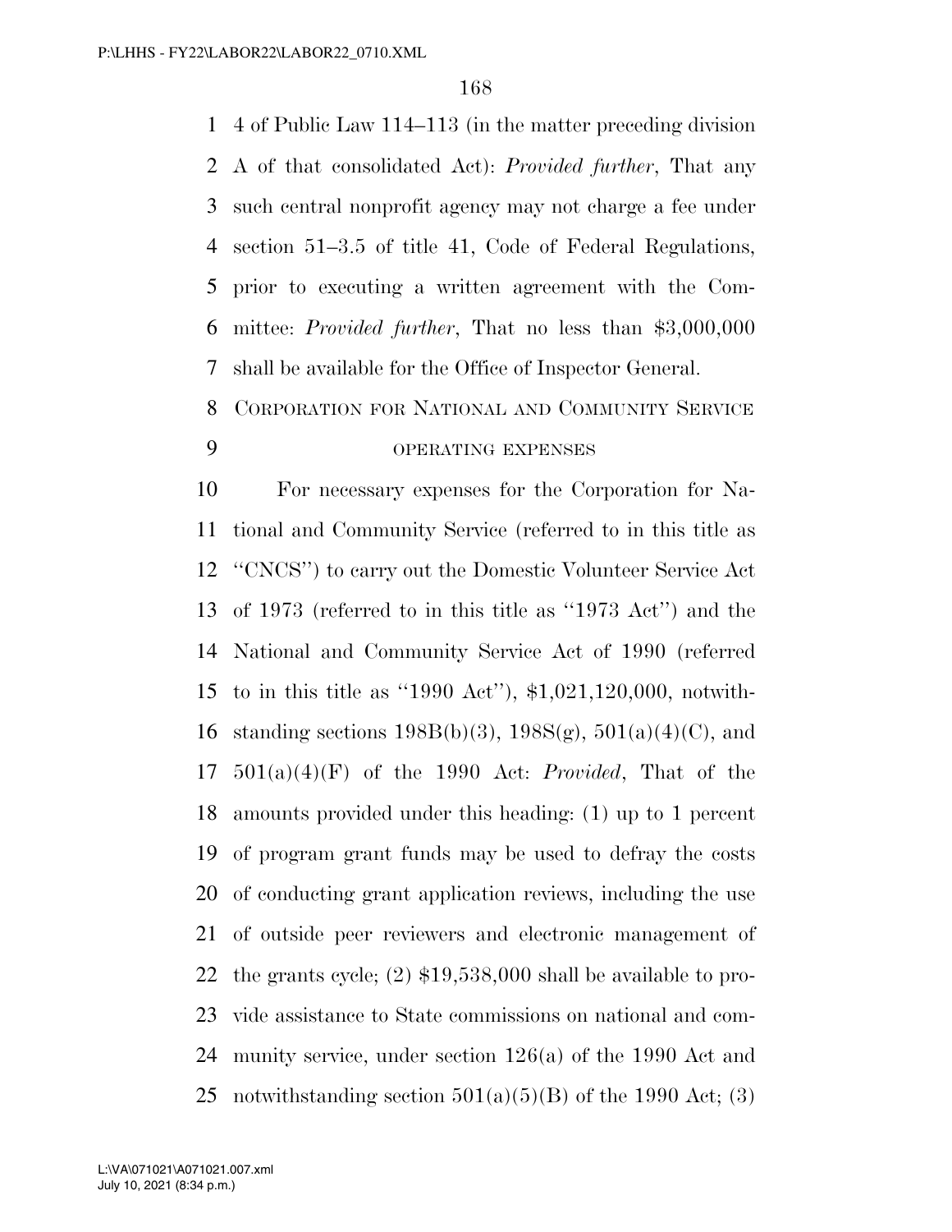4 of Public Law 114–113 (in the matter preceding division A of that consolidated Act): *Provided further*, That any such central nonprofit agency may not charge a fee under section 51–3.5 of title 41, Code of Federal Regulations, prior to executing a written agreement with the Committee: *Provided further*, That no less than $3,000,000 shall be available for the Office of Inspector General.

## CORPORATION FOR NATIONAL AND COMMUNITY SERVICE

### OPERATING EXPENSES

For necessary expenses for the Corporation for National and Community Service (referred to in this title as ''CNCS'') to carry out the Domestic Volunteer Service Act of 1973 (referred to in this title as ''1973 Act'') and the National and Community Service Act of 1990 (referred to in this title as ''1990 Act''), $1,021,120,000, notwithstanding sections 198B(b)(3), 198S(g), 501(a)(4)(C), and 501(a)(4)(F) of the 1990 Act: *Provided*, That of the amounts provided under this heading: (1) up to 1 percent of program grant funds may be used to defray the costs of conducting grant application reviews, including the use of outside peer reviewers and electronic management of the grants cycle; (2) $19,538,000 shall be available to provide assistance to State commissions on national and community service, under section 126(a) of the 1990 Act and notwithstanding section 501(a)(5)(B) of the 1990 Act; (3)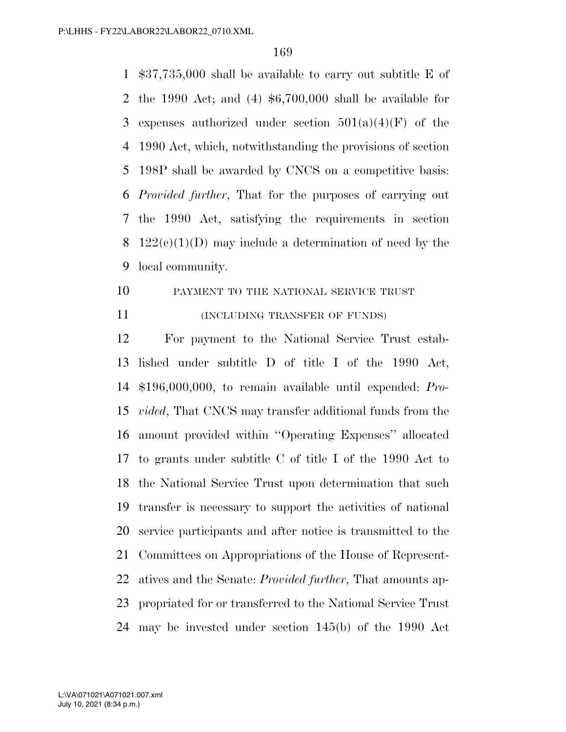$37,735,000 shall be available to carry out subtitle E of the 1990 Act; and (4) $6,700,000 shall be available for expenses authorized under section 501(a)(4)(F) of the 1990 Act, which, notwithstanding the provisions of section 198P shall be awarded by CNCS on a competitive basis: *Provided further*, That for the purposes of carrying out the 1990 Act, satisfying the requirements in section 122(c)(1)(D) may include a determination of need by the local community.

PAYMENT TO THE NATIONAL SERVICE TRUST

(INCLUDING TRANSFER OF FUNDS)

For payment to the National Service Trust established under subtitle D of title I of the 1990 Act, $196,000,000, to remain available until expended: *Provided*, That CNCS may transfer additional funds from the amount provided within ''Operating Expenses'' allocated to grants under subtitle C of title I of the 1990 Act to the National Service Trust upon determination that such transfer is necessary to support the activities of national service participants and after notice is transmitted to the Committees on Appropriations of the House of Representatives and the Senate: *Provided further*, That amounts appropriated for or transferred to the National Service Trust may be invested under section 145(b) of the 1990 Act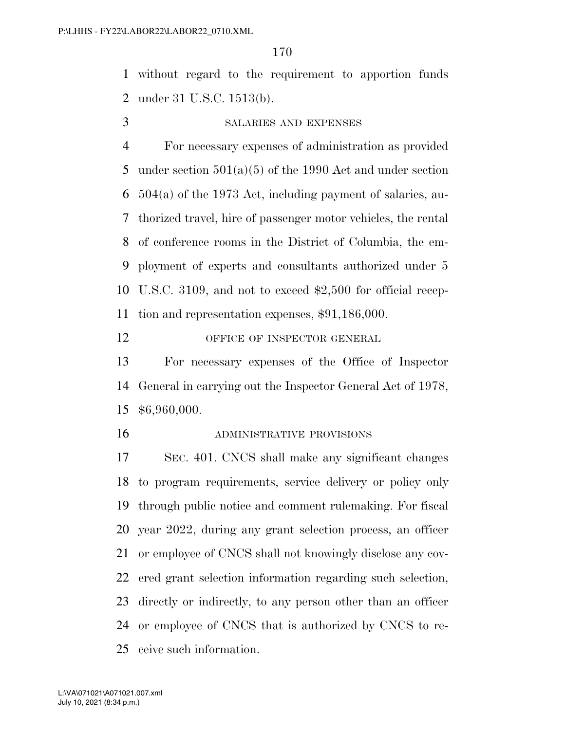without regard to the requirement to apportion funds under 31 U.S.C. 1513(b).

SALARIES AND EXPENSES

For necessary expenses of administration as provided under section 501(a)(5) of the 1990 Act and under section 504(a) of the 1973 Act, including payment of salaries, authorized travel, hire of passenger motor vehicles, the rental of conference rooms in the District of Columbia, the employment of experts and consultants authorized under 5 U.S.C. 3109, and not to exceed $2,500 for official reception and representation expenses, $91,186,000.

OFFICE OF INSPECTOR GENERAL

For necessary expenses of the Office of Inspector General in carrying out the Inspector General Act of 1978, $6,960,000.

ADMINISTRATIVE PROVISIONS

SEC. 401. CNCS shall make any significant changes to program requirements, service delivery or policy only through public notice and comment rulemaking. For fiscal year 2022, during any grant selection process, an officer or employee of CNCS shall not knowingly disclose any covered grant selection information regarding such selection, directly or indirectly, to any person other than an officer or employee of CNCS that is authorized by CNCS to receive such information.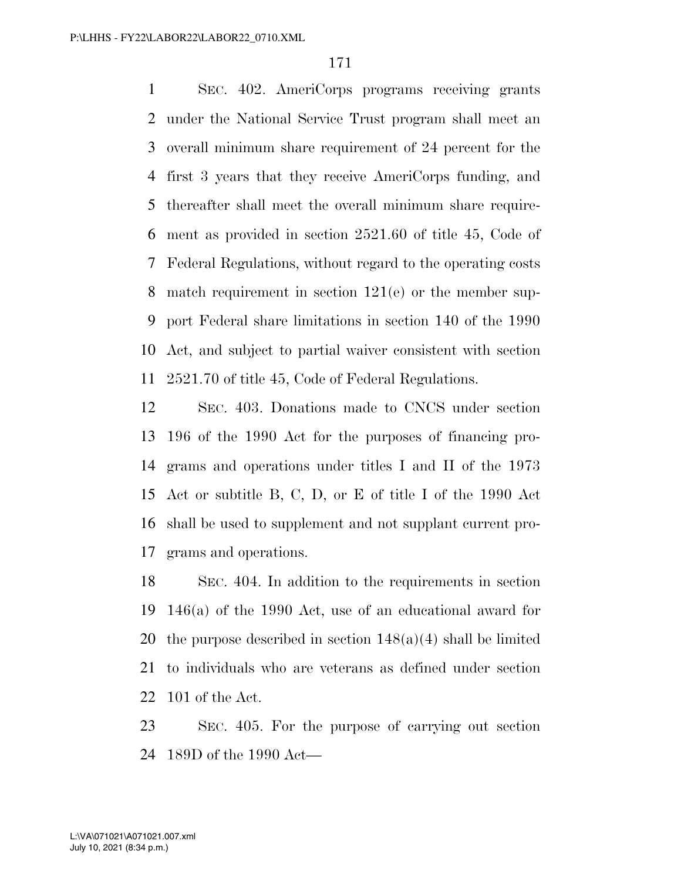SEC. 402. AmeriCorps programs receiving grants under the National Service Trust program shall meet an overall minimum share requirement of 24 percent for the first 3 years that they receive AmeriCorps funding, and thereafter shall meet the overall minimum share requirement as provided in section 2521.60 of title 45, Code of Federal Regulations, without regard to the operating costs match requirement in section 121(e) or the member support Federal share limitations in section 140 of the 1990 Act, and subject to partial waiver consistent with section 2521.70 of title 45, Code of Federal Regulations.

SEC. 403. Donations made to CNCS under section 196 of the 1990 Act for the purposes of financing programs and operations under titles I and II of the 1973 Act or subtitle B, C, D, or E of title I of the 1990 Act shall be used to supplement and not supplant current programs and operations.

SEC. 404. In addition to the requirements in section 146(a) of the 1990 Act, use of an educational award for the purpose described in section 148(a)(4) shall be limited to individuals who are veterans as defined under section 101 of the Act.

SEC. 405. For the purpose of carrying out section 189D of the 1990 Act—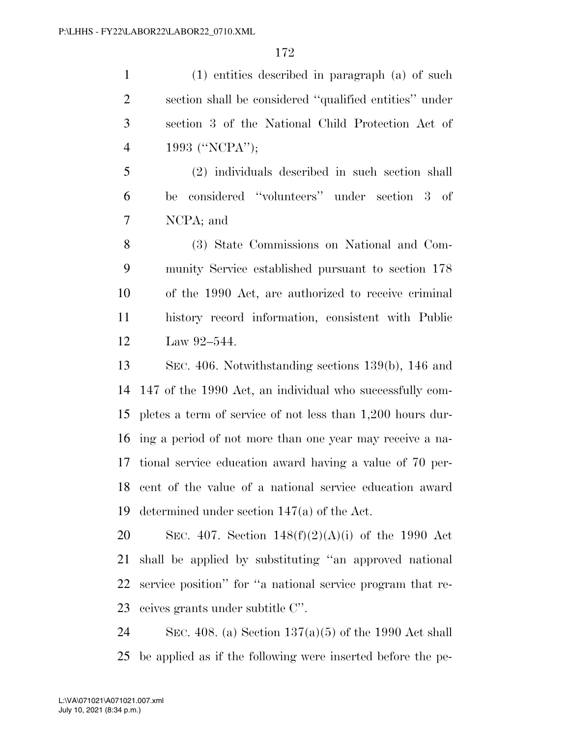(1) entities described in paragraph (a) of such section shall be considered ''qualified entities'' under section 3 of the National Child Protection Act of 1993 (''NCPA'');

(2) individuals described in such section shall be considered ''volunteers'' under section 3 of NCPA; and

(3) State Commissions on National and Community Service established pursuant to section 178 of the 1990 Act, are authorized to receive criminal history record information, consistent with Public Law 92–544.

SEC. 406. Notwithstanding sections 139(b), 146 and 147 of the 1990 Act, an individual who successfully completes a term of service of not less than 1,200 hours during a period of not more than one year may receive a national service education award having a value of 70 percent of the value of a national service education award determined under section 147(a) of the Act.

SEC. 407. Section 148(f)(2)(A)(i) of the 1990 Act shall be applied by substituting ''an approved national service position'' for ''a national service program that receives grants under subtitle C''.

SEC. 408. (a) Section 137(a)(5) of the 1990 Act shall be applied as if the following were inserted before the pe-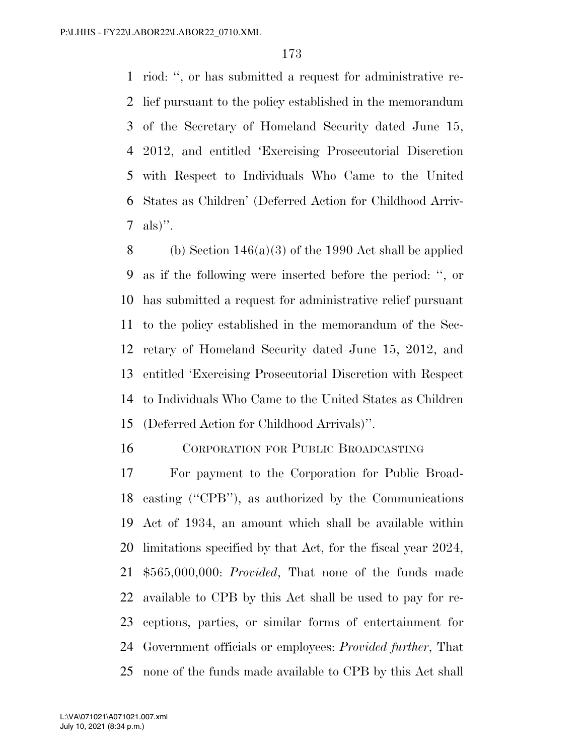riod: '', or has submitted a request for administrative relief pursuant to the policy established in the memorandum of the Secretary of Homeland Security dated June 15, 2012, and entitled 'Exercising Prosecutorial Discretion with Respect to Individuals Who Came to the United States as Children' (Deferred Action for Childhood Arrivals)''.

(b) Section 146(a)(3) of the 1990 Act shall be applied as if the following were inserted before the period: '', or has submitted a request for administrative relief pursuant to the policy established in the memorandum of the Secretary of Homeland Security dated June 15, 2012, and entitled 'Exercising Prosecutorial Discretion with Respect to Individuals Who Came to the United States as Children (Deferred Action for Childhood Arrivals)''.

CORPORATION FOR PUBLIC BROADCASTING

For payment to the Corporation for Public Broadcasting (''CPB''), as authorized by the Communications Act of 1934, an amount which shall be available within limitations specified by that Act, for the fiscal year 2024, $565,000,000: *Provided*, That none of the funds made available to CPB by this Act shall be used to pay for receptions, parties, or similar forms of entertainment for Government officials or employees: *Provided further*, That none of the funds made available to CPB by this Act shall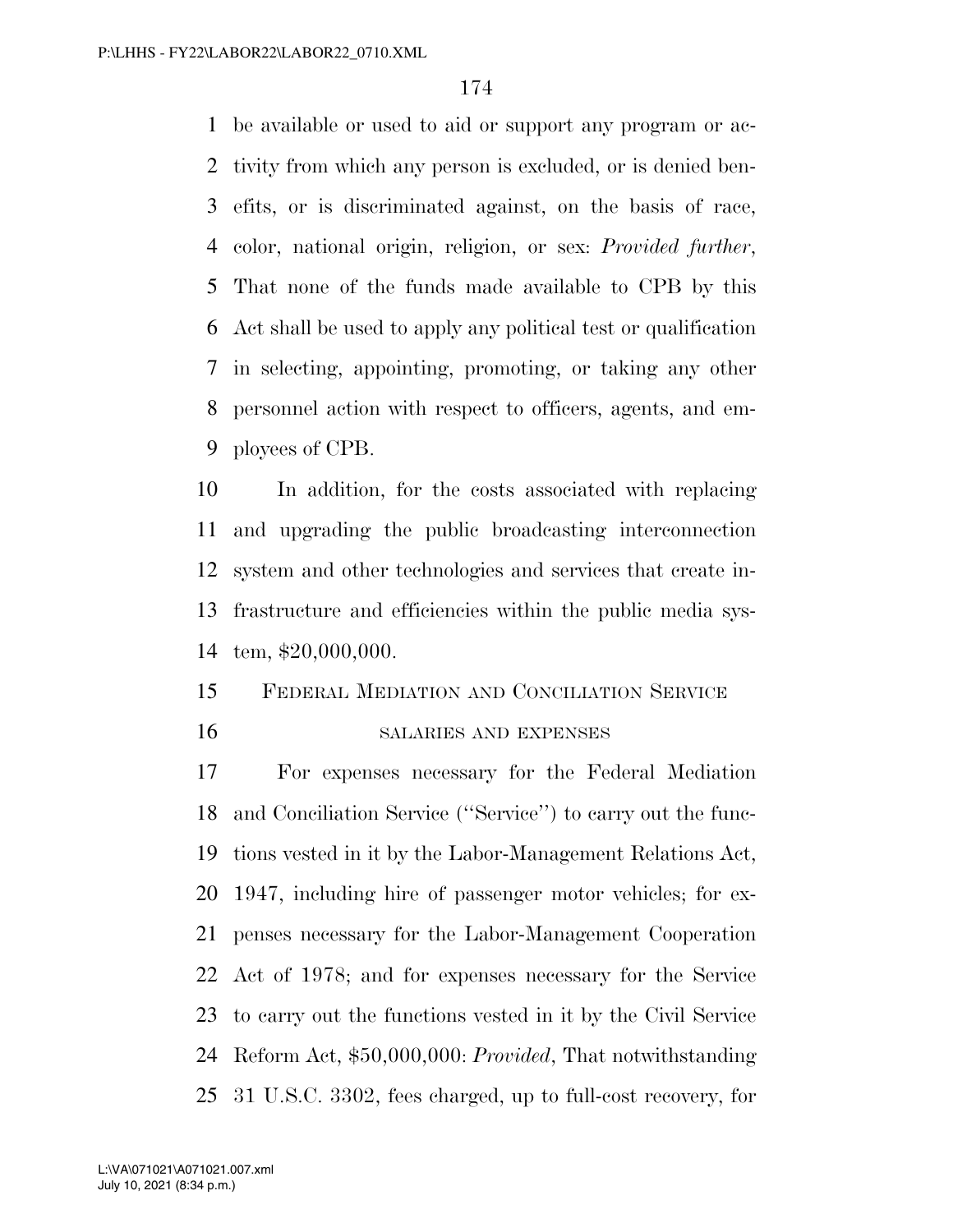be available or used to aid or support any program or activity from which any person is excluded, or is denied benefits, or is discriminated against, on the basis of race, color, national origin, religion, or sex: *Provided further*, That none of the funds made available to CPB by this Act shall be used to apply any political test or qualification in selecting, appointing, promoting, or taking any other personnel action with respect to officers, agents, and employees of CPB.

In addition, for the costs associated with replacing and upgrading the public broadcasting interconnection system and other technologies and services that create infrastructure and efficiencies within the public media system, $20,000,000.

## FEDERAL MEDIATION AND CONCILIATION SERVICE

### SALARIES AND EXPENSES

For expenses necessary for the Federal Mediation and Conciliation Service (''Service'') to carry out the functions vested in it by the Labor-Management Relations Act, 1947, including hire of passenger motor vehicles; for expenses necessary for the Labor-Management Cooperation Act of 1978; and for expenses necessary for the Service to carry out the functions vested in it by the Civil Service Reform Act, $50,000,000: *Provided*, That notwithstanding 31 U.S.C. 3302, fees charged, up to full-cost recovery, for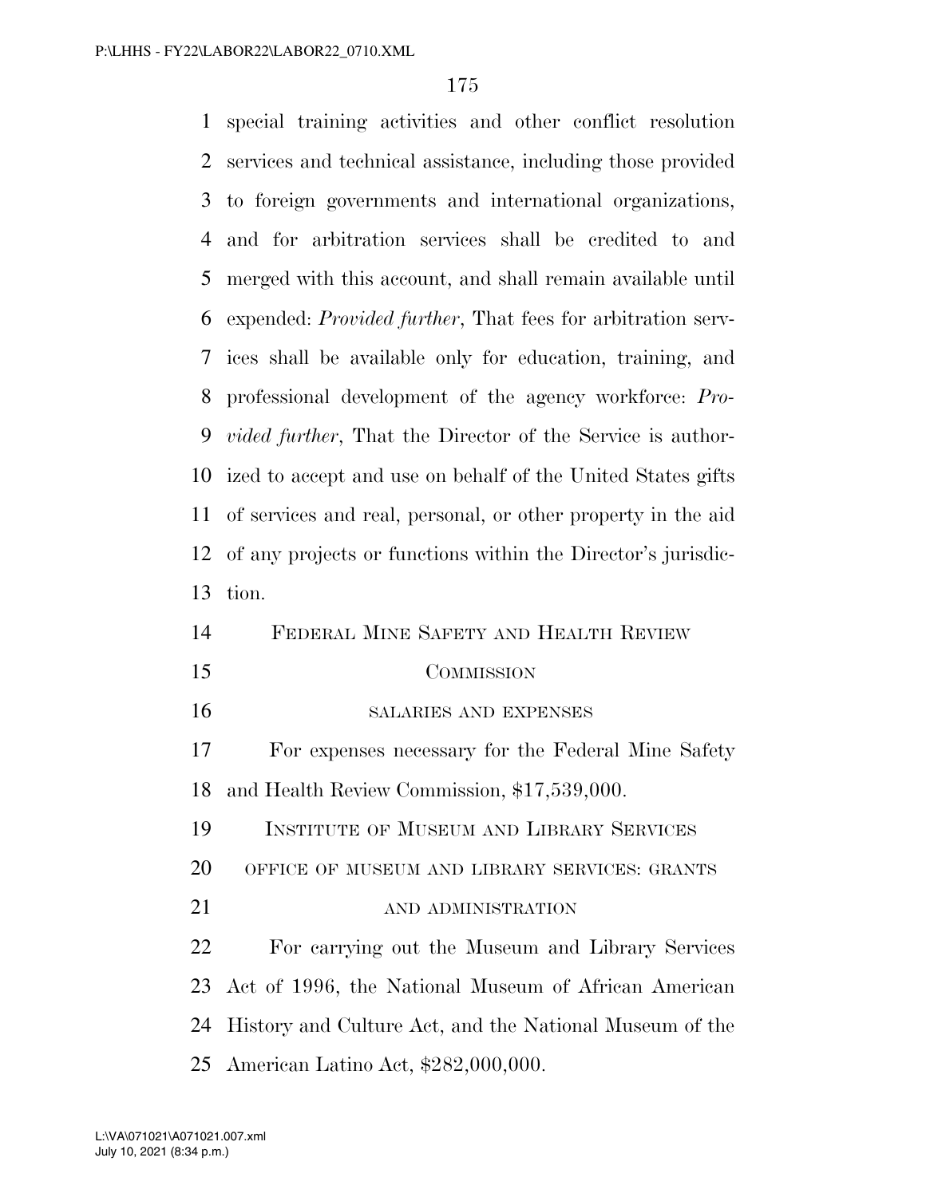special training activities and other conflict resolution services and technical assistance, including those provided to foreign governments and international organizations, and for arbitration services shall be credited to and merged with this account, and shall remain available until expended: *Provided further*, That fees for arbitration services shall be available only for education, training, and professional development of the agency workforce: *Provided further*, That the Director of the Service is authorized to accept and use on behalf of the United States gifts of services and real, personal, or other property in the aid of any projects or functions within the Director's jurisdiction.

## FEDERAL MINE SAFETY AND HEALTH REVIEW COMMISSION

### SALARIES AND EXPENSES

For expenses necessary for the Federal Mine Safety and Health Review Commission, $17,539,000.

## INSTITUTE OF MUSEUM AND LIBRARY SERVICES

### OFFICE OF MUSEUM AND LIBRARY SERVICES: GRANTS AND ADMINISTRATION

For carrying out the Museum and Library Services Act of 1996, the National Museum of African American History and Culture Act, and the National Museum of the American Latino Act, $282,000,000.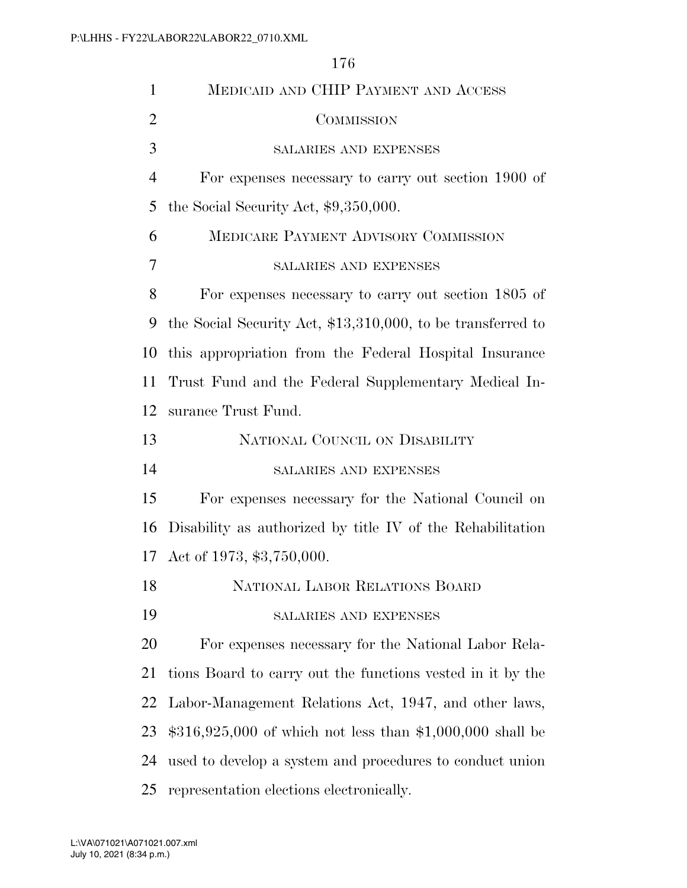## MEDICAID AND CHIP PAYMENT AND ACCESS COMMISSION

### SALARIES AND EXPENSES

For expenses necessary to carry out section 1900 of the Social Security Act, $9,350,000.

## MEDICARE PAYMENT ADVISORY COMMISSION

### SALARIES AND EXPENSES

For expenses necessary to carry out section 1805 of the Social Security Act, $13,310,000, to be transferred to this appropriation from the Federal Hospital Insurance Trust Fund and the Federal Supplementary Medical Insurance Trust Fund.

## NATIONAL COUNCIL ON DISABILITY

### SALARIES AND EXPENSES

For expenses necessary for the National Council on Disability as authorized by title IV of the Rehabilitation Act of 1973, $3,750,000.

## NATIONAL LABOR RELATIONS BOARD

### SALARIES AND EXPENSES

For expenses necessary for the National Labor Relations Board to carry out the functions vested in it by the Labor-Management Relations Act, 1947, and other laws, $316,925,000 of which not less than $1,000,000 shall be used to develop a system and procedures to conduct union representation elections electronically.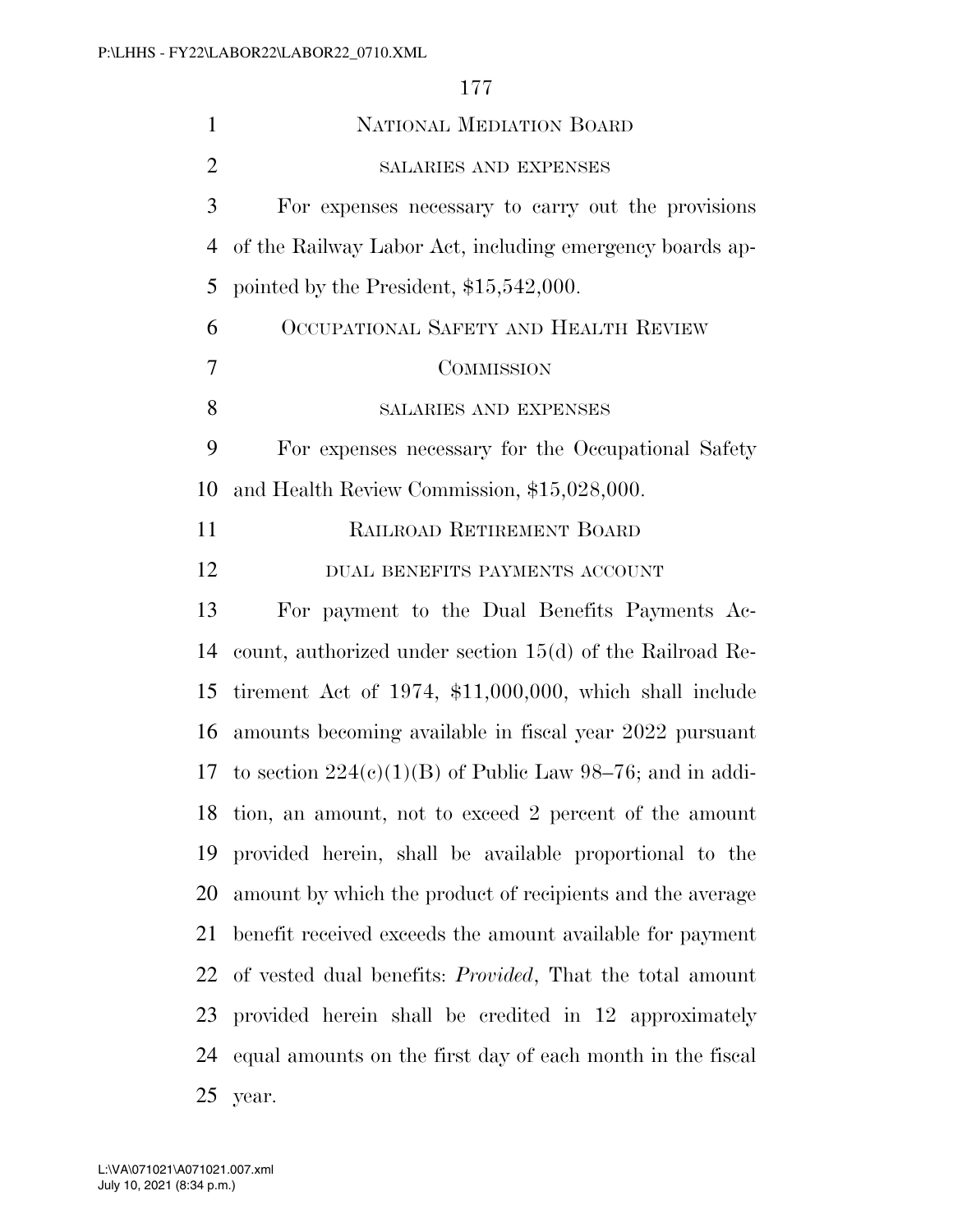## NATIONAL MEDIATION BOARD

### SALARIES AND EXPENSES

For expenses necessary to carry out the provisions of the Railway Labor Act, including emergency boards appointed by the President, $15,542,000.

## OCCUPATIONAL SAFETY AND HEALTH REVIEW COMMISSION

### SALARIES AND EXPENSES

For expenses necessary for the Occupational Safety and Health Review Commission, $15,028,000.

## RAILROAD RETIREMENT BOARD

### DUAL BENEFITS PAYMENTS ACCOUNT

For payment to the Dual Benefits Payments Account, authorized under section 15(d) of the Railroad Retirement Act of 1974, $11,000,000, which shall include amounts becoming available in fiscal year 2022 pursuant to section 224(c)(1)(B) of Public Law 98–76; and in addition, an amount, not to exceed 2 percent of the amount provided herein, shall be available proportional to the amount by which the product of recipients and the average benefit received exceeds the amount available for payment of vested dual benefits: *Provided*, That the total amount provided herein shall be credited in 12 approximately equal amounts on the first day of each month in the fiscal year.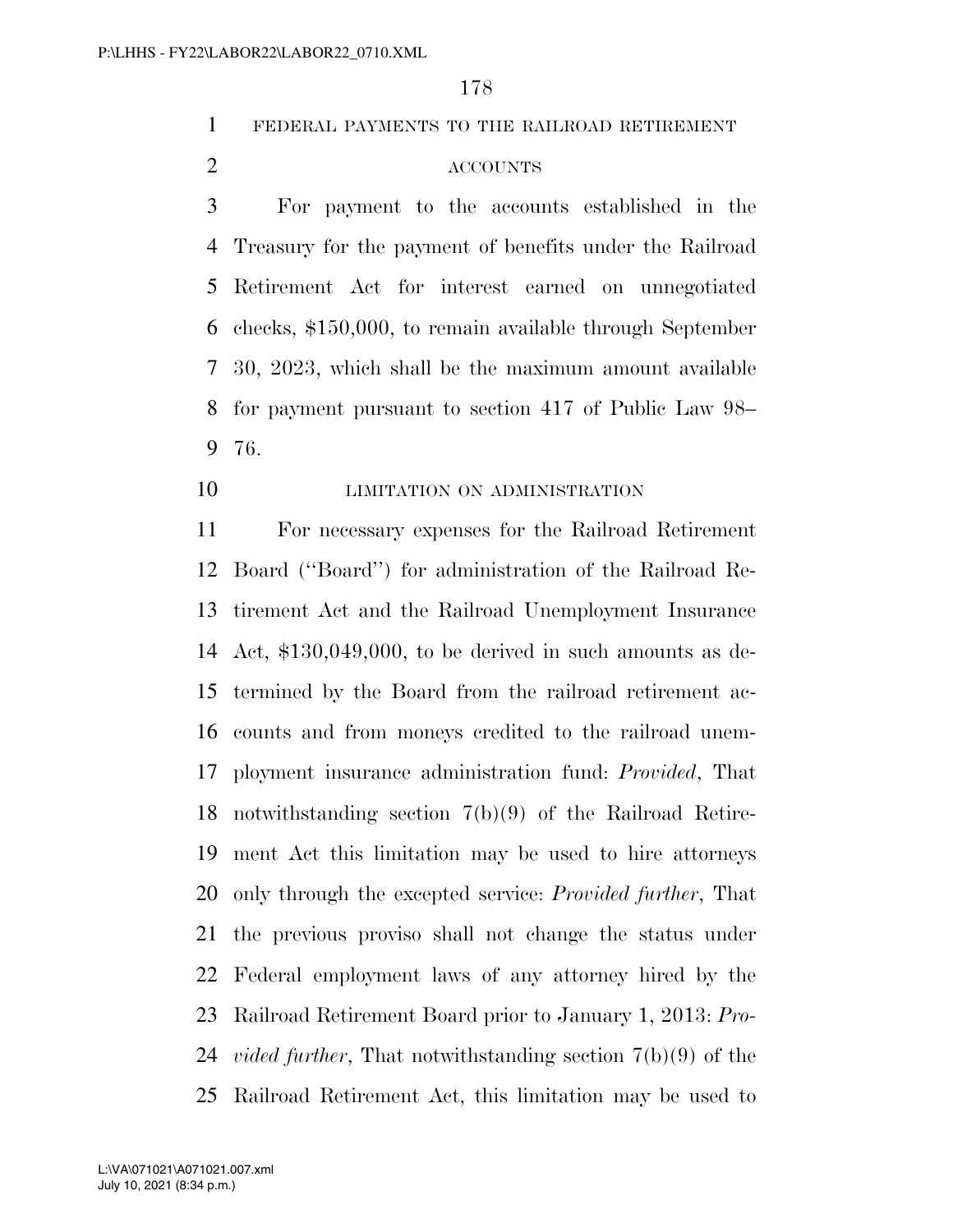FEDERAL PAYMENTS TO THE RAILROAD RETIREMENT ACCOUNTS

For payment to the accounts established in the Treasury for the payment of benefits under the Railroad Retirement Act for interest earned on unnegotiated checks, $150,000, to remain available through September 30, 2023, which shall be the maximum amount available for payment pursuant to section 417 of Public Law 98–76.

LIMITATION ON ADMINISTRATION

For necessary expenses for the Railroad Retirement Board (''Board'') for administration of the Railroad Retirement Act and the Railroad Unemployment Insurance Act, $130,049,000, to be derived in such amounts as determined by the Board from the railroad retirement accounts and from moneys credited to the railroad unemployment insurance administration fund: *Provided*, That notwithstanding section 7(b)(9) of the Railroad Retirement Act this limitation may be used to hire attorneys only through the excepted service: *Provided further*, That the previous proviso shall not change the status under Federal employment laws of any attorney hired by the Railroad Retirement Board prior to January 1, 2013: *Provided further*, That notwithstanding section 7(b)(9) of the Railroad Retirement Act, this limitation may be used to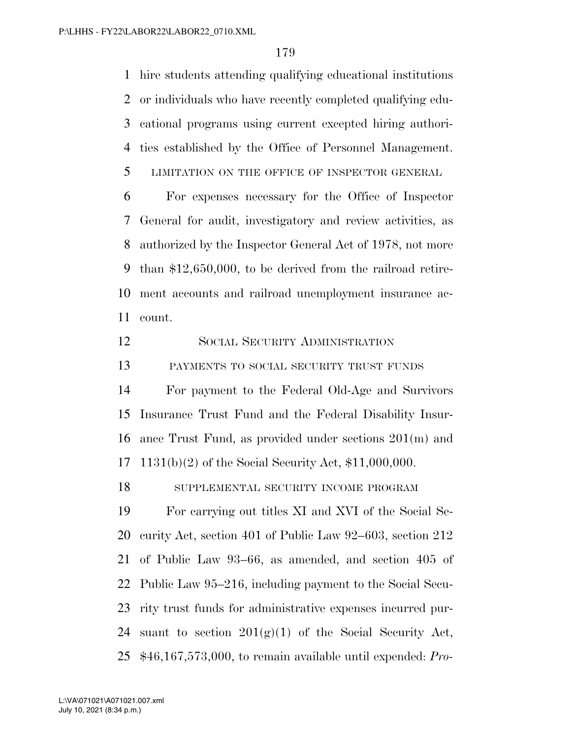hire students attending qualifying educational institutions or individuals who have recently completed qualifying educational programs using current excepted hiring authorities established by the Office of Personnel Management.

LIMITATION ON THE OFFICE OF INSPECTOR GENERAL

For expenses necessary for the Office of Inspector General for audit, investigatory and review activities, as authorized by the Inspector General Act of 1978, not more than $12,650,000, to be derived from the railroad retirement accounts and railroad unemployment insurance account.

## SOCIAL SECURITY ADMINISTRATION

PAYMENTS TO SOCIAL SECURITY TRUST FUNDS

For payment to the Federal Old-Age and Survivors Insurance Trust Fund and the Federal Disability Insurance Trust Fund, as provided under sections 201(m) and 1131(b)(2) of the Social Security Act, $11,000,000.

SUPPLEMENTAL SECURITY INCOME PROGRAM

For carrying out titles XI and XVI of the Social Security Act, section 401 of Public Law 92–603, section 212 of Public Law 93–66, as amended, and section 405 of Public Law 95–216, including payment to the Social Security trust funds for administrative expenses incurred pursuant to section 201(g)(1) of the Social Security Act, $46,167,573,000, to remain available until expended: *Pro-*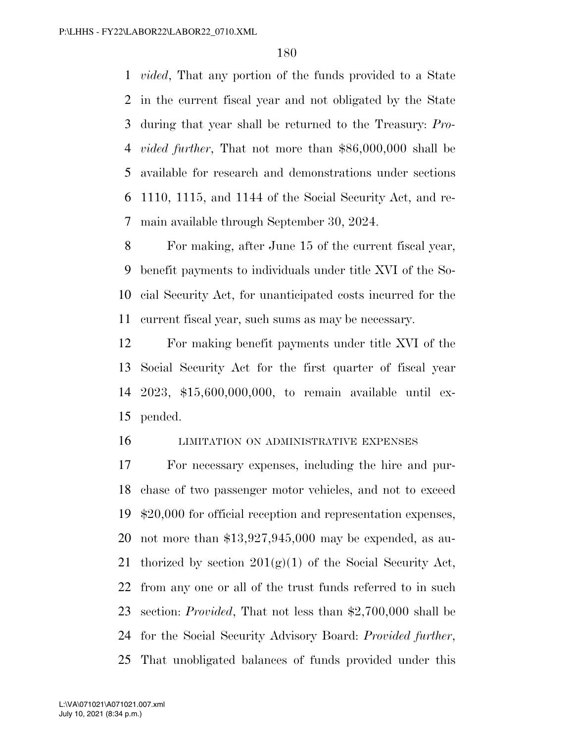*vided*, That any portion of the funds provided to a State in the current fiscal year and not obligated by the State during that year shall be returned to the Treasury: *Provided further*, That not more than $86,000,000 shall be available for research and demonstrations under sections 1110, 1115, and 1144 of the Social Security Act, and remain available through September 30, 2024.

For making, after June 15 of the current fiscal year, benefit payments to individuals under title XVI of the Social Security Act, for unanticipated costs incurred for the current fiscal year, such sums as may be necessary.

For making benefit payments under title XVI of the Social Security Act for the first quarter of fiscal year 2023, $15,600,000,000, to remain available until expended.

LIMITATION ON ADMINISTRATIVE EXPENSES

For necessary expenses, including the hire and purchase of two passenger motor vehicles, and not to exceed $20,000 for official reception and representation expenses, not more than $13,927,945,000 may be expended, as authorized by section 201(g)(1) of the Social Security Act, from any one or all of the trust funds referred to in such section: *Provided*, That not less than $2,700,000 shall be for the Social Security Advisory Board: *Provided further*, That unobligated balances of funds provided under this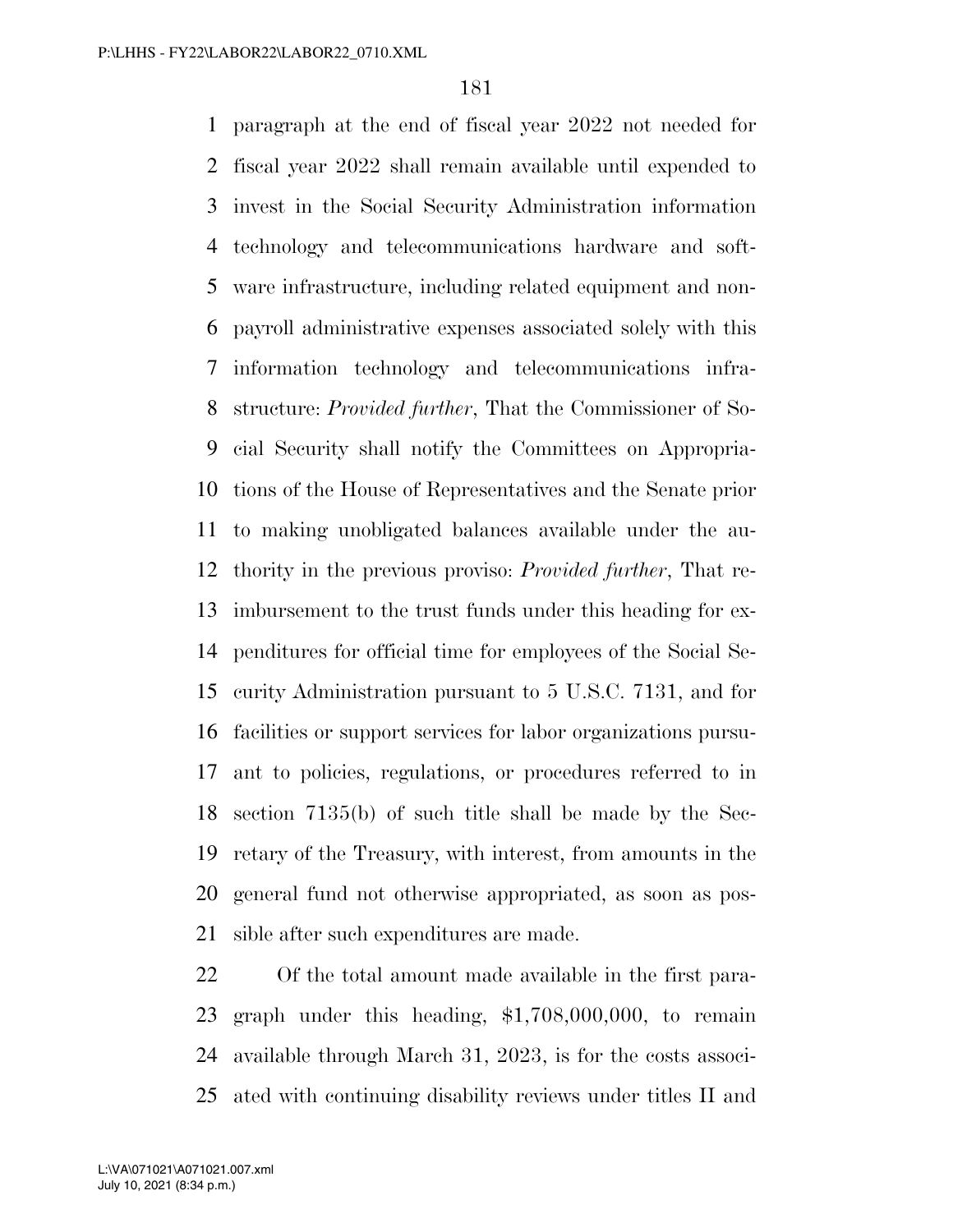paragraph at the end of fiscal year 2022 not needed for fiscal year 2022 shall remain available until expended to invest in the Social Security Administration information technology and telecommunications hardware and software infrastructure, including related equipment and non-payroll administrative expenses associated solely with this information technology and telecommunications infrastructure: *Provided further*, That the Commissioner of Social Security shall notify the Committees on Appropriations of the House of Representatives and the Senate prior to making unobligated balances available under the authority in the previous proviso: *Provided further*, That reimbursement to the trust funds under this heading for expenditures for official time for employees of the Social Security Administration pursuant to 5 U.S.C. 7131, and for facilities or support services for labor organizations pursuant to policies, regulations, or procedures referred to in section 7135(b) of such title shall be made by the Secretary of the Treasury, with interest, from amounts in the general fund not otherwise appropriated, as soon as possible after such expenditures are made.

Of the total amount made available in the first paragraph under this heading, $1,708,000,000, to remain available through March 31, 2023, is for the costs associated with continuing disability reviews under titles II and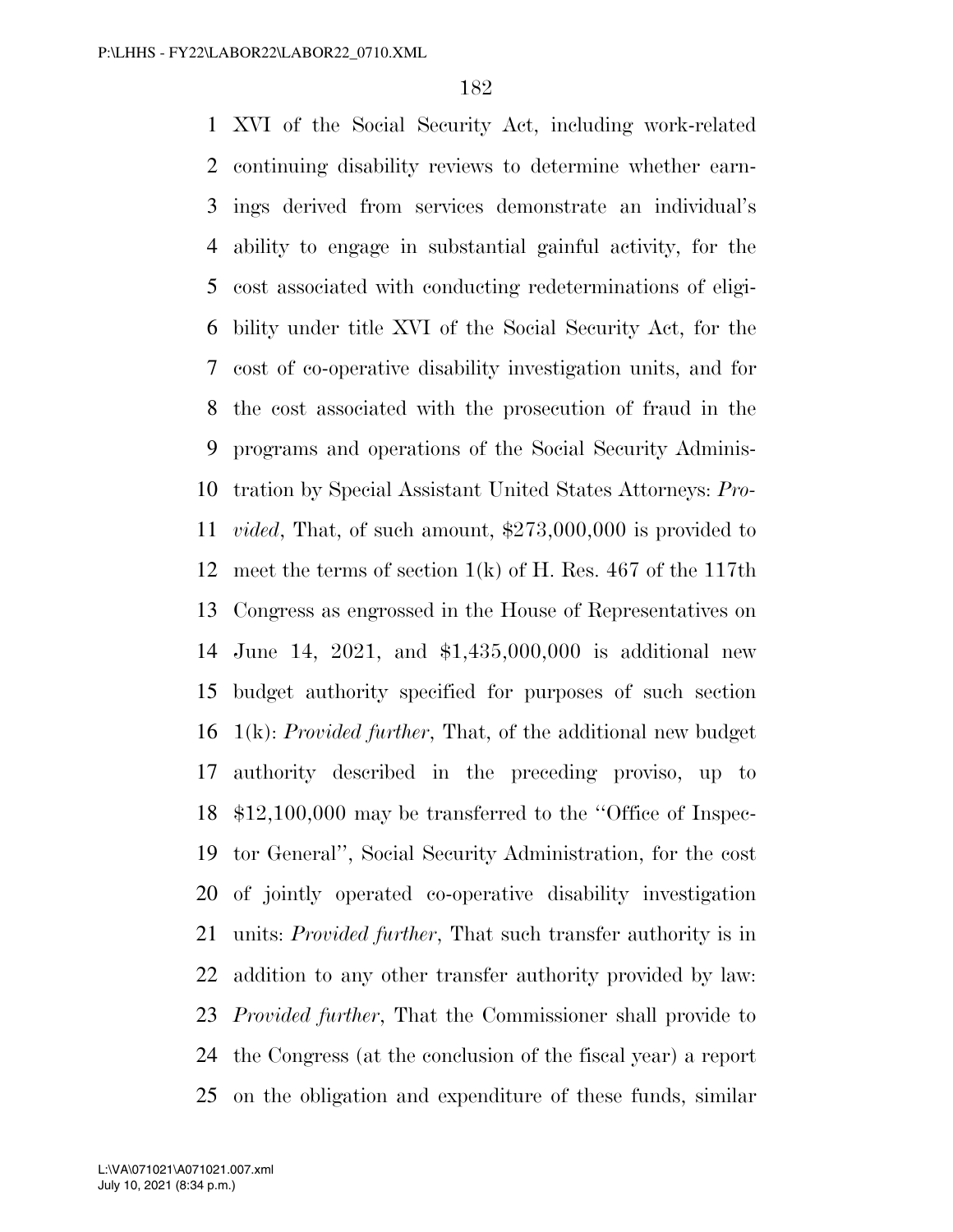XVI of the Social Security Act, including work-related continuing disability reviews to determine whether earnings derived from services demonstrate an individual's ability to engage in substantial gainful activity, for the cost associated with conducting redeterminations of eligibility under title XVI of the Social Security Act, for the cost of co-operative disability investigation units, and for the cost associated with the prosecution of fraud in the programs and operations of the Social Security Administration by Special Assistant United States Attorneys: *Provided*, That, of such amount, $273,000,000 is provided to meet the terms of section 1(k) of H. Res. 467 of the 117th Congress as engrossed in the House of Representatives on June 14, 2021, and $1,435,000,000 is additional new budget authority specified for purposes of such section 1(k): *Provided further*, That, of the additional new budget authority described in the preceding proviso, up to $12,100,000 may be transferred to the ''Office of Inspector General'', Social Security Administration, for the cost of jointly operated co-operative disability investigation units: *Provided further*, That such transfer authority is in addition to any other transfer authority provided by law: *Provided further*, That the Commissioner shall provide to the Congress (at the conclusion of the fiscal year) a report on the obligation and expenditure of these funds, similar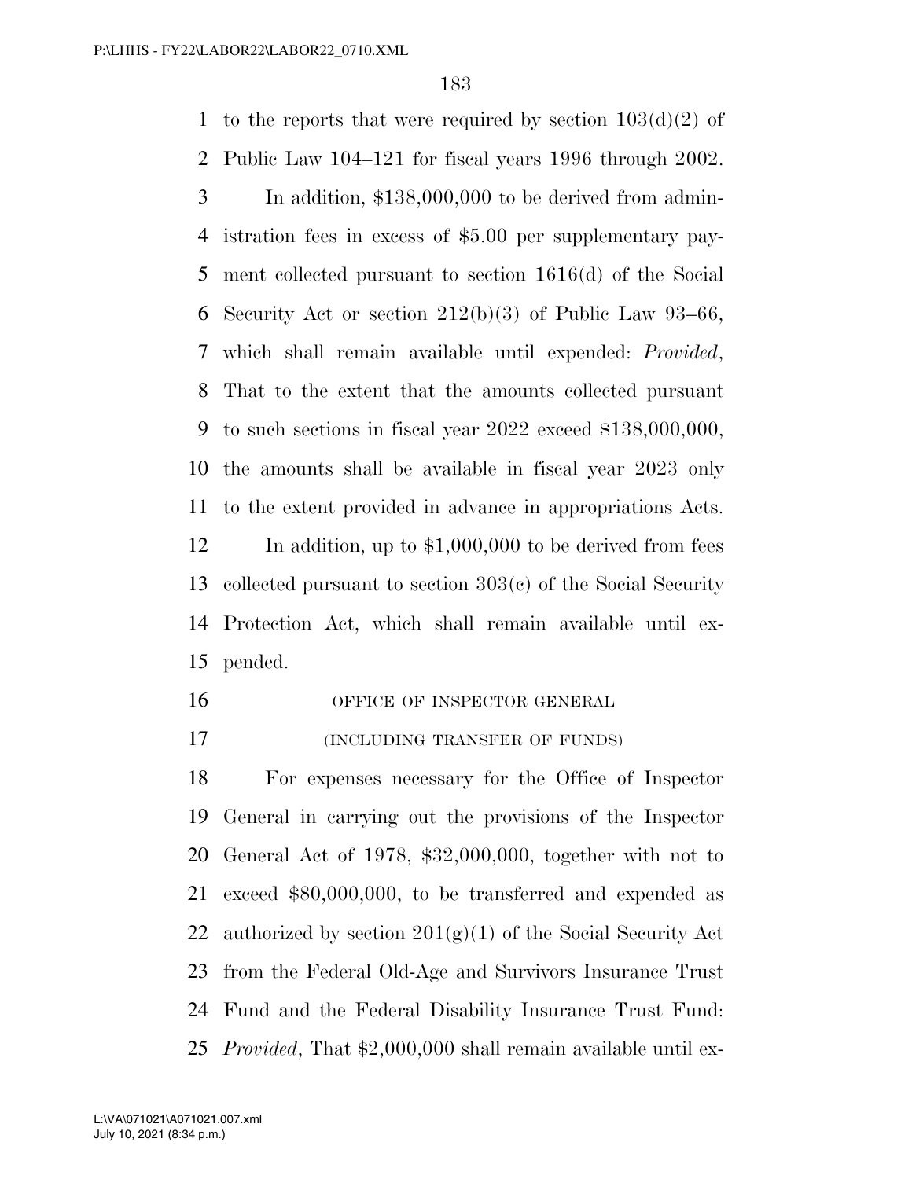to the reports that were required by section 103(d)(2) of Public Law 104–121 for fiscal years 1996 through 2002.

In addition, $138,000,000 to be derived from administration fees in excess of $5.00 per supplementary payment collected pursuant to section 1616(d) of the Social Security Act or section 212(b)(3) of Public Law 93–66, which shall remain available until expended: *Provided*, That to the extent that the amounts collected pursuant to such sections in fiscal year 2022 exceed $138,000,000, the amounts shall be available in fiscal year 2023 only to the extent provided in advance in appropriations Acts.

In addition, up to $1,000,000 to be derived from fees collected pursuant to section 303(c) of the Social Security Protection Act, which shall remain available until expended.

OFFICE OF INSPECTOR GENERAL

(INCLUDING TRANSFER OF FUNDS)

For expenses necessary for the Office of Inspector General in carrying out the provisions of the Inspector General Act of 1978, $32,000,000, together with not to exceed $80,000,000, to be transferred and expended as authorized by section 201(g)(1) of the Social Security Act from the Federal Old-Age and Survivors Insurance Trust Fund and the Federal Disability Insurance Trust Fund: *Provided*, That $2,000,000 shall remain available until ex-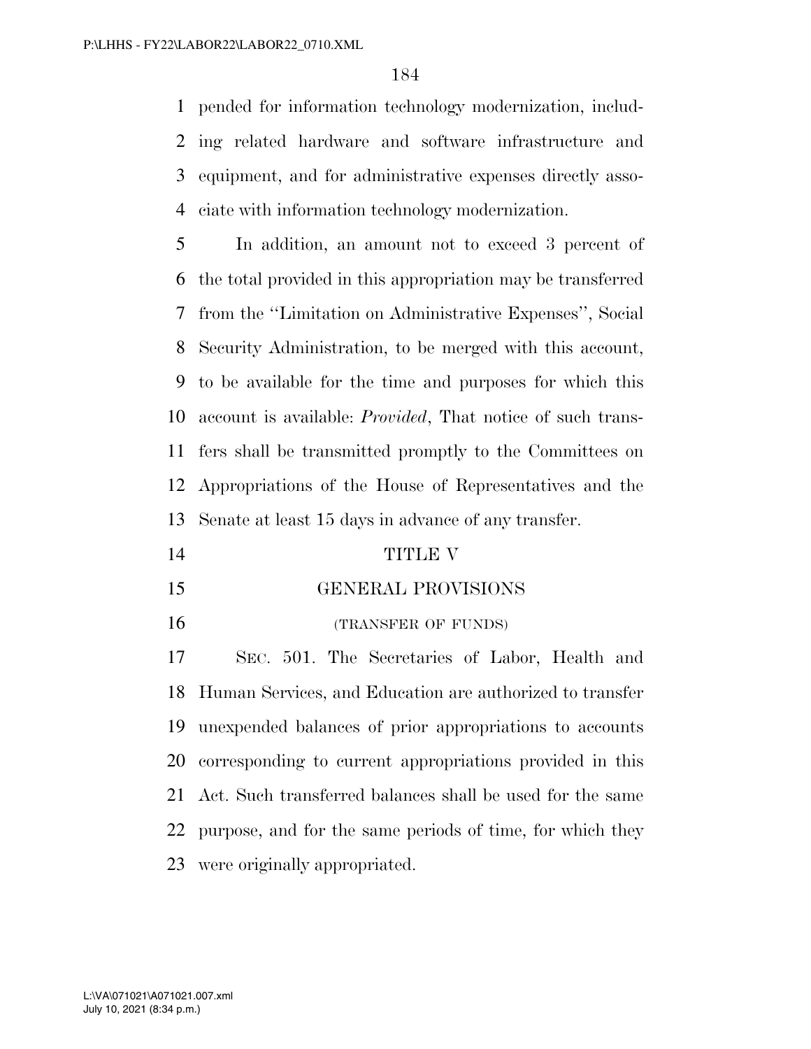pended for information technology modernization, including related hardware and software infrastructure and equipment, and for administrative expenses directly associate with information technology modernization.

In addition, an amount not to exceed 3 percent of the total provided in this appropriation may be transferred from the ''Limitation on Administrative Expenses'', Social Security Administration, to be merged with this account, to be available for the time and purposes for which this account is available: *Provided*, That notice of such transfers shall be transmitted promptly to the Committees on Appropriations of the House of Representatives and the Senate at least 15 days in advance of any transfer.

## TITLE V

## GENERAL PROVISIONS

(TRANSFER OF FUNDS)

SEC. 501. The Secretaries of Labor, Health and Human Services, and Education are authorized to transfer unexpended balances of prior appropriations to accounts corresponding to current appropriations provided in this Act. Such transferred balances shall be used for the same purpose, and for the same periods of time, for which they were originally appropriated.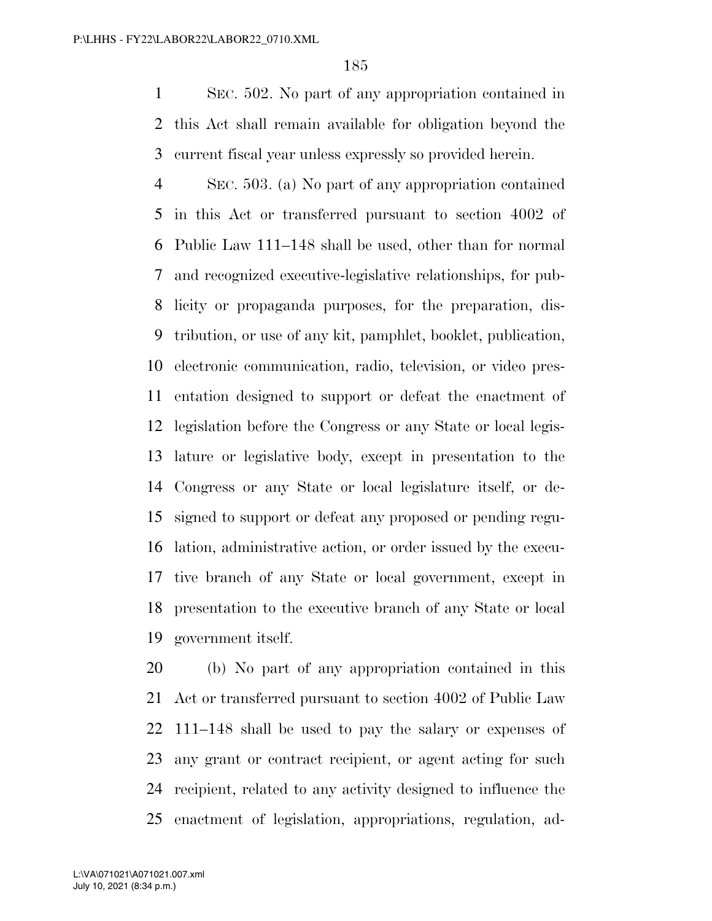SEC. 502. No part of any appropriation contained in this Act shall remain available for obligation beyond the current fiscal year unless expressly so provided herein.

SEC. 503. (a) No part of any appropriation contained in this Act or transferred pursuant to section 4002 of Public Law 111–148 shall be used, other than for normal and recognized executive-legislative relationships, for publicity or propaganda purposes, for the preparation, distribution, or use of any kit, pamphlet, booklet, publication, electronic communication, radio, television, or video presentation designed to support or defeat the enactment of legislation before the Congress or any State or local legislature or legislative body, except in presentation to the Congress or any State or local legislature itself, or designed to support or defeat any proposed or pending regulation, administrative action, or order issued by the executive branch of any State or local government, except in presentation to the executive branch of any State or local government itself.

(b) No part of any appropriation contained in this Act or transferred pursuant to section 4002 of Public Law 111–148 shall be used to pay the salary or expenses of any grant or contract recipient, or agent acting for such recipient, related to any activity designed to influence the enactment of legislation, appropriations, regulation, ad-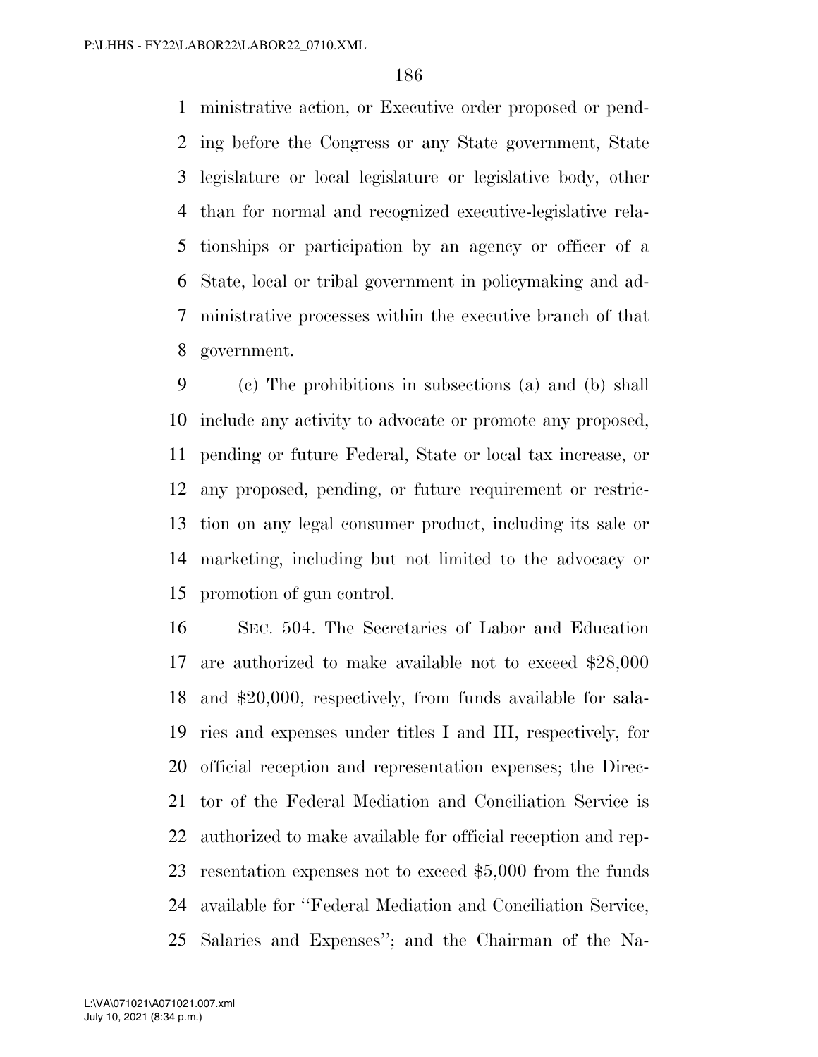ministrative action, or Executive order proposed or pending before the Congress or any State government, State legislature or local legislature or legislative body, other than for normal and recognized executive-legislative relationships or participation by an agency or officer of a State, local or tribal government in policymaking and administrative processes within the executive branch of that government.

(c) The prohibitions in subsections (a) and (b) shall include any activity to advocate or promote any proposed, pending or future Federal, State or local tax increase, or any proposed, pending, or future requirement or restriction on any legal consumer product, including its sale or marketing, including but not limited to the advocacy or promotion of gun control.

SEC. 504. The Secretaries of Labor and Education are authorized to make available not to exceed $28,000 and $20,000, respectively, from funds available for salaries and expenses under titles I and III, respectively, for official reception and representation expenses; the Director of the Federal Mediation and Conciliation Service is authorized to make available for official reception and representation expenses not to exceed $5,000 from the funds available for ''Federal Mediation and Conciliation Service, Salaries and Expenses''; and the Chairman of the Na-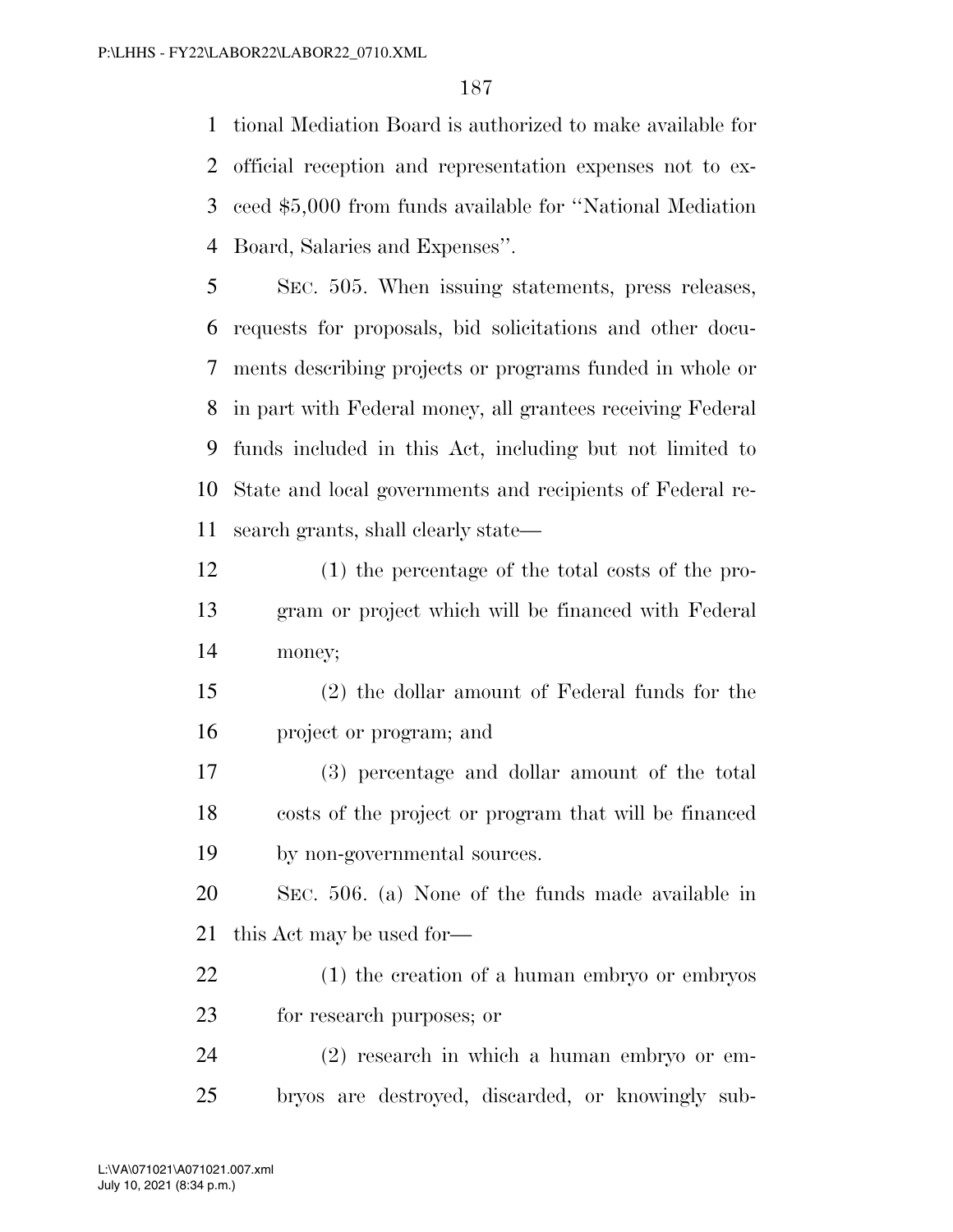tional Mediation Board is authorized to make available for official reception and representation expenses not to exceed $5,000 from funds available for ''National Mediation Board, Salaries and Expenses''.

SEC. 505. When issuing statements, press releases, requests for proposals, bid solicitations and other documents describing projects or programs funded in whole or in part with Federal money, all grantees receiving Federal funds included in this Act, including but not limited to State and local governments and recipients of Federal research grants, shall clearly state—

(1) the percentage of the total costs of the program or project which will be financed with Federal money;

(2) the dollar amount of Federal funds for the project or program; and

(3) percentage and dollar amount of the total costs of the project or program that will be financed by non-governmental sources.

SEC. 506. (a) None of the funds made available in this Act may be used for—

(1) the creation of a human embryo or embryos for research purposes; or

(2) research in which a human embryo or embryos are destroyed, discarded, or knowingly sub-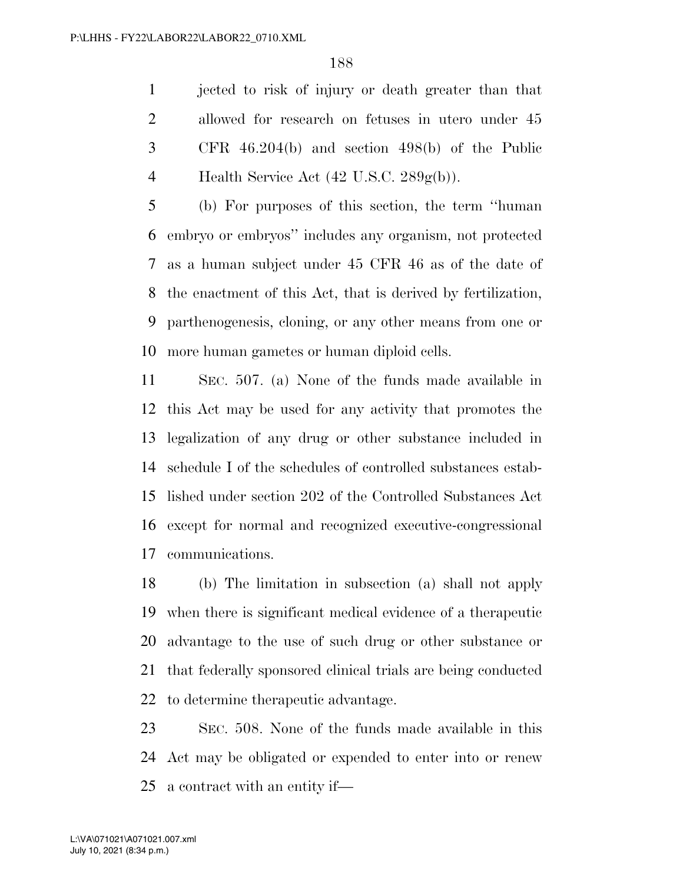jected to risk of injury or death greater than that allowed for research on fetuses in utero under 45 CFR 46.204(b) and section 498(b) of the Public Health Service Act (42 U.S.C. 289g(b)).

(b) For purposes of this section, the term ''human embryo or embryos'' includes any organism, not protected as a human subject under 45 CFR 46 as of the date of the enactment of this Act, that is derived by fertilization, parthenogenesis, cloning, or any other means from one or more human gametes or human diploid cells.

SEC. 507. (a) None of the funds made available in this Act may be used for any activity that promotes the legalization of any drug or other substance included in schedule I of the schedules of controlled substances established under section 202 of the Controlled Substances Act except for normal and recognized executive-congressional communications.

(b) The limitation in subsection (a) shall not apply when there is significant medical evidence of a therapeutic advantage to the use of such drug or other substance or that federally sponsored clinical trials are being conducted to determine therapeutic advantage.

SEC. 508. None of the funds made available in this Act may be obligated or expended to enter into or renew a contract with an entity if—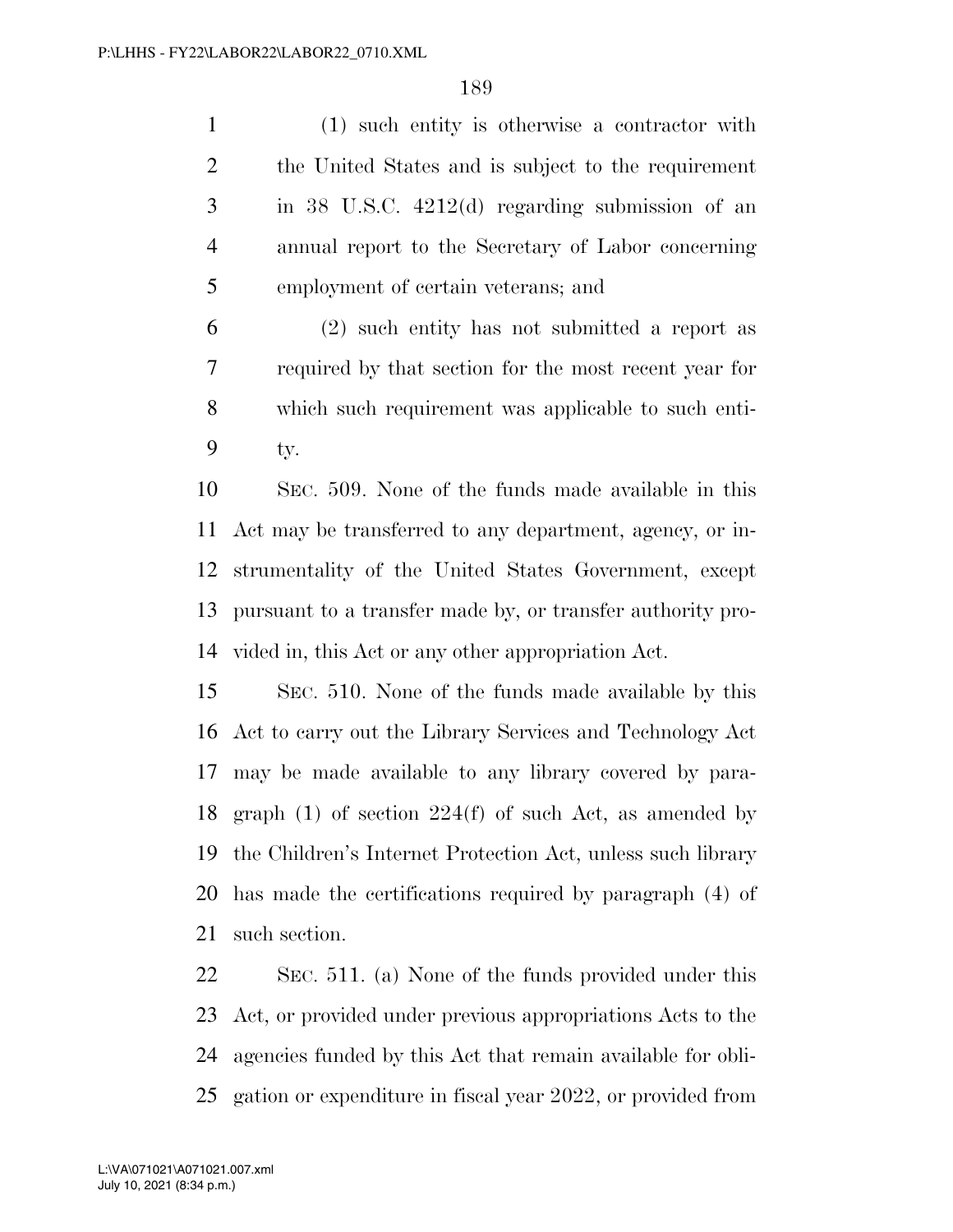(1) such entity is otherwise a contractor with the United States and is subject to the requirement in 38 U.S.C. 4212(d) regarding submission of an annual report to the Secretary of Labor concerning employment of certain veterans; and

(2) such entity has not submitted a report as required by that section for the most recent year for which such requirement was applicable to such entity.

SEC. 509. None of the funds made available in this Act may be transferred to any department, agency, or instrumentality of the United States Government, except pursuant to a transfer made by, or transfer authority provided in, this Act or any other appropriation Act.

SEC. 510. None of the funds made available by this Act to carry out the Library Services and Technology Act may be made available to any library covered by paragraph (1) of section 224(f) of such Act, as amended by the Children's Internet Protection Act, unless such library has made the certifications required by paragraph (4) of such section.

SEC. 511. (a) None of the funds provided under this Act, or provided under previous appropriations Acts to the agencies funded by this Act that remain available for obligation or expenditure in fiscal year 2022, or provided from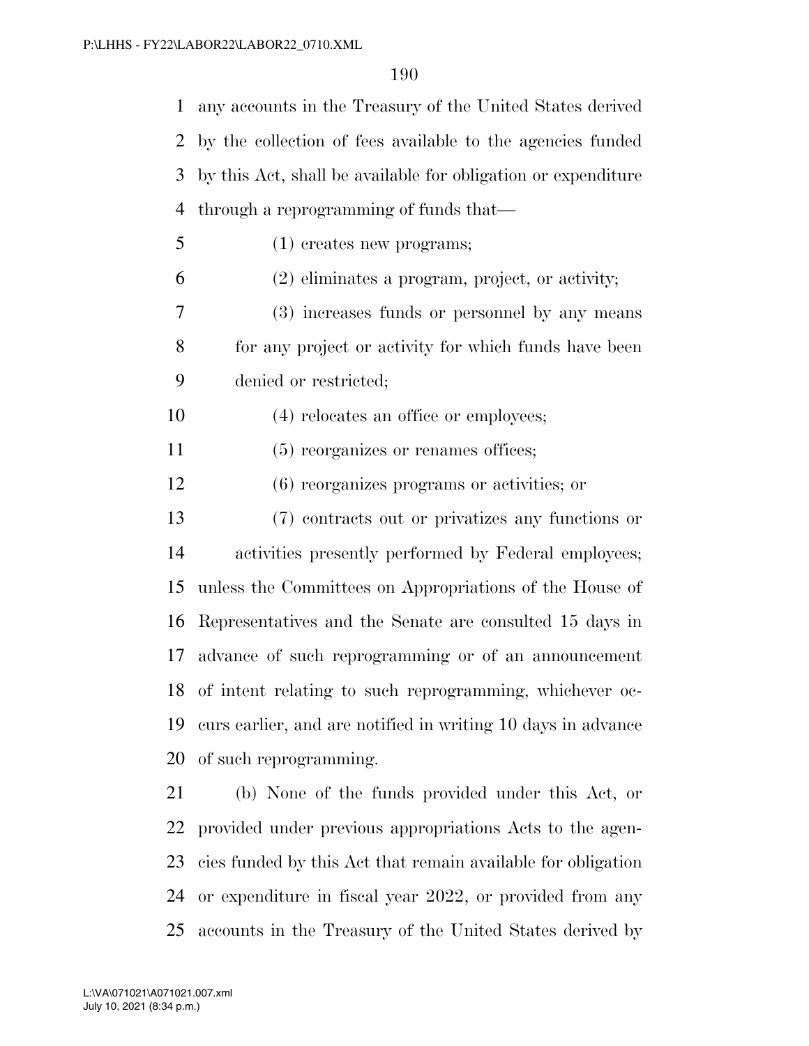any accounts in the Treasury of the United States derived by the collection of fees available to the agencies funded by this Act, shall be available for obligation or expenditure through a reprogramming of funds that—

(1) creates new programs;

(2) eliminates a program, project, or activity;

(3) increases funds or personnel by any means for any project or activity for which funds have been denied or restricted;

(4) relocates an office or employees;

(5) reorganizes or renames offices;

(6) reorganizes programs or activities; or

(7) contracts out or privatizes any functions or activities presently performed by Federal employees;

unless the Committees on Appropriations of the House of Representatives and the Senate are consulted 15 days in advance of such reprogramming or of an announcement of intent relating to such reprogramming, whichever occurs earlier, and are notified in writing 10 days in advance of such reprogramming.

(b) None of the funds provided under this Act, or provided under previous appropriations Acts to the agencies funded by this Act that remain available for obligation or expenditure in fiscal year 2022, or provided from any accounts in the Treasury of the United States derived by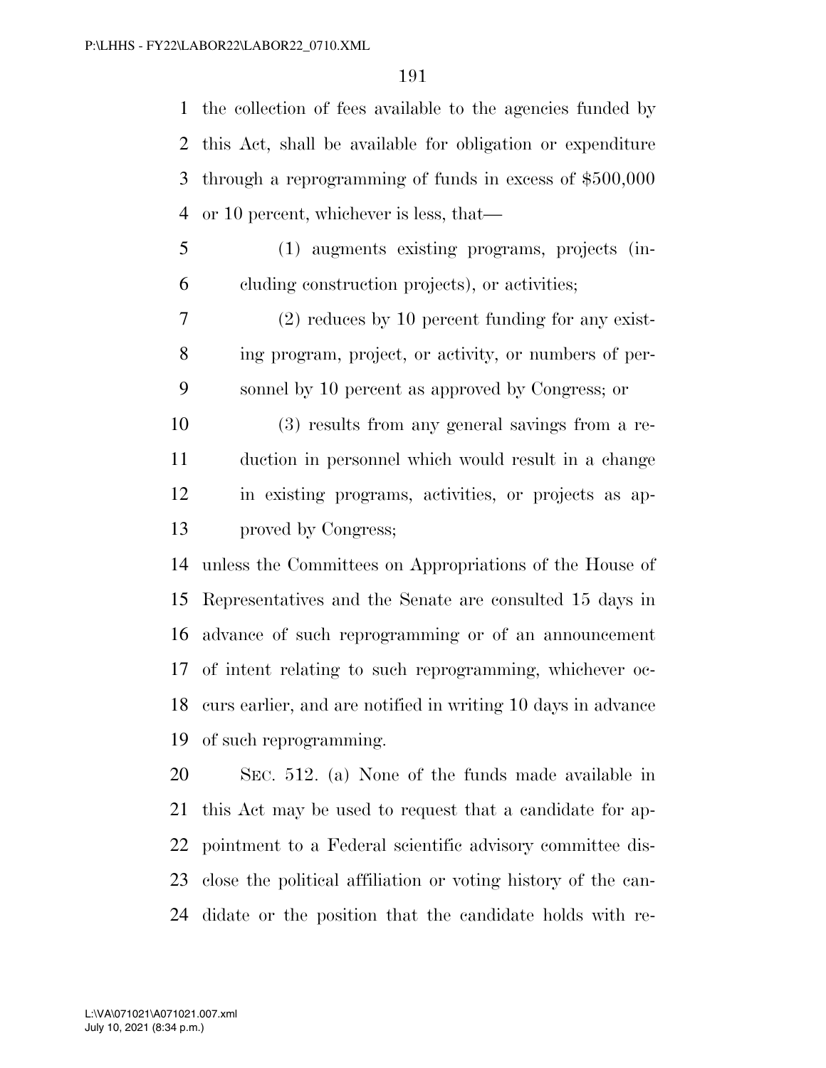the collection of fees available to the agencies funded by this Act, shall be available for obligation or expenditure through a reprogramming of funds in excess of $500,000 or 10 percent, whichever is less, that—

(1) augments existing programs, projects (including construction projects), or activities;

(2) reduces by 10 percent funding for any existing program, project, or activity, or numbers of personnel by 10 percent as approved by Congress; or

(3) results from any general savings from a reduction in personnel which would result in a change in existing programs, activities, or projects as approved by Congress;

unless the Committees on Appropriations of the House of Representatives and the Senate are consulted 15 days in advance of such reprogramming or of an announcement of intent relating to such reprogramming, whichever occurs earlier, and are notified in writing 10 days in advance of such reprogramming.

SEC. 512. (a) None of the funds made available in this Act may be used to request that a candidate for appointment to a Federal scientific advisory committee disclose the political affiliation or voting history of the candidate or the position that the candidate holds with re-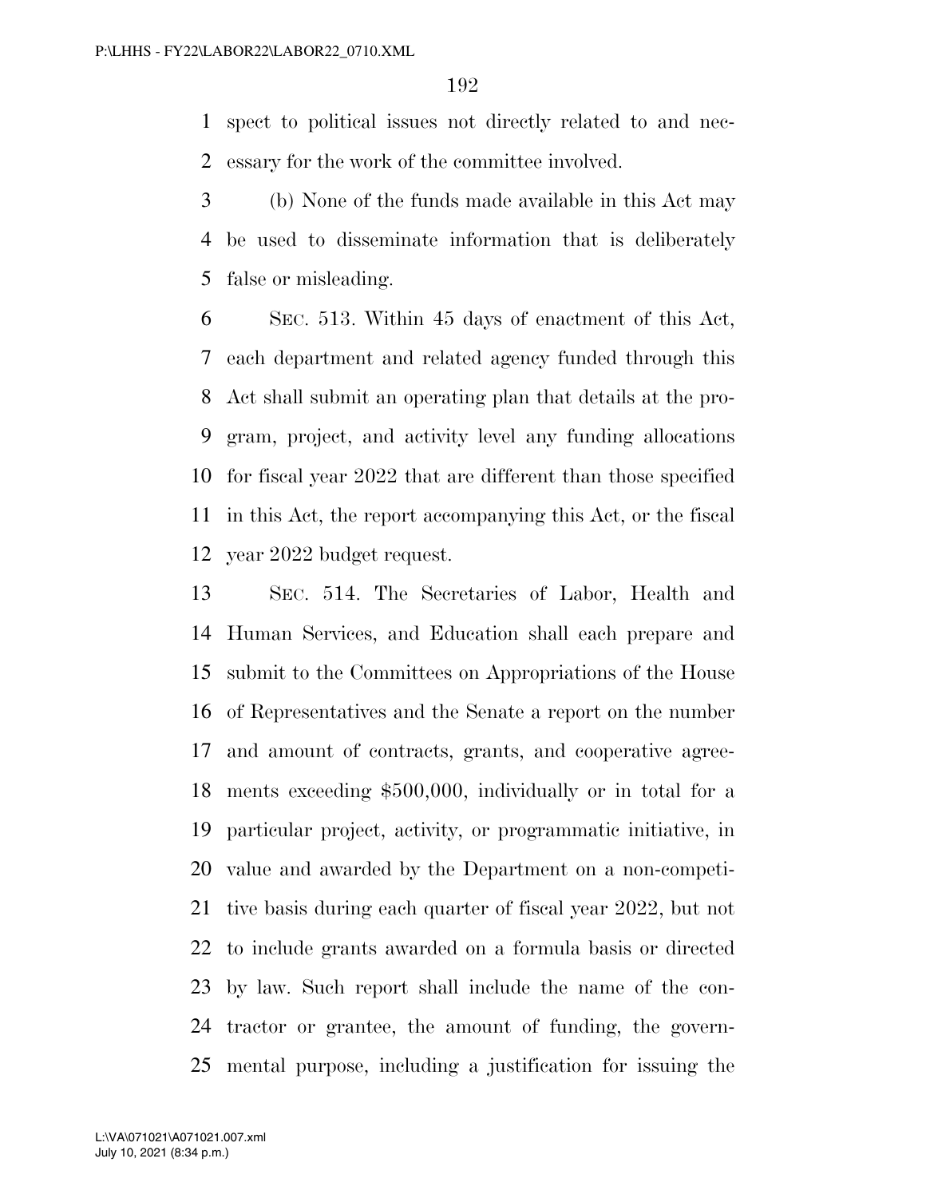spect to political issues not directly related to and necessary for the work of the committee involved.

(b) None of the funds made available in this Act may be used to disseminate information that is deliberately false or misleading.

SEC. 513. Within 45 days of enactment of this Act, each department and related agency funded through this Act shall submit an operating plan that details at the program, project, and activity level any funding allocations for fiscal year 2022 that are different than those specified in this Act, the report accompanying this Act, or the fiscal year 2022 budget request.

SEC. 514. The Secretaries of Labor, Health and Human Services, and Education shall each prepare and submit to the Committees on Appropriations of the House of Representatives and the Senate a report on the number and amount of contracts, grants, and cooperative agreements exceeding $500,000, individually or in total for a particular project, activity, or programmatic initiative, in value and awarded by the Department on a non-competitive basis during each quarter of fiscal year 2022, but not to include grants awarded on a formula basis or directed by law. Such report shall include the name of the contractor or grantee, the amount of funding, the governmental purpose, including a justification for issuing the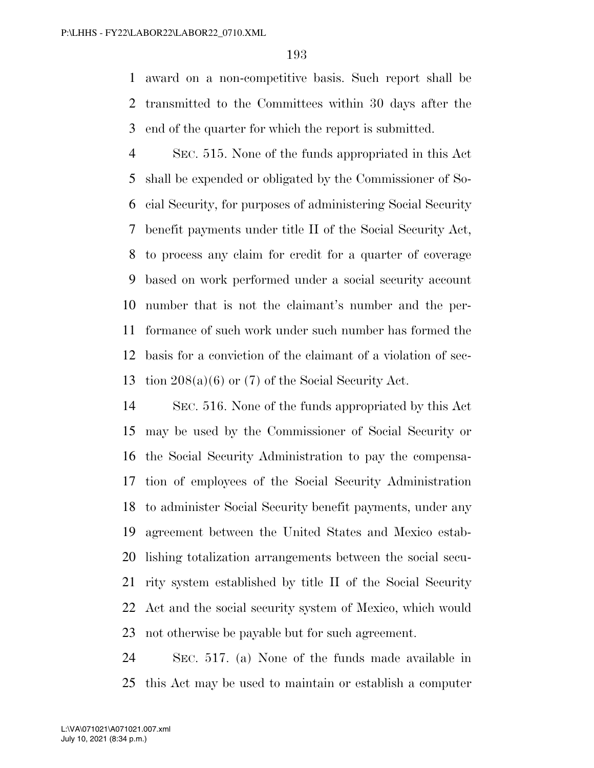award on a non-competitive basis. Such report shall be transmitted to the Committees within 30 days after the end of the quarter for which the report is submitted.

SEC. 515. None of the funds appropriated in this Act shall be expended or obligated by the Commissioner of Social Security, for purposes of administering Social Security benefit payments under title II of the Social Security Act, to process any claim for credit for a quarter of coverage based on work performed under a social security account number that is not the claimant's number and the performance of such work under such number has formed the basis for a conviction of the claimant of a violation of section 208(a)(6) or (7) of the Social Security Act.

SEC. 516. None of the funds appropriated by this Act may be used by the Commissioner of Social Security or the Social Security Administration to pay the compensation of employees of the Social Security Administration to administer Social Security benefit payments, under any agreement between the United States and Mexico establishing totalization arrangements between the social security system established by title II of the Social Security Act and the social security system of Mexico, which would not otherwise be payable but for such agreement.

SEC. 517. (a) None of the funds made available in this Act may be used to maintain or establish a computer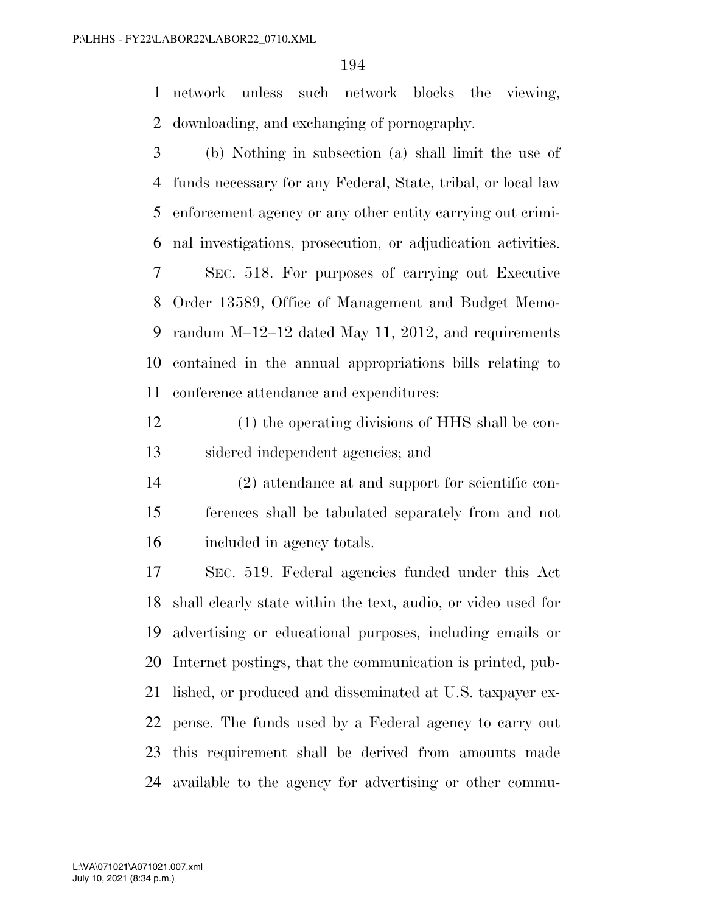network unless such network blocks the viewing, downloading, and exchanging of pornography.

(b) Nothing in subsection (a) shall limit the use of funds necessary for any Federal, State, tribal, or local law enforcement agency or any other entity carrying out criminal investigations, prosecution, or adjudication activities.

SEC. 518. For purposes of carrying out Executive Order 13589, Office of Management and Budget Memorandum M–12–12 dated May 11, 2012, and requirements contained in the annual appropriations bills relating to conference attendance and expenditures:

(1) the operating divisions of HHS shall be considered independent agencies; and

(2) attendance at and support for scientific conferences shall be tabulated separately from and not included in agency totals.

SEC. 519. Federal agencies funded under this Act shall clearly state within the text, audio, or video used for advertising or educational purposes, including emails or Internet postings, that the communication is printed, published, or produced and disseminated at U.S. taxpayer expense. The funds used by a Federal agency to carry out this requirement shall be derived from amounts made available to the agency for advertising or other commu-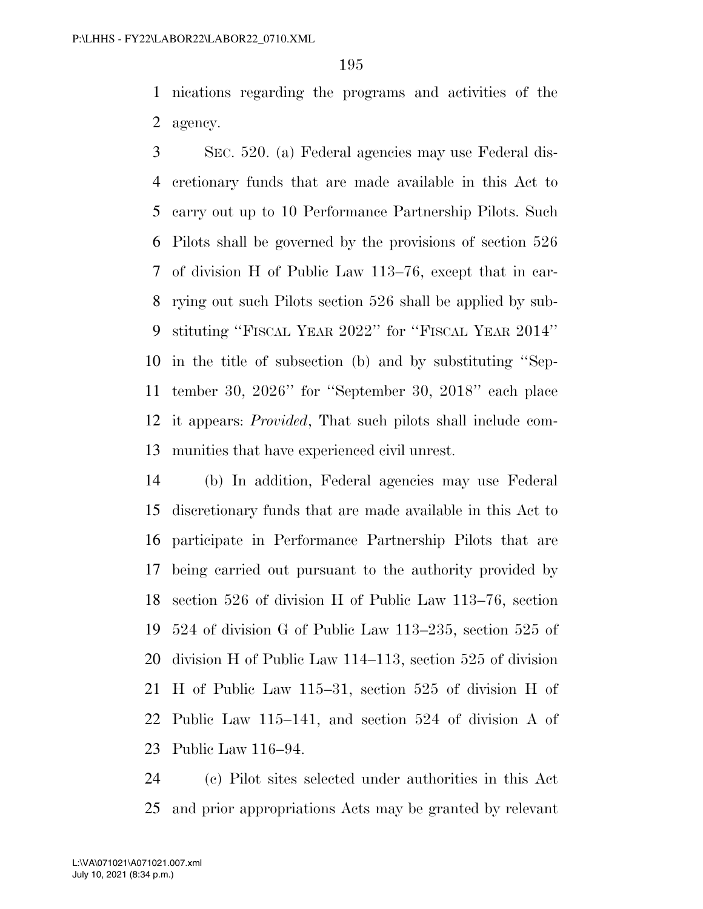nications regarding the programs and activities of the agency.

SEC. 520. (a) Federal agencies may use Federal discretionary funds that are made available in this Act to carry out up to 10 Performance Partnership Pilots. Such Pilots shall be governed by the provisions of section 526 of division H of Public Law 113–76, except that in carrying out such Pilots section 526 shall be applied by substituting ''FISCAL YEAR 2022'' for ''FISCAL YEAR 2014'' in the title of subsection (b) and by substituting ''September 30, 2026'' for ''September 30, 2018'' each place it appears: *Provided*, That such pilots shall include communities that have experienced civil unrest.

(b) In addition, Federal agencies may use Federal discretionary funds that are made available in this Act to participate in Performance Partnership Pilots that are being carried out pursuant to the authority provided by section 526 of division H of Public Law 113–76, section 524 of division G of Public Law 113–235, section 525 of division H of Public Law 114–113, section 525 of division H of Public Law 115–31, section 525 of division H of Public Law 115–141, and section 524 of division A of Public Law 116–94.

(c) Pilot sites selected under authorities in this Act and prior appropriations Acts may be granted by relevant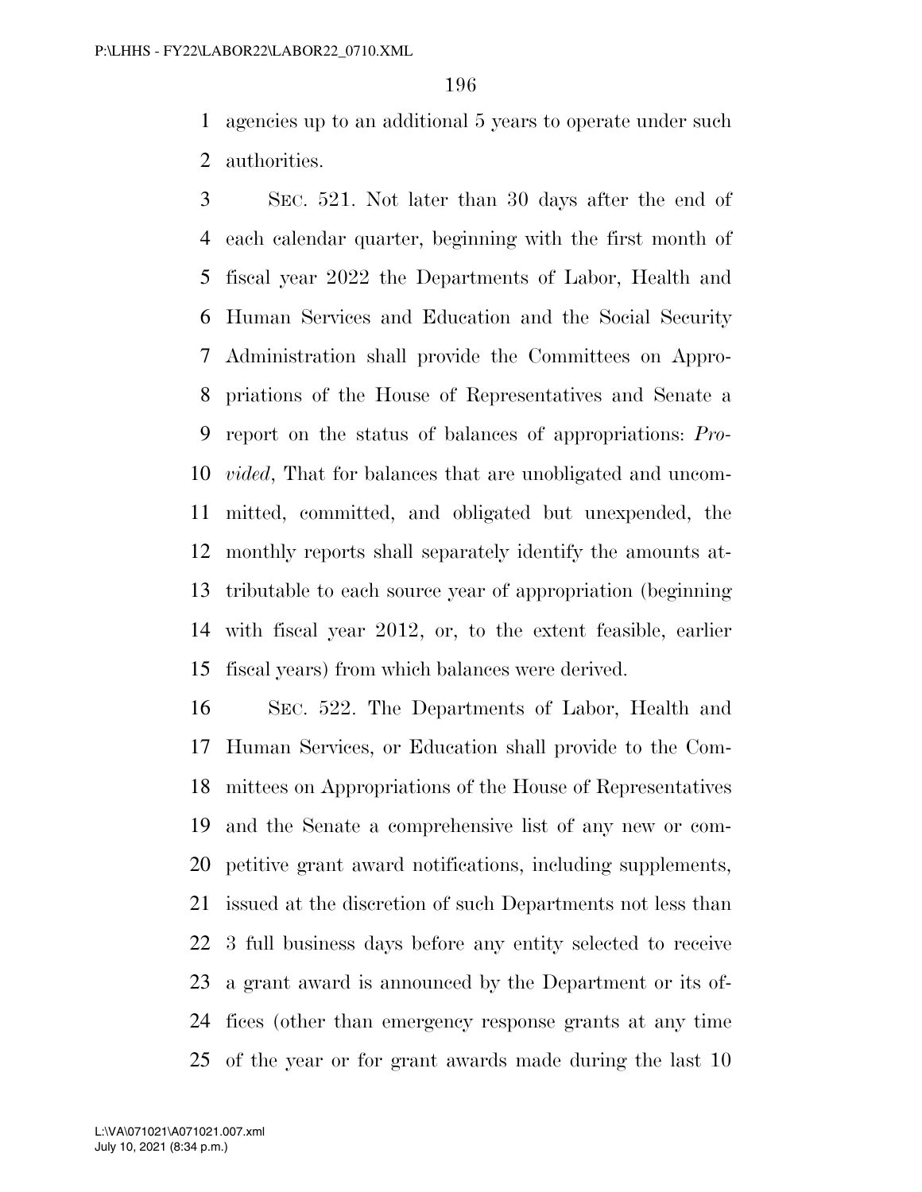agencies up to an additional 5 years to operate under such authorities.

SEC. 521. Not later than 30 days after the end of each calendar quarter, beginning with the first month of fiscal year 2022 the Departments of Labor, Health and Human Services and Education and the Social Security Administration shall provide the Committees on Appropriations of the House of Representatives and Senate a report on the status of balances of appropriations: *Provided*, That for balances that are unobligated and uncommitted, committed, and obligated but unexpended, the monthly reports shall separately identify the amounts attributable to each source year of appropriation (beginning with fiscal year 2012, or, to the extent feasible, earlier fiscal years) from which balances were derived.

SEC. 522. The Departments of Labor, Health and Human Services, or Education shall provide to the Committees on Appropriations of the House of Representatives and the Senate a comprehensive list of any new or competitive grant award notifications, including supplements, issued at the discretion of such Departments not less than 3 full business days before any entity selected to receive a grant award is announced by the Department or its offices (other than emergency response grants at any time of the year or for grant awards made during the last 10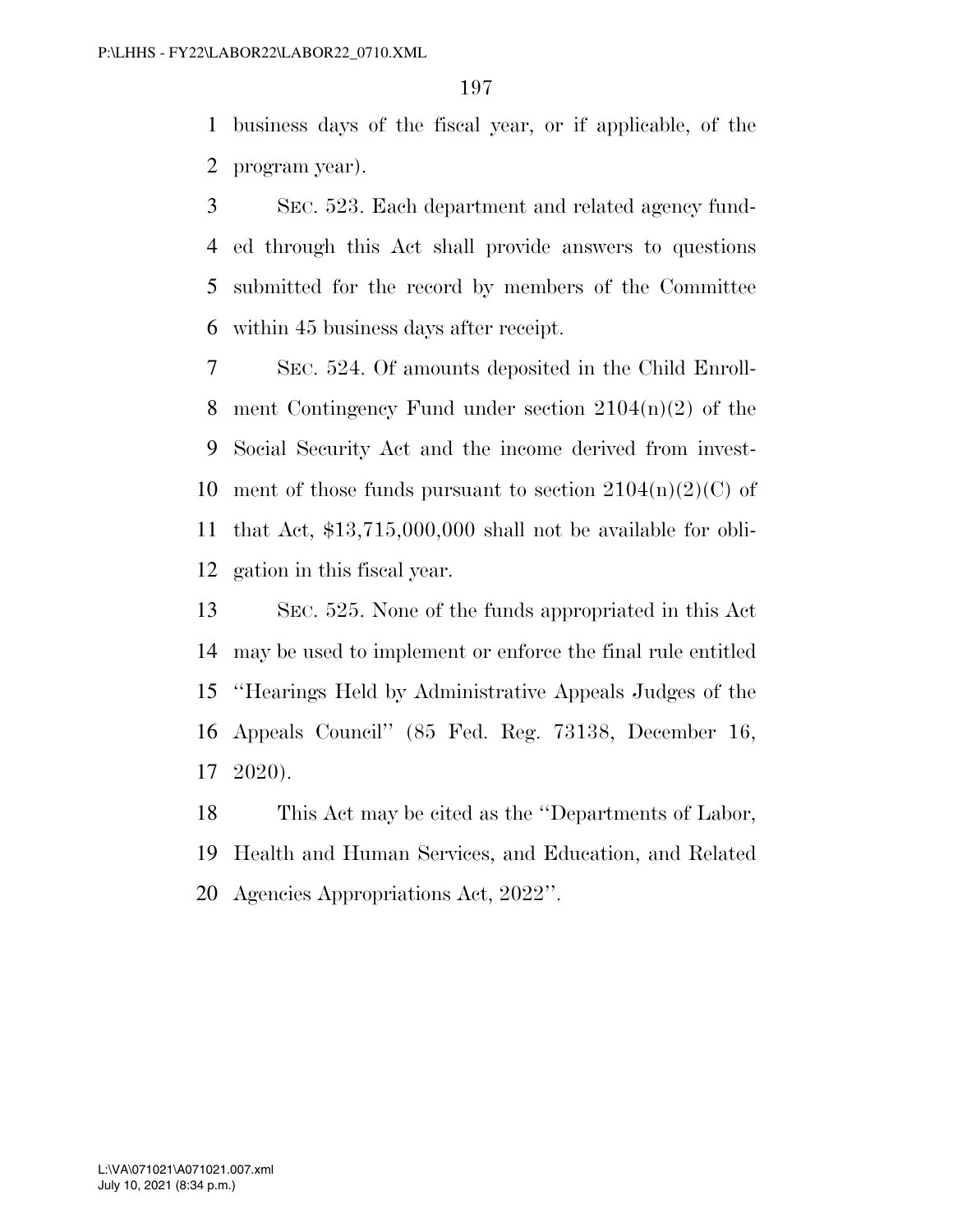business days of the fiscal year, or if applicable, of the program year).

SEC. 523. Each department and related agency funded through this Act shall provide answers to questions submitted for the record by members of the Committee within 45 business days after receipt.

SEC. 524. Of amounts deposited in the Child Enrollment Contingency Fund under section 2104(n)(2) of the Social Security Act and the income derived from investment of those funds pursuant to section 2104(n)(2)(C) of that Act, $13,715,000,000 shall not be available for obligation in this fiscal year.

SEC. 525. None of the funds appropriated in this Act may be used to implement or enforce the final rule entitled ''Hearings Held by Administrative Appeals Judges of the Appeals Council'' (85 Fed. Reg. 73138, December 16, 2020).

This Act may be cited as the ''Departments of Labor, Health and Human Services, and Education, and Related Agencies Appropriations Act, 2022''.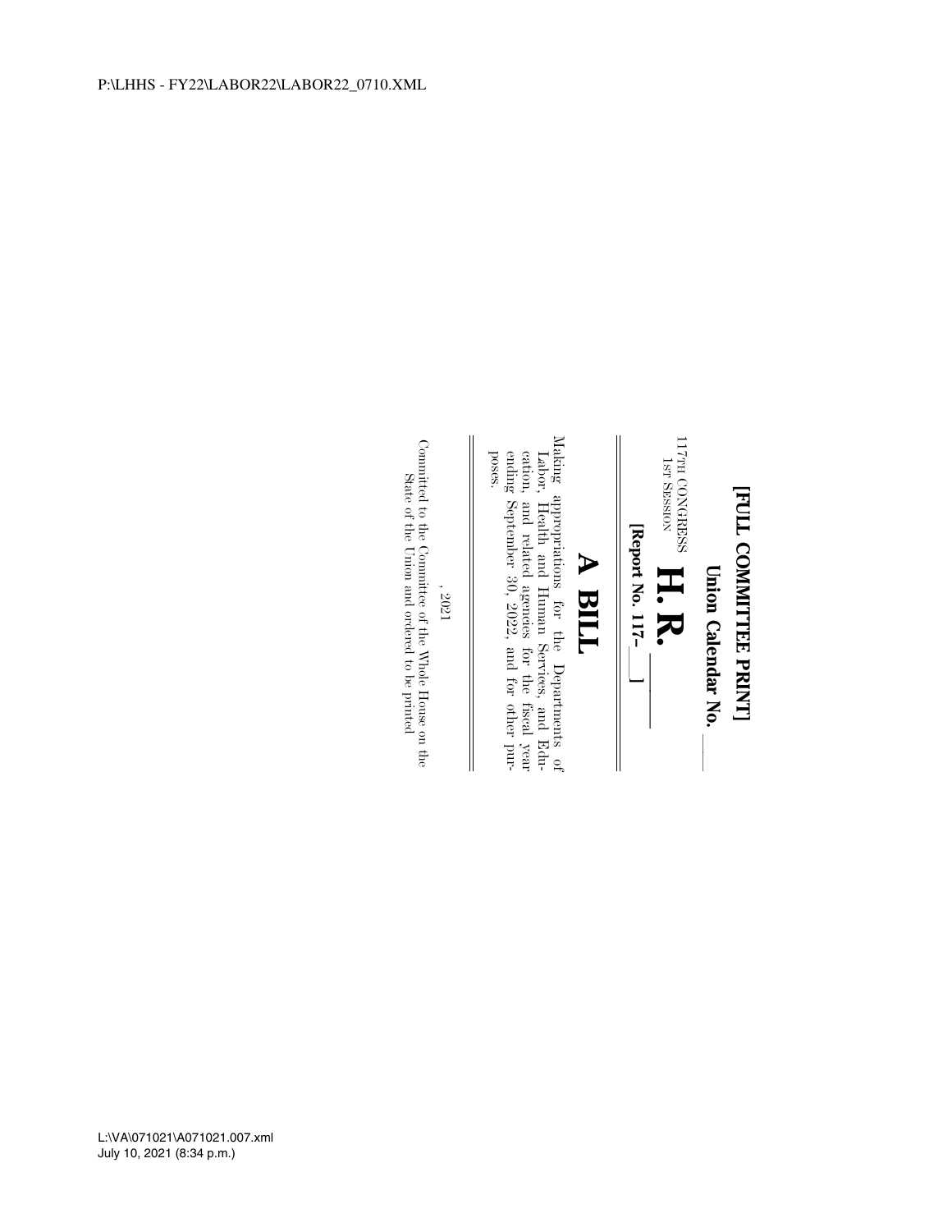**[FULL COMMITTEE PRINT]**

**Union Calendar No. \_\_\_**

117TH CONGRESS
1ST SESSION

# H. R. \_\_\_\_

**[Report No. 117–\_\_]**

# A BILL

Making appropriations for the Departments of Labor, Health and Human Services, and Education, and related agencies for the fiscal year ending September 30, 2022, and for other purposes.

, 2021

Committed to the Committee of the Whole House on the State of the Union and ordered to be printed